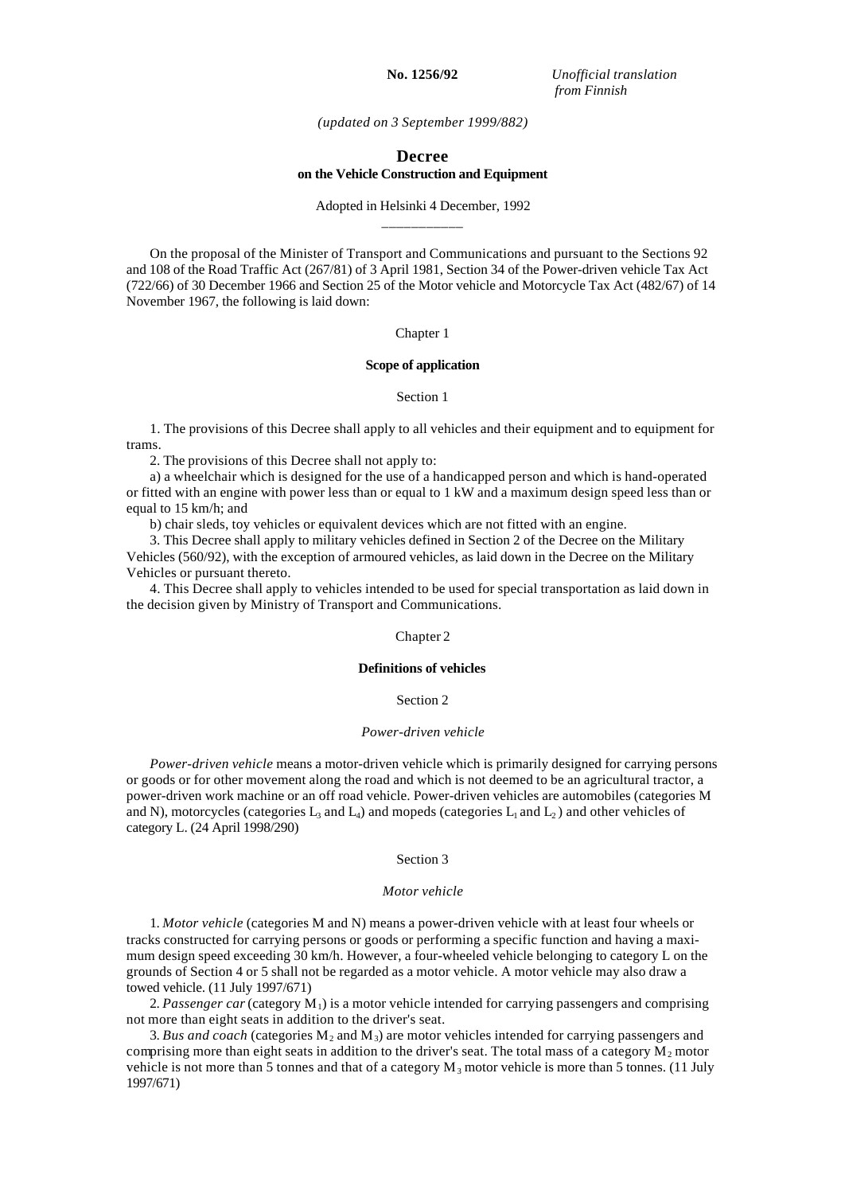**No. 1256/92** *Unofficial translation from Finnish*

*(updated on 3 September 1999/882)*

# Decree
## on the Vehicle Construction and Equipment

Adopted in Helsinki 4 December, 1992

---

On the proposal of the Minister of Transport and Communications and pursuant to the Sections 92 and 108 of the Road Traffic Act (267/81) of 3 April 1981, Section 34 of the Power-driven vehicle Tax Act (722/66) of 30 December 1966 and Section 25 of the Motor vehicle and Motorcycle Tax Act (482/67) of 14 November 1967, the following is laid down:

Chapter 1

**Scope of application**

Section 1

1. The provisions of this Decree shall apply to all vehicles and their equipment and to equipment for trams.

2. The provisions of this Decree shall not apply to:

a) a wheelchair which is designed for the use of a handicapped person and which is hand-operated or fitted with an engine with power less than or equal to 1 kW and a maximum design speed less than or equal to 15 km/h; and

b) chair sleds, toy vehicles or equivalent devices which are not fitted with an engine.

3. This Decree shall apply to military vehicles defined in Section 2 of the Decree on the Military Vehicles (560/92), with the exception of armoured vehicles, as laid down in the Decree on the Military Vehicles or pursuant thereto.

4. This Decree shall apply to vehicles intended to be used for special transportation as laid down in the decision given by Ministry of Transport and Communications.

Chapter 2

**Definitions of vehicles**

Section 2

*Power-driven vehicle*

*Power-driven vehicle* means a motor-driven vehicle which is primarily designed for carrying persons or goods or for other movement along the road and which is not deemed to be an agricultural tractor, a power-driven work machine or an off road vehicle. Power-driven vehicles are automobiles (categories M and N), motorcycles (categories $L_3$ and $L_4$) and mopeds (categories $L_1$ and $L_2$) and other vehicles of category L. (24 April 1998/290)

Section 3

*Motor vehicle*

1. *Motor vehicle* (categories M and N) means a power-driven vehicle with at least four wheels or tracks constructed for carrying persons or goods or performing a specific function and having a maximum design speed exceeding 30 km/h. However, a four-wheeled vehicle belonging to category L on the grounds of Section 4 or 5 shall not be regarded as a motor vehicle. A motor vehicle may also draw a towed vehicle. (11 July 1997/671)

2. *Passenger car* (category $M_1$) is a motor vehicle intended for carrying passengers and comprising not more than eight seats in addition to the driver's seat.

3. *Bus and coach* (categories $M_2$ and $M_3$) are motor vehicles intended for carrying passengers and comprising more than eight seats in addition to the driver's seat. The total mass of a category $M_2$ motor vehicle is not more than 5 tonnes and that of a category $M_3$ motor vehicle is more than 5 tonnes. (11 July 1997/671)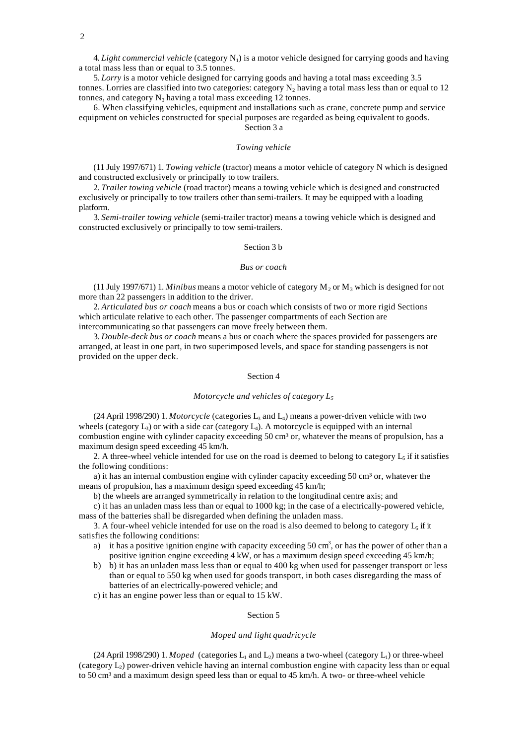4. *Light commercial vehicle* (category $N_1$) is a motor vehicle designed for carrying goods and having a total mass less than or equal to 3.5 tonnes.

5. *Lorry* is a motor vehicle designed for carrying goods and having a total mass exceeding 3.5 tonnes. Lorries are classified into two categories: category $N_2$ having a total mass less than or equal to 12 tonnes, and category $N_3$ having a total mass exceeding 12 tonnes.

6. When classifying vehicles, equipment and installations such as crane, concrete pump and service equipment on vehicles constructed for special purposes are regarded as being equivalent to goods.

Section 3 a

*Towing vehicle*

(11 July 1997/671) 1. *Towing vehicle* (tractor) means a motor vehicle of category N which is designed and constructed exclusively or principally to tow trailers.

2. *Trailer towing vehicle* (road tractor) means a towing vehicle which is designed and constructed exclusively or principally to tow trailers other than semi-trailers. It may be equipped with a loading platform.

3. *Semi-trailer towing vehicle* (semi-trailer tractor) means a towing vehicle which is designed and constructed exclusively or principally to tow semi-trailers.

Section 3 b

*Bus or coach*

(11 July 1997/671) 1. *Minibus* means a motor vehicle of category $M_2$ or $M_3$ which is designed for not more than 22 passengers in addition to the driver.

2. *Articulated bus or coach* means a bus or coach which consists of two or more rigid Sections which articulate relative to each other. The passenger compartments of each Section are intercommunicating so that passengers can move freely between them.

3. *Double-deck bus or coach* means a bus or coach where the spaces provided for passengers are arranged, at least in one part, in two superimposed levels, and space for standing passengers is not provided on the upper deck.

Section 4

*Motorcycle and vehicles of category $L_5$*

(24 April 1998/290) 1. *Motorcycle* (categories $L_3$ and $L_4$) means a power-driven vehicle with two wheels (category $L_3$) or with a side car (category $L_4$). A motorcycle is equipped with an internal combustion engine with cylinder capacity exceeding 50 cm³ or, whatever the means of propulsion, has a maximum design speed exceeding 45 km/h.

2. A three-wheel vehicle intended for use on the road is deemed to belong to category $L_5$ if it satisfies the following conditions:

a) it has an internal combustion engine with cylinder capacity exceeding 50 cm³ or, whatever the means of propulsion, has a maximum design speed exceeding 45 km/h;

b) the wheels are arranged symmetrically in relation to the longitudinal centre axis; and

c) it has an unladen mass less than or equal to 1000 kg; in the case of a electrically-powered vehicle, mass of the batteries shall be disregarded when defining the unladen mass.

3. A four-wheel vehicle intended for use on the road is also deemed to belong to category $L_5$ if it satisfies the following conditions:

a) it has a positive ignition engine with capacity exceeding 50 cm³, or has the power of other than a positive ignition engine exceeding 4 kW, or has a maximum design speed exceeding 45 km/h;

b) b) it has an unladen mass less than or equal to 400 kg when used for passenger transport or less than or equal to 550 kg when used for goods transport, in both cases disregarding the mass of batteries of an electrically-powered vehicle; and

c) it has an engine power less than or equal to 15 kW.

Section 5

*Moped and light quadricycle*

(24 April 1998/290) 1. *Moped* (categories $L_1$ and $L_2$) means a two-wheel (category $L_1$) or three-wheel (category $L_2$) power-driven vehicle having an internal combustion engine with capacity less than or equal to 50 cm³ and a maximum design speed less than or equal to 45 km/h. A two- or three-wheel vehicle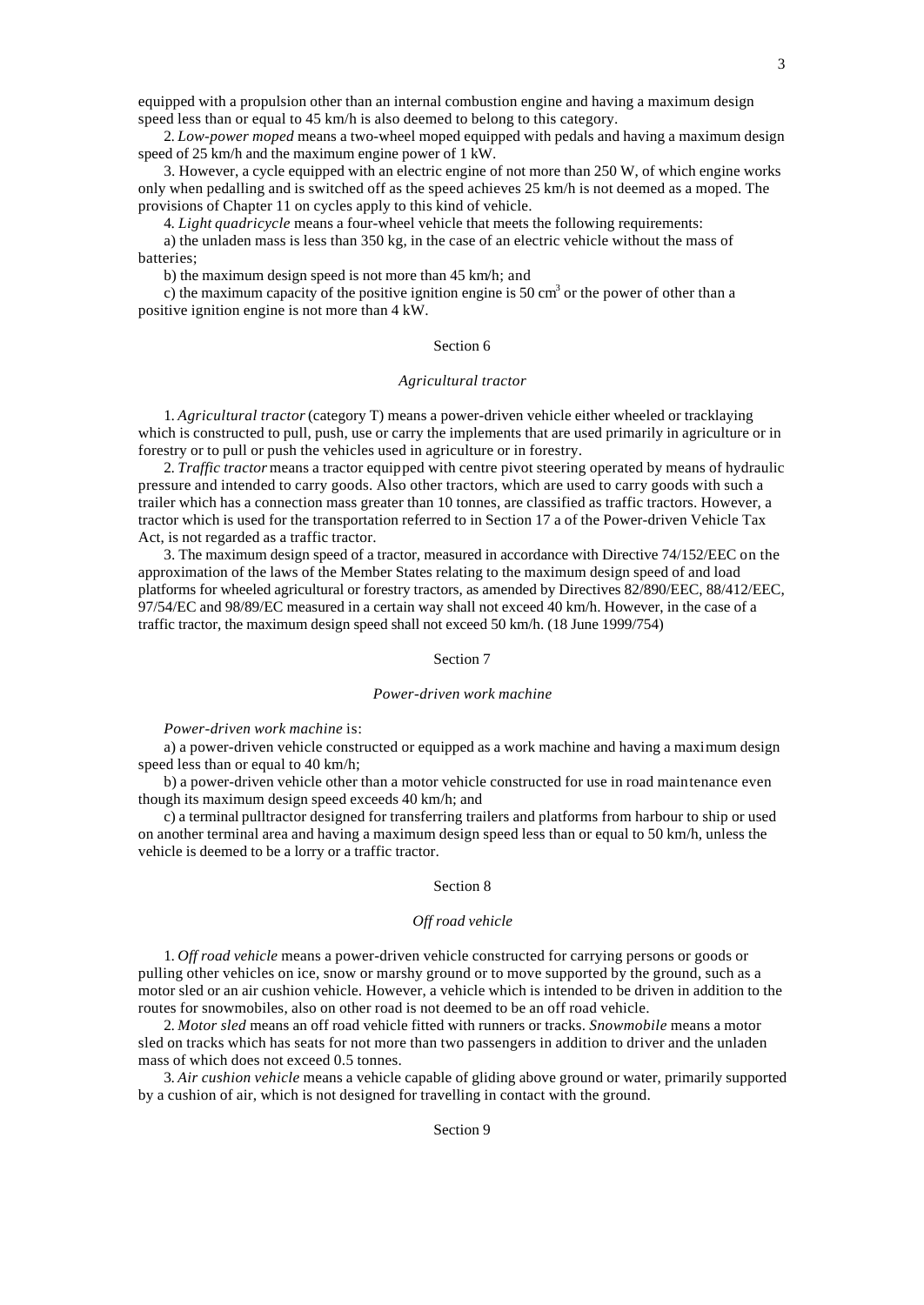equipped with a propulsion other than an internal combustion engine and having a maximum design speed less than or equal to 45 km/h is also deemed to belong to this category.

2. *Low-power moped* means a two-wheel moped equipped with pedals and having a maximum design speed of 25 km/h and the maximum engine power of 1 kW.

3. However, a cycle equipped with an electric engine of not more than 250 W, of which engine works only when pedalling and is switched off as the speed achieves 25 km/h is not deemed as a moped. The provisions of Chapter 11 on cycles apply to this kind of vehicle.

4. *Light quadricycle* means a four-wheel vehicle that meets the following requirements:

a) the unladen mass is less than 350 kg, in the case of an electric vehicle without the mass of batteries;

b) the maximum design speed is not more than 45 km/h; and

c) the maximum capacity of the positive ignition engine is 50 $cm^3$ or the power of other than a positive ignition engine is not more than 4 kW.

## Section 6

### *Agricultural tractor*

1. *Agricultural tractor* (category T) means a power-driven vehicle either wheeled or tracklaying which is constructed to pull, push, use or carry the implements that are used primarily in agriculture or in forestry or to pull or push the vehicles used in agriculture or in forestry.

2. *Traffic tractor* means a tractor equipped with centre pivot steering operated by means of hydraulic pressure and intended to carry goods. Also other tractors, which are used to carry goods with such a trailer which has a connection mass greater than 10 tonnes, are classified as traffic tractors. However, a tractor which is used for the transportation referred to in Section 17 a of the Power-driven Vehicle Tax Act, is not regarded as a traffic tractor.

3. The maximum design speed of a tractor, measured in accordance with Directive 74/152/EEC on the approximation of the laws of the Member States relating to the maximum design speed of and load platforms for wheeled agricultural or forestry tractors, as amended by Directives 82/890/EEC, 88/412/EEC, 97/54/EC and 98/89/EC measured in a certain way shall not exceed 40 km/h. However, in the case of a traffic tractor, the maximum design speed shall not exceed 50 km/h. (18 June 1999/754)

## Section 7

### *Power-driven work machine*

*Power-driven work machine* is:

a) a power-driven vehicle constructed or equipped as a work machine and having a maximum design speed less than or equal to 40 km/h;

b) a power-driven vehicle other than a motor vehicle constructed for use in road maintenance even though its maximum design speed exceeds 40 km/h; and

c) a terminal pulltractor designed for transferring trailers and platforms from harbour to ship or used on another terminal area and having a maximum design speed less than or equal to 50 km/h, unless the vehicle is deemed to be a lorry or a traffic tractor.

## Section 8

### *Off road vehicle*

1. *Off road vehicle* means a power-driven vehicle constructed for carrying persons or goods or pulling other vehicles on ice, snow or marshy ground or to move supported by the ground, such as a motor sled or an air cushion vehicle. However, a vehicle which is intended to be driven in addition to the routes for snowmobiles, also on other road is not deemed to be an off road vehicle.

2. *Motor sled* means an off road vehicle fitted with runners or tracks. *Snowmobile* means a motor sled on tracks which has seats for not more than two passengers in addition to driver and the unladen mass of which does not exceed 0.5 tonnes.

3. *Air cushion vehicle* means a vehicle capable of gliding above ground or water, primarily supported by a cushion of air, which is not designed for travelling in contact with the ground.

## Section 9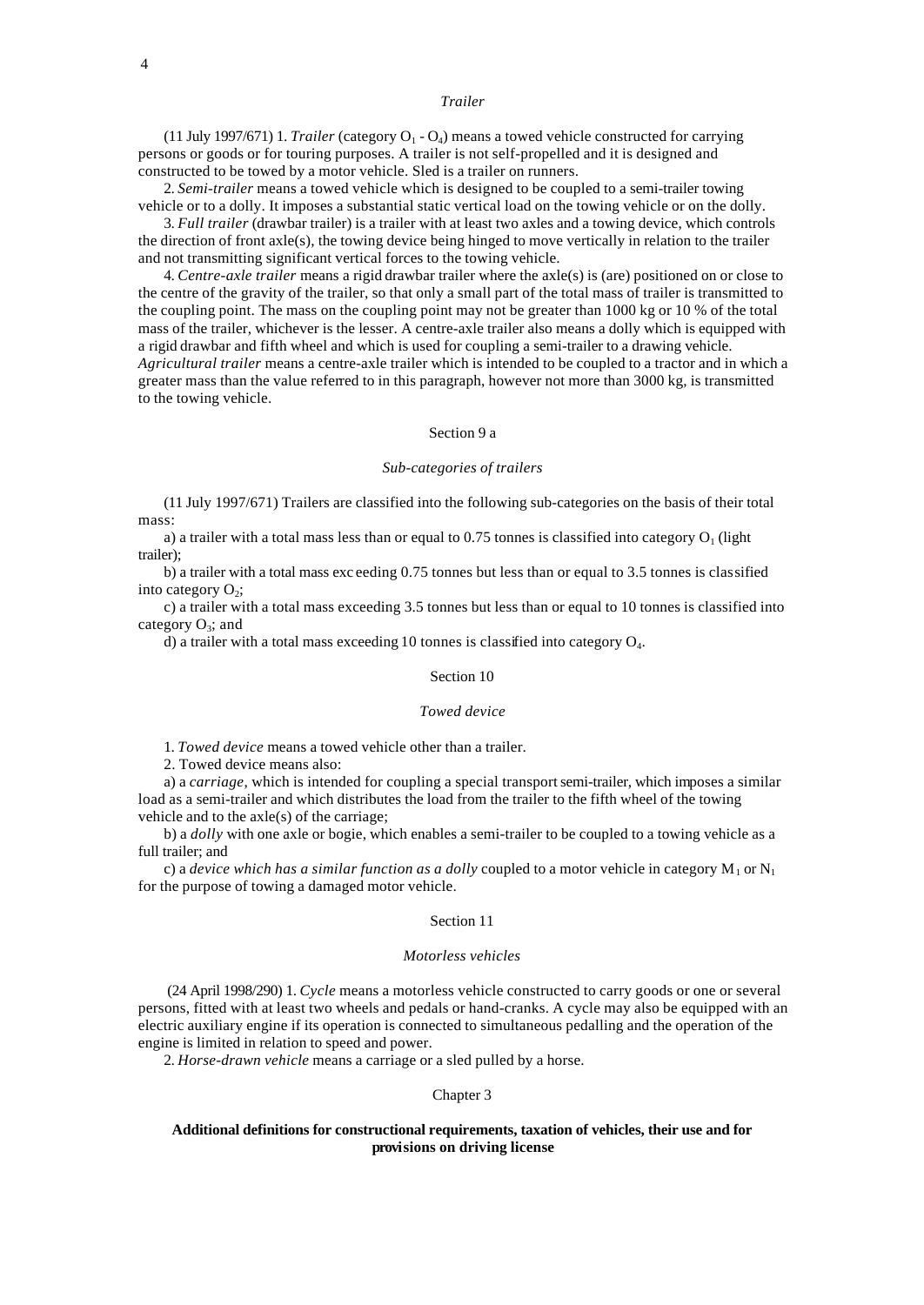*Trailer*

(11 July 1997/671) 1. *Trailer* (category $O_1$ - $O_4$) means a towed vehicle constructed for carrying persons or goods or for touring purposes. A trailer is not self-propelled and it is designed and constructed to be towed by a motor vehicle. Sled is a trailer on runners.

2. *Semi-trailer* means a towed vehicle which is designed to be coupled to a semi-trailer towing vehicle or to a dolly. It imposes a substantial static vertical load on the towing vehicle or on the dolly.

3. *Full trailer* (drawbar trailer) is a trailer with at least two axles and a towing device, which controls the direction of front axle(s), the towing device being hinged to move vertically in relation to the trailer and not transmitting significant vertical forces to the towing vehicle.

4. *Centre-axle trailer* means a rigid drawbar trailer where the axle(s) is (are) positioned on or close to the centre of the gravity of the trailer, so that only a small part of the total mass of trailer is transmitted to the coupling point. The mass on the coupling point may not be greater than 1000 kg or 10 % of the total mass of the trailer, whichever is the lesser. A centre-axle trailer also means a dolly which is equipped with a rigid drawbar and fifth wheel and which is used for coupling a semi-trailer to a drawing vehicle. *Agricultural trailer* means a centre-axle trailer which is intended to be coupled to a tractor and in which a greater mass than the value referred to in this paragraph, however not more than 3000 kg, is transmitted to the towing vehicle.

Section 9 a

*Sub-categories of trailers*

(11 July 1997/671) Trailers are classified into the following sub-categories on the basis of their total mass:

a) a trailer with a total mass less than or equal to 0.75 tonnes is classified into category $O_1$ (light trailer);

b) a trailer with a total mass exceeding 0.75 tonnes but less than or equal to 3.5 tonnes is classified into category $O_2$;

c) a trailer with a total mass exceeding 3.5 tonnes but less than or equal to 10 tonnes is classified into category $O_3$; and

d) a trailer with a total mass exceeding 10 tonnes is classified into category $O_4$.

Section 10

*Towed device*

1. *Towed device* means a towed vehicle other than a trailer.

2. Towed device means also:

a) a *carriage*, which is intended for coupling a special transport semi-trailer, which imposes a similar load as a semi-trailer and which distributes the load from the trailer to the fifth wheel of the towing vehicle and to the axle(s) of the carriage;

b) a *dolly* with one axle or bogie, which enables a semi-trailer to be coupled to a towing vehicle as a full trailer; and

c) a *device which has a similar function as a dolly* coupled to a motor vehicle in category $M_1$ or $N_1$ for the purpose of towing a damaged motor vehicle.

Section 11

*Motorless vehicles*

(24 April 1998/290) 1. *Cycle* means a motorless vehicle constructed to carry goods or one or several persons, fitted with at least two wheels and pedals or hand-cranks. A cycle may also be equipped with an electric auxiliary engine if its operation is connected to simultaneous pedalling and the operation of the engine is limited in relation to speed and power.

2. *Horse-drawn vehicle* means a carriage or a sled pulled by a horse.

Chapter 3

**Additional definitions for constructional requirements, taxation of vehicles, their use and for provisions on driving license**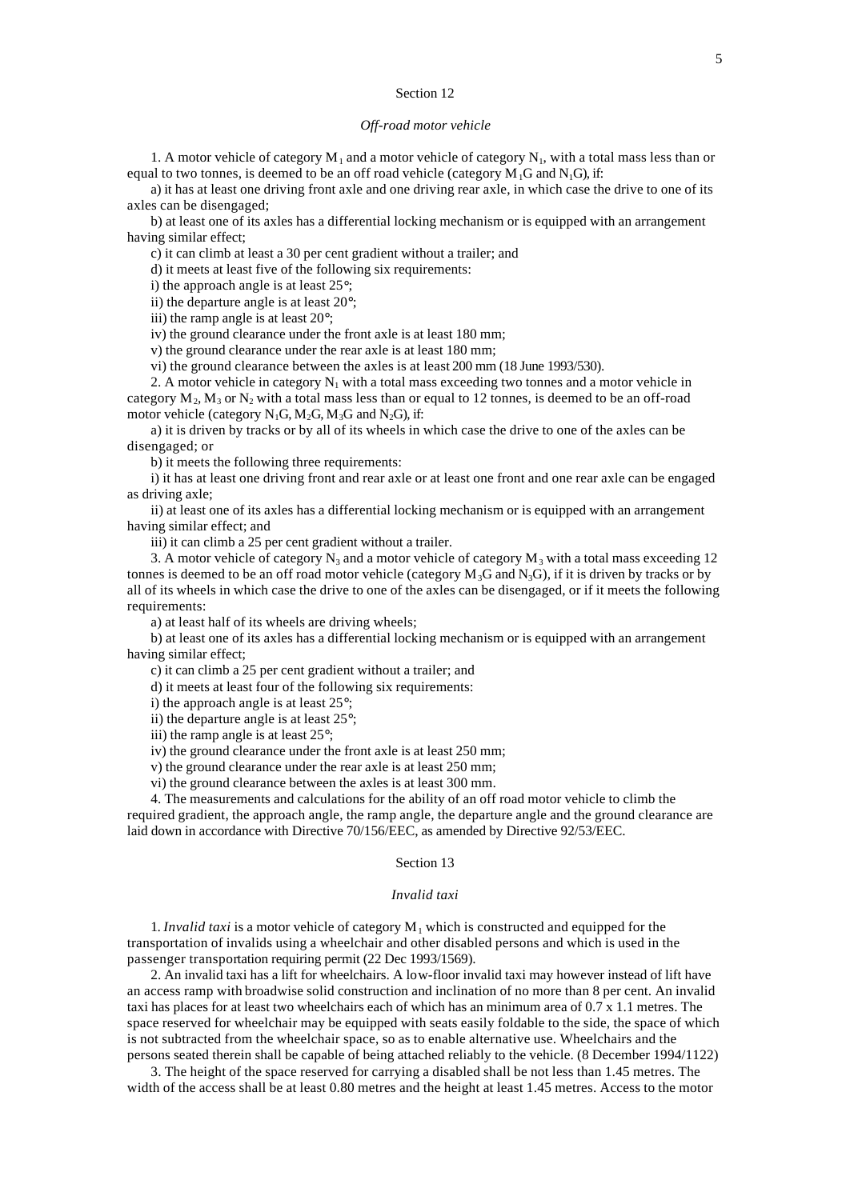## Section 12

*Off-road motor vehicle*

1. A motor vehicle of category $M_1$ and a motor vehicle of category $N_1$, with a total mass less than or equal to two tonnes, is deemed to be an off road vehicle (category $M_1G$ and $N_1G$), if:

a) it has at least one driving front axle and one driving rear axle, in which case the drive to one of its axles can be disengaged;

b) at least one of its axles has a differential locking mechanism or is equipped with an arrangement having similar effect;

c) it can climb at least a 30 per cent gradient without a trailer; and

d) it meets at least five of the following six requirements:

i) the approach angle is at least 25°;

ii) the departure angle is at least 20°;

iii) the ramp angle is at least 20°;

iv) the ground clearance under the front axle is at least 180 mm;

v) the ground clearance under the rear axle is at least 180 mm;

vi) the ground clearance between the axles is at least 200 mm (18 June 1993/530).

2. A motor vehicle in category $N_1$ with a total mass exceeding two tonnes and a motor vehicle in category $M_2$, $M_3$ or $N_2$ with a total mass less than or equal to 12 tonnes, is deemed to be an off-road motor vehicle (category $N_1G$, $M_2G$, $M_3G$ and $N_2G$), if:

a) it is driven by tracks or by all of its wheels in which case the drive to one of the axles can be disengaged; or

b) it meets the following three requirements:

i) it has at least one driving front and rear axle or at least one front and one rear axle can be engaged as driving axle;

ii) at least one of its axles has a differential locking mechanism or is equipped with an arrangement having similar effect; and

iii) it can climb a 25 per cent gradient without a trailer.

3. A motor vehicle of category $N_3$ and a motor vehicle of category $M_3$ with a total mass exceeding 12 tonnes is deemed to be an off road motor vehicle (category $M_3G$ and $N_3G$), if it is driven by tracks or by all of its wheels in which case the drive to one of the axles can be disengaged, or if it meets the following requirements:

a) at least half of its wheels are driving wheels;

b) at least one of its axles has a differential locking mechanism or is equipped with an arrangement having similar effect;

c) it can climb a 25 per cent gradient without a trailer; and

d) it meets at least four of the following six requirements:

i) the approach angle is at least 25°;

ii) the departure angle is at least 25°;

iii) the ramp angle is at least 25°;

iv) the ground clearance under the front axle is at least 250 mm;

v) the ground clearance under the rear axle is at least 250 mm;

vi) the ground clearance between the axles is at least 300 mm.

4. The measurements and calculations for the ability of an off road motor vehicle to climb the required gradient, the approach angle, the ramp angle, the departure angle and the ground clearance are laid down in accordance with Directive 70/156/EEC, as amended by Directive 92/53/EEC.

## Section 13

*Invalid taxi*

1. *Invalid taxi* is a motor vehicle of category $M_1$ which is constructed and equipped for the transportation of invalids using a wheelchair and other disabled persons and which is used in the passenger transportation requiring permit (22 Dec 1993/1569).

2. An invalid taxi has a lift for wheelchairs. A low-floor invalid taxi may however instead of lift have an access ramp with broadwise solid construction and inclination of no more than 8 per cent. An invalid taxi has places for at least two wheelchairs each of which has an minimum area of 0.7 x 1.1 metres. The space reserved for wheelchair may be equipped with seats easily foldable to the side, the space of which is not subtracted from the wheelchair space, so as to enable alternative use. Wheelchairs and the persons seated therein shall be capable of being attached reliably to the vehicle. (8 December 1994/1122)

3. The height of the space reserved for carrying a disabled shall be not less than 1.45 metres. The width of the access shall be at least 0.80 metres and the height at least 1.45 metres. Access to the motor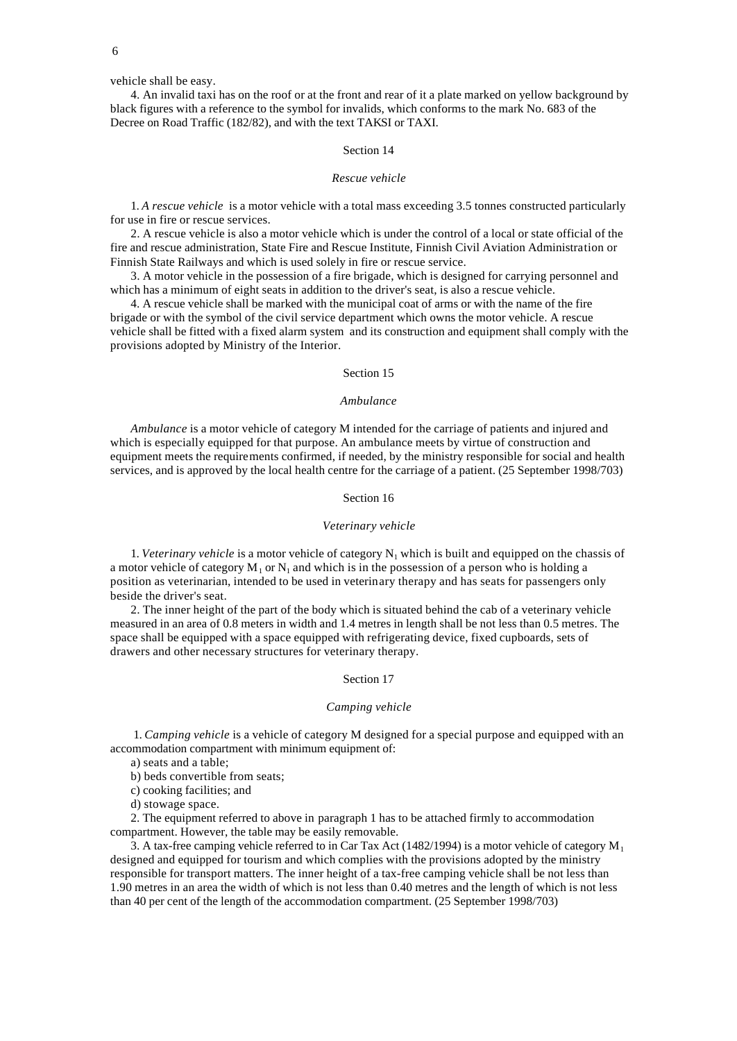vehicle shall be easy.

4. An invalid taxi has on the roof or at the front and rear of it a plate marked on yellow background by black figures with a reference to the symbol for invalids, which conforms to the mark No. 683 of the Decree on Road Traffic (182/82), and with the text TAKSI or TAXI.

Section 14

*Rescue vehicle*

1. *A rescue vehicle* is a motor vehicle with a total mass exceeding 3.5 tonnes constructed particularly for use in fire or rescue services.

2. A rescue vehicle is also a motor vehicle which is under the control of a local or state official of the fire and rescue administration, State Fire and Rescue Institute, Finnish Civil Aviation Administration or Finnish State Railways and which is used solely in fire or rescue service.

3. A motor vehicle in the possession of a fire brigade, which is designed for carrying personnel and which has a minimum of eight seats in addition to the driver's seat, is also a rescue vehicle.

4. A rescue vehicle shall be marked with the municipal coat of arms or with the name of the fire brigade or with the symbol of the civil service department which owns the motor vehicle. A rescue vehicle shall be fitted with a fixed alarm system and its construction and equipment shall comply with the provisions adopted by Ministry of the Interior.

Section 15

*Ambulance*

*Ambulance* is a motor vehicle of category M intended for the carriage of patients and injured and which is especially equipped for that purpose. An ambulance meets by virtue of construction and equipment meets the requirements confirmed, if needed, by the ministry responsible for social and health services, and is approved by the local health centre for the carriage of a patient. (25 September 1998/703)

Section 16

*Veterinary vehicle*

1. *Veterinary vehicle* is a motor vehicle of category $N_1$ which is built and equipped on the chassis of a motor vehicle of category $M_1$ or $N_1$ and which is in the possession of a person who is holding a position as veterinarian, intended to be used in veterinary therapy and has seats for passengers only beside the driver's seat.

2. The inner height of the part of the body which is situated behind the cab of a veterinary vehicle measured in an area of 0.8 meters in width and 1.4 metres in length shall be not less than 0.5 metres. The space shall be equipped with a space equipped with refrigerating device, fixed cupboards, sets of drawers and other necessary structures for veterinary therapy.

Section 17

*Camping vehicle*

1. *Camping vehicle* is a vehicle of category M designed for a special purpose and equipped with an accommodation compartment with minimum equipment of:

a) seats and a table;

b) beds convertible from seats;

c) cooking facilities; and

d) stowage space.

2. The equipment referred to above in paragraph 1 has to be attached firmly to accommodation compartment. However, the table may be easily removable.

3. A tax-free camping vehicle referred to in Car Tax Act (1482/1994) is a motor vehicle of category $M_1$ designed and equipped for tourism and which complies with the provisions adopted by the ministry responsible for transport matters. The inner height of a tax-free camping vehicle shall be not less than 1.90 metres in an area the width of which is not less than 0.40 metres and the length of which is not less than 40 per cent of the length of the accommodation compartment. (25 September 1998/703)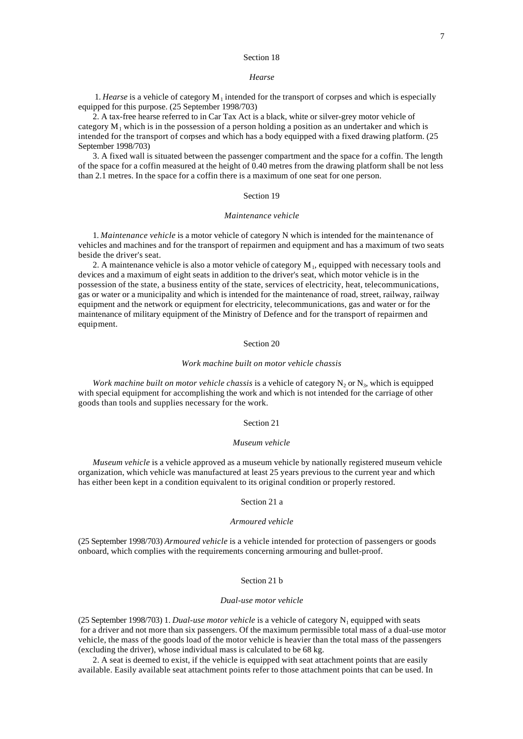Section 18

*Hearse*

1. *Hearse* is a vehicle of category $M_1$ intended for the transport of corpses and which is especially equipped for this purpose. (25 September 1998/703)

2. A tax-free hearse referred to in Car Tax Act is a black, white or silver-grey motor vehicle of category $M_1$ which is in the possession of a person holding a position as an undertaker and which is intended for the transport of corpses and which has a body equipped with a fixed drawing platform. (25 September 1998/703)

3. A fixed wall is situated between the passenger compartment and the space for a coffin. The length of the space for a coffin measured at the height of 0.40 metres from the drawing platform shall be not less than 2.1 metres. In the space for a coffin there is a maximum of one seat for one person.

Section 19

*Maintenance vehicle*

1. *Maintenance vehicle* is a motor vehicle of category N which is intended for the maintenance of vehicles and machines and for the transport of repairmen and equipment and has a maximum of two seats beside the driver's seat.

2. A maintenance vehicle is also a motor vehicle of category $M_1$, equipped with necessary tools and devices and a maximum of eight seats in addition to the driver's seat, which motor vehicle is in the possession of the state, a business entity of the state, services of electricity, heat, telecommunications, gas or water or a municipality and which is intended for the maintenance of road, street, railway, railway equipment and the network or equipment for electricity, telecommunications, gas and water or for the maintenance of military equipment of the Ministry of Defence and for the transport of repairmen and equipment.

Section 20

*Work machine built on motor vehicle chassis*

*Work machine built on motor vehicle chassis* is a vehicle of category $N_2$ or $N_3$, which is equipped with special equipment for accomplishing the work and which is not intended for the carriage of other goods than tools and supplies necessary for the work.

Section 21

*Museum vehicle*

*Museum vehicle* is a vehicle approved as a museum vehicle by nationally registered museum vehicle organization, which vehicle was manufactured at least 25 years previous to the current year and which has either been kept in a condition equivalent to its original condition or properly restored.

Section 21 a

*Armoured vehicle*

(25 September 1998/703) *Armoured vehicle* is a vehicle intended for protection of passengers or goods onboard, which complies with the requirements concerning armouring and bullet-proof.

Section 21 b

*Dual-use motor vehicle*

(25 September 1998/703) 1. *Dual-use motor vehicle* is a vehicle of category $N_1$ equipped with seats for a driver and not more than six passengers. Of the maximum permissible total mass of a dual-use motor vehicle, the mass of the goods load of the motor vehicle is heavier than the total mass of the passengers (excluding the driver), whose individual mass is calculated to be 68 kg.

2. A seat is deemed to exist, if the vehicle is equipped with seat attachment points that are easily available. Easily available seat attachment points refer to those attachment points that can be used. In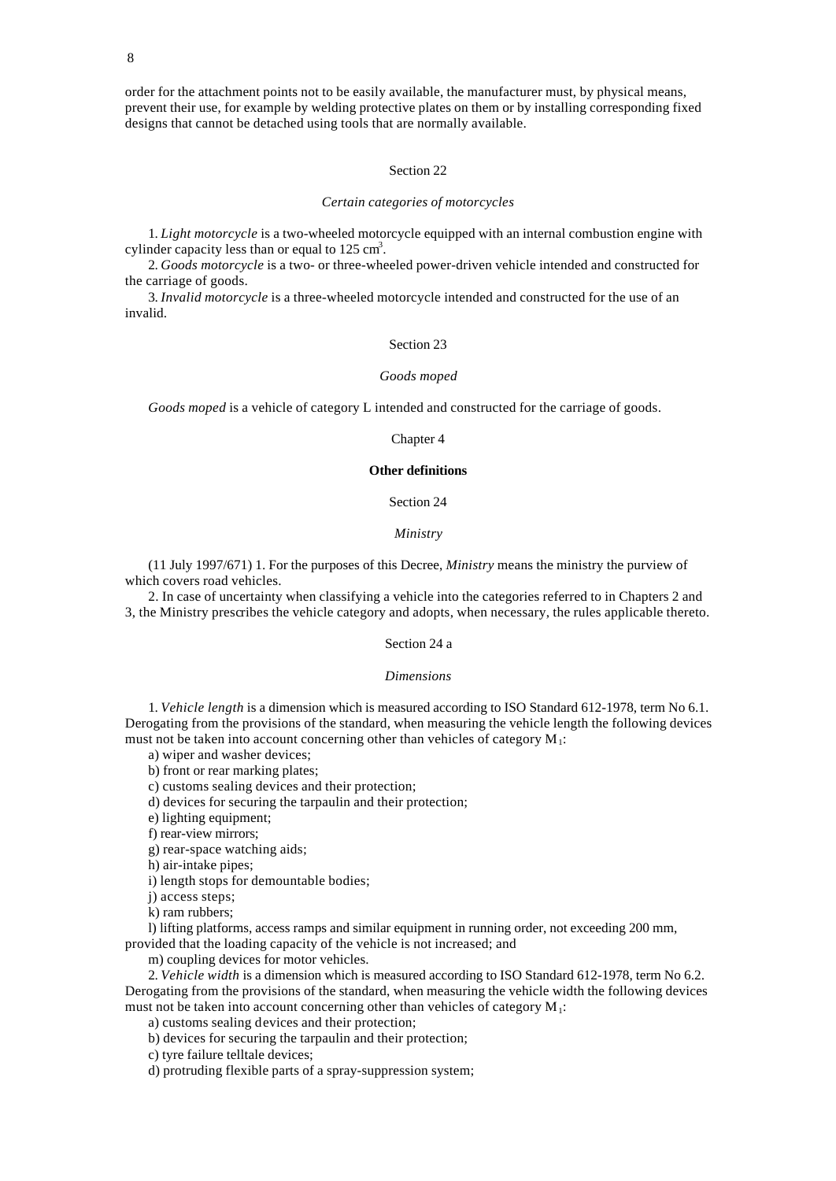order for the attachment points not to be easily available, the manufacturer must, by physical means, prevent their use, for example by welding protective plates on them or by installing corresponding fixed designs that cannot be detached using tools that are normally available.

### Section 22

*Certain categories of motorcycles*

1. *Light motorcycle* is a two-wheeled motorcycle equipped with an internal combustion engine with cylinder capacity less than or equal to 125 $cm^3$.
2. *Goods motorcycle* is a two- or three-wheeled power-driven vehicle intended and constructed for the carriage of goods.
3. *Invalid motorcycle* is a three-wheeled motorcycle intended and constructed for the use of an invalid.

### Section 23

*Goods moped*

*Goods moped* is a vehicle of category L intended and constructed for the carriage of goods.

## Chapter 4

## **Other definitions**

### Section 24

*Ministry*

(11 July 1997/671) 1. For the purposes of this Decree, *Ministry* means the ministry the purview of which covers road vehicles.

2. In case of uncertainty when classifying a vehicle into the categories referred to in Chapters 2 and 3, the Ministry prescribes the vehicle category and adopts, when necessary, the rules applicable thereto.

### Section 24 a

*Dimensions*

1. *Vehicle length* is a dimension which is measured according to ISO Standard 612-1978, term No 6.1. Derogating from the provisions of the standard, when measuring the vehicle length the following devices must not be taken into account concerning other than vehicles of category $M_1$:

a) wiper and washer devices;
b) front or rear marking plates;
c) customs sealing devices and their protection;
d) devices for securing the tarpaulin and their protection;
e) lighting equipment;
f) rear-view mirrors;
g) rear-space watching aids;
h) air-intake pipes;
i) length stops for demountable bodies;
j) access steps;
k) ram rubbers;
l) lifting platforms, access ramps and similar equipment in running order, not exceeding 200 mm, provided that the loading capacity of the vehicle is not increased; and
m) coupling devices for motor vehicles.

2. *Vehicle width* is a dimension which is measured according to ISO Standard 612-1978, term No 6.2. Derogating from the provisions of the standard, when measuring the vehicle width the following devices must not be taken into account concerning other than vehicles of category $M_1$:

a) customs sealing devices and their protection;
b) devices for securing the tarpaulin and their protection;
c) tyre failure telltale devices;
d) protruding flexible parts of a spray-suppression system;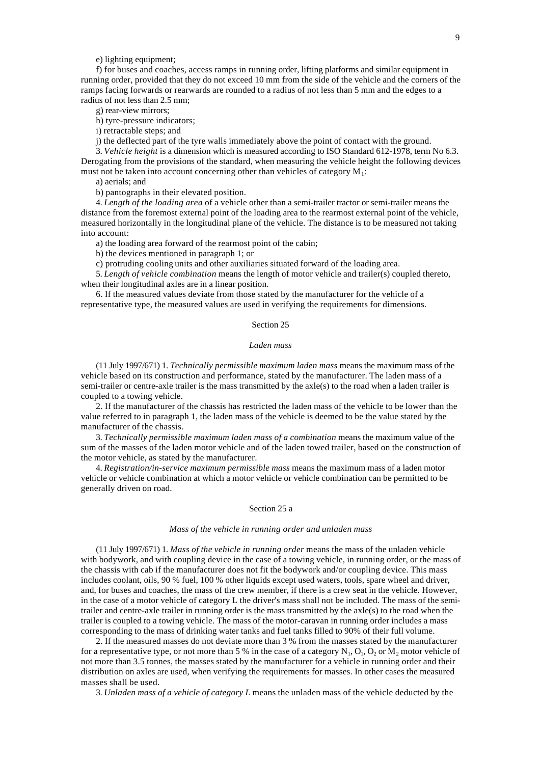e) lighting equipment;

f) for buses and coaches, access ramps in running order, lifting platforms and similar equipment in running order, provided that they do not exceed 10 mm from the side of the vehicle and the corners of the ramps facing forwards or rearwards are rounded to a radius of not less than 5 mm and the edges to a radius of not less than 2.5 mm;

g) rear-view mirrors;

h) tyre-pressure indicators;

i) retractable steps; and

j) the deflected part of the tyre walls immediately above the point of contact with the ground.

3. *Vehicle height* is a dimension which is measured according to ISO Standard 612-1978, term No 6.3. Derogating from the provisions of the standard, when measuring the vehicle height the following devices must not be taken into account concerning other than vehicles of category $M_1$:

a) aerials; and

b) pantographs in their elevated position.

4. *Length of the loading area* of a vehicle other than a semi-trailer tractor or semi-trailer means the distance from the foremost external point of the loading area to the rearmost external point of the vehicle, measured horizontally in the longitudinal plane of the vehicle. The distance is to be measured not taking into account:

a) the loading area forward of the rearmost point of the cabin;

b) the devices mentioned in paragraph 1; or

c) protruding cooling units and other auxiliaries situated forward of the loading area.

5. *Length of vehicle combination* means the length of motor vehicle and trailer(s) coupled thereto, when their longitudinal axles are in a linear position.

6. If the measured values deviate from those stated by the manufacturer for the vehicle of a representative type, the measured values are used in verifying the requirements for dimensions.

## Section 25

### *Laden mass*

(11 July 1997/671) 1. *Technically permissible maximum laden mass* means the maximum mass of the vehicle based on its construction and performance, stated by the manufacturer. The laden mass of a semi-trailer or centre-axle trailer is the mass transmitted by the axle(s) to the road when a laden trailer is coupled to a towing vehicle.

2. If the manufacturer of the chassis has restricted the laden mass of the vehicle to be lower than the value referred to in paragraph 1, the laden mass of the vehicle is deemed to be the value stated by the manufacturer of the chassis.

3. *Technically permissible maximum laden mass of a combination* means the maximum value of the sum of the masses of the laden motor vehicle and of the laden towed trailer, based on the construction of the motor vehicle, as stated by the manufacturer.

4. *Registration/in-service maximum permissible mass* means the maximum mass of a laden motor vehicle or vehicle combination at which a motor vehicle or vehicle combination can be permitted to be generally driven on road.

## Section 25 a

### *Mass of the vehicle in running order and unladen mass*

(11 July 1997/671) 1. *Mass of the vehicle in running order* means the mass of the unladen vehicle with bodywork, and with coupling device in the case of a towing vehicle, in running order, or the mass of the chassis with cab if the manufacturer does not fit the bodywork and/or coupling device. This mass includes coolant, oils, 90 % fuel, 100 % other liquids except used waters, tools, spare wheel and driver, and, for buses and coaches, the mass of the crew member, if there is a crew seat in the vehicle. However, in the case of a motor vehicle of category L the driver's mass shall not be included. The mass of the semi-trailer and centre-axle trailer in running order is the mass transmitted by the axle(s) to the road when the trailer is coupled to a towing vehicle. The mass of the motor-caravan in running order includes a mass corresponding to the mass of drinking water tanks and fuel tanks filled to 90% of their full volume.

2. If the measured masses do not deviate more than 3 % from the masses stated by the manufacturer for a representative type, or not more than 5 % in the case of a category $N_1$, $O_1$, $O_2$ or $M_2$ motor vehicle of not more than 3.5 tonnes, the masses stated by the manufacturer for a vehicle in running order and their distribution on axles are used, when verifying the requirements for masses. In other cases the measured masses shall be used.

3. *Unladen mass of a vehicle of category L* means the unladen mass of the vehicle deducted by the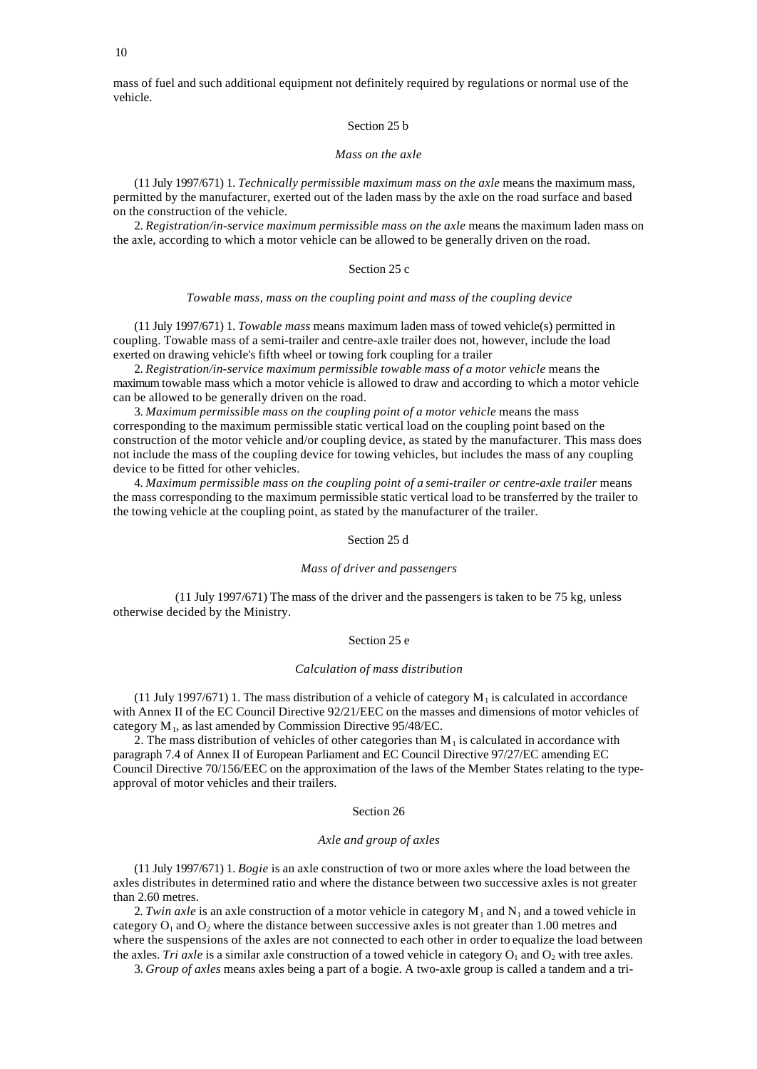mass of fuel and such additional equipment not definitely required by regulations or normal use of the vehicle.

Section 25 b

*Mass on the axle*

(11 July 1997/671) 1. *Technically permissible maximum mass on the axle* means the maximum mass, permitted by the manufacturer, exerted out of the laden mass by the axle on the road surface and based on the construction of the vehicle.

2. *Registration/in-service maximum permissible mass on the axle* means the maximum laden mass on the axle, according to which a motor vehicle can be allowed to be generally driven on the road.

Section 25 c

*Towable mass, mass on the coupling point and mass of the coupling device*

(11 July 1997/671) 1. *Towable mass* means maximum laden mass of towed vehicle(s) permitted in coupling. Towable mass of a semi-trailer and centre-axle trailer does not, however, include the load exerted on drawing vehicle's fifth wheel or towing fork coupling for a trailer

2. *Registration/in-service maximum permissible towable mass of a motor vehicle* means the maximum towable mass which a motor vehicle is allowed to draw and according to which a motor vehicle can be allowed to be generally driven on the road.

3. *Maximum permissible mass on the coupling point of a motor vehicle* means the mass corresponding to the maximum permissible static vertical load on the coupling point based on the construction of the motor vehicle and/or coupling device, as stated by the manufacturer. This mass does not include the mass of the coupling device for towing vehicles, but includes the mass of any coupling device to be fitted for other vehicles.

4. *Maximum permissible mass on the coupling point of a semi-trailer or centre-axle trailer* means the mass corresponding to the maximum permissible static vertical load to be transferred by the trailer to the towing vehicle at the coupling point, as stated by the manufacturer of the trailer.

Section 25 d

*Mass of driver and passengers*

(11 July 1997/671) The mass of the driver and the passengers is taken to be 75 kg, unless otherwise decided by the Ministry.

Section 25 e

*Calculation of mass distribution*

(11 July 1997/671) 1. The mass distribution of a vehicle of category $M_1$ is calculated in accordance with Annex II of the EC Council Directive 92/21/EEC on the masses and dimensions of motor vehicles of category $M_1$, as last amended by Commission Directive 95/48/EC.

2. The mass distribution of vehicles of other categories than $M_1$ is calculated in accordance with paragraph 7.4 of Annex II of European Parliament and EC Council Directive 97/27/EC amending EC Council Directive 70/156/EEC on the approximation of the laws of the Member States relating to the type-approval of motor vehicles and their trailers.

Section 26

*Axle and group of axles*

(11 July 1997/671) 1. *Bogie* is an axle construction of two or more axles where the load between the axles distributes in determined ratio and where the distance between two successive axles is not greater than 2.60 metres.

2. *Twin axle* is an axle construction of a motor vehicle in category $M_1$ and $N_1$ and a towed vehicle in category $O_1$ and $O_2$ where the distance between successive axles is not greater than 1.00 metres and where the suspensions of the axles are not connected to each other in order to equalize the load between the axles. *Tri axle* is a similar axle construction of a towed vehicle in category $O_1$ and $O_2$ with tree axles.

3. *Group of axles* means axles being a part of a bogie. A two-axle group is called a tandem and a tri-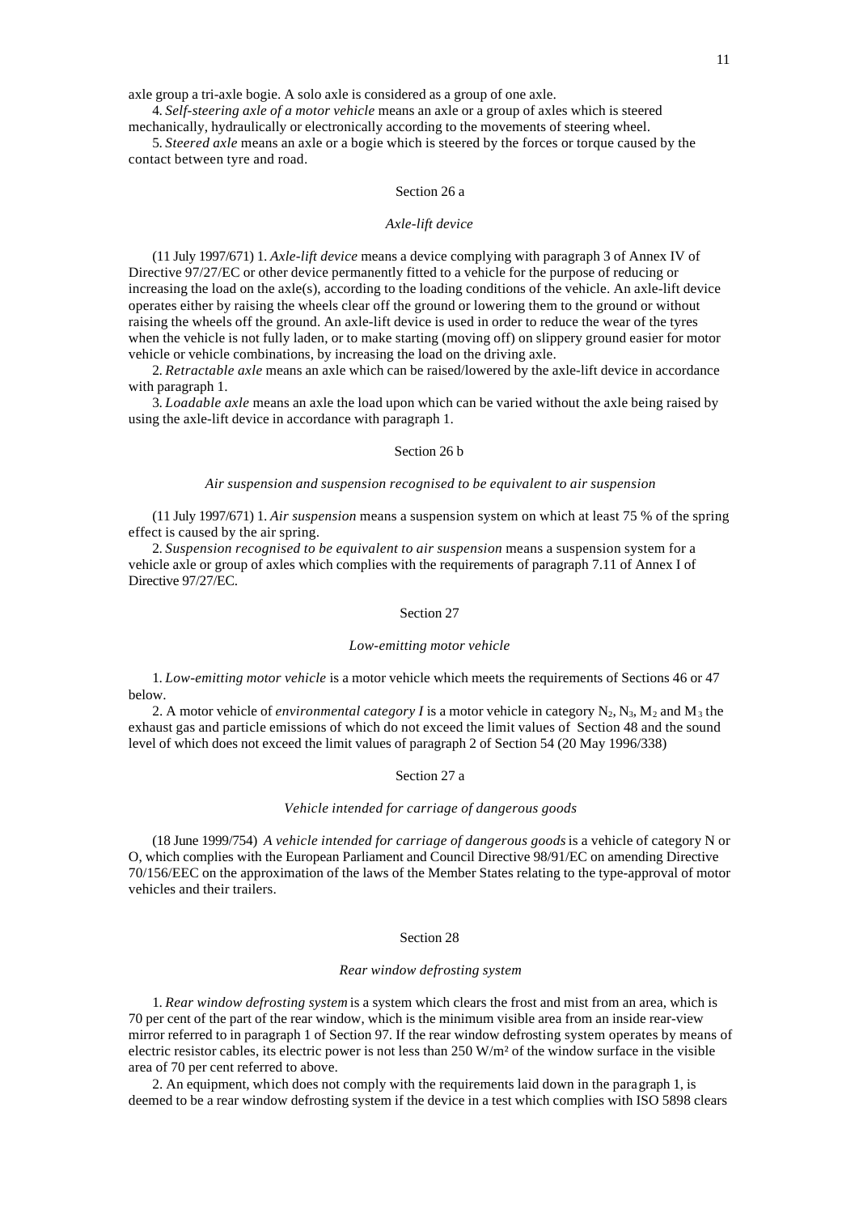axle group a tri-axle bogie. A solo axle is considered as a group of one axle.

4. *Self-steering axle of a motor vehicle* means an axle or a group of axles which is steered mechanically, hydraulically or electronically according to the movements of steering wheel.

5. *Steered axle* means an axle or a bogie which is steered by the forces or torque caused by the contact between tyre and road.

## Section 26 a

### *Axle-lift device*

(11 July 1997/671) 1. *Axle-lift device* means a device complying with paragraph 3 of Annex IV of Directive 97/27/EC or other device permanently fitted to a vehicle for the purpose of reducing or increasing the load on the axle(s), according to the loading conditions of the vehicle. An axle-lift device operates either by raising the wheels clear off the ground or lowering them to the ground or without raising the wheels off the ground. An axle-lift device is used in order to reduce the wear of the tyres when the vehicle is not fully laden, or to make starting (moving off) on slippery ground easier for motor vehicle or vehicle combinations, by increasing the load on the driving axle.

2. *Retractable axle* means an axle which can be raised/lowered by the axle-lift device in accordance with paragraph 1.

3. *Loadable axle* means an axle the load upon which can be varied without the axle being raised by using the axle-lift device in accordance with paragraph 1.

## Section 26 b

### *Air suspension and suspension recognised to be equivalent to air suspension*

(11 July 1997/671) 1. *Air suspension* means a suspension system on which at least 75 % of the spring effect is caused by the air spring.

2. *Suspension recognised to be equivalent to air suspension* means a suspension system for a vehicle axle or group of axles which complies with the requirements of paragraph 7.11 of Annex I of Directive 97/27/EC.

## Section 27

### *Low-emitting motor vehicle*

1. *Low-emitting motor vehicle* is a motor vehicle which meets the requirements of Sections 46 or 47 below.

2. A motor vehicle of *environmental category I* is a motor vehicle in category $N_2$, $N_3$, $M_2$ and $M_3$ the exhaust gas and particle emissions of which do not exceed the limit values of Section 48 and the sound level of which does not exceed the limit values of paragraph 2 of Section 54 (20 May 1996/338)

## Section 27 a

### *Vehicle intended for carriage of dangerous goods*

(18 June 1999/754) *A vehicle intended for carriage of dangerous goods* is a vehicle of category N or O, which complies with the European Parliament and Council Directive 98/91/EC on amending Directive 70/156/EEC on the approximation of the laws of the Member States relating to the type-approval of motor vehicles and their trailers.

## Section 28

### *Rear window defrosting system*

1. *Rear window defrosting system* is a system which clears the frost and mist from an area, which is 70 per cent of the part of the rear window, which is the minimum visible area from an inside rear-view mirror referred to in paragraph 1 of Section 97. If the rear window defrosting system operates by means of electric resistor cables, its electric power is not less than 250 W/m² of the window surface in the visible area of 70 per cent referred to above.

2. An equipment, which does not comply with the requirements laid down in the paragraph 1, is deemed to be a rear window defrosting system if the device in a test which complies with ISO 5898 clears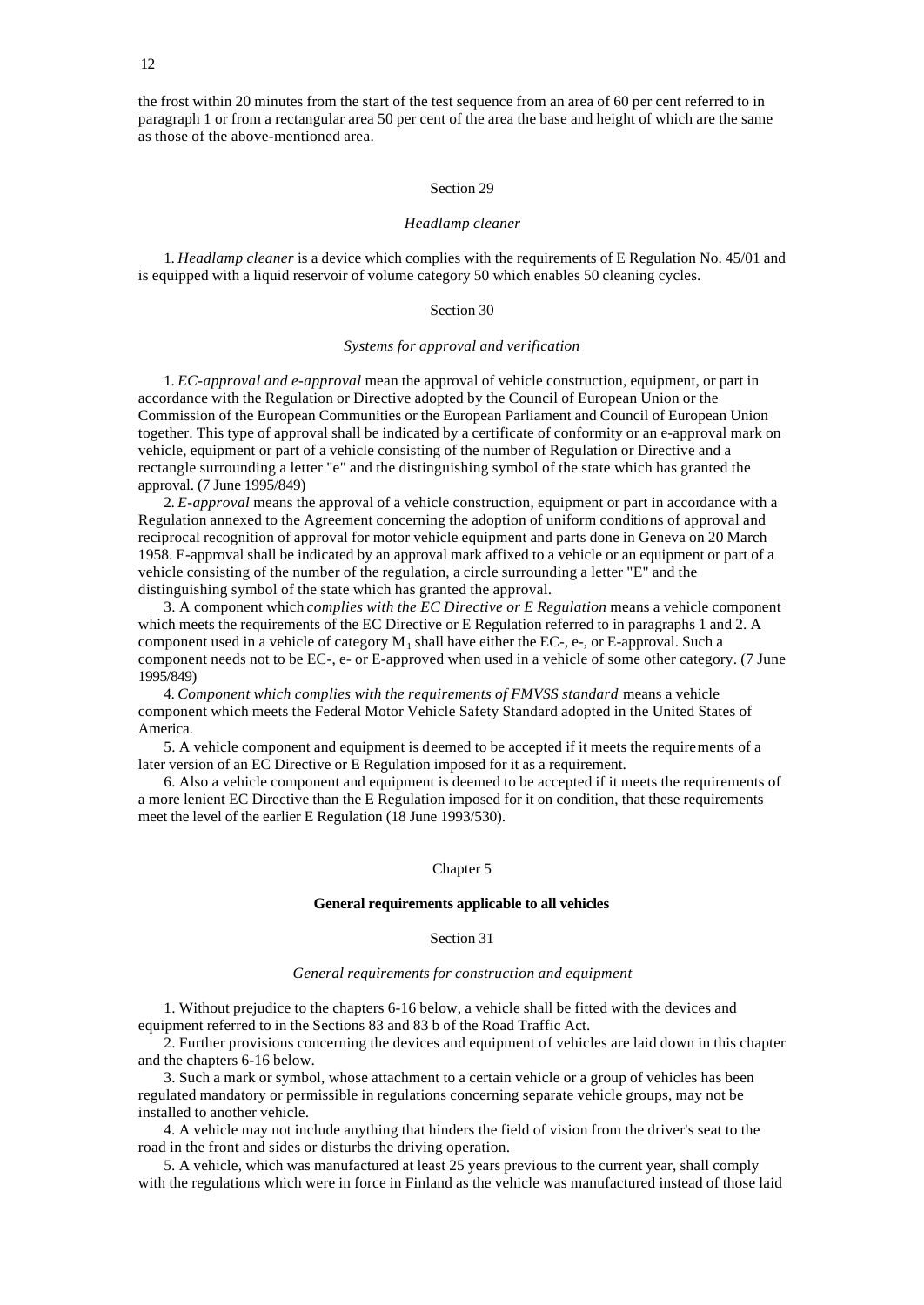the frost within 20 minutes from the start of the test sequence from an area of 60 per cent referred to in paragraph 1 or from a rectangular area 50 per cent of the area the base and height of which are the same as those of the above-mentioned area.

Section 29

*Headlamp cleaner*

1. *Headlamp cleaner* is a device which complies with the requirements of E Regulation No. 45/01 and is equipped with a liquid reservoir of volume category 50 which enables 50 cleaning cycles.

Section 30

*Systems for approval and verification*

1. *EC-approval and e-approval* mean the approval of vehicle construction, equipment, or part in accordance with the Regulation or Directive adopted by the Council of European Union or the Commission of the European Communities or the European Parliament and Council of European Union together. This type of approval shall be indicated by a certificate of conformity or an e-approval mark on vehicle, equipment or part of a vehicle consisting of the number of Regulation or Directive and a rectangle surrounding a letter "e" and the distinguishing symbol of the state which has granted the approval. (7 June 1995/849)

2. *E-approval* means the approval of a vehicle construction, equipment or part in accordance with a Regulation annexed to the Agreement concerning the adoption of uniform conditions of approval and reciprocal recognition of approval for motor vehicle equipment and parts done in Geneva on 20 March 1958. E-approval shall be indicated by an approval mark affixed to a vehicle or an equipment or part of a vehicle consisting of the number of the regulation, a circle surrounding a letter "E" and the distinguishing symbol of the state which has granted the approval.

3. A component which *complies with the EC Directive or E Regulation* means a vehicle component which meets the requirements of the EC Directive or E Regulation referred to in paragraphs 1 and 2. A component used in a vehicle of category $M_1$ shall have either the EC-, e-, or E-approval. Such a component needs not to be EC-, e- or E-approved when used in a vehicle of some other category. (7 June 1995/849)

4. *Component which complies with the requirements of FMVSS standard* means a vehicle component which meets the Federal Motor Vehicle Safety Standard adopted in the United States of America.

5. A vehicle component and equipment is deemed to be accepted if it meets the requirements of a later version of an EC Directive or E Regulation imposed for it as a requirement.

6. Also a vehicle component and equipment is deemed to be accepted if it meets the requirements of a more lenient EC Directive than the E Regulation imposed for it on condition, that these requirements meet the level of the earlier E Regulation (18 June 1993/530).

Chapter 5

**General requirements applicable to all vehicles**

Section 31

*General requirements for construction and equipment*

1. Without prejudice to the chapters 6-16 below, a vehicle shall be fitted with the devices and equipment referred to in the Sections 83 and 83 b of the Road Traffic Act.

2. Further provisions concerning the devices and equipment of vehicles are laid down in this chapter and the chapters 6-16 below.

3. Such a mark or symbol, whose attachment to a certain vehicle or a group of vehicles has been regulated mandatory or permissible in regulations concerning separate vehicle groups, may not be installed to another vehicle.

4. A vehicle may not include anything that hinders the field of vision from the driver's seat to the road in the front and sides or disturbs the driving operation.

5. A vehicle, which was manufactured at least 25 years previous to the current year, shall comply with the regulations which were in force in Finland as the vehicle was manufactured instead of those laid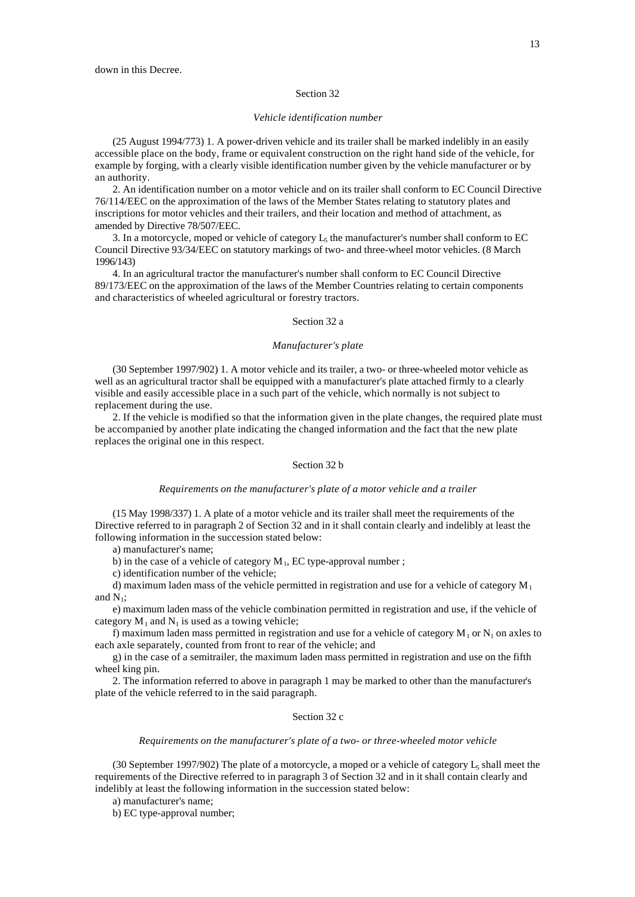down in this Decree.

## Section 32

*Vehicle identification number*

(25 August 1994/773) 1. A power-driven vehicle and its trailer shall be marked indelibly in an easily accessible place on the body, frame or equivalent construction on the right hand side of the vehicle, for example by forging, with a clearly visible identification number given by the vehicle manufacturer or by an authority.

2. An identification number on a motor vehicle and on its trailer shall conform to EC Council Directive 76/114/EEC on the approximation of the laws of the Member States relating to statutory plates and inscriptions for motor vehicles and their trailers, and their location and method of attachment, as amended by Directive 78/507/EEC.

3. In a motorcycle, moped or vehicle of category $L_5$ the manufacturer's number shall conform to EC Council Directive 93/34/EEC on statutory markings of two- and three-wheel motor vehicles. (8 March 1996/143)

4. In an agricultural tractor the manufacturer's number shall conform to EC Council Directive 89/173/EEC on the approximation of the laws of the Member Countries relating to certain components and characteristics of wheeled agricultural or forestry tractors.

## Section 32 a

*Manufacturer's plate*

(30 September 1997/902) 1. A motor vehicle and its trailer, a two- or three-wheeled motor vehicle as well as an agricultural tractor shall be equipped with a manufacturer's plate attached firmly to a clearly visible and easily accessible place in a such part of the vehicle, which normally is not subject to replacement during the use.

2. If the vehicle is modified so that the information given in the plate changes, the required plate must be accompanied by another plate indicating the changed information and the fact that the new plate replaces the original one in this respect.

## Section 32 b

*Requirements on the manufacturer's plate of a motor vehicle and a trailer*

(15 May 1998/337) 1. A plate of a motor vehicle and its trailer shall meet the requirements of the Directive referred to in paragraph 2 of Section 32 and in it shall contain clearly and indelibly at least the following information in the succession stated below:

a) manufacturer's name;

b) in the case of a vehicle of category $M_1$, EC type-approval number ;

c) identification number of the vehicle;

d) maximum laden mass of the vehicle permitted in registration and use for a vehicle of category $M_1$ and $N_1$;

e) maximum laden mass of the vehicle combination permitted in registration and use, if the vehicle of category $M_1$ and $N_1$ is used as a towing vehicle;

f) maximum laden mass permitted in registration and use for a vehicle of category $M_1$ or $N_1$ on axles to each axle separately, counted from front to rear of the vehicle; and

g) in the case of a semitrailer, the maximum laden mass permitted in registration and use on the fifth wheel king pin.

2. The information referred to above in paragraph 1 may be marked to other than the manufacturer's plate of the vehicle referred to in the said paragraph.

## Section 32 c

*Requirements on the manufacturer's plate of a two- or three-wheeled motor vehicle*

(30 September 1997/902) The plate of a motorcycle, a moped or a vehicle of category $L_5$ shall meet the requirements of the Directive referred to in paragraph 3 of Section 32 and in it shall contain clearly and indelibly at least the following information in the succession stated below:

a) manufacturer's name;

b) EC type-approval number;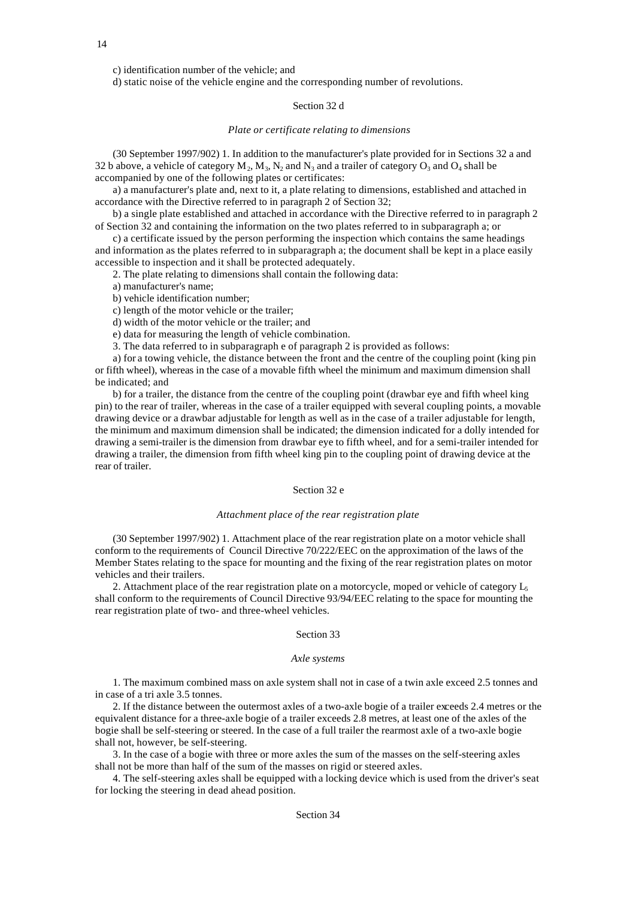c) identification number of the vehicle; and

d) static noise of the vehicle engine and the corresponding number of revolutions.

### Section 32 d

*Plate or certificate relating to dimensions*

(30 September 1997/902) 1. In addition to the manufacturer's plate provided for in Sections 32 a and 32 b above, a vehicle of category $M_2$, $M_3$, $N_2$ and $N_3$ and a trailer of category $O_3$ and $O_4$ shall be accompanied by one of the following plates or certificates:

a) a manufacturer's plate and, next to it, a plate relating to dimensions, established and attached in accordance with the Directive referred to in paragraph 2 of Section 32;

b) a single plate established and attached in accordance with the Directive referred to in paragraph 2 of Section 32 and containing the information on the two plates referred to in subparagraph a; or

c) a certificate issued by the person performing the inspection which contains the same headings and information as the plates referred to in subparagraph a; the document shall be kept in a place easily accessible to inspection and it shall be protected adequately.

2. The plate relating to dimensions shall contain the following data:

a) manufacturer's name;

b) vehicle identification number;

c) length of the motor vehicle or the trailer;

d) width of the motor vehicle or the trailer; and

e) data for measuring the length of vehicle combination.

3. The data referred to in subparagraph e of paragraph 2 is provided as follows:

a) for a towing vehicle, the distance between the front and the centre of the coupling point (king pin or fifth wheel), whereas in the case of a movable fifth wheel the minimum and maximum dimension shall be indicated; and

b) for a trailer, the distance from the centre of the coupling point (drawbar eye and fifth wheel king pin) to the rear of trailer, whereas in the case of a trailer equipped with several coupling points, a movable drawing device or a drawbar adjustable for length as well as in the case of a trailer adjustable for length, the minimum and maximum dimension shall be indicated; the dimension indicated for a dolly intended for drawing a semi-trailer is the dimension from drawbar eye to fifth wheel, and for a semi-trailer intended for drawing a trailer, the dimension from fifth wheel king pin to the coupling point of drawing device at the rear of trailer.

### Section 32 e

*Attachment place of the rear registration plate*

(30 September 1997/902) 1. Attachment place of the rear registration plate on a motor vehicle shall conform to the requirements of Council Directive 70/222/EEC on the approximation of the laws of the Member States relating to the space for mounting and the fixing of the rear registration plates on motor vehicles and their trailers.

2. Attachment place of the rear registration plate on a motorcycle, moped or vehicle of category $L_5$ shall conform to the requirements of Council Directive 93/94/EEC relating to the space for mounting the rear registration plate of two- and three-wheel vehicles.

### Section 33

*Axle systems*

1. The maximum combined mass on axle system shall not in case of a twin axle exceed 2.5 tonnes and in case of a tri axle 3.5 tonnes.

2. If the distance between the outermost axles of a two-axle bogie of a trailer exceeds 2.4 metres or the equivalent distance for a three-axle bogie of a trailer exceeds 2.8 metres, at least one of the axles of the bogie shall be self-steering or steered. In the case of a full trailer the rearmost axle of a two-axle bogie shall not, however, be self-steering.

3. In the case of a bogie with three or more axles the sum of the masses on the self-steering axles shall not be more than half of the sum of the masses on rigid or steered axles.

4. The self-steering axles shall be equipped with a locking device which is used from the driver's seat for locking the steering in dead ahead position.

### Section 34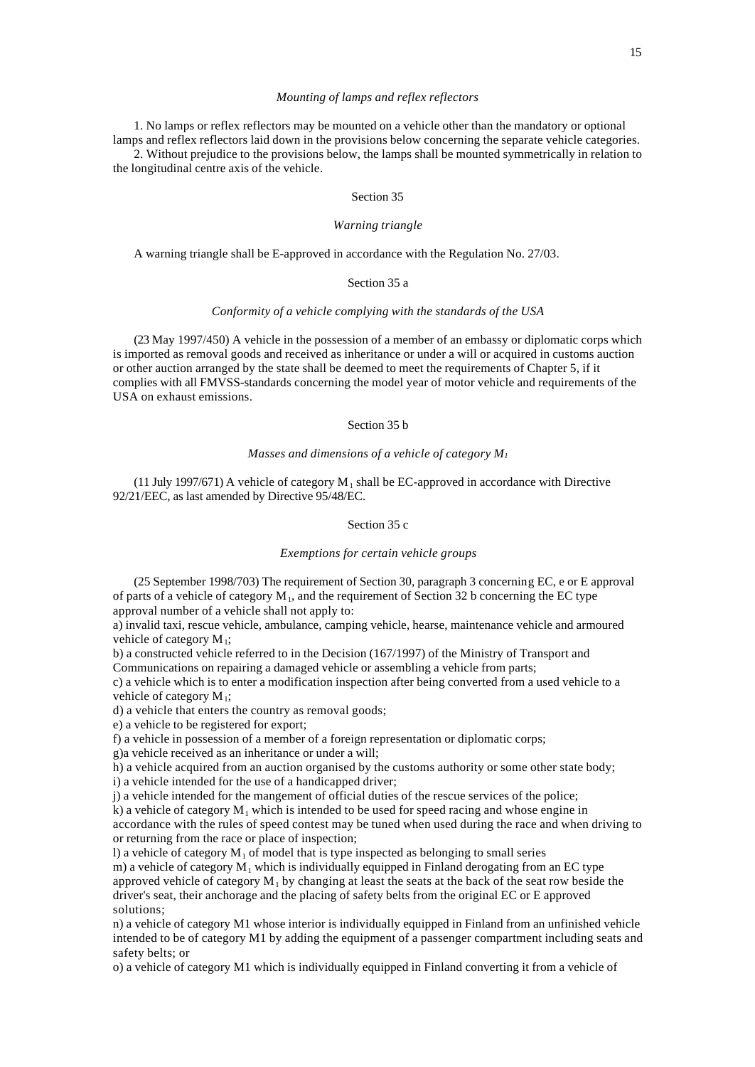*Mounting of lamps and reflex reflectors*

1. No lamps or reflex reflectors may be mounted on a vehicle other than the mandatory or optional lamps and reflex reflectors laid down in the provisions below concerning the separate vehicle categories.

2. Without prejudice to the provisions below, the lamps shall be mounted symmetrically in relation to the longitudinal centre axis of the vehicle.

Section 35

*Warning triangle*

A warning triangle shall be E-approved in accordance with the Regulation No. 27/03.

Section 35 a

*Conformity of a vehicle complying with the standards of the USA*

(23 May 1997/450) A vehicle in the possession of a member of an embassy or diplomatic corps which is imported as removal goods and received as inheritance or under a will or acquired in customs auction or other auction arranged by the state shall be deemed to meet the requirements of Chapter 5, if it complies with all FMVSS-standards concerning the model year of motor vehicle and requirements of the USA on exhaust emissions.

Section 35 b

*Masses and dimensions of a vehicle of category $M_1$*

(11 July 1997/671) A vehicle of category $M_1$ shall be EC-approved in accordance with Directive 92/21/EEC, as last amended by Directive 95/48/EC.

Section 35 c

*Exemptions for certain vehicle groups*

(25 September 1998/703) The requirement of Section 30, paragraph 3 concerning EC, e or E approval of parts of a vehicle of category $M_1$, and the requirement of Section 32 b concerning the EC type approval number of a vehicle shall not apply to:

a) invalid taxi, rescue vehicle, ambulance, camping vehicle, hearse, maintenance vehicle and armoured vehicle of category $M_1$;

b) a constructed vehicle referred to in the Decision (167/1997) of the Ministry of Transport and Communications on repairing a damaged vehicle or assembling a vehicle from parts;

c) a vehicle which is to enter a modification inspection after being converted from a used vehicle to a vehicle of category $M_1$;

d) a vehicle that enters the country as removal goods;

e) a vehicle to be registered for export;

f) a vehicle in possession of a member of a foreign representation or diplomatic corps;

g)a vehicle received as an inheritance or under a will;

h) a vehicle acquired from an auction organised by the customs authority or some other state body;

i) a vehicle intended for the use of a handicapped driver;

j) a vehicle intended for the mangement of official duties of the rescue services of the police;

k) a vehicle of category $M_1$ which is intended to be used for speed racing and whose engine in accordance with the rules of speed contest may be tuned when used during the race and when driving to or returning from the race or place of inspection;

l) a vehicle of category $M_1$ of model that is type inspected as belonging to small series

m) a vehicle of category $M_1$ which is individually equipped in Finland derogating from an EC type approved vehicle of category $M_1$ by changing at least the seats at the back of the seat row beside the driver's seat, their anchorage and the placing of safety belts from the original EC or E approved solutions;

n) a vehicle of category M1 whose interior is individually equipped in Finland from an unfinished vehicle intended to be of category M1 by adding the equipment of a passenger compartment including seats and safety belts; or

o) a vehicle of category M1 which is individually equipped in Finland converting it from a vehicle of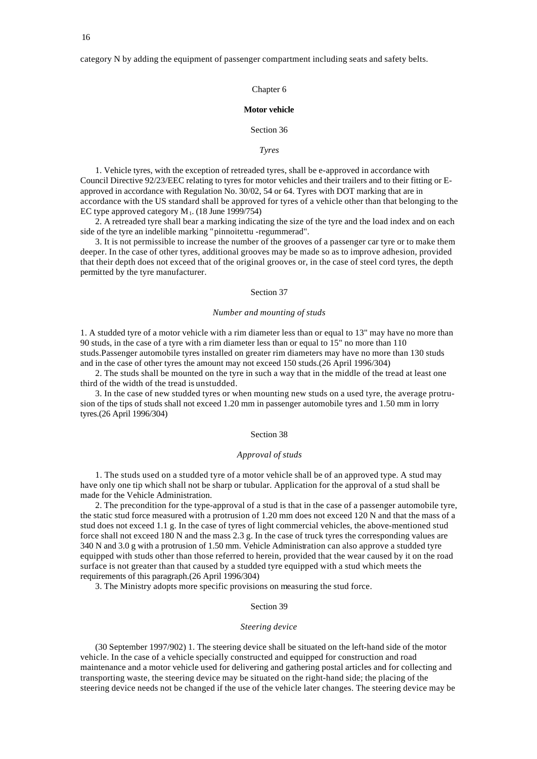category N by adding the equipment of passenger compartment including seats and safety belts.

## Chapter 6

### Motor vehicle

#### Section 36

*Tyres*

1. Vehicle tyres, with the exception of retreaded tyres, shall be e-approved in accordance with Council Directive 92/23/EEC relating to tyres for motor vehicles and their trailers and to their fitting or E-approved in accordance with Regulation No. 30/02, 54 or 64. Tyres with DOT marking that are in accordance with the US standard shall be approved for tyres of a vehicle other than that belonging to the EC type approved category $M_1$. (18 June 1999/754)

2. A retreaded tyre shall bear a marking indicating the size of the tyre and the load index and on each side of the tyre an indelible marking "pinnoitettu -regummerad".

3. It is not permissible to increase the number of the grooves of a passenger car tyre or to make them deeper. In the case of other tyres, additional grooves may be made so as to improve adhesion, provided that their depth does not exceed that of the original grooves or, in the case of steel cord tyres, the depth permitted by the tyre manufacturer.

#### Section 37

*Number and mounting of studs*

1. A studded tyre of a motor vehicle with a rim diameter less than or equal to 13" may have no more than 90 studs, in the case of a tyre with a rim diameter less than or equal to 15" no more than 110 studs.Passenger automobile tyres installed on greater rim diameters may have no more than 130 studs and in the case of other tyres the amount may not exceed 150 studs.(26 April 1996/304)

2. The studs shall be mounted on the tyre in such a way that in the middle of the tread at least one third of the width of the tread is unstudded.

3. In the case of new studded tyres or when mounting new studs on a used tyre, the average protrusion of the tips of studs shall not exceed 1.20 mm in passenger automobile tyres and 1.50 mm in lorry tyres.(26 April 1996/304)

#### Section 38

*Approval of studs*

1. The studs used on a studded tyre of a motor vehicle shall be of an approved type. A stud may have only one tip which shall not be sharp or tubular. Application for the approval of a stud shall be made for the Vehicle Administration.

2. The precondition for the type-approval of a stud is that in the case of a passenger automobile tyre, the static stud force measured with a protrusion of 1.20 mm does not exceed 120 N and that the mass of a stud does not exceed 1.1 g. In the case of tyres of light commercial vehicles, the above-mentioned stud force shall not exceed 180 N and the mass 2.3 g. In the case of truck tyres the corresponding values are 340 N and 3.0 g with a protrusion of 1.50 mm. Vehicle Administration can also approve a studded tyre equipped with studs other than those referred to herein, provided that the wear caused by it on the road surface is not greater than that caused by a studded tyre equipped with a stud which meets the requirements of this paragraph.(26 April 1996/304)

3. The Ministry adopts more specific provisions on measuring the stud force.

#### Section 39

*Steering device*

(30 September 1997/902) 1. The steering device shall be situated on the left-hand side of the motor vehicle. In the case of a vehicle specially constructed and equipped for construction and road maintenance and a motor vehicle used for delivering and gathering postal articles and for collecting and transporting waste, the steering device may be situated on the right-hand side; the placing of the steering device needs not be changed if the use of the vehicle later changes. The steering device may be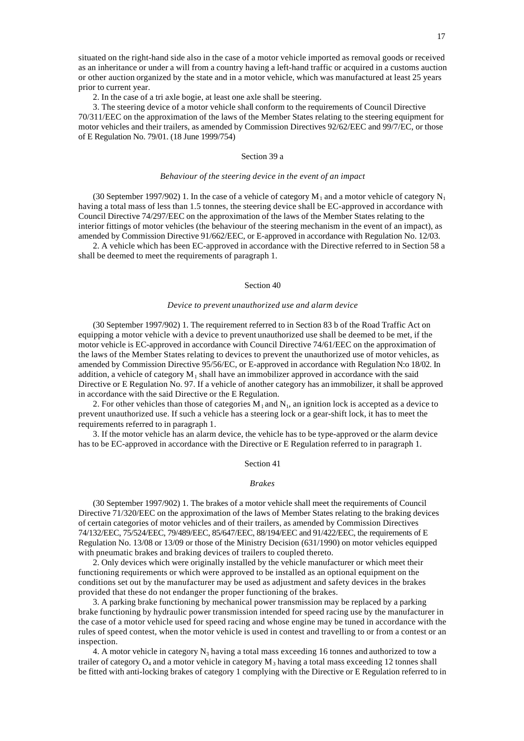situated on the right-hand side also in the case of a motor vehicle imported as removal goods or received as an inheritance or under a will from a country having a left-hand traffic or acquired in a customs auction or other auction organized by the state and in a motor vehicle, which was manufactured at least 25 years prior to current year.

2. In the case of a tri axle bogie, at least one axle shall be steering.

3. The steering device of a motor vehicle shall conform to the requirements of Council Directive 70/311/EEC on the approximation of the laws of the Member States relating to the steering equipment for motor vehicles and their trailers, as amended by Commission Directives 92/62/EEC and 99/7/EC, or those of E Regulation No. 79/01. (18 June 1999/754)

### Section 39 a

*Behaviour of the steering device in the event of an impact*

(30 September 1997/902) 1. In the case of a vehicle of category $M_1$ and a motor vehicle of category $N_1$ having a total mass of less than 1.5 tonnes, the steering device shall be EC-approved in accordance with Council Directive 74/297/EEC on the approximation of the laws of the Member States relating to the interior fittings of motor vehicles (the behaviour of the steering mechanism in the event of an impact), as amended by Commission Directive 91/662/EEC, or E-approved in accordance with Regulation No. 12/03.

2. A vehicle which has been EC-approved in accordance with the Directive referred to in Section 58 a shall be deemed to meet the requirements of paragraph 1.

### Section 40

*Device to prevent unauthorized use and alarm device*

(30 September 1997/902) 1. The requirement referred to in Section 83 b of the Road Traffic Act on equipping a motor vehicle with a device to prevent unauthorized use shall be deemed to be met, if the motor vehicle is EC-approved in accordance with Council Directive 74/61/EEC on the approximation of the laws of the Member States relating to devices to prevent the unauthorized use of motor vehicles, as amended by Commission Directive 95/56/EC, or E-approved in accordance with Regulation N:o 18/02. In addition, a vehicle of category $M_1$ shall have an immobilizer approved in accordance with the said Directive or E Regulation No. 97. If a vehicle of another category has an immobilizer, it shall be approved in accordance with the said Directive or the E Regulation.

2. For other vehicles than those of categories $M_1$ and $N_1$, an ignition lock is accepted as a device to prevent unauthorized use. If such a vehicle has a steering lock or a gear-shift lock, it has to meet the requirements referred to in paragraph 1.

3. If the motor vehicle has an alarm device, the vehicle has to be type-approved or the alarm device has to be EC-approved in accordance with the Directive or E Regulation referred to in paragraph 1.

### Section 41

*Brakes*

(30 September 1997/902) 1. The brakes of a motor vehicle shall meet the requirements of Council Directive 71/320/EEC on the approximation of the laws of Member States relating to the braking devices of certain categories of motor vehicles and of their trailers, as amended by Commission Directives 74/132/EEC, 75/524/EEC, 79/489/EEC, 85/647/EEC, 88/194/EEC and 91/422/EEC, the requirements of E Regulation No. 13/08 or 13/09 or those of the Ministry Decision (631/1990) on motor vehicles equipped with pneumatic brakes and braking devices of trailers to coupled thereto.

2. Only devices which were originally installed by the vehicle manufacturer or which meet their functioning requirements or which were approved to be installed as an optional equipment on the conditions set out by the manufacturer may be used as adjustment and safety devices in the brakes provided that these do not endanger the proper functioning of the brakes.

3. A parking brake functioning by mechanical power transmission may be replaced by a parking brake functioning by hydraulic power transmission intended for speed racing use by the manufacturer in the case of a motor vehicle used for speed racing and whose engine may be tuned in accordance with the rules of speed contest, when the motor vehicle is used in contest and travelling to or from a contest or an inspection.

4. A motor vehicle in category $N_3$ having a total mass exceeding 16 tonnes and authorized to tow a trailer of category $O_4$ and a motor vehicle in category $M_3$ having a total mass exceeding 12 tonnes shall be fitted with anti-locking brakes of category 1 complying with the Directive or E Regulation referred to in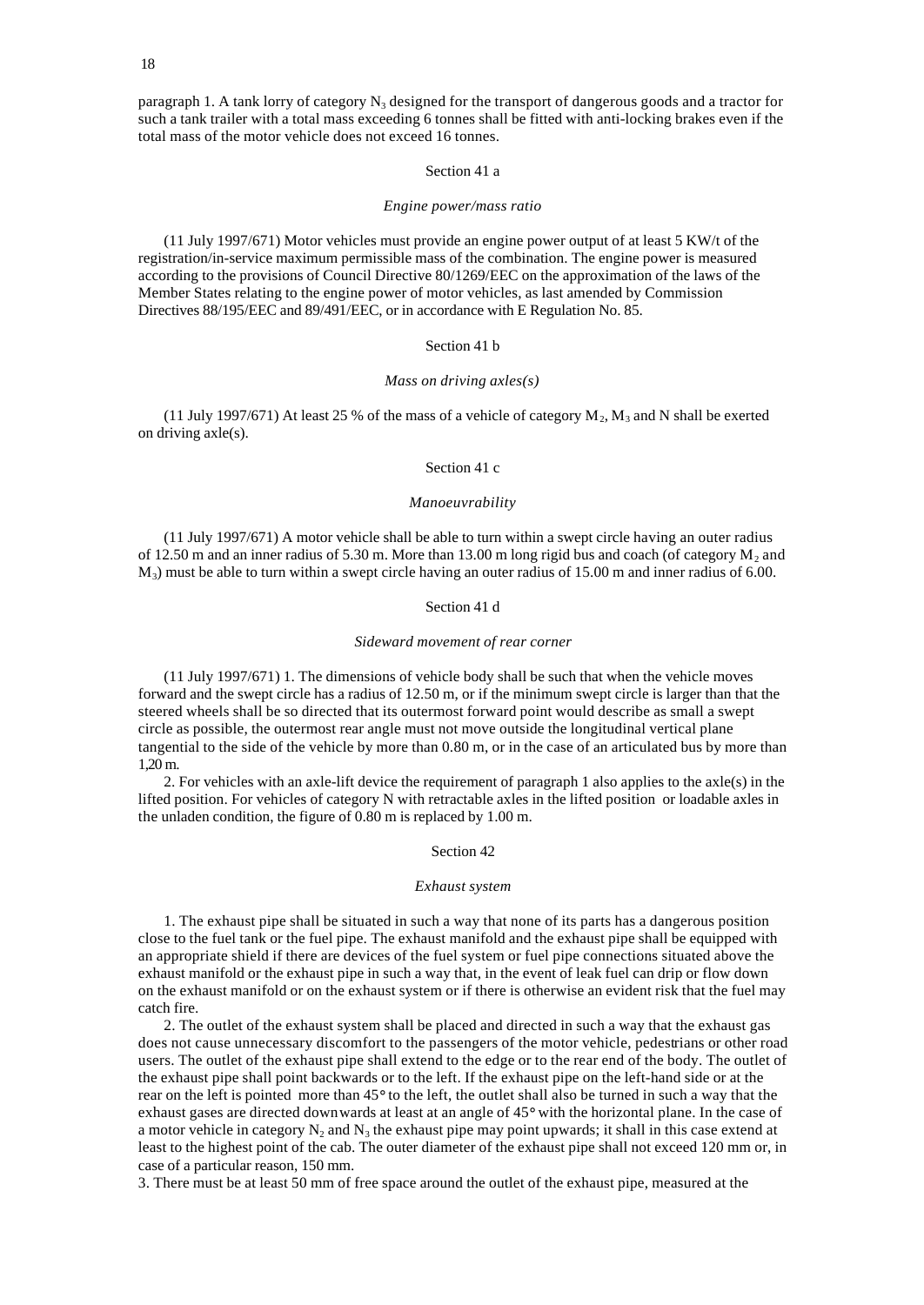paragraph 1. A tank lorry of category $N_3$ designed for the transport of dangerous goods and a tractor for such a tank trailer with a total mass exceeding 6 tonnes shall be fitted with anti-locking brakes even if the total mass of the motor vehicle does not exceed 16 tonnes.

### Section 41 a

*Engine power/mass ratio*

(11 July 1997/671) Motor vehicles must provide an engine power output of at least 5 KW/t of the registration/in-service maximum permissible mass of the combination. The engine power is measured according to the provisions of Council Directive 80/1269/EEC on the approximation of the laws of the Member States relating to the engine power of motor vehicles, as last amended by Commission Directives 88/195/EEC and 89/491/EEC, or in accordance with E Regulation No. 85.

### Section 41 b

*Mass on driving axles(s)*

(11 July 1997/671) At least 25 % of the mass of a vehicle of category $M_2$, $M_3$ and N shall be exerted on driving axle(s).

### Section 41 c

*Manoeuvrability*

(11 July 1997/671) A motor vehicle shall be able to turn within a swept circle having an outer radius of 12.50 m and an inner radius of 5.30 m. More than 13.00 m long rigid bus and coach (of category $M_2$ and $M_3$) must be able to turn within a swept circle having an outer radius of 15.00 m and inner radius of 6.00.

### Section 41 d

*Sideward movement of rear corner*

(11 July 1997/671) 1. The dimensions of vehicle body shall be such that when the vehicle moves forward and the swept circle has a radius of 12.50 m, or if the minimum swept circle is larger than that the steered wheels shall be so directed that its outermost forward point would describe as small a swept circle as possible, the outermost rear angle must not move outside the longitudinal vertical plane tangential to the side of the vehicle by more than 0.80 m, or in the case of an articulated bus by more than 1,20 m.

2. For vehicles with an axle-lift device the requirement of paragraph 1 also applies to the axle(s) in the lifted position. For vehicles of category N with retractable axles in the lifted position or loadable axles in the unladen condition, the figure of 0.80 m is replaced by 1.00 m.

### Section 42

*Exhaust system*

1. The exhaust pipe shall be situated in such a way that none of its parts has a dangerous position close to the fuel tank or the fuel pipe. The exhaust manifold and the exhaust pipe shall be equipped with an appropriate shield if there are devices of the fuel system or fuel pipe connections situated above the exhaust manifold or the exhaust pipe in such a way that, in the event of leak fuel can drip or flow down on the exhaust manifold or on the exhaust system or if there is otherwise an evident risk that the fuel may catch fire.

2. The outlet of the exhaust system shall be placed and directed in such a way that the exhaust gas does not cause unnecessary discomfort to the passengers of the motor vehicle, pedestrians or other road users. The outlet of the exhaust pipe shall extend to the edge or to the rear end of the body. The outlet of the exhaust pipe shall point backwards or to the left. If the exhaust pipe on the left-hand side or at the rear on the left is pointed more than 45° to the left, the outlet shall also be turned in such a way that the exhaust gases are directed downwards at least at an angle of 45° with the horizontal plane. In the case of a motor vehicle in category $N_2$ and $N_3$ the exhaust pipe may point upwards; it shall in this case extend at least to the highest point of the cab. The outer diameter of the exhaust pipe shall not exceed 120 mm or, in case of a particular reason, 150 mm.

3. There must be at least 50 mm of free space around the outlet of the exhaust pipe, measured at the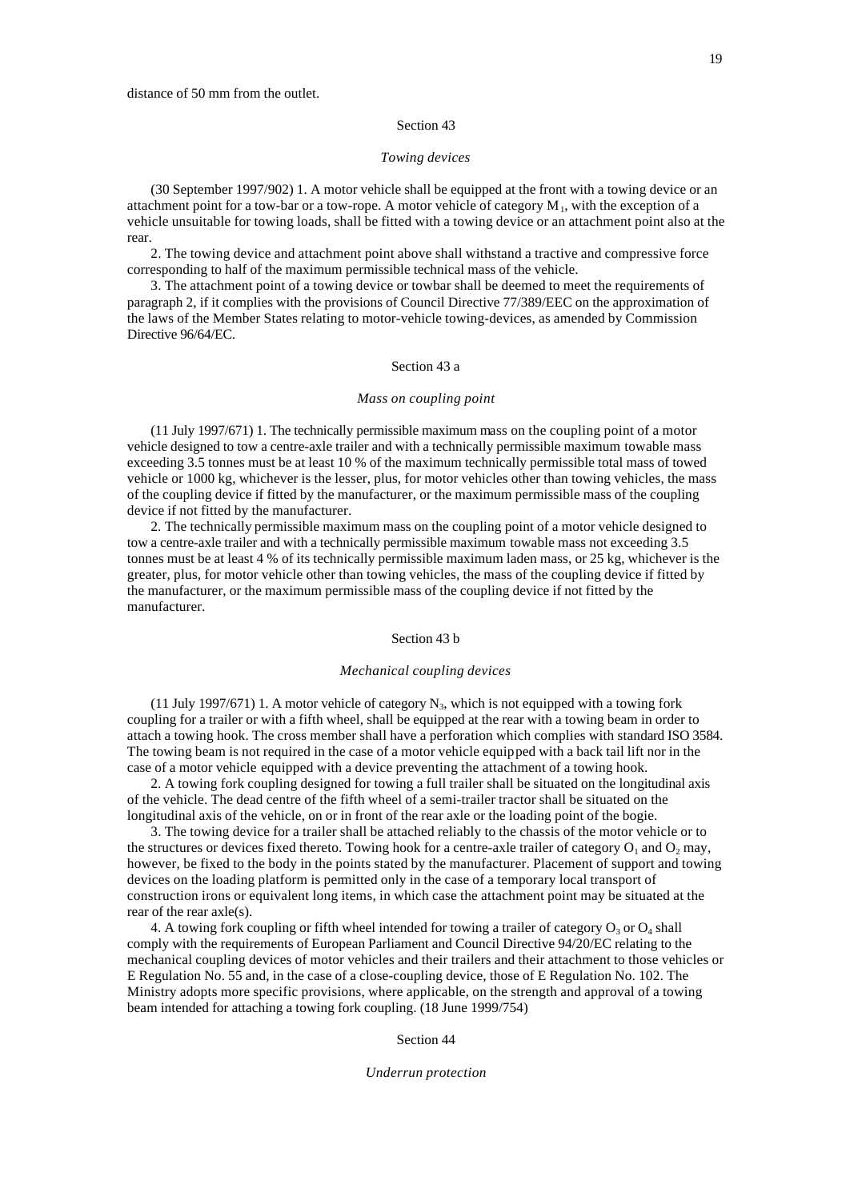distance of 50 mm from the outlet.

## Section 43

### *Towing devices*

(30 September 1997/902) 1. A motor vehicle shall be equipped at the front with a towing device or an attachment point for a tow-bar or a tow-rope. A motor vehicle of category $M_1$, with the exception of a vehicle unsuitable for towing loads, shall be fitted with a towing device or an attachment point also at the rear.

2. The towing device and attachment point above shall withstand a tractive and compressive force corresponding to half of the maximum permissible technical mass of the vehicle.

3. The attachment point of a towing device or towbar shall be deemed to meet the requirements of paragraph 2, if it complies with the provisions of Council Directive 77/389/EEC on the approximation of the laws of the Member States relating to motor-vehicle towing-devices, as amended by Commission Directive 96/64/EC.

## Section 43 a

### *Mass on coupling point*

(11 July 1997/671) 1. The technically permissible maximum mass on the coupling point of a motor vehicle designed to tow a centre-axle trailer and with a technically permissible maximum towable mass exceeding 3.5 tonnes must be at least 10 % of the maximum technically permissible total mass of towed vehicle or 1000 kg, whichever is the lesser, plus, for motor vehicles other than towing vehicles, the mass of the coupling device if fitted by the manufacturer, or the maximum permissible mass of the coupling device if not fitted by the manufacturer.

2. The technically permissible maximum mass on the coupling point of a motor vehicle designed to tow a centre-axle trailer and with a technically permissible maximum towable mass not exceeding 3.5 tonnes must be at least 4 % of its technically permissible maximum laden mass, or 25 kg, whichever is the greater, plus, for motor vehicle other than towing vehicles, the mass of the coupling device if fitted by the manufacturer, or the maximum permissible mass of the coupling device if not fitted by the manufacturer.

## Section 43 b

### *Mechanical coupling devices*

(11 July 1997/671) 1. A motor vehicle of category $N_3$, which is not equipped with a towing fork coupling for a trailer or with a fifth wheel, shall be equipped at the rear with a towing beam in order to attach a towing hook. The cross member shall have a perforation which complies with standard ISO 3584. The towing beam is not required in the case of a motor vehicle equipped with a back tail lift nor in the case of a motor vehicle equipped with a device preventing the attachment of a towing hook.

2. A towing fork coupling designed for towing a full trailer shall be situated on the longitudinal axis of the vehicle. The dead centre of the fifth wheel of a semi-trailer tractor shall be situated on the longitudinal axis of the vehicle, on or in front of the rear axle or the loading point of the bogie.

3. The towing device for a trailer shall be attached reliably to the chassis of the motor vehicle or to the structures or devices fixed thereto. Towing hook for a centre-axle trailer of category $O_1$ and $O_2$ may, however, be fixed to the body in the points stated by the manufacturer. Placement of support and towing devices on the loading platform is permitted only in the case of a temporary local transport of construction irons or equivalent long items, in which case the attachment point may be situated at the rear of the rear axle(s).

4. A towing fork coupling or fifth wheel intended for towing a trailer of category $O_3$ or $O_4$ shall comply with the requirements of European Parliament and Council Directive 94/20/EC relating to the mechanical coupling devices of motor vehicles and their trailers and their attachment to those vehicles or E Regulation No. 55 and, in the case of a close-coupling device, those of E Regulation No. 102. The Ministry adopts more specific provisions, where applicable, on the strength and approval of a towing beam intended for attaching a towing fork coupling. (18 June 1999/754)

## Section 44

### *Underrun protection*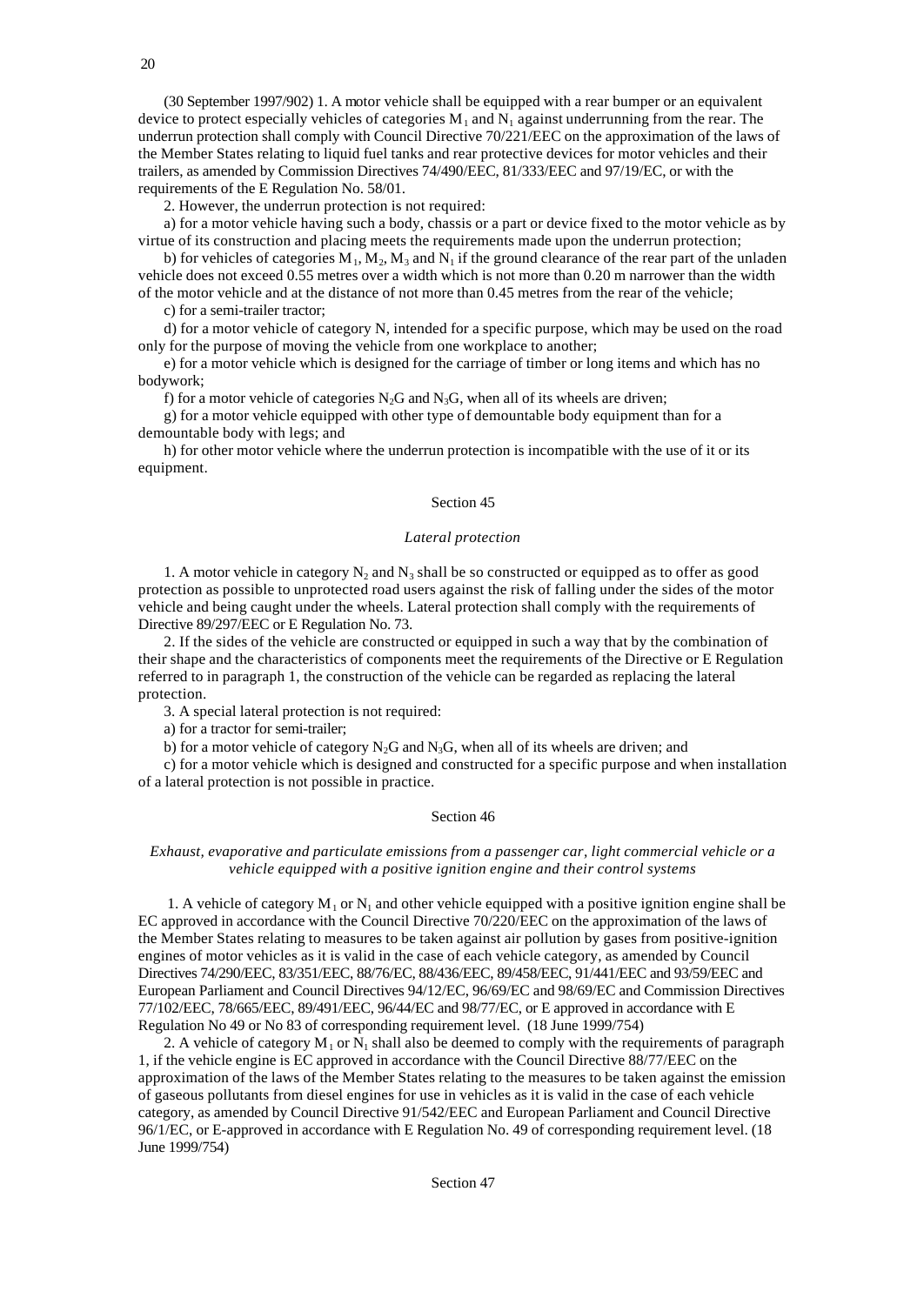(30 September 1997/902) 1. A motor vehicle shall be equipped with a rear bumper or an equivalent device to protect especially vehicles of categories $M_1$ and $N_1$ against underrunning from the rear. The underrun protection shall comply with Council Directive 70/221/EEC on the approximation of the laws of the Member States relating to liquid fuel tanks and rear protective devices for motor vehicles and their trailers, as amended by Commission Directives 74/490/EEC, 81/333/EEC and 97/19/EC, or with the requirements of the E Regulation No. 58/01.

2. However, the underrun protection is not required:

a) for a motor vehicle having such a body, chassis or a part or device fixed to the motor vehicle as by virtue of its construction and placing meets the requirements made upon the underrun protection;

b) for vehicles of categories $M_1$, $M_2$, $M_3$ and $N_1$ if the ground clearance of the rear part of the unladen vehicle does not exceed 0.55 metres over a width which is not more than 0.20 m narrower than the width of the motor vehicle and at the distance of not more than 0.45 metres from the rear of the vehicle;

c) for a semi-trailer tractor;

d) for a motor vehicle of category N, intended for a specific purpose, which may be used on the road only for the purpose of moving the vehicle from one workplace to another;

e) for a motor vehicle which is designed for the carriage of timber or long items and which has no bodywork;

f) for a motor vehicle of categories $N_2G$ and $N_3G$, when all of its wheels are driven;

g) for a motor vehicle equipped with other type of demountable body equipment than for a demountable body with legs; and

h) for other motor vehicle where the underrun protection is incompatible with the use of it or its equipment.

## Section 45

### *Lateral protection*

1. A motor vehicle in category $N_2$ and $N_3$ shall be so constructed or equipped as to offer as good protection as possible to unprotected road users against the risk of falling under the sides of the motor vehicle and being caught under the wheels. Lateral protection shall comply with the requirements of Directive 89/297/EEC or E Regulation No. 73.

2. If the sides of the vehicle are constructed or equipped in such a way that by the combination of their shape and the characteristics of components meet the requirements of the Directive or E Regulation referred to in paragraph 1, the construction of the vehicle can be regarded as replacing the lateral protection.

3. A special lateral protection is not required:

a) for a tractor for semi-trailer;

b) for a motor vehicle of category $N_2G$ and $N_3G$, when all of its wheels are driven; and

c) for a motor vehicle which is designed and constructed for a specific purpose and when installation of a lateral protection is not possible in practice.

## Section 46

### *Exhaust, evaporative and particulate emissions from a passenger car, light commercial vehicle or a vehicle equipped with a positive ignition engine and their control systems*

1. A vehicle of category $M_1$ or $N_1$ and other vehicle equipped with a positive ignition engine shall be EC approved in accordance with the Council Directive 70/220/EEC on the approximation of the laws of the Member States relating to measures to be taken against air pollution by gases from positive-ignition engines of motor vehicles as it is valid in the case of each vehicle category, as amended by Council Directives 74/290/EEC, 83/351/EEC, 88/76/EC, 88/436/EEC, 89/458/EEC, 91/441/EEC and 93/59/EEC and European Parliament and Council Directives 94/12/EC, 96/69/EC and 98/69/EC and Commission Directives 77/102/EEC, 78/665/EEC, 89/491/EEC, 96/44/EC and 98/77/EC, or E approved in accordance with E Regulation No 49 or No 83 of corresponding requirement level. (18 June 1999/754)

2. A vehicle of category $M_1$ or $N_1$ shall also be deemed to comply with the requirements of paragraph 1, if the vehicle engine is EC approved in accordance with the Council Directive 88/77/EEC on the approximation of the laws of the Member States relating to the measures to be taken against the emission of gaseous pollutants from diesel engines for use in vehicles as it is valid in the case of each vehicle category, as amended by Council Directive 91/542/EEC and European Parliament and Council Directive 96/1/EC, or E-approved in accordance with E Regulation No. 49 of corresponding requirement level. (18 June 1999/754)

## Section 47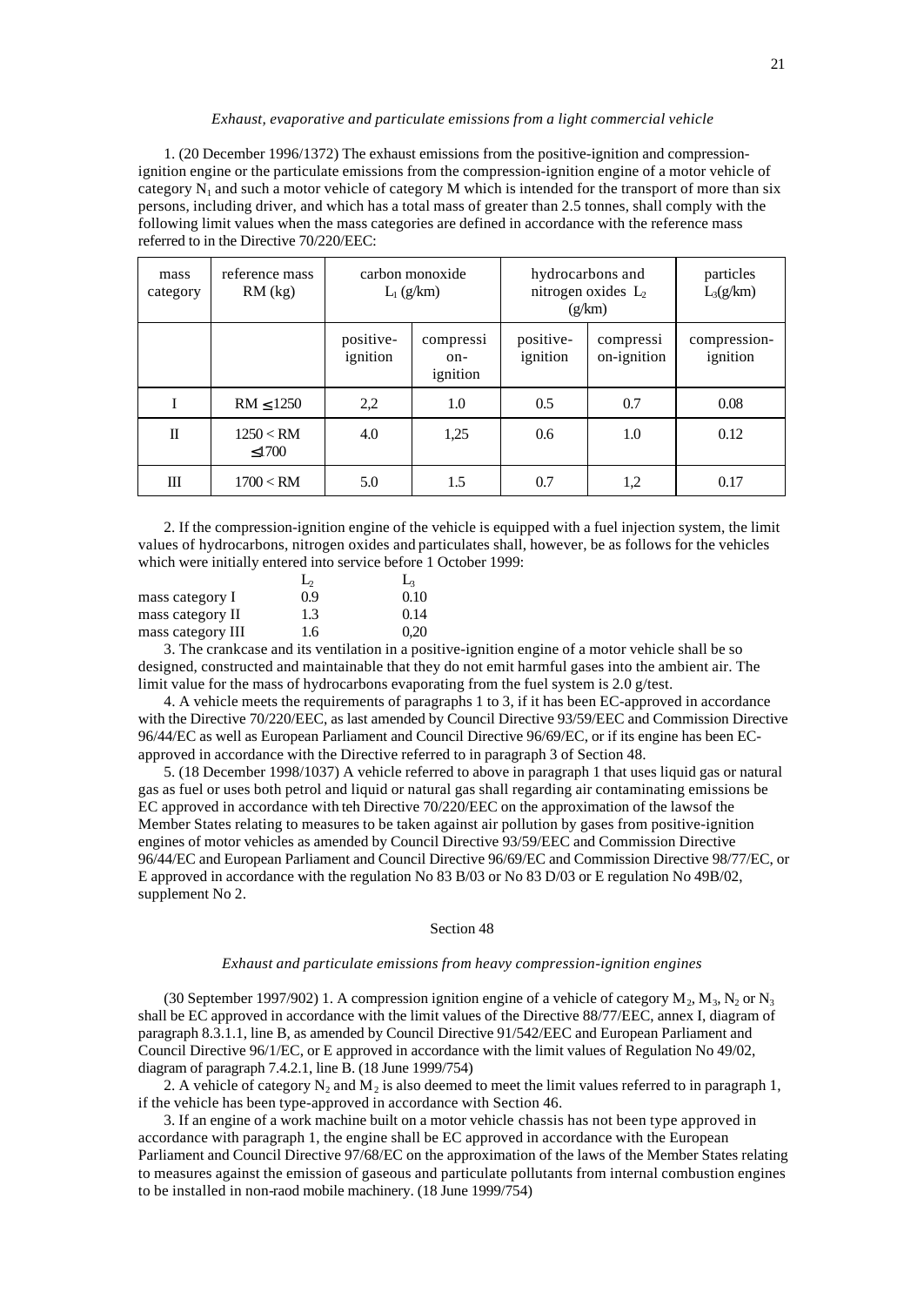*Exhaust, evaporative and particulate emissions from a light commercial vehicle*

1. (20 December 1996/1372) The exhaust emissions from the positive-ignition and compression-ignition engine or the particulate emissions from the compression-ignition engine of a motor vehicle of category $N_1$ and such a motor vehicle of category M which is intended for the transport of more than six persons, including driver, and which has a total mass of greater than 2.5 tonnes, shall comply with the following limit values when the mass categories are defined in accordance with the reference mass referred to in the Directive 70/220/EEC:

| mass category | reference mass RM (kg) | carbon monoxide $L_1$ (g/km) | | hydrocarbons and nitrogen oxides $L_2$ (g/km) | | particles $L_3$(g/km) |
|---|---|---|---|---|---|---|
| | | positive-ignition | compression-ignition | positive-ignition | compression-ignition | compression-ignition |
| I | RM ≤ 1250 | 2,2 | 1.0 | 0.5 | 0.7 | 0.08 |
| II | 1250 < RM ≤1700 | 4.0 | 1,25 | 0.6 | 1.0 | 0.12 |
| III | 1700 < RM | 5.0 | 1.5 | 0.7 | 1,2 | 0.17 |

2. If the compression-ignition engine of the vehicle is equipped with a fuel injection system, the limit values of hydrocarbons, nitrogen oxides and particulates shall, however, be as follows for the vehicles which were initially entered into service before 1 October 1999:

| | $L_2$ | $L_3$ |
|---|---|---|
| mass category I | 0.9 | 0.10 |
| mass category II | 1.3 | 0.14 |
| mass category III | 1.6 | 0,20 |

3. The crankcase and its ventilation in a positive-ignition engine of a motor vehicle shall be so designed, constructed and maintainable that they do not emit harmful gases into the ambient air. The limit value for the mass of hydrocarbons evaporating from the fuel system is 2.0 g/test.

4. A vehicle meets the requirements of paragraphs 1 to 3, if it has been EC-approved in accordance with the Directive 70/220/EEC, as last amended by Council Directive 93/59/EEC and Commission Directive 96/44/EC as well as European Parliament and Council Directive 96/69/EC, or if its engine has been EC-approved in accordance with the Directive referred to in paragraph 3 of Section 48.

5. (18 December 1998/1037) A vehicle referred to above in paragraph 1 that uses liquid gas or natural gas as fuel or uses both petrol and liquid or natural gas shall regarding air contaminating emissions be EC approved in accordance with teh Directive 70/220/EEC on the approximation of the lawsof the Member States relating to measures to be taken against air pollution by gases from positive-ignition engines of motor vehicles as amended by Council Directive 93/59/EEC and Commission Directive 96/44/EC and European Parliament and Council Directive 96/69/EC and Commission Directive 98/77/EC, or E approved in accordance with the regulation No 83 B/03 or No 83 D/03 or E regulation No 49B/02, supplement No 2.

## Section 48

*Exhaust and particulate emissions from heavy compression-ignition engines*

(30 September 1997/902) 1. A compression ignition engine of a vehicle of category $M_2$, $M_3$, $N_2$ or $N_3$ shall be EC approved in accordance with the limit values of the Directive 88/77/EEC, annex I, diagram of paragraph 8.3.1.1, line B, as amended by Council Directive 91/542/EEC and European Parliament and Council Directive 96/1/EC, or E approved in accordance with the limit values of Regulation No 49/02, diagram of paragraph 7.4.2.1, line B. (18 June 1999/754)

2. A vehicle of category $N_2$ and $M_2$ is also deemed to meet the limit values referred to in paragraph 1, if the vehicle has been type-approved in accordance with Section 46.

3. If an engine of a work machine built on a motor vehicle chassis has not been type approved in accordance with paragraph 1, the engine shall be EC approved in accordance with the European Parliament and Council Directive 97/68/EC on the approximation of the laws of the Member States relating to measures against the emission of gaseous and particulate pollutants from internal combustion engines to be installed in non-raod mobile machinery. (18 June 1999/754)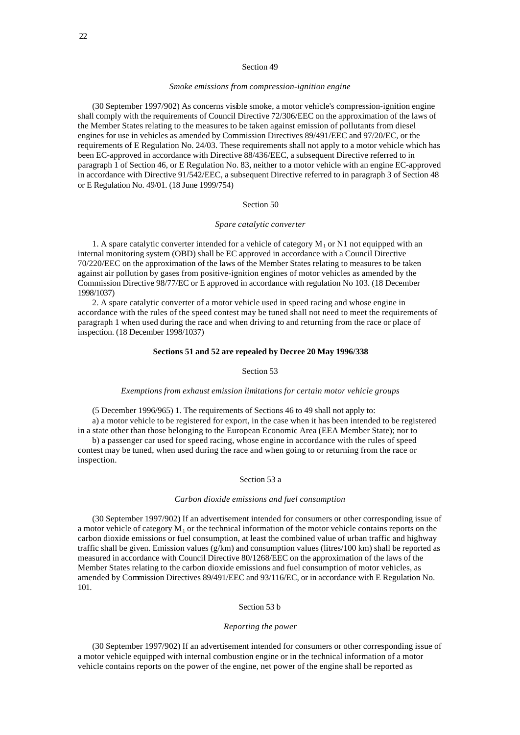## Section 49

*Smoke emissions from compression-ignition engine*

(30 September 1997/902) As concerns visible smoke, a motor vehicle's compression-ignition engine shall comply with the requirements of Council Directive 72/306/EEC on the approximation of the laws of the Member States relating to the measures to be taken against emission of pollutants from diesel engines for use in vehicles as amended by Commission Directives 89/491/EEC and 97/20/EC, or the requirements of E Regulation No. 24/03. These requirements shall not apply to a motor vehicle which has been EC-approved in accordance with Directive 88/436/EEC, a subsequent Directive referred to in paragraph 1 of Section 46, or E Regulation No. 83, neither to a motor vehicle with an engine EC-approved in accordance with Directive 91/542/EEC, a subsequent Directive referred to in paragraph 3 of Section 48 or E Regulation No. 49/01. (18 June 1999/754)

## Section 50

*Spare catalytic converter*

1. A spare catalytic converter intended for a vehicle of category $M_1$ or N1 not equipped with an internal monitoring system (OBD) shall be EC approved in accordance with a Council Directive 70/220/EEC on the approximation of the laws of the Member States relating to measures to be taken against air pollution by gases from positive-ignition engines of motor vehicles as amended by the Commission Directive 98/77/EC or E approved in accordance with regulation No 103. (18 December 1998/1037)

2. A spare catalytic converter of a motor vehicle used in speed racing and whose engine in accordance with the rules of the speed contest may be tuned shall not need to meet the requirements of paragraph 1 when used during the race and when driving to and returning from the race or place of inspection. (18 December 1998/1037)

**Sections 51 and 52 are repealed by Decree 20 May 1996/338**

## Section 53

*Exemptions from exhaust emission limitations for certain motor vehicle groups*

(5 December 1996/965) 1. The requirements of Sections 46 to 49 shall not apply to:

a) a motor vehicle to be registered for export, in the case when it has been intended to be registered in a state other than those belonging to the European Economic Area (EEA Member State); nor to

b) a passenger car used for speed racing, whose engine in accordance with the rules of speed contest may be tuned, when used during the race and when going to or returning from the race or inspection.

## Section 53 a

*Carbon dioxide emissions and fuel consumption*

(30 September 1997/902) If an advertisement intended for consumers or other corresponding issue of a motor vehicle of category $M_1$ or the technical information of the motor vehicle contains reports on the carbon dioxide emissions or fuel consumption, at least the combined value of urban traffic and highway traffic shall be given. Emission values (g/km) and consumption values (litres/100 km) shall be reported as measured in accordance with Council Directive 80/1268/EEC on the approximation of the laws of the Member States relating to the carbon dioxide emissions and fuel consumption of motor vehicles, as amended by Commission Directives 89/491/EEC and 93/116/EC, or in accordance with E Regulation No. 101.

## Section 53 b

*Reporting the power*

(30 September 1997/902) If an advertisement intended for consumers or other corresponding issue of a motor vehicle equipped with internal combustion engine or in the technical information of a motor vehicle contains reports on the power of the engine, net power of the engine shall be reported as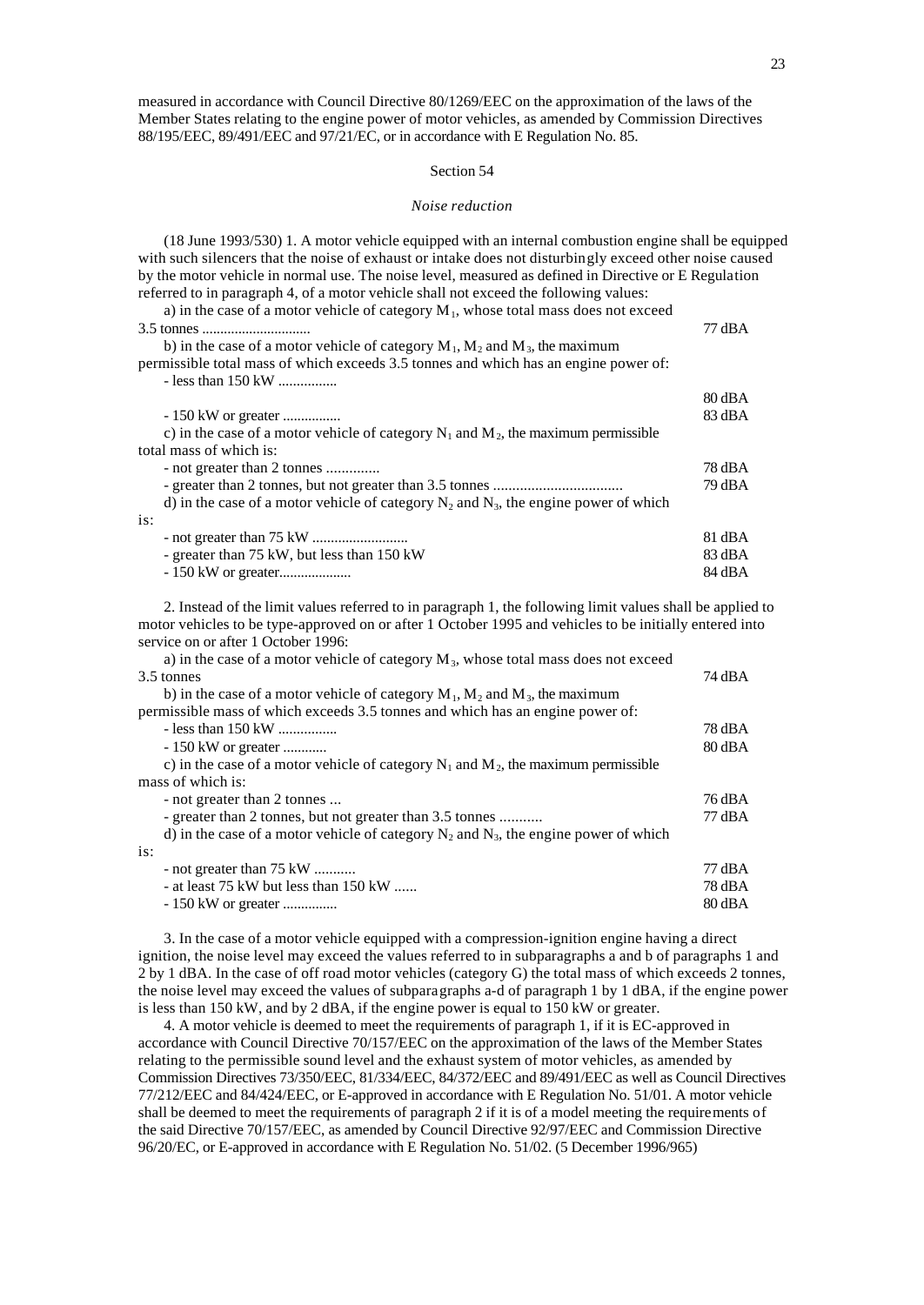measured in accordance with Council Directive 80/1269/EEC on the approximation of the laws of the Member States relating to the engine power of motor vehicles, as amended by Commission Directives 88/195/EEC, 89/491/EEC and 97/21/EC, or in accordance with E Regulation No. 85.

### Section 54

*Noise reduction*

(18 June 1993/530) 1. A motor vehicle equipped with an internal combustion engine shall be equipped with such silencers that the noise of exhaust or intake does not disturbingly exceed other noise caused by the motor vehicle in normal use. The noise level, measured as defined in Directive or E Regulation referred to in paragraph 4, of a motor vehicle shall not exceed the following values:

a) in the case of a motor vehicle of category $M_1$, whose total mass does not exceed 3.5 tonnes .............................. 77 dBA

b) in the case of a motor vehicle of category $M_1$, $M_2$ and $M_3$, the maximum permissible total mass of which exceeds 3.5 tonnes and which has an engine power of:

- less than 150 kW ................ 80 dBA
- 150 kW or greater ................ 83 dBA

c) in the case of a motor vehicle of category $N_1$ and $M_2$, the maximum permissible total mass of which is:

- not greater than 2 tonnes .............. 78 dBA
- greater than 2 tonnes, but not greater than 3.5 tonnes .................................. 79 dBA

d) in the case of a motor vehicle of category $N_2$ and $N_3$, the engine power of which is:

- not greater than 75 kW .......................... 81 dBA
- greater than 75 kW, but less than 150 kW 83 dBA
- 150 kW or greater.................... 84 dBA

2. Instead of the limit values referred to in paragraph 1, the following limit values shall be applied to motor vehicles to be type-approved on or after 1 October 1995 and vehicles to be initially entered into service on or after 1 October 1996:

a) in the case of a motor vehicle of category $M_3$, whose total mass does not exceed 3.5 tonnes 74 dBA

b) in the case of a motor vehicle of category $M_1$, $M_2$ and $M_3$, the maximum permissible mass of which exceeds 3.5 tonnes and which has an engine power of:

- less than 150 kW ................ 78 dBA
- 150 kW or greater ............ 80 dBA

c) in the case of a motor vehicle of category $N_1$ and $M_2$, the maximum permissible mass of which is:

- not greater than 2 tonnes ... 76 dBA
- greater than 2 tonnes, but not greater than 3.5 tonnes ........... 77 dBA

d) in the case of a motor vehicle of category $N_2$ and $N_3$, the engine power of which is:

- not greater than 75 kW ........... 77 dBA
- at least 75 kW but less than 150 kW ...... 78 dBA
- 150 kW or greater ............... 80 dBA

3. In the case of a motor vehicle equipped with a compression-ignition engine having a direct ignition, the noise level may exceed the values referred to in subparagraphs a and b of paragraphs 1 and 2 by 1 dBA. In the case of off road motor vehicles (category G) the total mass of which exceeds 2 tonnes, the noise level may exceed the values of subparagraphs a-d of paragraph 1 by 1 dBA, if the engine power is less than 150 kW, and by 2 dBA, if the engine power is equal to 150 kW or greater.

4. A motor vehicle is deemed to meet the requirements of paragraph 1, if it is EC-approved in accordance with Council Directive 70/157/EEC on the approximation of the laws of the Member States relating to the permissible sound level and the exhaust system of motor vehicles, as amended by Commission Directives 73/350/EEC, 81/334/EEC, 84/372/EEC and 89/491/EEC as well as Council Directives 77/212/EEC and 84/424/EEC, or E-approved in accordance with E Regulation No. 51/01. A motor vehicle shall be deemed to meet the requirements of paragraph 2 if it is of a model meeting the requirements of the said Directive 70/157/EEC, as amended by Council Directive 92/97/EEC and Commission Directive 96/20/EC, or E-approved in accordance with E Regulation No. 51/02. (5 December 1996/965)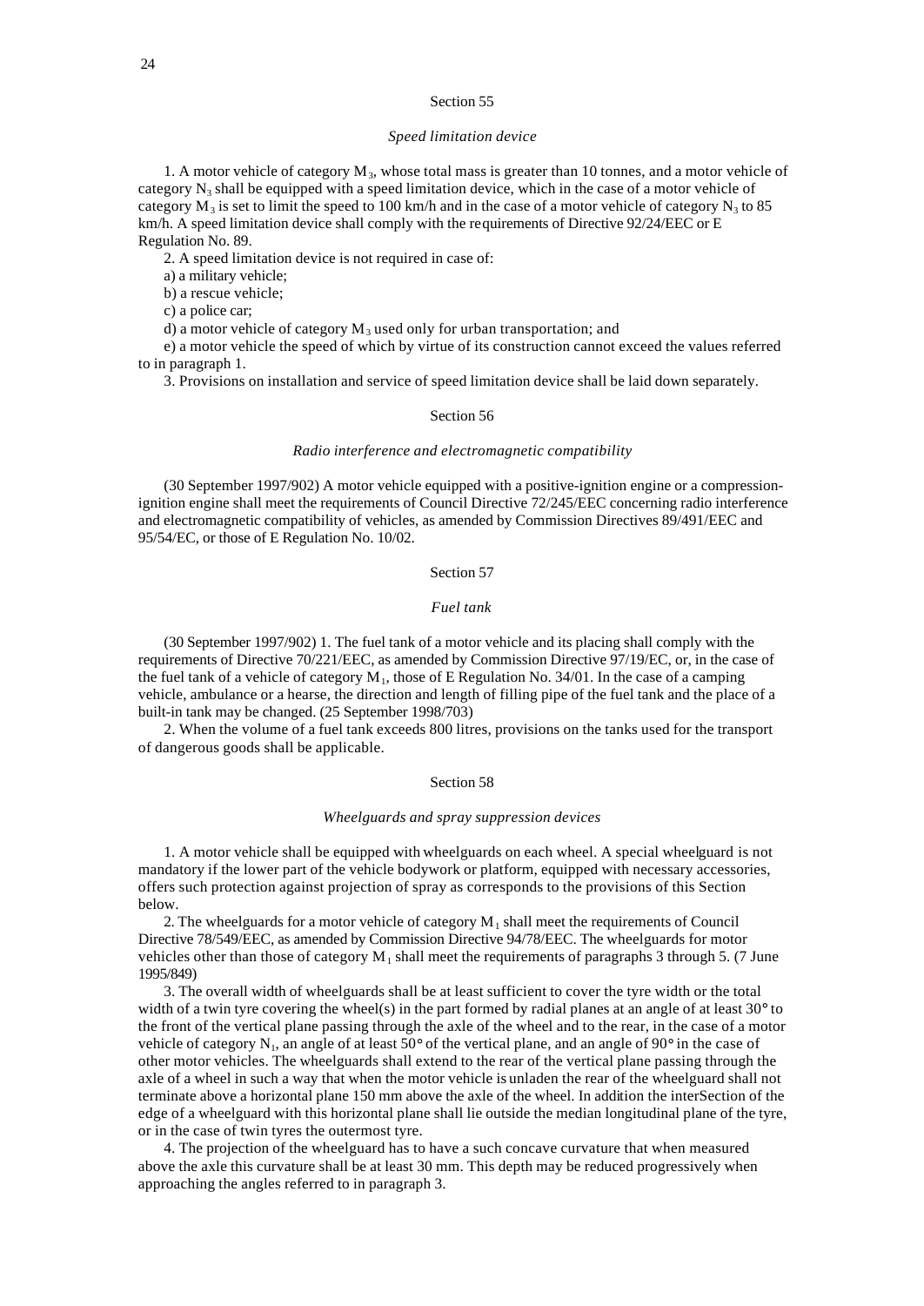## Section 55

### *Speed limitation device*

1. A motor vehicle of category $M_3$, whose total mass is greater than 10 tonnes, and a motor vehicle of category $N_3$ shall be equipped with a speed limitation device, which in the case of a motor vehicle of category $M_3$ is set to limit the speed to 100 km/h and in the case of a motor vehicle of category $N_3$ to 85 km/h. A speed limitation device shall comply with the requirements of Directive 92/24/EEC or E Regulation No. 89.

2. A speed limitation device is not required in case of:

a) a military vehicle;

b) a rescue vehicle;

c) a police car;

d) a motor vehicle of category $M_3$ used only for urban transportation; and

e) a motor vehicle the speed of which by virtue of its construction cannot exceed the values referred to in paragraph 1.

3. Provisions on installation and service of speed limitation device shall be laid down separately.

## Section 56

### *Radio interference and electromagnetic compatibility*

(30 September 1997/902) A motor vehicle equipped with a positive-ignition engine or a compression-ignition engine shall meet the requirements of Council Directive 72/245/EEC concerning radio interference and electromagnetic compatibility of vehicles, as amended by Commission Directives 89/491/EEC and 95/54/EC, or those of E Regulation No. 10/02.

## Section 57

### *Fuel tank*

(30 September 1997/902) 1. The fuel tank of a motor vehicle and its placing shall comply with the requirements of Directive 70/221/EEC, as amended by Commission Directive 97/19/EC, or, in the case of the fuel tank of a vehicle of category $M_1$, those of E Regulation No. 34/01. In the case of a camping vehicle, ambulance or a hearse, the direction and length of filling pipe of the fuel tank and the place of a built-in tank may be changed. (25 September 1998/703)

2. When the volume of a fuel tank exceeds 800 litres, provisions on the tanks used for the transport of dangerous goods shall be applicable.

## Section 58

### *Wheelguards and spray suppression devices*

1. A motor vehicle shall be equipped with wheelguards on each wheel. A special wheelguard is not mandatory if the lower part of the vehicle bodywork or platform, equipped with necessary accessories, offers such protection against projection of spray as corresponds to the provisions of this Section below.

2. The wheelguards for a motor vehicle of category $M_1$ shall meet the requirements of Council Directive 78/549/EEC, as amended by Commission Directive 94/78/EEC. The wheelguards for motor vehicles other than those of category $M_1$ shall meet the requirements of paragraphs 3 through 5. (7 June 1995/849)

3. The overall width of wheelguards shall be at least sufficient to cover the tyre width or the total width of a twin tyre covering the wheel(s) in the part formed by radial planes at an angle of at least 30° to the front of the vertical plane passing through the axle of the wheel and to the rear, in the case of a motor vehicle of category $N_1$, an angle of at least 50° of the vertical plane, and an angle of 90° in the case of other motor vehicles. The wheelguards shall extend to the rear of the vertical plane passing through the axle of a wheel in such a way that when the motor vehicle is unladen the rear of the wheelguard shall not terminate above a horizontal plane 150 mm above the axle of the wheel. In addition the interSection of the edge of a wheelguard with this horizontal plane shall lie outside the median longitudinal plane of the tyre, or in the case of twin tyres the outermost tyre.

4. The projection of the wheelguard has to have a such concave curvature that when measured above the axle this curvature shall be at least 30 mm. This depth may be reduced progressively when approaching the angles referred to in paragraph 3.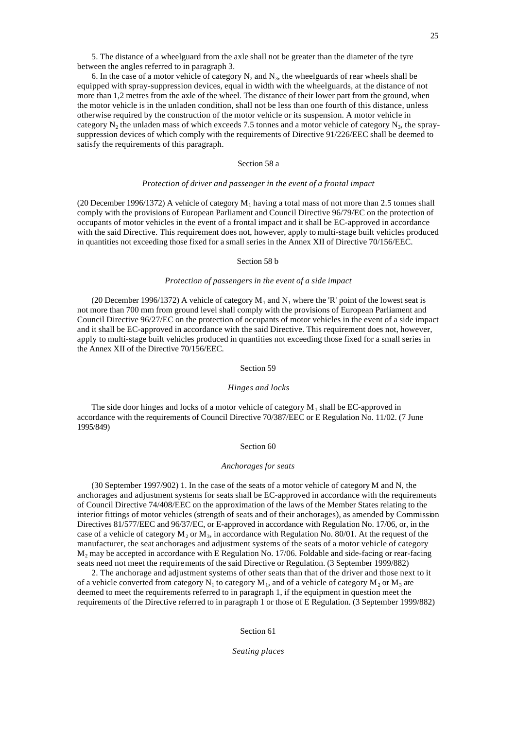5. The distance of a wheelguard from the axle shall not be greater than the diameter of the tyre between the angles referred to in paragraph 3.

6. In the case of a motor vehicle of category $N_2$ and $N_3$, the wheelguards of rear wheels shall be equipped with spray-suppression devices, equal in width with the wheelguards, at the distance of not more than 1,2 metres from the axle of the wheel. The distance of their lower part from the ground, when the motor vehicle is in the unladen condition, shall not be less than one fourth of this distance, unless otherwise required by the construction of the motor vehicle or its suspension. A motor vehicle in category $N_2$ the unladen mass of which exceeds 7.5 tonnes and a motor vehicle of category $N_3$, the spray-suppression devices of which comply with the requirements of Directive 91/226/EEC shall be deemed to satisfy the requirements of this paragraph.

Section 58 a

*Protection of driver and passenger in the event of a frontal impact*

(20 December 1996/1372) A vehicle of category $M_1$ having a total mass of not more than 2.5 tonnes shall comply with the provisions of European Parliament and Council Directive 96/79/EC on the protection of occupants of motor vehicles in the event of a frontal impact and it shall be EC-approved in accordance with the said Directive. This requirement does not, however, apply to multi-stage built vehicles produced in quantities not exceeding those fixed for a small series in the Annex XII of Directive 70/156/EEC.

Section 58 b

*Protection of passengers in the event of a side impact*

(20 December 1996/1372) A vehicle of category $M_1$ and $N_1$ where the 'R' point of the lowest seat is not more than 700 mm from ground level shall comply with the provisions of European Parliament and Council Directive 96/27/EC on the protection of occupants of motor vehicles in the event of a side impact and it shall be EC-approved in accordance with the said Directive. This requirement does not, however, apply to multi-stage built vehicles produced in quantities not exceeding those fixed for a small series in the Annex XII of the Directive 70/156/EEC.

Section 59

*Hinges and locks*

The side door hinges and locks of a motor vehicle of category $M_1$ shall be EC-approved in accordance with the requirements of Council Directive 70/387/EEC or E Regulation No. 11/02. (7 June 1995/849)

Section 60

*Anchorages for seats*

(30 September 1997/902) 1. In the case of the seats of a motor vehicle of category M and N, the anchorages and adjustment systems for seats shall be EC-approved in accordance with the requirements of Council Directive 74/408/EEC on the approximation of the laws of the Member States relating to the interior fittings of motor vehicles (strength of seats and of their anchorages), as amended by Commission Directives 81/577/EEC and 96/37/EC, or E-approved in accordance with Regulation No. 17/06, or, in the case of a vehicle of category $M_2$ or $M_3$, in accordance with Regulation No. 80/01. At the request of the manufacturer, the seat anchorages and adjustment systems of the seats of a motor vehicle of category $M_2$ may be accepted in accordance with E Regulation No. 17/06. Foldable and side-facing or rear-facing seats need not meet the requirements of the said Directive or Regulation. (3 September 1999/882)

2. The anchorage and adjustment systems of other seats than that of the driver and those next to it of a vehicle converted from category $N_1$ to category $M_1$, and of a vehicle of category $M_2$ or $M_3$ are deemed to meet the requirements referred to in paragraph 1, if the equipment in question meet the requirements of the Directive referred to in paragraph 1 or those of E Regulation. (3 September 1999/882)

Section 61

*Seating places*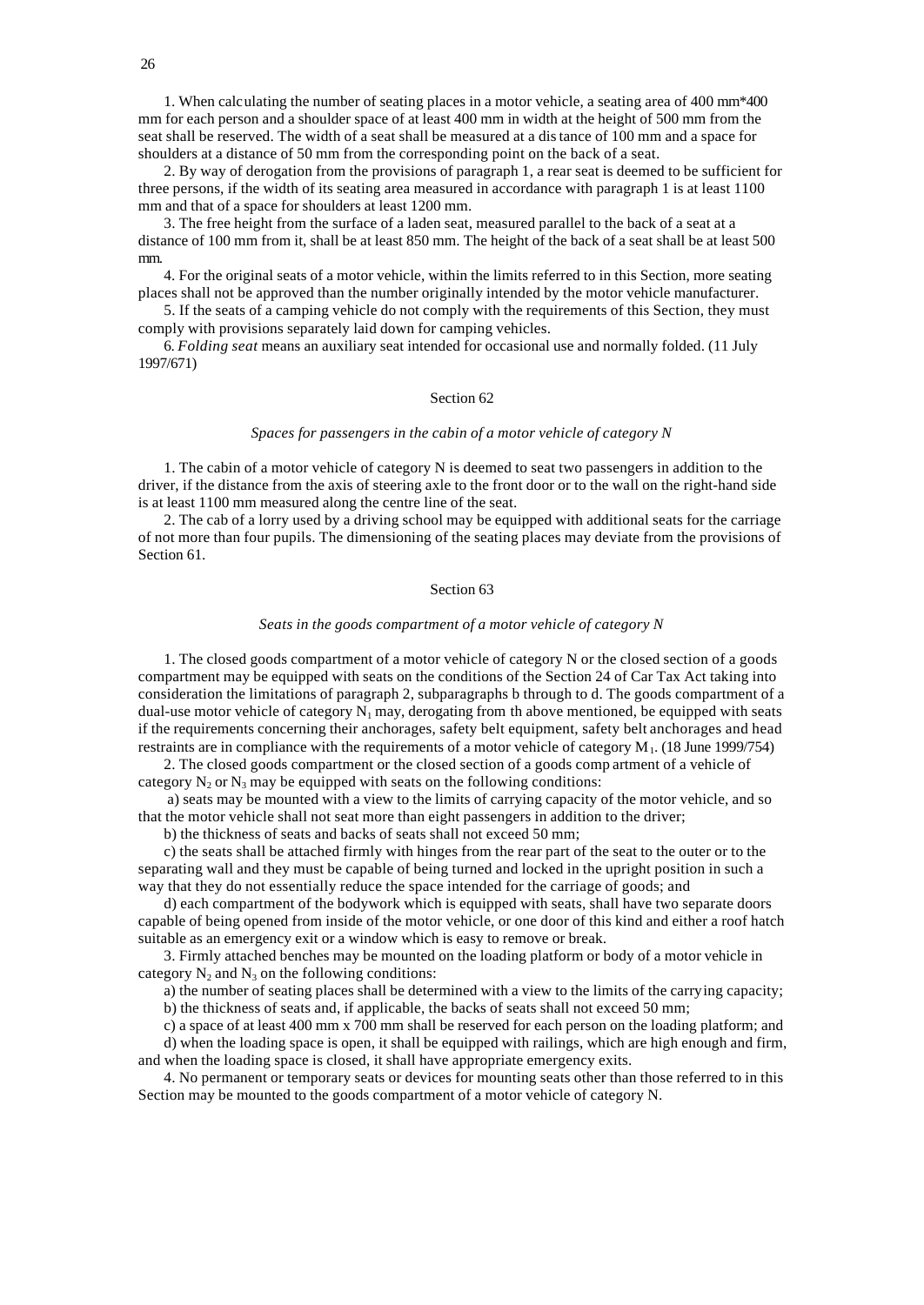1. When calculating the number of seating places in a motor vehicle, a seating area of 400 mm*400 mm for each person and a shoulder space of at least 400 mm in width at the height of 500 mm from the seat shall be reserved. The width of a seat shall be measured at a distance of 100 mm and a space for shoulders at a distance of 50 mm from the corresponding point on the back of a seat.

2. By way of derogation from the provisions of paragraph 1, a rear seat is deemed to be sufficient for three persons, if the width of its seating area measured in accordance with paragraph 1 is at least 1100 mm and that of a space for shoulders at least 1200 mm.

3. The free height from the surface of a laden seat, measured parallel to the back of a seat at a distance of 100 mm from it, shall be at least 850 mm. The height of the back of a seat shall be at least 500 mm.

4. For the original seats of a motor vehicle, within the limits referred to in this Section, more seating places shall not be approved than the number originally intended by the motor vehicle manufacturer.

5. If the seats of a camping vehicle do not comply with the requirements of this Section, they must comply with provisions separately laid down for camping vehicles.

6. *Folding seat* means an auxiliary seat intended for occasional use and normally folded. (11 July 1997/671)

## Section 62

### *Spaces for passengers in the cabin of a motor vehicle of category N*

1. The cabin of a motor vehicle of category N is deemed to seat two passengers in addition to the driver, if the distance from the axis of steering axle to the front door or to the wall on the right-hand side is at least 1100 mm measured along the centre line of the seat.

2. The cab of a lorry used by a driving school may be equipped with additional seats for the carriage of not more than four pupils. The dimensioning of the seating places may deviate from the provisions of Section 61.

## Section 63

### *Seats in the goods compartment of a motor vehicle of category N*

1. The closed goods compartment of a motor vehicle of category N or the closed section of a goods compartment may be equipped with seats on the conditions of the Section 24 of Car Tax Act taking into consideration the limitations of paragraph 2, subparagraphs b through to d. The goods compartment of a dual-use motor vehicle of category $N_1$ may, derogating from th above mentioned, be equipped with seats if the requirements concerning their anchorages, safety belt equipment, safety belt anchorages and head restraints are in compliance with the requirements of a motor vehicle of category $M_1$. (18 June 1999/754)

2. The closed goods compartment or the closed section of a goods compartment of a vehicle of category $N_2$ or $N_3$ may be equipped with seats on the following conditions:

a) seats may be mounted with a view to the limits of carrying capacity of the motor vehicle, and so that the motor vehicle shall not seat more than eight passengers in addition to the driver;

b) the thickness of seats and backs of seats shall not exceed 50 mm;

c) the seats shall be attached firmly with hinges from the rear part of the seat to the outer or to the separating wall and they must be capable of being turned and locked in the upright position in such a way that they do not essentially reduce the space intended for the carriage of goods; and

d) each compartment of the bodywork which is equipped with seats, shall have two separate doors capable of being opened from inside of the motor vehicle, or one door of this kind and either a roof hatch suitable as an emergency exit or a window which is easy to remove or break.

3. Firmly attached benches may be mounted on the loading platform or body of a motor vehicle in category $N_2$ and $N_3$ on the following conditions:

a) the number of seating places shall be determined with a view to the limits of the carrying capacity;

b) the thickness of seats and, if applicable, the backs of seats shall not exceed 50 mm;

c) a space of at least 400 mm x 700 mm shall be reserved for each person on the loading platform; and

d) when the loading space is open, it shall be equipped with railings, which are high enough and firm, and when the loading space is closed, it shall have appropriate emergency exits.

4. No permanent or temporary seats or devices for mounting seats other than those referred to in this Section may be mounted to the goods compartment of a motor vehicle of category N.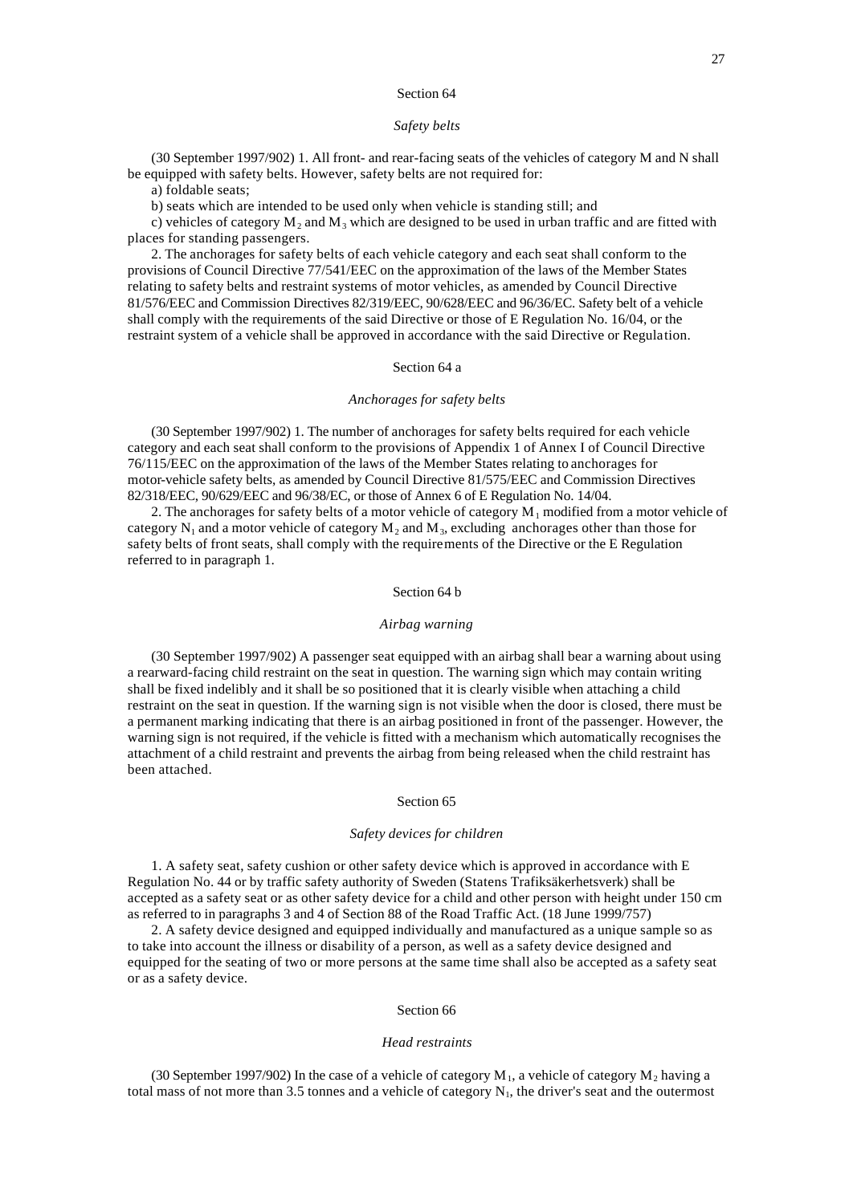## Section 64

### *Safety belts*

(30 September 1997/902) 1. All front- and rear-facing seats of the vehicles of category M and N shall be equipped with safety belts. However, safety belts are not required for:

a) foldable seats;

b) seats which are intended to be used only when vehicle is standing still; and

c) vehicles of category $M_2$ and $M_3$ which are designed to be used in urban traffic and are fitted with places for standing passengers.

2. The anchorages for safety belts of each vehicle category and each seat shall conform to the provisions of Council Directive 77/541/EEC on the approximation of the laws of the Member States relating to safety belts and restraint systems of motor vehicles, as amended by Council Directive 81/576/EEC and Commission Directives 82/319/EEC, 90/628/EEC and 96/36/EC. Safety belt of a vehicle shall comply with the requirements of the said Directive or those of E Regulation No. 16/04, or the restraint system of a vehicle shall be approved in accordance with the said Directive or Regulation.

## Section 64 a

### *Anchorages for safety belts*

(30 September 1997/902) 1. The number of anchorages for safety belts required for each vehicle category and each seat shall conform to the provisions of Appendix 1 of Annex I of Council Directive 76/115/EEC on the approximation of the laws of the Member States relating to anchorages for motor-vehicle safety belts, as amended by Council Directive 81/575/EEC and Commission Directives 82/318/EEC, 90/629/EEC and 96/38/EC, or those of Annex 6 of E Regulation No. 14/04.

2. The anchorages for safety belts of a motor vehicle of category $M_1$ modified from a motor vehicle of category $N_1$ and a motor vehicle of category $M_2$ and $M_3$, excluding anchorages other than those for safety belts of front seats, shall comply with the requirements of the Directive or the E Regulation referred to in paragraph 1.

## Section 64 b

### *Airbag warning*

(30 September 1997/902) A passenger seat equipped with an airbag shall bear a warning about using a rearward-facing child restraint on the seat in question. The warning sign which may contain writing shall be fixed indelibly and it shall be so positioned that it is clearly visible when attaching a child restraint on the seat in question. If the warning sign is not visible when the door is closed, there must be a permanent marking indicating that there is an airbag positioned in front of the passenger. However, the warning sign is not required, if the vehicle is fitted with a mechanism which automatically recognises the attachment of a child restraint and prevents the airbag from being released when the child restraint has been attached.

## Section 65

### *Safety devices for children*

1. A safety seat, safety cushion or other safety device which is approved in accordance with E Regulation No. 44 or by traffic safety authority of Sweden (Statens Trafiksäkerhetsverk) shall be accepted as a safety seat or as other safety device for a child and other person with height under 150 cm as referred to in paragraphs 3 and 4 of Section 88 of the Road Traffic Act. (18 June 1999/757)

2. A safety device designed and equipped individually and manufactured as a unique sample so as to take into account the illness or disability of a person, as well as a safety device designed and equipped for the seating of two or more persons at the same time shall also be accepted as a safety seat or as a safety device.

## Section 66

### *Head restraints*

(30 September 1997/902) In the case of a vehicle of category $M_1$, a vehicle of category $M_2$ having a total mass of not more than 3.5 tonnes and a vehicle of category $N_1$, the driver's seat and the outermost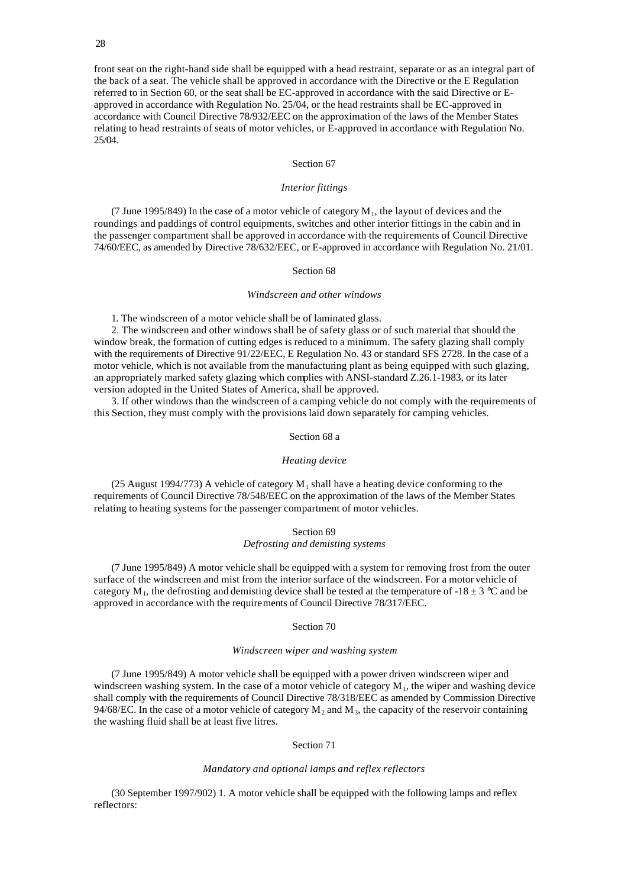front seat on the right-hand side shall be equipped with a head restraint, separate or as an integral part of the back of a seat. The vehicle shall be approved in accordance with the Directive or the E Regulation referred to in Section 60, or the seat shall be EC-approved in accordance with the said Directive or E-approved in accordance with Regulation No. 25/04, or the head restraints shall be EC-approved in accordance with Council Directive 78/932/EEC on the approximation of the laws of the Member States relating to head restraints of seats of motor vehicles, or E-approved in accordance with Regulation No. 25/04.

## Section 67

### *Interior fittings*

(7 June 1995/849) In the case of a motor vehicle of category $M_1$, the layout of devices and the roundings and paddings of control equipments, switches and other interior fittings in the cabin and in the passenger compartment shall be approved in accordance with the requirements of Council Directive 74/60/EEC, as amended by Directive 78/632/EEC, or E-approved in accordance with Regulation No. 21/01.

## Section 68

### *Windscreen and other windows*

1. The windscreen of a motor vehicle shall be of laminated glass.

2. The windscreen and other windows shall be of safety glass or of such material that should the window break, the formation of cutting edges is reduced to a minimum. The safety glazing shall comply with the requirements of Directive 91/22/EEC, E Regulation No. 43 or standard SFS 2728. In the case of a motor vehicle, which is not available from the manufacturing plant as being equipped with such glazing, an appropriately marked safety glazing which complies with ANSI-standard Z.26.1-1983, or its later version adopted in the United States of America, shall be approved.

3. If other windows than the windscreen of a camping vehicle do not comply with the requirements of this Section, they must comply with the provisions laid down separately for camping vehicles.

## Section 68 a

### *Heating device*

(25 August 1994/773) A vehicle of category $M_1$ shall have a heating device conforming to the requirements of Council Directive 78/548/EEC on the approximation of the laws of the Member States relating to heating systems for the passenger compartment of motor vehicles.

## Section 69

### *Defrosting and demisting systems*

(7 June 1995/849) A motor vehicle shall be equipped with a system for removing frost from the outer surface of the windscreen and mist from the interior surface of the windscreen. For a motor vehicle of category $M_1$, the defrosting and demisting device shall be tested at the temperature of $-18 \pm 3$ °C and be approved in accordance with the requirements of Council Directive 78/317/EEC.

## Section 70

### *Windscreen wiper and washing system*

(7 June 1995/849) A motor vehicle shall be equipped with a power driven windscreen wiper and windscreen washing system. In the case of a motor vehicle of category $M_1$, the wiper and washing device shall comply with the requirements of Council Directive 78/318/EEC as amended by Commission Directive 94/68/EC. In the case of a motor vehicle of category $M_2$ and $M_3$, the capacity of the reservoir containing the washing fluid shall be at least five litres.

## Section 71

### *Mandatory and optional lamps and reflex reflectors*

(30 September 1997/902) 1. A motor vehicle shall be equipped with the following lamps and reflex reflectors: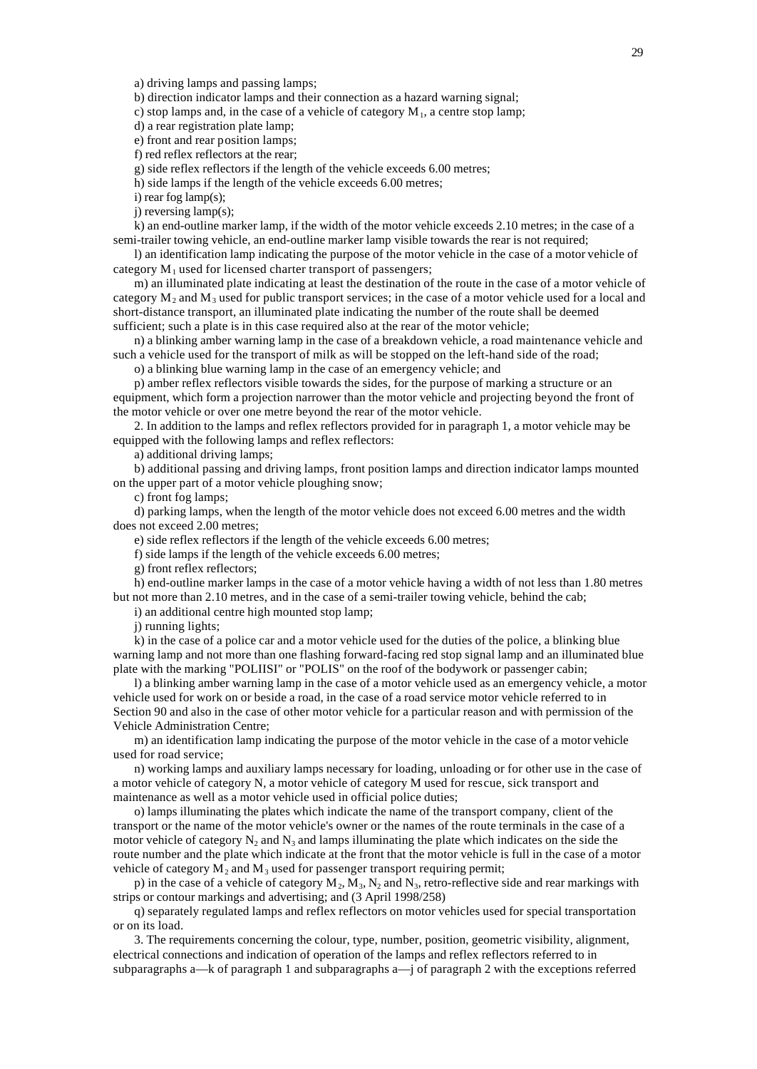a) driving lamps and passing lamps;

b) direction indicator lamps and their connection as a hazard warning signal;

c) stop lamps and, in the case of a vehicle of category $M_1$, a centre stop lamp;

d) a rear registration plate lamp;

e) front and rear position lamps;

f) red reflex reflectors at the rear;

g) side reflex reflectors if the length of the vehicle exceeds 6.00 metres;

h) side lamps if the length of the vehicle exceeds 6.00 metres;

i) rear fog lamp(s);

j) reversing lamp(s);

k) an end-outline marker lamp, if the width of the motor vehicle exceeds 2.10 metres; in the case of a semi-trailer towing vehicle, an end-outline marker lamp visible towards the rear is not required;

l) an identification lamp indicating the purpose of the motor vehicle in the case of a motor vehicle of category $M_1$ used for licensed charter transport of passengers;

m) an illuminated plate indicating at least the destination of the route in the case of a motor vehicle of category $M_2$ and $M_3$ used for public transport services; in the case of a motor vehicle used for a local and short-distance transport, an illuminated plate indicating the number of the route shall be deemed sufficient; such a plate is in this case required also at the rear of the motor vehicle;

n) a blinking amber warning lamp in the case of a breakdown vehicle, a road maintenance vehicle and such a vehicle used for the transport of milk as will be stopped on the left-hand side of the road;

o) a blinking blue warning lamp in the case of an emergency vehicle; and

p) amber reflex reflectors visible towards the sides, for the purpose of marking a structure or an equipment, which form a projection narrower than the motor vehicle and projecting beyond the front of the motor vehicle or over one metre beyond the rear of the motor vehicle.

2. In addition to the lamps and reflex reflectors provided for in paragraph 1, a motor vehicle may be equipped with the following lamps and reflex reflectors:

a) additional driving lamps;

b) additional passing and driving lamps, front position lamps and direction indicator lamps mounted on the upper part of a motor vehicle ploughing snow;

c) front fog lamps;

d) parking lamps, when the length of the motor vehicle does not exceed 6.00 metres and the width does not exceed 2.00 metres;

e) side reflex reflectors if the length of the vehicle exceeds 6.00 metres;

f) side lamps if the length of the vehicle exceeds 6.00 metres;

g) front reflex reflectors;

h) end-outline marker lamps in the case of a motor vehicle having a width of not less than 1.80 metres but not more than 2.10 metres, and in the case of a semi-trailer towing vehicle, behind the cab;

i) an additional centre high mounted stop lamp;

j) running lights;

k) in the case of a police car and a motor vehicle used for the duties of the police, a blinking blue warning lamp and not more than one flashing forward-facing red stop signal lamp and an illuminated blue plate with the marking "POLIISI" or "POLIS" on the roof of the bodywork or passenger cabin;

l) a blinking amber warning lamp in the case of a motor vehicle used as an emergency vehicle, a motor vehicle used for work on or beside a road, in the case of a road service motor vehicle referred to in Section 90 and also in the case of other motor vehicle for a particular reason and with permission of the Vehicle Administration Centre;

m) an identification lamp indicating the purpose of the motor vehicle in the case of a motor vehicle used for road service;

n) working lamps and auxiliary lamps necessary for loading, unloading or for other use in the case of a motor vehicle of category N, a motor vehicle of category M used for rescue, sick transport and maintenance as well as a motor vehicle used in official police duties;

o) lamps illuminating the plates which indicate the name of the transport company, client of the transport or the name of the motor vehicle's owner or the names of the route terminals in the case of a motor vehicle of category $N_2$ and $N_3$ and lamps illuminating the plate which indicates on the side the route number and the plate which indicate at the front that the motor vehicle is full in the case of a motor vehicle of category $M_2$ and $M_3$ used for passenger transport requiring permit;

p) in the case of a vehicle of category $M_2$, $M_3$, $N_2$ and $N_3$, retro-reflective side and rear markings with strips or contour markings and advertising; and (3 April 1998/258)

q) separately regulated lamps and reflex reflectors on motor vehicles used for special transportation or on its load.

3. The requirements concerning the colour, type, number, position, geometric visibility, alignment, electrical connections and indication of operation of the lamps and reflex reflectors referred to in subparagraphs a—k of paragraph 1 and subparagraphs a—j of paragraph 2 with the exceptions referred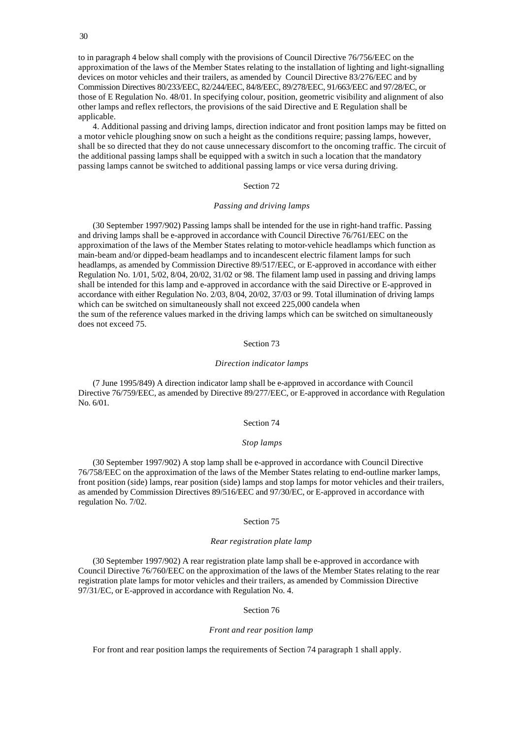to in paragraph 4 below shall comply with the provisions of Council Directive 76/756/EEC on the approximation of the laws of the Member States relating to the installation of lighting and light-signalling devices on motor vehicles and their trailers, as amended by Council Directive 83/276/EEC and by Commission Directives 80/233/EEC, 82/244/EEC, 84/8/EEC, 89/278/EEC, 91/663/EEC and 97/28/EC, or those of E Regulation No. 48/01. In specifying colour, position, geometric visibility and alignment of also other lamps and reflex reflectors, the provisions of the said Directive and E Regulation shall be applicable.

4. Additional passing and driving lamps, direction indicator and front position lamps may be fitted on a motor vehicle ploughing snow on such a height as the conditions require; passing lamps, however, shall be so directed that they do not cause unnecessary discomfort to the oncoming traffic. The circuit of the additional passing lamps shall be equipped with a switch in such a location that the mandatory passing lamps cannot be switched to additional passing lamps or vice versa during driving.

## Section 72

### *Passing and driving lamps*

(30 September 1997/902) Passing lamps shall be intended for the use in right-hand traffic. Passing and driving lamps shall be e-approved in accordance with Council Directive 76/761/EEC on the approximation of the laws of the Member States relating to motor-vehicle headlamps which function as main-beam and/or dipped-beam headlamps and to incandescent electric filament lamps for such headlamps, as amended by Commission Directive 89/517/EEC, or E-approved in accordance with either Regulation No. 1/01, 5/02, 8/04, 20/02, 31/02 or 98. The filament lamp used in passing and driving lamps shall be intended for this lamp and e-approved in accordance with the said Directive or E-approved in accordance with either Regulation No. 2/03, 8/04, 20/02, 37/03 or 99. Total illumination of driving lamps which can be switched on simultaneously shall not exceed 225,000 candela when the sum of the reference values marked in the driving lamps which can be switched on simultaneously does not exceed 75.

## Section 73

### *Direction indicator lamps*

(7 June 1995/849) A direction indicator lamp shall be e-approved in accordance with Council Directive 76/759/EEC, as amended by Directive 89/277/EEC, or E-approved in accordance with Regulation No. 6/01.

## Section 74

### *Stop lamps*

(30 September 1997/902) A stop lamp shall be e-approved in accordance with Council Directive 76/758/EEC on the approximation of the laws of the Member States relating to end-outline marker lamps, front position (side) lamps, rear position (side) lamps and stop lamps for motor vehicles and their trailers, as amended by Commission Directives 89/516/EEC and 97/30/EC, or E-approved in accordance with regulation No. 7/02.

## Section 75

### *Rear registration plate lamp*

(30 September 1997/902) A rear registration plate lamp shall be e-approved in accordance with Council Directive 76/760/EEC on the approximation of the laws of the Member States relating to the rear registration plate lamps for motor vehicles and their trailers, as amended by Commission Directive 97/31/EC, or E-approved in accordance with Regulation No. 4.

## Section 76

### *Front and rear position lamp*

For front and rear position lamps the requirements of Section 74 paragraph 1 shall apply.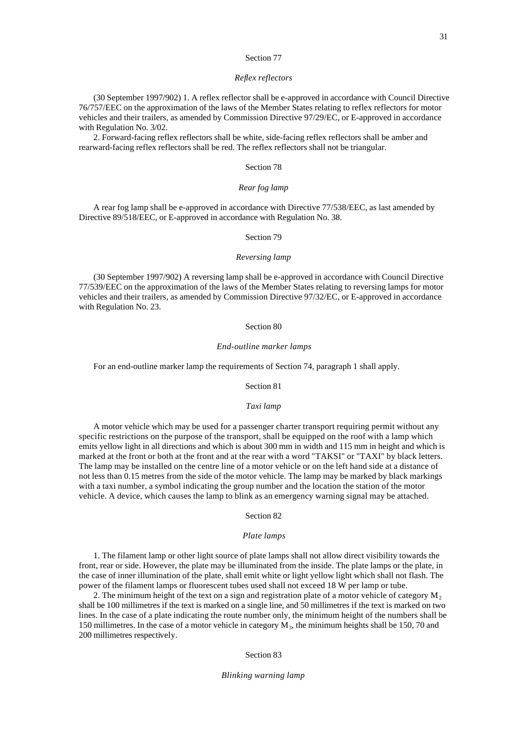### Section 77

*Reflex reflectors*

(30 September 1997/902) 1. A reflex reflector shall be e-approved in accordance with Council Directive 76/757/EEC on the approximation of the laws of the Member States relating to reflex reflectors for motor vehicles and their trailers, as amended by Commission Directive 97/29/EC, or E-approved in accordance with Regulation No. 3/02.

2. Forward-facing reflex reflectors shall be white, side-facing reflex reflectors shall be amber and rearward-facing reflex reflectors shall be red. The reflex reflectors shall not be triangular.

### Section 78

*Rear fog lamp*

A rear fog lamp shall be e-approved in accordance with Directive 77/538/EEC, as last amended by Directive 89/518/EEC, or E-approved in accordance with Regulation No. 38.

### Section 79

*Reversing lamp*

(30 September 1997/902) A reversing lamp shall be e-approved in accordance with Council Directive 77/539/EEC on the approximation of the laws of the Member States relating to reversing lamps for motor vehicles and their trailers, as amended by Commission Directive 97/32/EC, or E-approved in accordance with Regulation No. 23.

### Section 80

*End-outline marker lamps*

For an end-outline marker lamp the requirements of Section 74, paragraph 1 shall apply.

### Section 81

*Taxi lamp*

A motor vehicle which may be used for a passenger charter transport requiring permit without any specific restrictions on the purpose of the transport, shall be equipped on the roof with a lamp which emits yellow light in all directions and which is about 300 mm in width and 115 mm in height and which is marked at the front or both at the front and at the rear with a word "TAKSI" or "TAXI" by black letters. The lamp may be installed on the centre line of a motor vehicle or on the left hand side at a distance of not less than 0.15 metres from the side of the motor vehicle. The lamp may be marked by black markings with a taxi number, a symbol indicating the group number and the location the station of the motor vehicle. A device, which causes the lamp to blink as an emergency warning signal may be attached.

### Section 82

*Plate lamps*

1. The filament lamp or other light source of plate lamps shall not allow direct visibility towards the front, rear or side. However, the plate may be illuminated from the inside. The plate lamps or the plate, in the case of inner illumination of the plate, shall emit white or light yellow light which shall not flash. The power of the filament lamps or fluorescent tubes used shall not exceed 18 W per lamp or tube.

2. The minimum height of the text on a sign and registration plate of a motor vehicle of category $M_2$ shall be 100 millimetres if the text is marked on a single line, and 50 millimetres if the text is marked on two lines. In the case of a plate indicating the route number only, the minimum height of the numbers shall be 150 millimetres. In the case of a motor vehicle in category $M_3$, the minimum heights shall be 150, 70 and 200 millimetres respectively.

### Section 83

*Blinking warning lamp*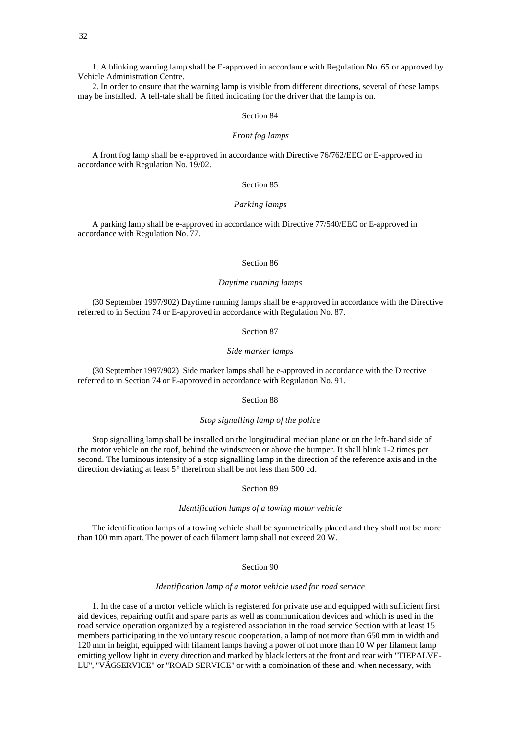1. A blinking warning lamp shall be E-approved in accordance with Regulation No. 65 or approved by Vehicle Administration Centre.

2. In order to ensure that the warning lamp is visible from different directions, several of these lamps may be installed. A tell-tale shall be fitted indicating for the driver that the lamp is on.

Section 84

*Front fog lamps*

A front fog lamp shall be e-approved in accordance with Directive 76/762/EEC or E-approved in accordance with Regulation No. 19/02.

Section 85

*Parking lamps*

A parking lamp shall be e-approved in accordance with Directive 77/540/EEC or E-approved in accordance with Regulation No. 77.

Section 86

*Daytime running lamps*

(30 September 1997/902) Daytime running lamps shall be e-approved in accordance with the Directive referred to in Section 74 or E-approved in accordance with Regulation No. 87.

Section 87

*Side marker lamps*

(30 September 1997/902) Side marker lamps shall be e-approved in accordance with the Directive referred to in Section 74 or E-approved in accordance with Regulation No. 91.

Section 88

*Stop signalling lamp of the police*

Stop signalling lamp shall be installed on the longitudinal median plane or on the left-hand side of the motor vehicle on the roof, behind the windscreen or above the bumper. It shall blink 1-2 times per second. The luminous intensity of a stop signalling lamp in the direction of the reference axis and in the direction deviating at least 5° therefrom shall be not less than 500 cd.

Section 89

*Identification lamps of a towing motor vehicle*

The identification lamps of a towing vehicle shall be symmetrically placed and they shall not be more than 100 mm apart. The power of each filament lamp shall not exceed 20 W.

Section 90

*Identification lamp of a motor vehicle used for road service*

1. In the case of a motor vehicle which is registered for private use and equipped with sufficient first aid devices, repairing outfit and spare parts as well as communication devices and which is used in the road service operation organized by a registered association in the road service Section with at least 15 members participating in the voluntary rescue cooperation, a lamp of not more than 650 mm in width and 120 mm in height, equipped with filament lamps having a power of not more than 10 W per filament lamp emitting yellow light in every direction and marked by black letters at the front and rear with "TIEPALVE-LU", "VÄGSERVICE" or "ROAD SERVICE" or with a combination of these and, when necessary, with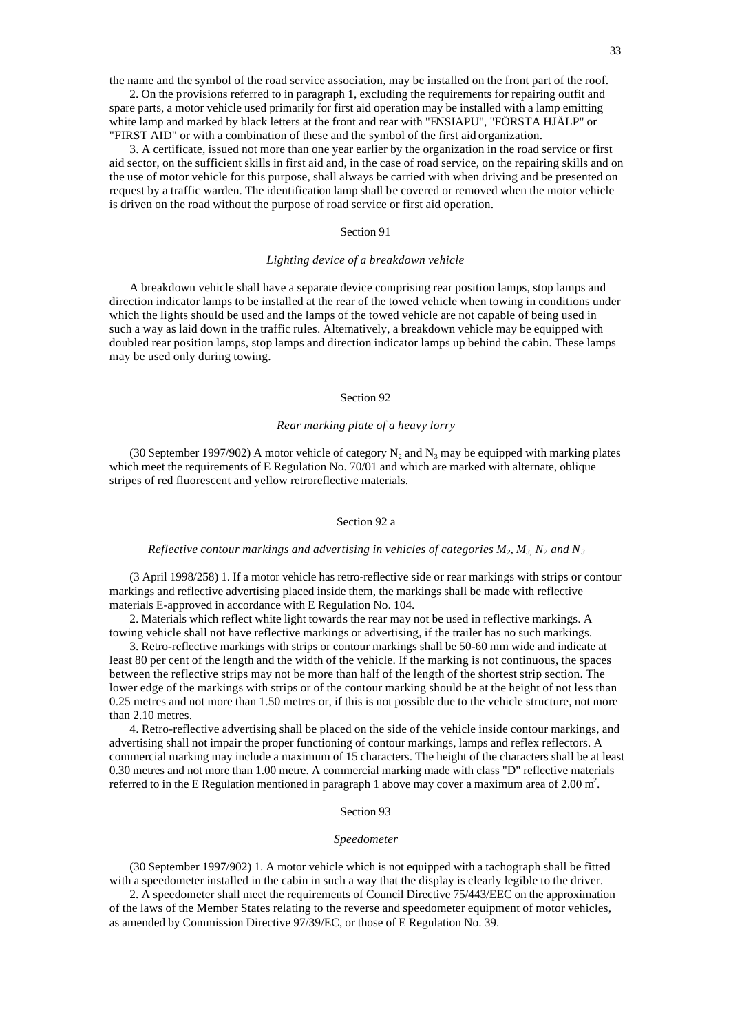the name and the symbol of the road service association, may be installed on the front part of the roof.

2. On the provisions referred to in paragraph 1, excluding the requirements for repairing outfit and spare parts, a motor vehicle used primarily for first aid operation may be installed with a lamp emitting white lamp and marked by black letters at the front and rear with "ENSIAPU", "FÖRSTA HJÄLP" or "FIRST AID" or with a combination of these and the symbol of the first aid organization.

3. A certificate, issued not more than one year earlier by the organization in the road service or first aid sector, on the sufficient skills in first aid and, in the case of road service, on the repairing skills and on the use of motor vehicle for this purpose, shall always be carried with when driving and be presented on request by a traffic warden. The identification lamp shall be covered or removed when the motor vehicle is driven on the road without the purpose of road service or first aid operation.

## Section 91

### *Lighting device of a breakdown vehicle*

A breakdown vehicle shall have a separate device comprising rear position lamps, stop lamps and direction indicator lamps to be installed at the rear of the towed vehicle when towing in conditions under which the lights should be used and the lamps of the towed vehicle are not capable of being used in such a way as laid down in the traffic rules. Alternatively, a breakdown vehicle may be equipped with doubled rear position lamps, stop lamps and direction indicator lamps up behind the cabin. These lamps may be used only during towing.

## Section 92

### *Rear marking plate of a heavy lorry*

(30 September 1997/902) A motor vehicle of category $N_2$ and $N_3$ may be equipped with marking plates which meet the requirements of E Regulation No. 70/01 and which are marked with alternate, oblique stripes of red fluorescent and yellow retroreflective materials.

## Section 92 a

### *Reflective contour markings and advertising in vehicles of categories $M_2$, $M_3$, $N_2$ and $N_3$*

(3 April 1998/258) 1. If a motor vehicle has retro-reflective side or rear markings with strips or contour markings and reflective advertising placed inside them, the markings shall be made with reflective materials E-approved in accordance with E Regulation No. 104.

2. Materials which reflect white light towards the rear may not be used in reflective markings. A towing vehicle shall not have reflective markings or advertising, if the trailer has no such markings.

3. Retro-reflective markings with strips or contour markings shall be 50-60 mm wide and indicate at least 80 per cent of the length and the width of the vehicle. If the marking is not continuous, the spaces between the reflective strips may not be more than half of the length of the shortest strip section. The lower edge of the markings with strips or of the contour marking should be at the height of not less than 0.25 metres and not more than 1.50 metres or, if this is not possible due to the vehicle structure, not more than 2.10 metres.

4. Retro-reflective advertising shall be placed on the side of the vehicle inside contour markings, and advertising shall not impair the proper functioning of contour markings, lamps and reflex reflectors. A commercial marking may include a maximum of 15 characters. The height of the characters shall be at least 0.30 metres and not more than 1.00 metre. A commercial marking made with class "D" reflective materials referred to in the E Regulation mentioned in paragraph 1 above may cover a maximum area of 2.00 $m^2$.

## Section 93

### *Speedometer*

(30 September 1997/902) 1. A motor vehicle which is not equipped with a tachograph shall be fitted with a speedometer installed in the cabin in such a way that the display is clearly legible to the driver.

2. A speedometer shall meet the requirements of Council Directive 75/443/EEC on the approximation of the laws of the Member States relating to the reverse and speedometer equipment of motor vehicles, as amended by Commission Directive 97/39/EC, or those of E Regulation No. 39.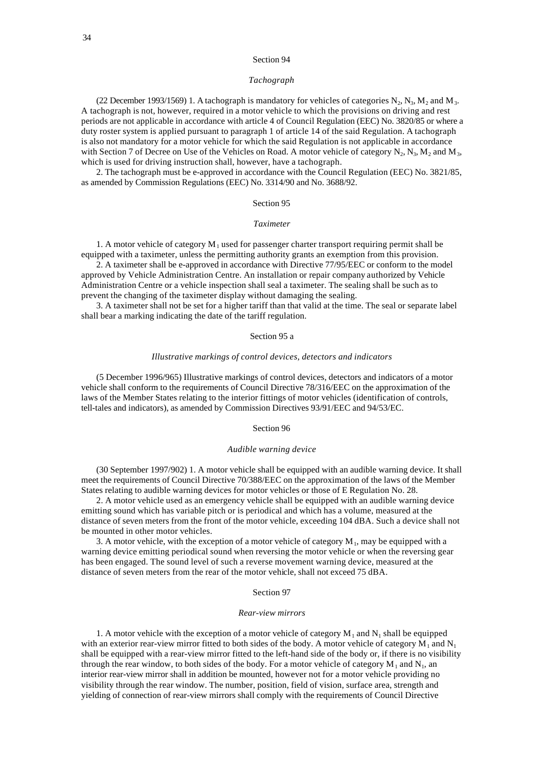## Section 94

### *Tachograph*

(22 December 1993/1569) 1. A tachograph is mandatory for vehicles of categories $N_2$, $N_3$, $M_2$ and $M_3$. A tachograph is not, however, required in a motor vehicle to which the provisions on driving and rest periods are not applicable in accordance with article 4 of Council Regulation (EEC) No. 3820/85 or where a duty roster system is applied pursuant to paragraph 1 of article 14 of the said Regulation. A tachograph is also not mandatory for a motor vehicle for which the said Regulation is not applicable in accordance with Section 7 of Decree on Use of the Vehicles on Road. A motor vehicle of category $N_2$, $N_3$, $M_2$ and $M_3$, which is used for driving instruction shall, however, have a tachograph.

2. The tachograph must be e-approved in accordance with the Council Regulation (EEC) No. 3821/85, as amended by Commission Regulations (EEC) No. 3314/90 and No. 3688/92.

## Section 95

### *Taximeter*

1. A motor vehicle of category $M_1$ used for passenger charter transport requiring permit shall be equipped with a taximeter, unless the permitting authority grants an exemption from this provision.

2. A taximeter shall be e-approved in accordance with Directive 77/95/EEC or conform to the model approved by Vehicle Administration Centre. An installation or repair company authorized by Vehicle Administration Centre or a vehicle inspection shall seal a taximeter. The sealing shall be such as to prevent the changing of the taximeter display without damaging the sealing.

3. A taximeter shall not be set for a higher tariff than that valid at the time. The seal or separate label shall bear a marking indicating the date of the tariff regulation.

## Section 95 a

### *Illustrative markings of control devices, detectors and indicators*

(5 December 1996/965) Illustrative markings of control devices, detectors and indicators of a motor vehicle shall conform to the requirements of Council Directive 78/316/EEC on the approximation of the laws of the Member States relating to the interior fittings of motor vehicles (identification of controls, tell-tales and indicators), as amended by Commission Directives 93/91/EEC and 94/53/EC.

## Section 96

### *Audible warning device*

(30 September 1997/902) 1. A motor vehicle shall be equipped with an audible warning device. It shall meet the requirements of Council Directive 70/388/EEC on the approximation of the laws of the Member States relating to audible warning devices for motor vehicles or those of E Regulation No. 28.

2. A motor vehicle used as an emergency vehicle shall be equipped with an audible warning device emitting sound which has variable pitch or is periodical and which has a volume, measured at the distance of seven meters from the front of the motor vehicle, exceeding 104 dBA. Such a device shall not be mounted in other motor vehicles.

3. A motor vehicle, with the exception of a motor vehicle of category $M_1$, may be equipped with a warning device emitting periodical sound when reversing the motor vehicle or when the reversing gear has been engaged. The sound level of such a reverse movement warning device, measured at the distance of seven meters from the rear of the motor vehicle, shall not exceed 75 dBA.

## Section 97

### *Rear-view mirrors*

1. A motor vehicle with the exception of a motor vehicle of category $M_1$ and $N_1$ shall be equipped with an exterior rear-view mirror fitted to both sides of the body. A motor vehicle of category $M_1$ and $N_1$ shall be equipped with a rear-view mirror fitted to the left-hand side of the body or, if there is no visibility through the rear window, to both sides of the body. For a motor vehicle of category $M_1$ and $N_1$, an interior rear-view mirror shall in addition be mounted, however not for a motor vehicle providing no visibility through the rear window. The number, position, field of vision, surface area, strength and yielding of connection of rear-view mirrors shall comply with the requirements of Council Directive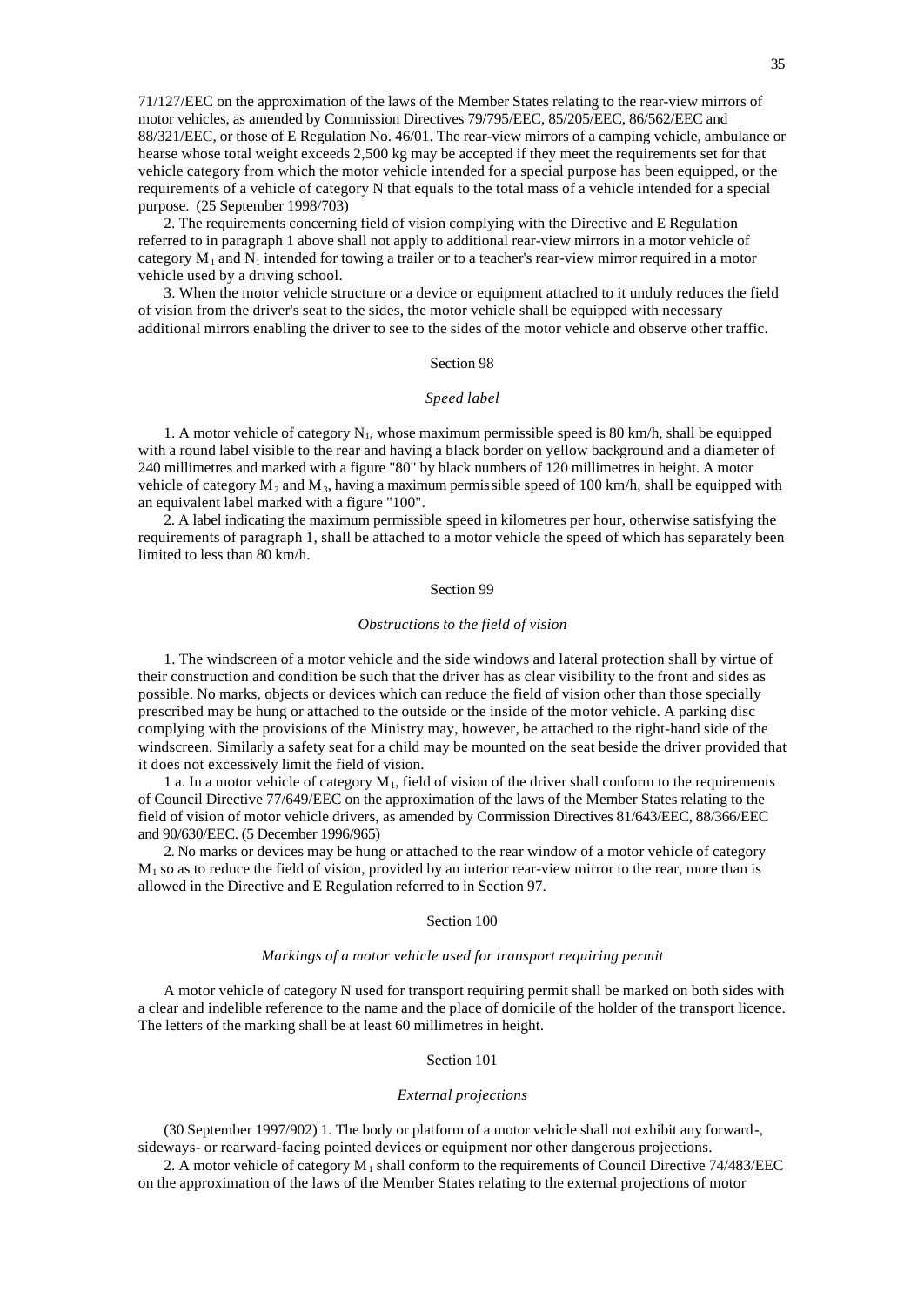71/127/EEC on the approximation of the laws of the Member States relating to the rear-view mirrors of motor vehicles, as amended by Commission Directives 79/795/EEC, 85/205/EEC, 86/562/EEC and 88/321/EEC, or those of E Regulation No. 46/01. The rear-view mirrors of a camping vehicle, ambulance or hearse whose total weight exceeds 2,500 kg may be accepted if they meet the requirements set for that vehicle category from which the motor vehicle intended for a special purpose has been equipped, or the requirements of a vehicle of category N that equals to the total mass of a vehicle intended for a special purpose. (25 September 1998/703)

2. The requirements concerning field of vision complying with the Directive and E Regulation referred to in paragraph 1 above shall not apply to additional rear-view mirrors in a motor vehicle of category $M_1$ and $N_1$ intended for towing a trailer or to a teacher's rear-view mirror required in a motor vehicle used by a driving school.

3. When the motor vehicle structure or a device or equipment attached to it unduly reduces the field of vision from the driver's seat to the sides, the motor vehicle shall be equipped with necessary additional mirrors enabling the driver to see to the sides of the motor vehicle and observe other traffic.

## Section 98

### *Speed label*

1. A motor vehicle of category $N_1$, whose maximum permissible speed is 80 km/h, shall be equipped with a round label visible to the rear and having a black border on yellow background and a diameter of 240 millimetres and marked with a figure "80" by black numbers of 120 millimetres in height. A motor vehicle of category $M_2$ and $M_3$, having a maximum permissible speed of 100 km/h, shall be equipped with an equivalent label marked with a figure "100".

2. A label indicating the maximum permissible speed in kilometres per hour, otherwise satisfying the requirements of paragraph 1, shall be attached to a motor vehicle the speed of which has separately been limited to less than 80 km/h.

## Section 99

### *Obstructions to the field of vision*

1. The windscreen of a motor vehicle and the side windows and lateral protection shall by virtue of their construction and condition be such that the driver has as clear visibility to the front and sides as possible. No marks, objects or devices which can reduce the field of vision other than those specially prescribed may be hung or attached to the outside or the inside of the motor vehicle. A parking disc complying with the provisions of the Ministry may, however, be attached to the right-hand side of the windscreen. Similarly a safety seat for a child may be mounted on the seat beside the driver provided that it does not excessively limit the field of vision.

1 a. In a motor vehicle of category $M_1$, field of vision of the driver shall conform to the requirements of Council Directive 77/649/EEC on the approximation of the laws of the Member States relating to the field of vision of motor vehicle drivers, as amended by Commission Directives 81/643/EEC, 88/366/EEC and 90/630/EEC. (5 December 1996/965)

2. No marks or devices may be hung or attached to the rear window of a motor vehicle of category $M_1$ so as to reduce the field of vision, provided by an interior rear-view mirror to the rear, more than is allowed in the Directive and E Regulation referred to in Section 97.

## Section 100

### *Markings of a motor vehicle used for transport requiring permit*

A motor vehicle of category N used for transport requiring permit shall be marked on both sides with a clear and indelible reference to the name and the place of domicile of the holder of the transport licence. The letters of the marking shall be at least 60 millimetres in height.

## Section 101

### *External projections*

(30 September 1997/902) 1. The body or platform of a motor vehicle shall not exhibit any forward-, sideways- or rearward-facing pointed devices or equipment nor other dangerous projections.

2. A motor vehicle of category $M_1$ shall conform to the requirements of Council Directive 74/483/EEC on the approximation of the laws of the Member States relating to the external projections of motor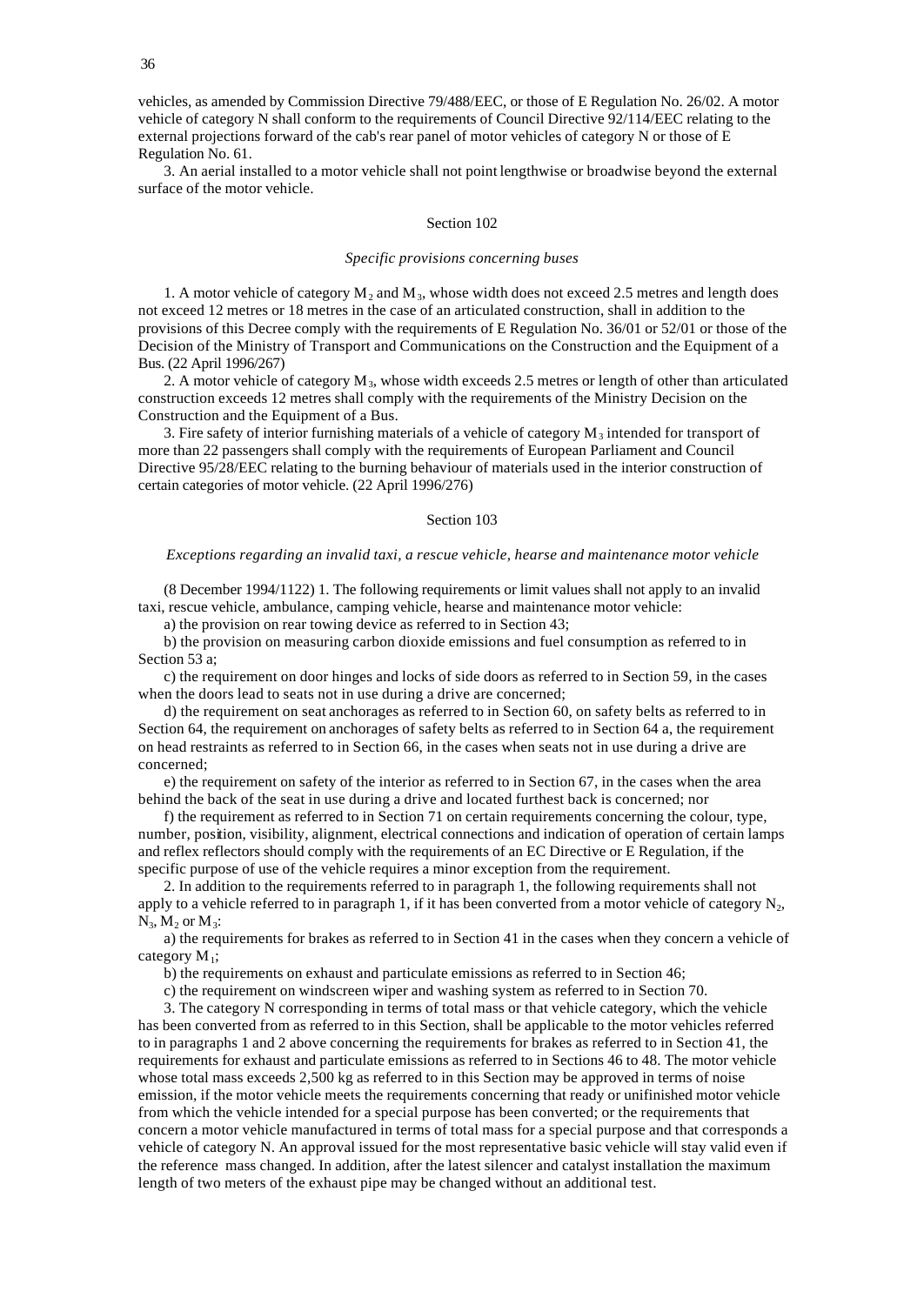vehicles, as amended by Commission Directive 79/488/EEC, or those of E Regulation No. 26/02. A motor vehicle of category N shall conform to the requirements of Council Directive 92/114/EEC relating to the external projections forward of the cab's rear panel of motor vehicles of category N or those of E Regulation No. 61.

3. An aerial installed to a motor vehicle shall not point lengthwise or broadwise beyond the external surface of the motor vehicle.

### Section 102

*Specific provisions concerning buses*

1. A motor vehicle of category $M_2$ and $M_3$, whose width does not exceed 2.5 metres and length does not exceed 12 metres or 18 metres in the case of an articulated construction, shall in addition to the provisions of this Decree comply with the requirements of E Regulation No. 36/01 or 52/01 or those of the Decision of the Ministry of Transport and Communications on the Construction and the Equipment of a Bus. (22 April 1996/267)

2. A motor vehicle of category $M_3$, whose width exceeds 2.5 metres or length of other than articulated construction exceeds 12 metres shall comply with the requirements of the Ministry Decision on the Construction and the Equipment of a Bus.

3. Fire safety of interior furnishing materials of a vehicle of category $M_3$ intended for transport of more than 22 passengers shall comply with the requirements of European Parliament and Council Directive 95/28/EEC relating to the burning behaviour of materials used in the interior construction of certain categories of motor vehicle. (22 April 1996/276)

### Section 103

*Exceptions regarding an invalid taxi, a rescue vehicle, hearse and maintenance motor vehicle*

(8 December 1994/1122) 1. The following requirements or limit values shall not apply to an invalid taxi, rescue vehicle, ambulance, camping vehicle, hearse and maintenance motor vehicle:

a) the provision on rear towing device as referred to in Section 43;

b) the provision on measuring carbon dioxide emissions and fuel consumption as referred to in Section 53 a;

c) the requirement on door hinges and locks of side doors as referred to in Section 59, in the cases when the doors lead to seats not in use during a drive are concerned;

d) the requirement on seat anchorages as referred to in Section 60, on safety belts as referred to in Section 64, the requirement on anchorages of safety belts as referred to in Section 64 a, the requirement on head restraints as referred to in Section 66, in the cases when seats not in use during a drive are concerned;

e) the requirement on safety of the interior as referred to in Section 67, in the cases when the area behind the back of the seat in use during a drive and located furthest back is concerned; nor

f) the requirement as referred to in Section 71 on certain requirements concerning the colour, type, number, position, visibility, alignment, electrical connections and indication of operation of certain lamps and reflex reflectors should comply with the requirements of an EC Directive or E Regulation, if the specific purpose of use of the vehicle requires a minor exception from the requirement.

2. In addition to the requirements referred to in paragraph 1, the following requirements shall not apply to a vehicle referred to in paragraph 1, if it has been converted from a motor vehicle of category $N_2$, $N_3$, $M_2$ or $M_3$:

a) the requirements for brakes as referred to in Section 41 in the cases when they concern a vehicle of category $M_1$;

b) the requirements on exhaust and particulate emissions as referred to in Section 46;

c) the requirement on windscreen wiper and washing system as referred to in Section 70.

3. The category N corresponding in terms of total mass or that vehicle category, which the vehicle has been converted from as referred to in this Section, shall be applicable to the motor vehicles referred to in paragraphs 1 and 2 above concerning the requirements for brakes as referred to in Section 41, the requirements for exhaust and particulate emissions as referred to in Sections 46 to 48. The motor vehicle whose total mass exceeds 2,500 kg as referred to in this Section may be approved in terms of noise emission, if the motor vehicle meets the requirements concerning that ready or unifinished motor vehicle from which the vehicle intended for a special purpose has been converted; or the requirements that concern a motor vehicle manufactured in terms of total mass for a special purpose and that corresponds a vehicle of category N. An approval issued for the most representative basic vehicle will stay valid even if the reference mass changed. In addition, after the latest silencer and catalyst installation the maximum length of two meters of the exhaust pipe may be changed without an additional test.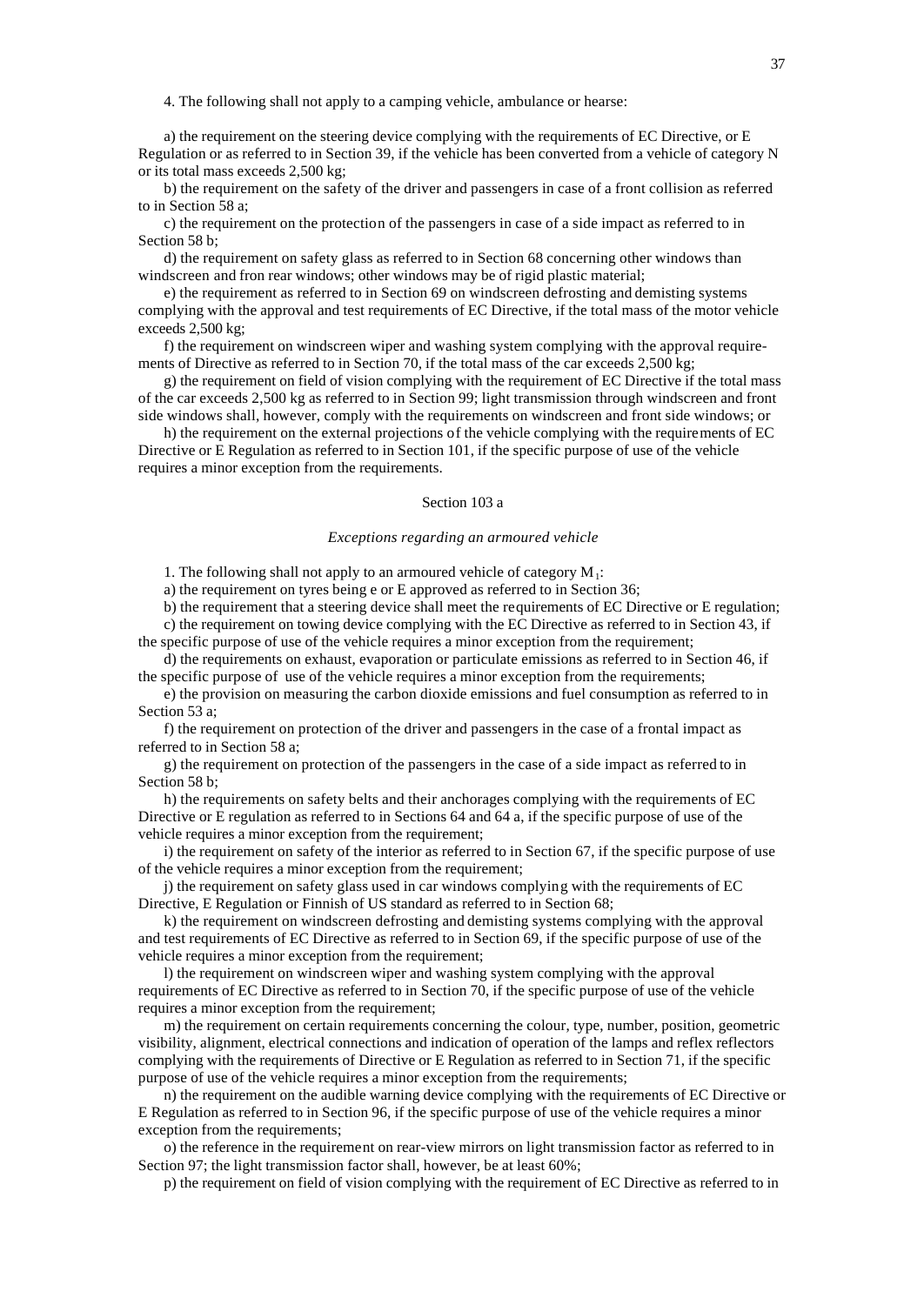4. The following shall not apply to a camping vehicle, ambulance or hearse:

a) the requirement on the steering device complying with the requirements of EC Directive, or E Regulation or as referred to in Section 39, if the vehicle has been converted from a vehicle of category N or its total mass exceeds 2,500 kg;

b) the requirement on the safety of the driver and passengers in case of a front collision as referred to in Section 58 a;

c) the requirement on the protection of the passengers in case of a side impact as referred to in Section 58 b;

d) the requirement on safety glass as referred to in Section 68 concerning other windows than windscreen and fron rear windows; other windows may be of rigid plastic material;

e) the requirement as referred to in Section 69 on windscreen defrosting and demisting systems complying with the approval and test requirements of EC Directive, if the total mass of the motor vehicle exceeds 2,500 kg;

f) the requirement on windscreen wiper and washing system complying with the approval requirements of Directive as referred to in Section 70, if the total mass of the car exceeds 2,500 kg;

g) the requirement on field of vision complying with the requirement of EC Directive if the total mass of the car exceeds 2,500 kg as referred to in Section 99; light transmission through windscreen and front side windows shall, however, comply with the requirements on windscreen and front side windows; or

h) the requirement on the external projections of the vehicle complying with the requirements of EC Directive or E Regulation as referred to in Section 101, if the specific purpose of use of the vehicle requires a minor exception from the requirements.

## Section 103 a

### *Exceptions regarding an armoured vehicle*

1. The following shall not apply to an armoured vehicle of category $M_1$:

a) the requirement on tyres being e or E approved as referred to in Section 36;

b) the requirement that a steering device shall meet the requirements of EC Directive or E regulation;

c) the requirement on towing device complying with the EC Directive as referred to in Section 43, if the specific purpose of use of the vehicle requires a minor exception from the requirement;

d) the requirements on exhaust, evaporation or particulate emissions as referred to in Section 46, if the specific purpose of use of the vehicle requires a minor exception from the requirements;

e) the provision on measuring the carbon dioxide emissions and fuel consumption as referred to in Section 53 a;

f) the requirement on protection of the driver and passengers in the case of a frontal impact as referred to in Section 58 a;

g) the requirement on protection of the passengers in the case of a side impact as referred to in Section 58 b;

h) the requirements on safety belts and their anchorages complying with the requirements of EC Directive or E regulation as referred to in Sections 64 and 64 a, if the specific purpose of use of the vehicle requires a minor exception from the requirement;

i) the requirement on safety of the interior as referred to in Section 67, if the specific purpose of use of the vehicle requires a minor exception from the requirement;

j) the requirement on safety glass used in car windows complying with the requirements of EC Directive, E Regulation or Finnish of US standard as referred to in Section 68;

k) the requirement on windscreen defrosting and demisting systems complying with the approval and test requirements of EC Directive as referred to in Section 69, if the specific purpose of use of the vehicle requires a minor exception from the requirement;

l) the requirement on windscreen wiper and washing system complying with the approval requirements of EC Directive as referred to in Section 70, if the specific purpose of use of the vehicle requires a minor exception from the requirement;

m) the requirement on certain requirements concerning the colour, type, number, position, geometric visibility, alignment, electrical connections and indication of operation of the lamps and reflex reflectors complying with the requirements of Directive or E Regulation as referred to in Section 71, if the specific purpose of use of the vehicle requires a minor exception from the requirements;

n) the requirement on the audible warning device complying with the requirements of EC Directive or E Regulation as referred to in Section 96, if the specific purpose of use of the vehicle requires a minor exception from the requirements;

o) the reference in the requirement on rear-view mirrors on light transmission factor as referred to in Section 97; the light transmission factor shall, however, be at least 60%;

p) the requirement on field of vision complying with the requirement of EC Directive as referred to in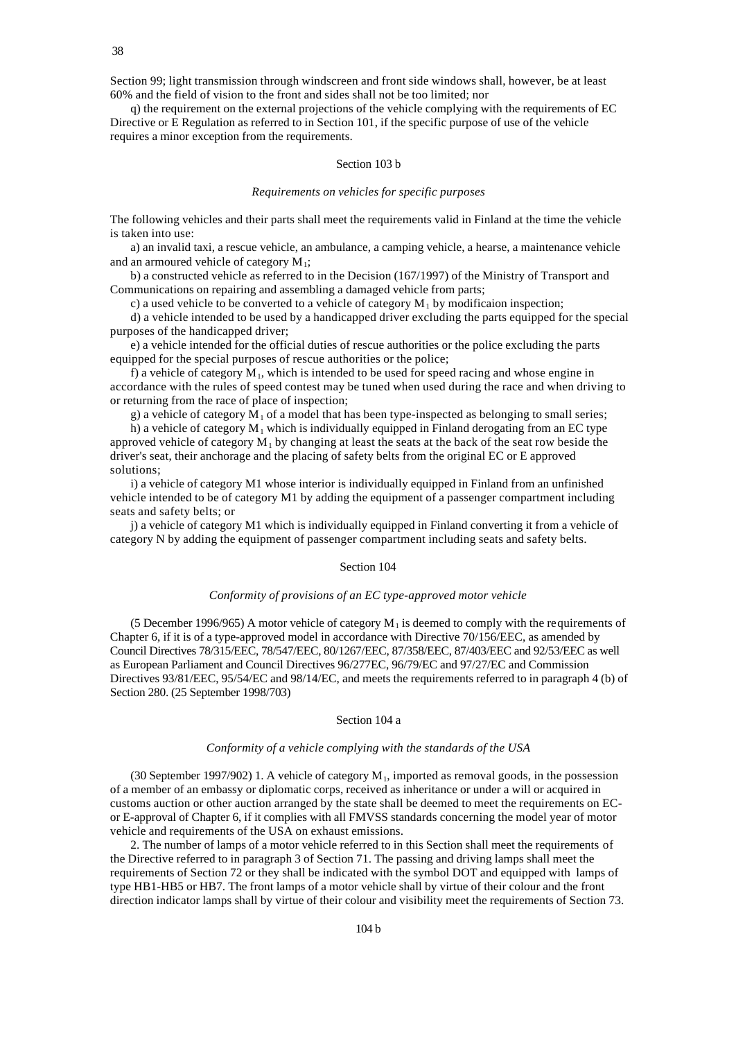Section 99; light transmission through windscreen and front side windows shall, however, be at least 60% and the field of vision to the front and sides shall not be too limited; nor

q) the requirement on the external projections of the vehicle complying with the requirements of EC Directive or E Regulation as referred to in Section 101, if the specific purpose of use of the vehicle requires a minor exception from the requirements.

Section 103 b

*Requirements on vehicles for specific purposes*

The following vehicles and their parts shall meet the requirements valid in Finland at the time the vehicle is taken into use:

a) an invalid taxi, a rescue vehicle, an ambulance, a camping vehicle, a hearse, a maintenance vehicle and an armoured vehicle of category $M_1$;

b) a constructed vehicle as referred to in the Decision (167/1997) of the Ministry of Transport and Communications on repairing and assembling a damaged vehicle from parts;

c) a used vehicle to be converted to a vehicle of category $M_1$ by modificaion inspection;

d) a vehicle intended to be used by a handicapped driver excluding the parts equipped for the special purposes of the handicapped driver;

e) a vehicle intended for the official duties of rescue authorities or the police excluding the parts equipped for the special purposes of rescue authorities or the police;

f) a vehicle of category $M_1$, which is intended to be used for speed racing and whose engine in accordance with the rules of speed contest may be tuned when used during the race and when driving to or returning from the race of place of inspection;

g) a vehicle of category $M_1$ of a model that has been type-inspected as belonging to small series;

h) a vehicle of category $M_1$ which is individually equipped in Finland derogating from an EC type approved vehicle of category $M_1$ by changing at least the seats at the back of the seat row beside the driver's seat, their anchorage and the placing of safety belts from the original EC or E approved solutions;

i) a vehicle of category M1 whose interior is individually equipped in Finland from an unfinished vehicle intended to be of category M1 by adding the equipment of a passenger compartment including seats and safety belts; or

j) a vehicle of category M1 which is individually equipped in Finland converting it from a vehicle of category N by adding the equipment of passenger compartment including seats and safety belts.

Section 104

*Conformity of provisions of an EC type-approved motor vehicle*

(5 December 1996/965) A motor vehicle of category $M_1$ is deemed to comply with the requirements of Chapter 6, if it is of a type-approved model in accordance with Directive 70/156/EEC, as amended by Council Directives 78/315/EEC, 78/547/EEC, 80/1267/EEC, 87/358/EEC, 87/403/EEC and 92/53/EEC as well as European Parliament and Council Directives 96/277EC, 96/79/EC and 97/27/EC and Commission Directives 93/81/EEC, 95/54/EC and 98/14/EC, and meets the requirements referred to in paragraph 4 (b) of Section 280. (25 September 1998/703)

Section 104 a

*Conformity of a vehicle complying with the standards of the USA*

(30 September 1997/902) 1. A vehicle of category $M_1$, imported as removal goods, in the possession of a member of an embassy or diplomatic corps, received as inheritance or under a will or acquired in customs auction or other auction arranged by the state shall be deemed to meet the requirements on EC- or E-approval of Chapter 6, if it complies with all FMVSS standards concerning the model year of motor vehicle and requirements of the USA on exhaust emissions.

2. The number of lamps of a motor vehicle referred to in this Section shall meet the requirements of the Directive referred to in paragraph 3 of Section 71. The passing and driving lamps shall meet the requirements of Section 72 or they shall be indicated with the symbol DOT and equipped with lamps of type HB1-HB5 or HB7. The front lamps of a motor vehicle shall by virtue of their colour and the front direction indicator lamps shall by virtue of their colour and visibility meet the requirements of Section 73.

104 b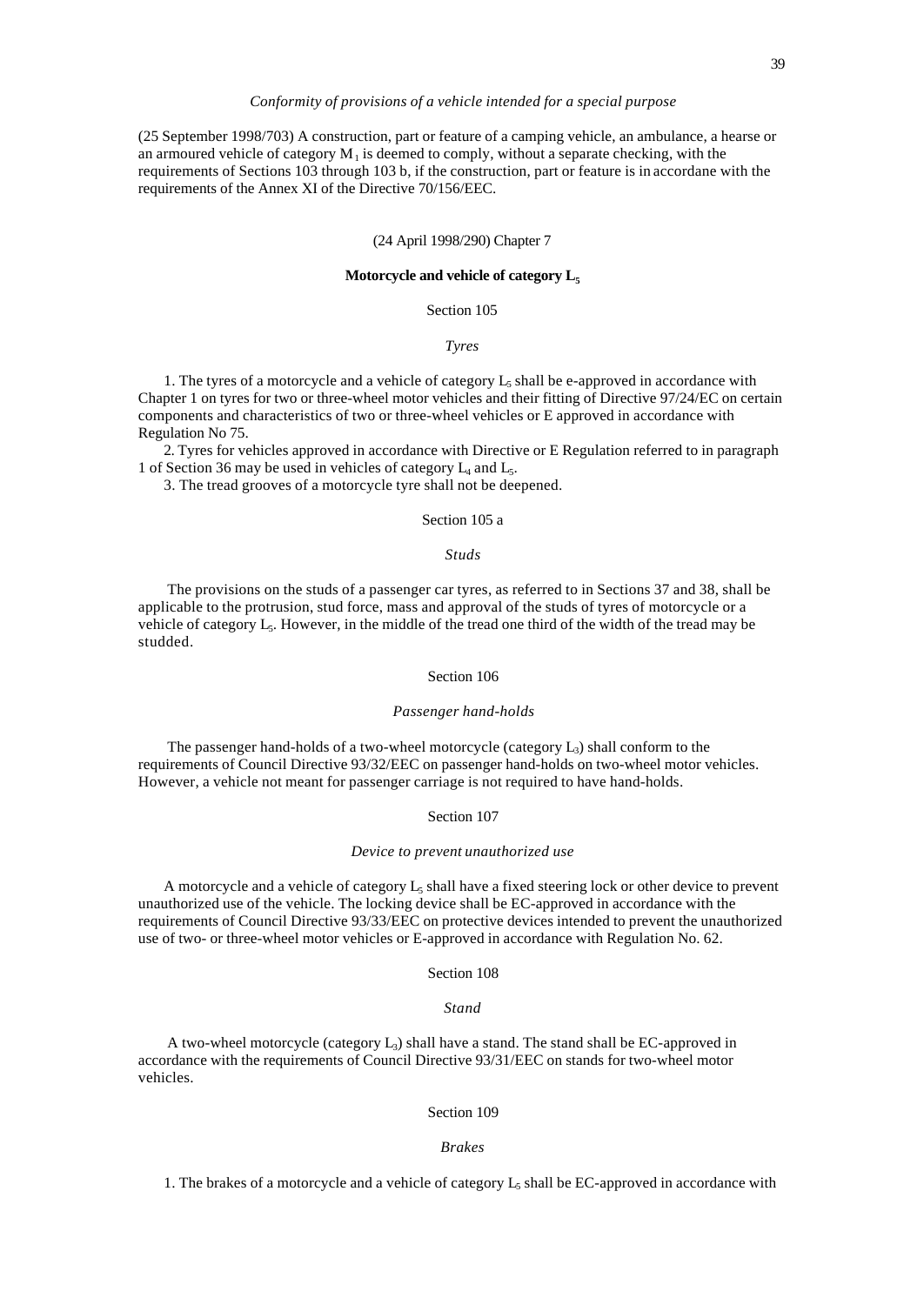*Conformity of provisions of a vehicle intended for a special purpose*

(25 September 1998/703) A construction, part or feature of a camping vehicle, an ambulance, a hearse or an armoured vehicle of category $M_1$ is deemed to comply, without a separate checking, with the requirements of Sections 103 through 103 b, if the construction, part or feature is in accordane with the requirements of the Annex XI of the Directive 70/156/EEC.

(24 April 1998/290) Chapter 7

**Motorcycle and vehicle of category $L_5$**

Section 105

*Tyres*

1. The tyres of a motorcycle and a vehicle of category $L_5$ shall be e-approved in accordance with Chapter 1 on tyres for two or three-wheel motor vehicles and their fitting of Directive 97/24/EC on certain components and characteristics of two or three-wheel vehicles or E approved in accordance with Regulation No 75.

2. Tyres for vehicles approved in accordance with Directive or E Regulation referred to in paragraph 1 of Section 36 may be used in vehicles of category $L_4$ and $L_5$.

3. The tread grooves of a motorcycle tyre shall not be deepened.

Section 105 a

*Studs*

The provisions on the studs of a passenger car tyres, as referred to in Sections 37 and 38, shall be applicable to the protrusion, stud force, mass and approval of the studs of tyres of motorcycle or a vehicle of category $L_5$. However, in the middle of the tread one third of the width of the tread may be studded.

Section 106

*Passenger hand-holds*

The passenger hand-holds of a two-wheel motorcycle (category $L_3$) shall conform to the requirements of Council Directive 93/32/EEC on passenger hand-holds on two-wheel motor vehicles. However, a vehicle not meant for passenger carriage is not required to have hand-holds.

Section 107

*Device to prevent unauthorized use*

A motorcycle and a vehicle of category $L_5$ shall have a fixed steering lock or other device to prevent unauthorized use of the vehicle. The locking device shall be EC-approved in accordance with the requirements of Council Directive 93/33/EEC on protective devices intended to prevent the unauthorized use of two- or three-wheel motor vehicles or E-approved in accordance with Regulation No. 62.

Section 108

*Stand*

A two-wheel motorcycle (category $L_3$) shall have a stand. The stand shall be EC-approved in accordance with the requirements of Council Directive 93/31/EEC on stands for two-wheel motor vehicles.

Section 109

*Brakes*

1. The brakes of a motorcycle and a vehicle of category $L_5$ shall be EC-approved in accordance with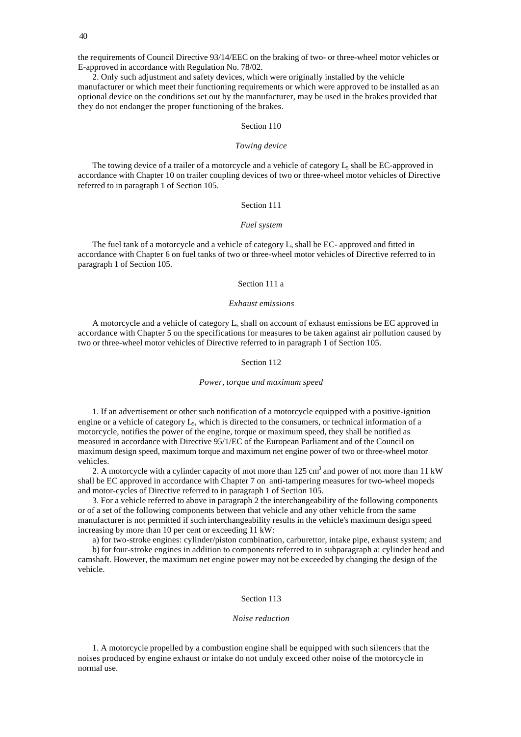the requirements of Council Directive 93/14/EEC on the braking of two- or three-wheel motor vehicles or E-approved in accordance with Regulation No. 78/02.

2. Only such adjustment and safety devices, which were originally installed by the vehicle manufacturer or which meet their functioning requirements or which were approved to be installed as an optional device on the conditions set out by the manufacturer, may be used in the brakes provided that they do not endanger the proper functioning of the brakes.

### Section 110

*Towing device*

The towing device of a trailer of a motorcycle and a vehicle of category $L_5$ shall be EC-approved in accordance with Chapter 10 on trailer coupling devices of two or three-wheel motor vehicles of Directive referred to in paragraph 1 of Section 105.

### Section 111

*Fuel system*

The fuel tank of a motorcycle and a vehicle of category $L_5$ shall be EC- approved and fitted in accordance with Chapter 6 on fuel tanks of two or three-wheel motor vehicles of Directive referred to in paragraph 1 of Section 105.

### Section 111 a

*Exhaust emissions*

A motorcycle and a vehicle of category $L_5$ shall on account of exhaust emissions be EC approved in accordance with Chapter 5 on the specifications for measures to be taken against air pollution caused by two or three-wheel motor vehicles of Directive referred to in paragraph 1 of Section 105.

### Section 112

*Power, torque and maximum speed*

1. If an advertisement or other such notification of a motorcycle equipped with a positive-ignition engine or a vehicle of category $L_5$, which is directed to the consumers, or technical information of a motorcycle, notifies the power of the engine, torque or maximum speed, they shall be notified as measured in accordance with Directive 95/1/EC of the European Parliament and of the Council on maximum design speed, maximum torque and maximum net engine power of two or three-wheel motor vehicles.

2. A motorcycle with a cylinder capacity of mot more than 125 $cm^3$ and power of not more than 11 kW shall be EC approved in accordance with Chapter 7 on anti-tampering measures for two-wheel mopeds and motor-cycles of Directive referred to in paragraph 1 of Section 105.

3. For a vehicle referred to above in paragraph 2 the interchangeability of the following components or of a set of the following components between that vehicle and any other vehicle from the same manufacturer is not permitted if such interchangeability results in the vehicle's maximum design speed increasing by more than 10 per cent or exceeding 11 kW:

a) for two-stroke engines: cylinder/piston combination, carburettor, intake pipe, exhaust system; and

b) for four-stroke engines in addition to components referred to in subparagraph a: cylinder head and camshaft. However, the maximum net engine power may not be exceeded by changing the design of the vehicle.

### Section 113

*Noise reduction*

1. A motorcycle propelled by a combustion engine shall be equipped with such silencers that the noises produced by engine exhaust or intake do not unduly exceed other noise of the motorcycle in normal use.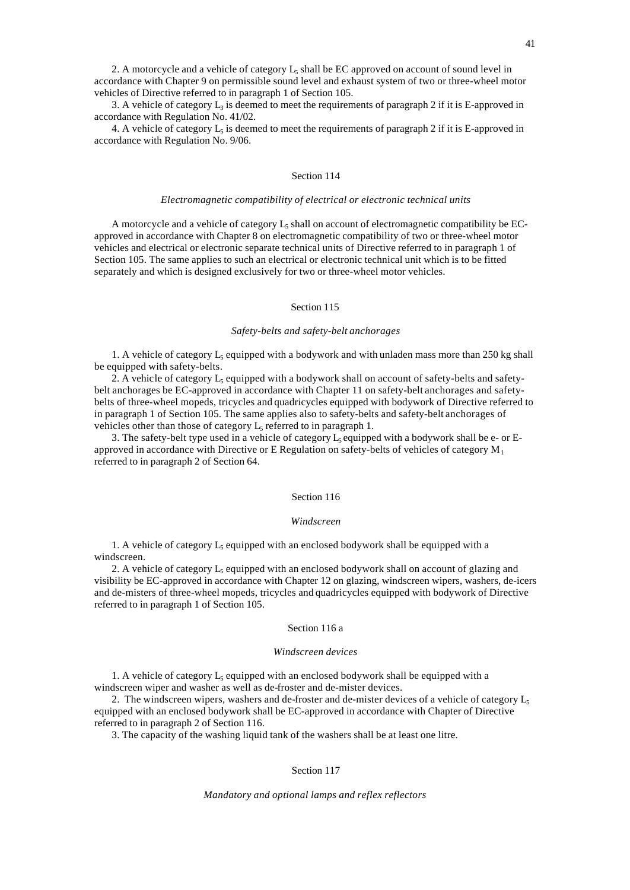2. A motorcycle and a vehicle of category $L_5$ shall be EC approved on account of sound level in accordance with Chapter 9 on permissible sound level and exhaust system of two or three-wheel motor vehicles of Directive referred to in paragraph 1 of Section 105.

3. A vehicle of category $L_3$ is deemed to meet the requirements of paragraph 2 if it is E-approved in accordance with Regulation No. 41/02.

4. A vehicle of category $L_5$ is deemed to meet the requirements of paragraph 2 if it is E-approved in accordance with Regulation No. 9/06.

## Section 114

*Electromagnetic compatibility of electrical or electronic technical units*

A motorcycle and a vehicle of category $L_5$ shall on account of electromagnetic compatibility be EC-approved in accordance with Chapter 8 on electromagnetic compatibility of two or three-wheel motor vehicles and electrical or electronic separate technical units of Directive referred to in paragraph 1 of Section 105. The same applies to such an electrical or electronic technical unit which is to be fitted separately and which is designed exclusively for two or three-wheel motor vehicles.

## Section 115

*Safety-belts and safety-belt anchorages*

1. A vehicle of category $L_5$ equipped with a bodywork and with unladen mass more than 250 kg shall be equipped with safety-belts.

2. A vehicle of category $L_5$ equipped with a bodywork shall on account of safety-belts and safety-belt anchorages be EC-approved in accordance with Chapter 11 on safety-belt anchorages and safety-belts of three-wheel mopeds, tricycles and quadricycles equipped with bodywork of Directive referred to in paragraph 1 of Section 105. The same applies also to safety-belts and safety-belt anchorages of vehicles other than those of category $L_5$ referred to in paragraph 1.

3. The safety-belt type used in a vehicle of category $L_5$ equipped with a bodywork shall be e- or E-approved in accordance with Directive or E Regulation on safety-belts of vehicles of category $M_1$ referred to in paragraph 2 of Section 64.

## Section 116

*Windscreen*

1. A vehicle of category $L_5$ equipped with an enclosed bodywork shall be equipped with a windscreen.

2. A vehicle of category $L_5$ equipped with an enclosed bodywork shall on account of glazing and visibility be EC-approved in accordance with Chapter 12 on glazing, windscreen wipers, washers, de-icers and de-misters of three-wheel mopeds, tricycles and quadricycles equipped with bodywork of Directive referred to in paragraph 1 of Section 105.

## Section 116 a

*Windscreen devices*

1. A vehicle of category $L_5$ equipped with an enclosed bodywork shall be equipped with a windscreen wiper and washer as well as de-froster and de-mister devices.

2. The windscreen wipers, washers and de-froster and de-mister devices of a vehicle of category $L_5$ equipped with an enclosed bodywork shall be EC-approved in accordance with Chapter of Directive referred to in paragraph 2 of Section 116.

3. The capacity of the washing liquid tank of the washers shall be at least one litre.

## Section 117

*Mandatory and optional lamps and reflex reflectors*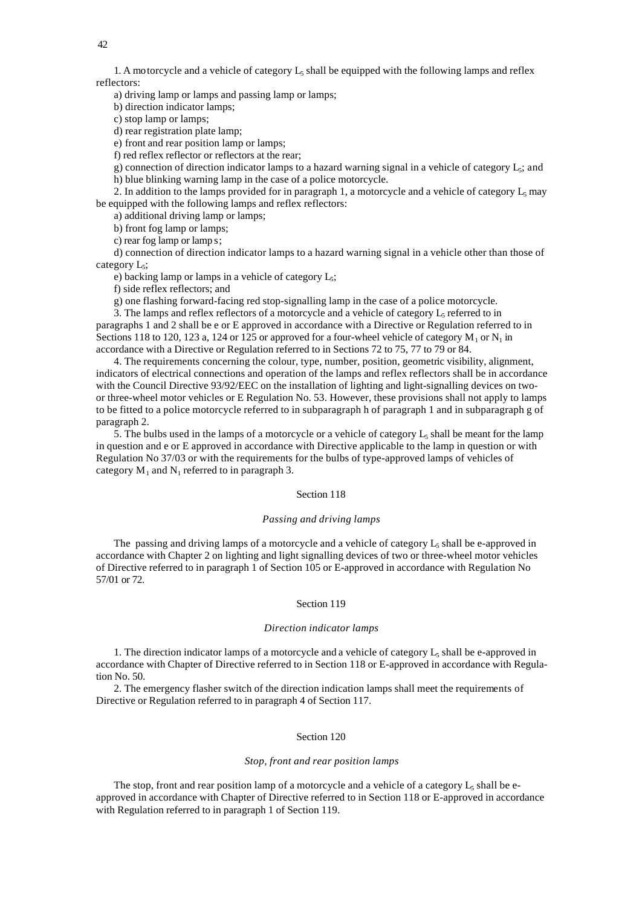1. A motorcycle and a vehicle of category $L_5$ shall be equipped with the following lamps and reflex reflectors:

a) driving lamp or lamps and passing lamp or lamps;

b) direction indicator lamps;

c) stop lamp or lamps;

d) rear registration plate lamp;

e) front and rear position lamp or lamps;

f) red reflex reflector or reflectors at the rear;

g) connection of direction indicator lamps to a hazard warning signal in a vehicle of category $L_5$; and

h) blue blinking warning lamp in the case of a police motorcycle.

2. In addition to the lamps provided for in paragraph 1, a motorcycle and a vehicle of category $L_5$ may be equipped with the following lamps and reflex reflectors:

a) additional driving lamp or lamps;

b) front fog lamp or lamps;

c) rear fog lamp or lamp s;

d) connection of direction indicator lamps to a hazard warning signal in a vehicle other than those of category $L_5$;

e) backing lamp or lamps in a vehicle of category $L_5$;

f) side reflex reflectors; and

g) one flashing forward-facing red stop-signalling lamp in the case of a police motorcycle.

3. The lamps and reflex reflectors of a motorcycle and a vehicle of category $L_5$ referred to in paragraphs 1 and 2 shall be e or E approved in accordance with a Directive or Regulation referred to in Sections 118 to 120, 123 a, 124 or 125 or approved for a four-wheel vehicle of category $M_1$ or $N_1$ in accordance with a Directive or Regulation referred to in Sections 72 to 75, 77 to 79 or 84.

4. The requirements concerning the colour, type, number, position, geometric visibility, alignment, indicators of electrical connections and operation of the lamps and reflex reflectors shall be in accordance with the Council Directive 93/92/EEC on the installation of lighting and light-signalling devices on two- or three-wheel motor vehicles or E Regulation No. 53. However, these provisions shall not apply to lamps to be fitted to a police motorcycle referred to in subparagraph h of paragraph 1 and in subparagraph g of paragraph 2.

5. The bulbs used in the lamps of a motorcycle or a vehicle of category $L_5$ shall be meant for the lamp in question and e or E approved in accordance with Directive applicable to the lamp in question or with Regulation No 37/03 or with the requirements for the bulbs of type-approved lamps of vehicles of category $M_1$ and $N_1$ referred to in paragraph 3.

## Section 118

### *Passing and driving lamps*

The passing and driving lamps of a motorcycle and a vehicle of category $L_5$ shall be e-approved in accordance with Chapter 2 on lighting and light signalling devices of two or three-wheel motor vehicles of Directive referred to in paragraph 1 of Section 105 or E-approved in accordance with Regulation No 57/01 or 72.

## Section 119

### *Direction indicator lamps*

1. The direction indicator lamps of a motorcycle and a vehicle of category $L_5$ shall be e-approved in accordance with Chapter of Directive referred to in Section 118 or E-approved in accordance with Regulation No. 50.

2. The emergency flasher switch of the direction indication lamps shall meet the requirements of Directive or Regulation referred to in paragraph 4 of Section 117.

## Section 120

### *Stop, front and rear position lamps*

The stop, front and rear position lamp of a motorcycle and a vehicle of a category $L_5$ shall be e-approved in accordance with Chapter of Directive referred to in Section 118 or E-approved in accordance with Regulation referred to in paragraph 1 of Section 119.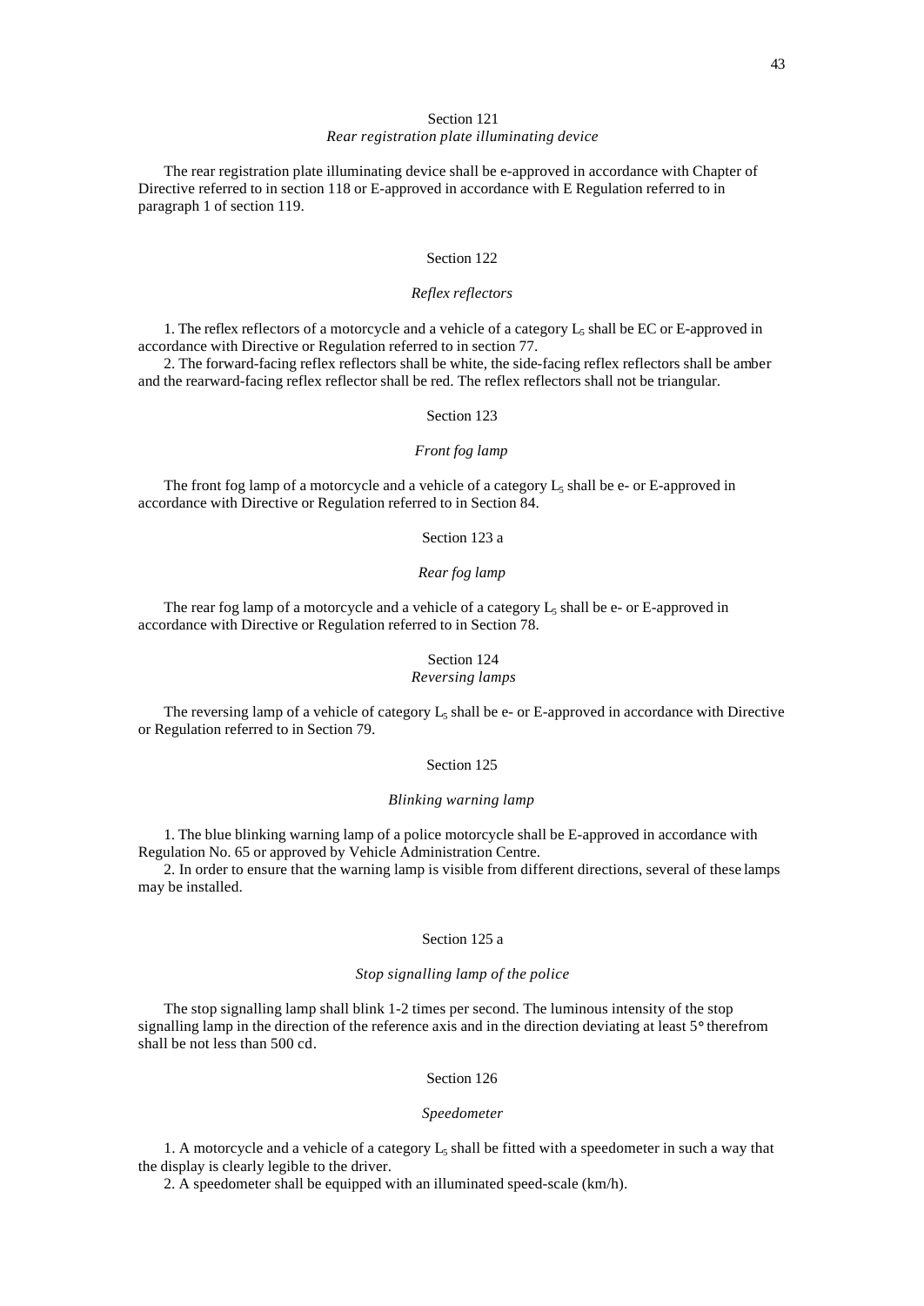Section 121

*Rear registration plate illuminating device*

The rear registration plate illuminating device shall be e-approved in accordance with Chapter of Directive referred to in section 118 or E-approved in accordance with E Regulation referred to in paragraph 1 of section 119.

Section 122

*Reflex reflectors*

1. The reflex reflectors of a motorcycle and a vehicle of a category $L_5$ shall be EC or E-approved in accordance with Directive or Regulation referred to in section 77.
2. The forward-facing reflex reflectors shall be white, the side-facing reflex reflectors shall be amber and the rearward-facing reflex reflector shall be red. The reflex reflectors shall not be triangular.

Section 123

*Front fog lamp*

The front fog lamp of a motorcycle and a vehicle of a category $L_5$ shall be e- or E-approved in accordance with Directive or Regulation referred to in Section 84.

Section 123 a

*Rear fog lamp*

The rear fog lamp of a motorcycle and a vehicle of a category $L_5$ shall be e- or E-approved in accordance with Directive or Regulation referred to in Section 78.

Section 124

*Reversing lamps*

The reversing lamp of a vehicle of category $L_5$ shall be e- or E-approved in accordance with Directive or Regulation referred to in Section 79.

Section 125

*Blinking warning lamp*

1. The blue blinking warning lamp of a police motorcycle shall be E-approved in accordance with Regulation No. 65 or approved by Vehicle Administration Centre.
2. In order to ensure that the warning lamp is visible from different directions, several of these lamps may be installed.

Section 125 a

*Stop signalling lamp of the police*

The stop signalling lamp shall blink 1-2 times per second. The luminous intensity of the stop signalling lamp in the direction of the reference axis and in the direction deviating at least 5° therefrom shall be not less than 500 cd.

Section 126

*Speedometer*

1. A motorcycle and a vehicle of a category $L_5$ shall be fitted with a speedometer in such a way that the display is clearly legible to the driver.
2. A speedometer shall be equipped with an illuminated speed-scale (km/h).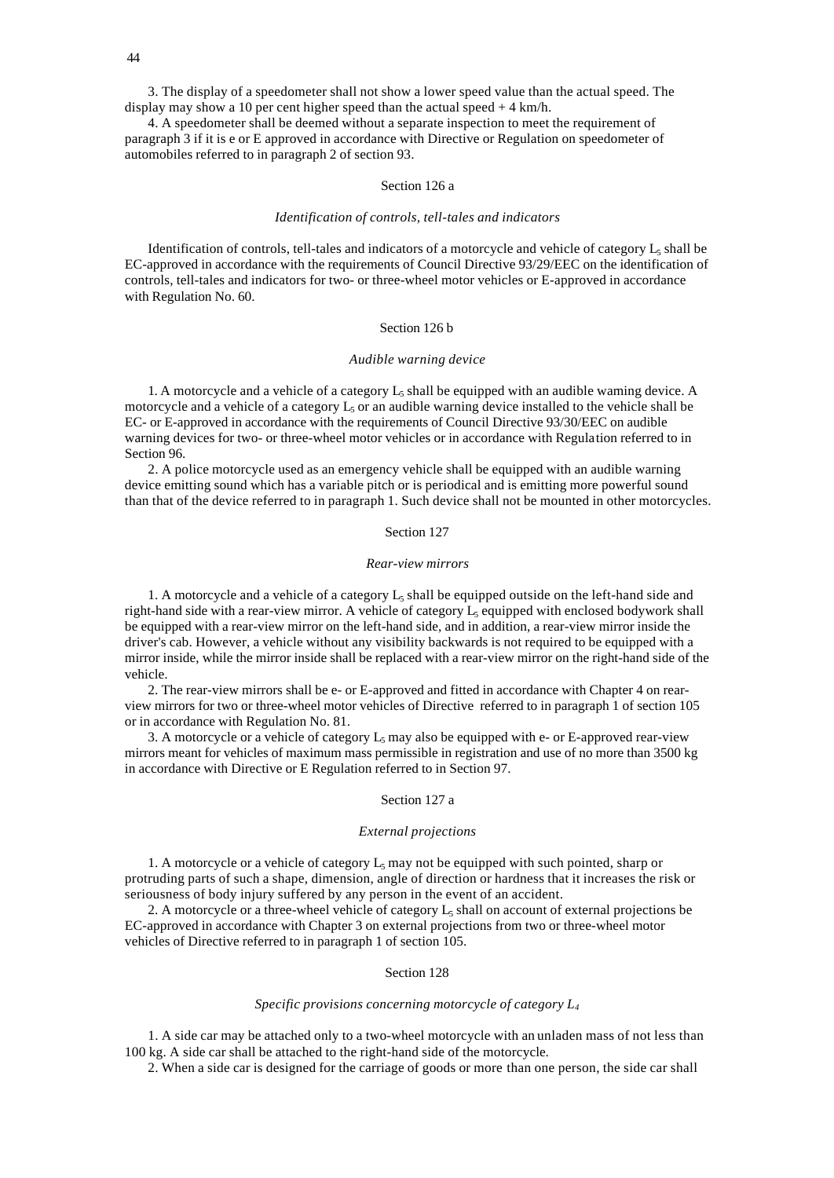3. The display of a speedometer shall not show a lower speed value than the actual speed. The display may show a 10 per cent higher speed than the actual speed + 4 km/h.

4. A speedometer shall be deemed without a separate inspection to meet the requirement of paragraph 3 if it is e or E approved in accordance with Directive or Regulation on speedometer of automobiles referred to in paragraph 2 of section 93.

Section 126 a

*Identification of controls, tell-tales and indicators*

Identification of controls, tell-tales and indicators of a motorcycle and vehicle of category $L_5$ shall be EC-approved in accordance with the requirements of Council Directive 93/29/EEC on the identification of controls, tell-tales and indicators for two- or three-wheel motor vehicles or E-approved in accordance with Regulation No. 60.

Section 126 b

*Audible warning device*

1. A motorcycle and a vehicle of a category $L_5$ shall be equipped with an audible waming device. A motorcycle and a vehicle of a category $L_5$ or an audible warning device installed to the vehicle shall be EC- or E-approved in accordance with the requirements of Council Directive 93/30/EEC on audible warning devices for two- or three-wheel motor vehicles or in accordance with Regulation referred to in Section 96.

2. A police motorcycle used as an emergency vehicle shall be equipped with an audible warning device emitting sound which has a variable pitch or is periodical and is emitting more powerful sound than that of the device referred to in paragraph 1. Such device shall not be mounted in other motorcycles.

Section 127

*Rear-view mirrors*

1. A motorcycle and a vehicle of a category $L_5$ shall be equipped outside on the left-hand side and right-hand side with a rear-view mirror. A vehicle of category $L_5$ equipped with enclosed bodywork shall be equipped with a rear-view mirror on the left-hand side, and in addition, a rear-view mirror inside the driver's cab. However, a vehicle without any visibility backwards is not required to be equipped with a mirror inside, while the mirror inside shall be replaced with a rear-view mirror on the right-hand side of the vehicle.

2. The rear-view mirrors shall be e- or E-approved and fitted in accordance with Chapter 4 on rear-view mirrors for two or three-wheel motor vehicles of Directive referred to in paragraph 1 of section 105 or in accordance with Regulation No. 81.

3. A motorcycle or a vehicle of category $L_5$ may also be equipped with e- or E-approved rear-view mirrors meant for vehicles of maximum mass permissible in registration and use of no more than 3500 kg in accordance with Directive or E Regulation referred to in Section 97.

Section 127 a

*External projections*

1. A motorcycle or a vehicle of category $L_5$ may not be equipped with such pointed, sharp or protruding parts of such a shape, dimension, angle of direction or hardness that it increases the risk or seriousness of body injury suffered by any person in the event of an accident.

2. A motorcycle or a three-wheel vehicle of category $L_5$ shall on account of external projections be EC-approved in accordance with Chapter 3 on external projections from two or three-wheel motor vehicles of Directive referred to in paragraph 1 of section 105.

Section 128

*Specific provisions concerning motorcycle of category $L_4$*

1. A side car may be attached only to a two-wheel motorcycle with an unladen mass of not less than 100 kg. A side car shall be attached to the right-hand side of the motorcycle.

2. When a side car is designed for the carriage of goods or more than one person, the side car shall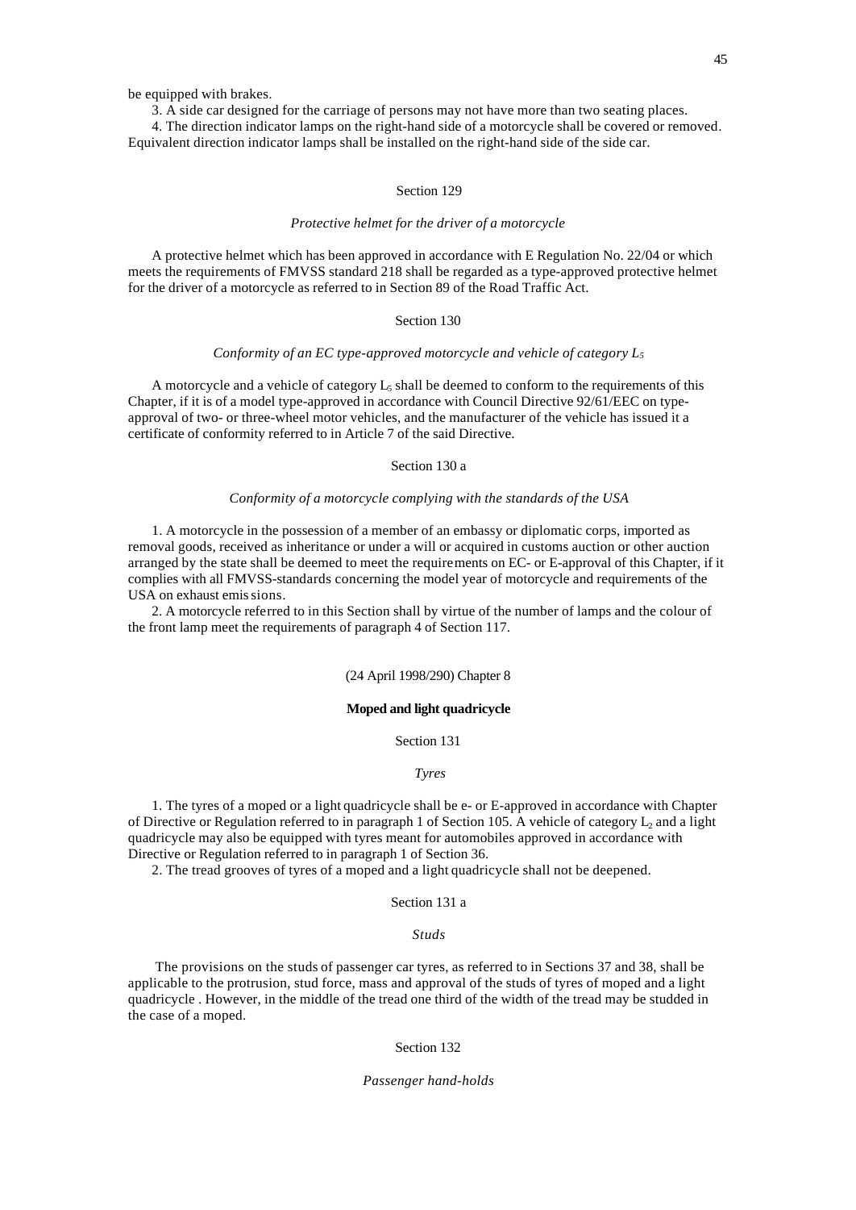be equipped with brakes.

3. A side car designed for the carriage of persons may not have more than two seating places.

4. The direction indicator lamps on the right-hand side of a motorcycle shall be covered or removed. Equivalent direction indicator lamps shall be installed on the right-hand side of the side car.

Section 129

*Protective helmet for the driver of a motorcycle*

A protective helmet which has been approved in accordance with E Regulation No. 22/04 or which meets the requirements of FMVSS standard 218 shall be regarded as a type-approved protective helmet for the driver of a motorcycle as referred to in Section 89 of the Road Traffic Act.

Section 130

*Conformity of an EC type-approved motorcycle and vehicle of category $L_5$*

A motorcycle and a vehicle of category $L_5$ shall be deemed to conform to the requirements of this Chapter, if it is of a model type-approved in accordance with Council Directive 92/61/EEC on type-approval of two- or three-wheel motor vehicles, and the manufacturer of the vehicle has issued it a certificate of conformity referred to in Article 7 of the said Directive.

Section 130 a

*Conformity of a motorcycle complying with the standards of the USA*

1. A motorcycle in the possession of a member of an embassy or diplomatic corps, imported as removal goods, received as inheritance or under a will or acquired in customs auction or other auction arranged by the state shall be deemed to meet the requirements on EC- or E-approval of this Chapter, if it complies with all FMVSS-standards concerning the model year of motorcycle and requirements of the USA on exhaust emissions.

2. A motorcycle referred to in this Section shall by virtue of the number of lamps and the colour of the front lamp meet the requirements of paragraph 4 of Section 117.

(24 April 1998/290) Chapter 8

**Moped and light quadricycle**

Section 131

*Tyres*

1. The tyres of a moped or a light quadricycle shall be e- or E-approved in accordance with Chapter of Directive or Regulation referred to in paragraph 1 of Section 105. A vehicle of category $L_2$ and a light quadricycle may also be equipped with tyres meant for automobiles approved in accordance with Directive or Regulation referred to in paragraph 1 of Section 36.

2. The tread grooves of tyres of a moped and a light quadricycle shall not be deepened.

Section 131 a

*Studs*

The provisions on the studs of passenger car tyres, as referred to in Sections 37 and 38, shall be applicable to the protrusion, stud force, mass and approval of the studs of tyres of moped and a light quadricycle . However, in the middle of the tread one third of the width of the tread may be studded in the case of a moped.

Section 132

*Passenger hand-holds*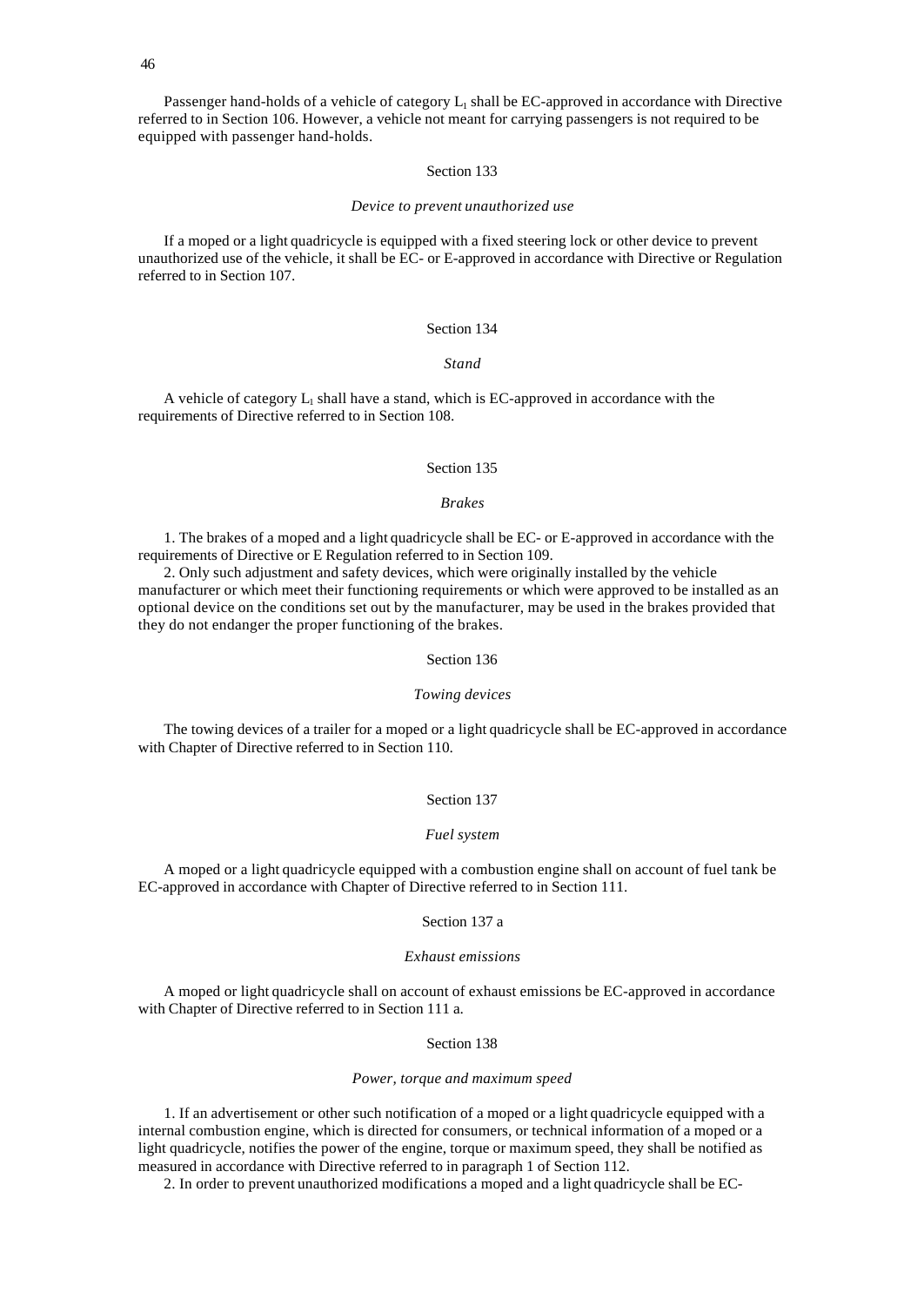Passenger hand-holds of a vehicle of category $L_1$ shall be EC-approved in accordance with Directive referred to in Section 106. However, a vehicle not meant for carrying passengers is not required to be equipped with passenger hand-holds.

Section 133

*Device to prevent unauthorized use*

If a moped or a light quadricycle is equipped with a fixed steering lock or other device to prevent unauthorized use of the vehicle, it shall be EC- or E-approved in accordance with Directive or Regulation referred to in Section 107.

Section 134

*Stand*

A vehicle of category $L_1$ shall have a stand, which is EC-approved in accordance with the requirements of Directive referred to in Section 108.

Section 135

*Brakes*

1. The brakes of a moped and a light quadricycle shall be EC- or E-approved in accordance with the requirements of Directive or E Regulation referred to in Section 109.
2. Only such adjustment and safety devices, which were originally installed by the vehicle manufacturer or which meet their functioning requirements or which were approved to be installed as an optional device on the conditions set out by the manufacturer, may be used in the brakes provided that they do not endanger the proper functioning of the brakes.

Section 136

*Towing devices*

The towing devices of a trailer for a moped or a light quadricycle shall be EC-approved in accordance with Chapter of Directive referred to in Section 110.

Section 137

*Fuel system*

A moped or a light quadricycle equipped with a combustion engine shall on account of fuel tank be EC-approved in accordance with Chapter of Directive referred to in Section 111.

Section 137 a

*Exhaust emissions*

A moped or light quadricycle shall on account of exhaust emissions be EC-approved in accordance with Chapter of Directive referred to in Section 111 a.

Section 138

*Power, torque and maximum speed*

1. If an advertisement or other such notification of a moped or a light quadricycle equipped with a internal combustion engine, which is directed for consumers, or technical information of a moped or a light quadricycle, notifies the power of the engine, torque or maximum speed, they shall be notified as measured in accordance with Directive referred to in paragraph 1 of Section 112.
2. In order to prevent unauthorized modifications a moped and a light quadricycle shall be EC-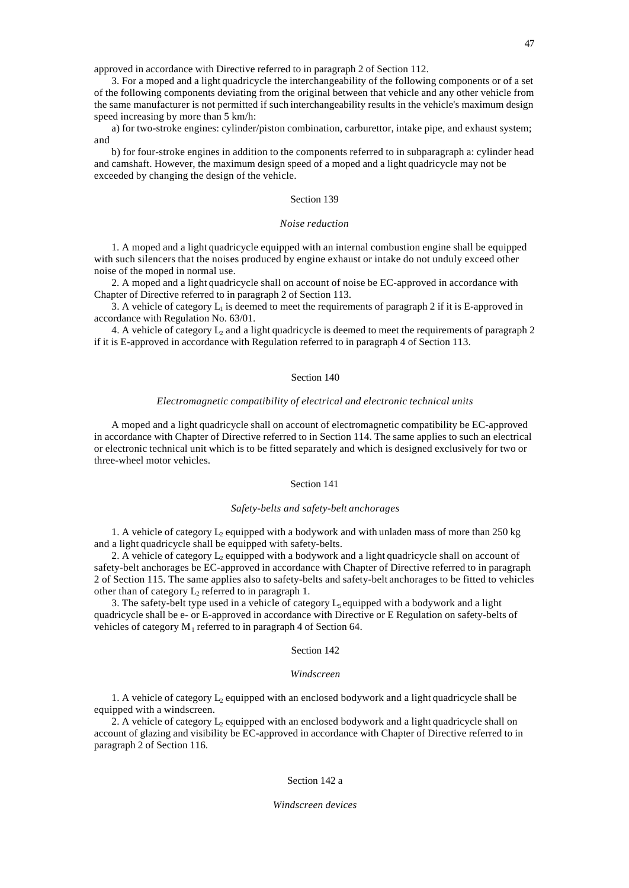approved in accordance with Directive referred to in paragraph 2 of Section 112.

3. For a moped and a light quadricycle the interchangeability of the following components or of a set of the following components deviating from the original between that vehicle and any other vehicle from the same manufacturer is not permitted if such interchangeability results in the vehicle's maximum design speed increasing by more than 5 km/h:

a) for two-stroke engines: cylinder/piston combination, carburettor, intake pipe, and exhaust system; and

b) for four-stroke engines in addition to the components referred to in subparagraph a: cylinder head and camshaft. However, the maximum design speed of a moped and a light quadricycle may not be exceeded by changing the design of the vehicle.

## Section 139

*Noise reduction*

1. A moped and a light quadricycle equipped with an internal combustion engine shall be equipped with such silencers that the noises produced by engine exhaust or intake do not unduly exceed other noise of the moped in normal use.

2. A moped and a light quadricycle shall on account of noise be EC-approved in accordance with Chapter of Directive referred to in paragraph 2 of Section 113.

3. A vehicle of category $L_1$ is deemed to meet the requirements of paragraph 2 if it is E-approved in accordance with Regulation No. 63/01.

4. A vehicle of category $L_2$ and a light quadricycle is deemed to meet the requirements of paragraph 2 if it is E-approved in accordance with Regulation referred to in paragraph 4 of Section 113.

## Section 140

*Electromagnetic compatibility of electrical and electronic technical units*

A moped and a light quadricycle shall on account of electromagnetic compatibility be EC-approved in accordance with Chapter of Directive referred to in Section 114. The same applies to such an electrical or electronic technical unit which is to be fitted separately and which is designed exclusively for two or three-wheel motor vehicles.

## Section 141

*Safety-belts and safety-belt anchorages*

1. A vehicle of category $L_2$ equipped with a bodywork and with unladen mass of more than 250 kg and a light quadricycle shall be equipped with safety-belts.

2. A vehicle of category $L_2$ equipped with a bodywork and a light quadricycle shall on account of safety-belt anchorages be EC-approved in accordance with Chapter of Directive referred to in paragraph 2 of Section 115. The same applies also to safety-belts and safety-belt anchorages to be fitted to vehicles other than of category $L_2$ referred to in paragraph 1.

3. The safety-belt type used in a vehicle of category $L_5$ equipped with a bodywork and a light quadricycle shall be e- or E-approved in accordance with Directive or E Regulation on safety-belts of vehicles of category $M_1$ referred to in paragraph 4 of Section 64.

## Section 142

*Windscreen*

1. A vehicle of category $L_2$ equipped with an enclosed bodywork and a light quadricycle shall be equipped with a windscreen.

2. A vehicle of category $L_2$ equipped with an enclosed bodywork and a light quadricycle shall on account of glazing and visibility be EC-approved in accordance with Chapter of Directive referred to in paragraph 2 of Section 116.

## Section 142 a

*Windscreen devices*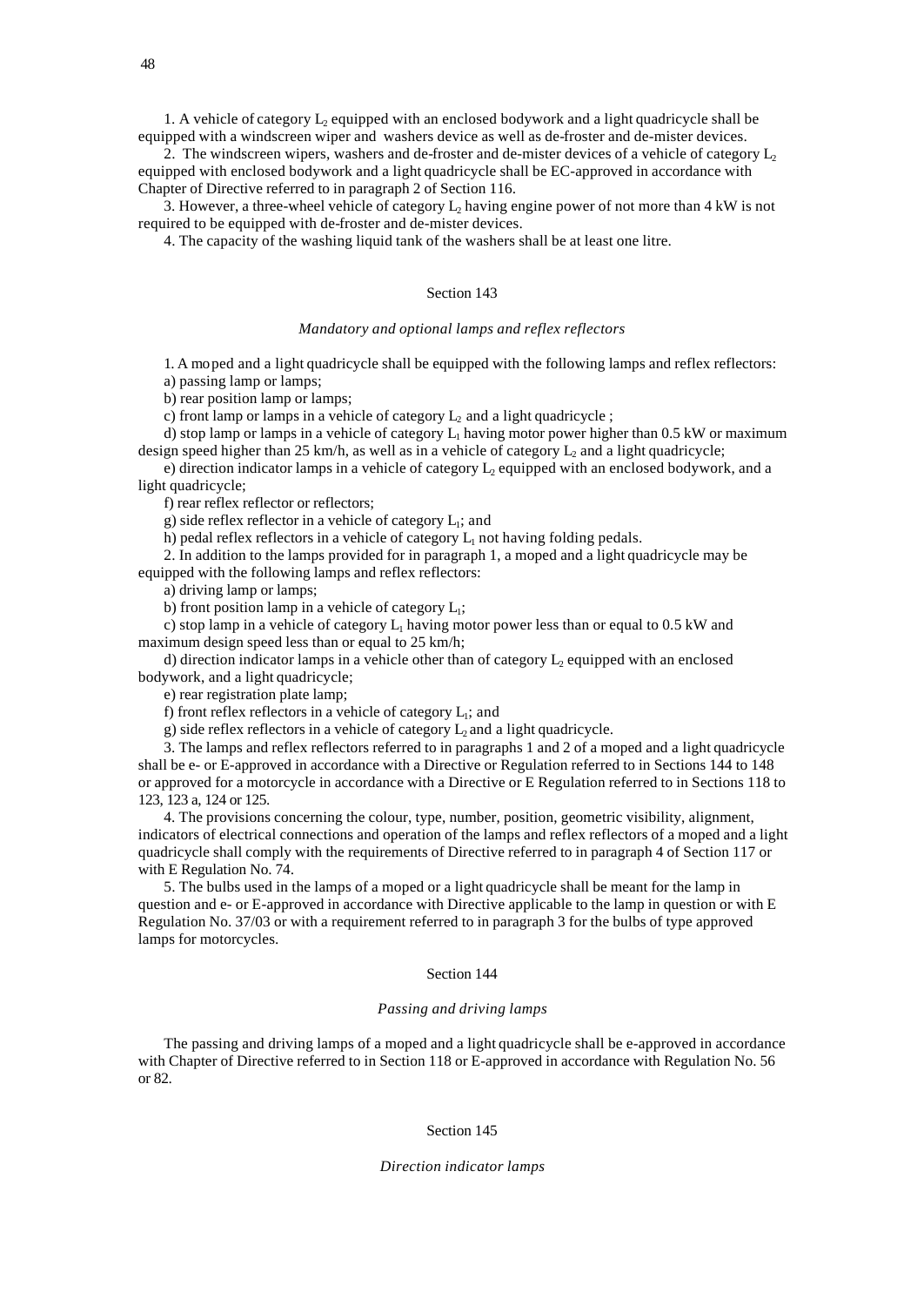1. A vehicle of category $L_2$ equipped with an enclosed bodywork and a light quadricycle shall be equipped with a windscreen wiper and washers device as well as de-froster and de-mister devices.

2. The windscreen wipers, washers and de-froster and de-mister devices of a vehicle of category $L_2$ equipped with enclosed bodywork and a light quadricycle shall be EC-approved in accordance with Chapter of Directive referred to in paragraph 2 of Section 116.

3. However, a three-wheel vehicle of category $L_2$ having engine power of not more than 4 kW is not required to be equipped with de-froster and de-mister devices.

4. The capacity of the washing liquid tank of the washers shall be at least one litre.

## Section 143

### *Mandatory and optional lamps and reflex reflectors*

1. A moped and a light quadricycle shall be equipped with the following lamps and reflex reflectors:

a) passing lamp or lamps;

b) rear position lamp or lamps;

c) front lamp or lamps in a vehicle of category $L_2$ and a light quadricycle ;

d) stop lamp or lamps in a vehicle of category $L_1$ having motor power higher than 0.5 kW or maximum design speed higher than 25 km/h, as well as in a vehicle of category $L_2$ and a light quadricycle;

e) direction indicator lamps in a vehicle of category $L_2$ equipped with an enclosed bodywork, and a light quadricycle;

f) rear reflex reflector or reflectors;

g) side reflex reflector in a vehicle of category $L_1$; and

h) pedal reflex reflectors in a vehicle of category $L_1$ not having folding pedals.

2. In addition to the lamps provided for in paragraph 1, a moped and a light quadricycle may be equipped with the following lamps and reflex reflectors:

a) driving lamp or lamps;

b) front position lamp in a vehicle of category $L_1$;

c) stop lamp in a vehicle of category $L_1$ having motor power less than or equal to 0.5 kW and maximum design speed less than or equal to 25 km/h;

d) direction indicator lamps in a vehicle other than of category $L_2$ equipped with an enclosed bodywork, and a light quadricycle;

e) rear registration plate lamp;

f) front reflex reflectors in a vehicle of category $L_1$; and

g) side reflex reflectors in a vehicle of category $L_2$ and a light quadricycle.

3. The lamps and reflex reflectors referred to in paragraphs 1 and 2 of a moped and a light quadricycle shall be e- or E-approved in accordance with a Directive or Regulation referred to in Sections 144 to 148 or approved for a motorcycle in accordance with a Directive or E Regulation referred to in Sections 118 to 123, 123 a, 124 or 125.

4. The provisions concerning the colour, type, number, position, geometric visibility, alignment, indicators of electrical connections and operation of the lamps and reflex reflectors of a moped and a light quadricycle shall comply with the requirements of Directive referred to in paragraph 4 of Section 117 or with E Regulation No. 74.

5. The bulbs used in the lamps of a moped or a light quadricycle shall be meant for the lamp in question and e- or E-approved in accordance with Directive applicable to the lamp in question or with E Regulation No. 37/03 or with a requirement referred to in paragraph 3 for the bulbs of type approved lamps for motorcycles.

## Section 144

### *Passing and driving lamps*

The passing and driving lamps of a moped and a light quadricycle shall be e-approved in accordance with Chapter of Directive referred to in Section 118 or E-approved in accordance with Regulation No. 56 or 82.

## Section 145

### *Direction indicator lamps*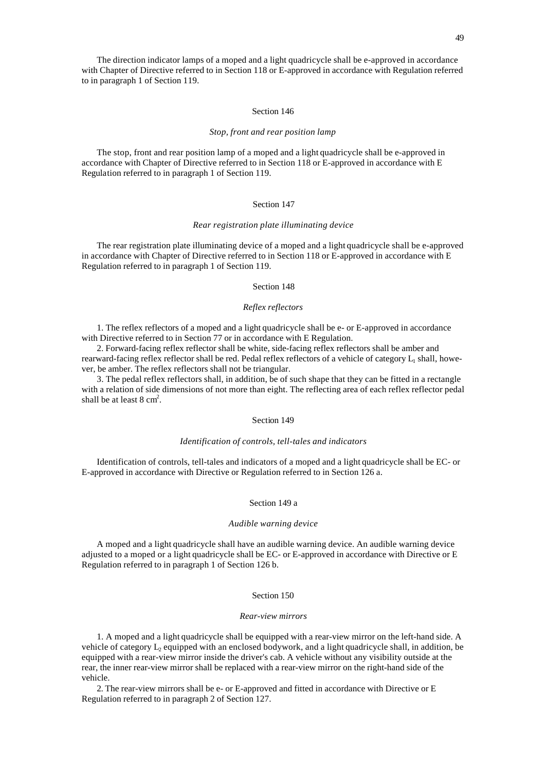The direction indicator lamps of a moped and a light quadricycle shall be e-approved in accordance with Chapter of Directive referred to in Section 118 or E-approved in accordance with Regulation referred to in paragraph 1 of Section 119.

## Section 146

*Stop, front and rear position lamp*

The stop, front and rear position lamp of a moped and a light quadricycle shall be e-approved in accordance with Chapter of Directive referred to in Section 118 or E-approved in accordance with E Regulation referred to in paragraph 1 of Section 119.

## Section 147

*Rear registration plate illuminating device*

The rear registration plate illuminating device of a moped and a light quadricycle shall be e-approved in accordance with Chapter of Directive referred to in Section 118 or E-approved in accordance with E Regulation referred to in paragraph 1 of Section 119.

## Section 148

*Reflex reflectors*

1. The reflex reflectors of a moped and a light quadricycle shall be e- or E-approved in accordance with Directive referred to in Section 77 or in accordance with E Regulation.

2. Forward-facing reflex reflector shall be white, side-facing reflex reflectors shall be amber and rearward-facing reflex reflector shall be red. Pedal reflex reflectors of a vehicle of category $L_1$ shall, however, be amber. The reflex reflectors shall not be triangular.

3. The pedal reflex reflectors shall, in addition, be of such shape that they can be fitted in a rectangle with a relation of side dimensions of not more than eight. The reflecting area of each reflex reflector pedal shall be at least 8 $cm^2$.

## Section 149

*Identification of controls, tell-tales and indicators*

Identification of controls, tell-tales and indicators of a moped and a light quadricycle shall be EC- or E-approved in accordance with Directive or Regulation referred to in Section 126 a.

## Section 149 a

*Audible warning device*

A moped and a light quadricycle shall have an audible warning device. An audible warning device adjusted to a moped or a light quadricycle shall be EC- or E-approved in accordance with Directive or E Regulation referred to in paragraph 1 of Section 126 b.

## Section 150

*Rear-view mirrors*

1. A moped and a light quadricycle shall be equipped with a rear-view mirror on the left-hand side. A vehicle of category $L_2$ equipped with an enclosed bodywork, and a light quadricycle shall, in addition, be equipped with a rear-view mirror inside the driver's cab. A vehicle without any visibility outside at the rear, the inner rear-view mirror shall be replaced with a rear-view mirror on the right-hand side of the vehicle.

2. The rear-view mirrors shall be e- or E-approved and fitted in accordance with Directive or E Regulation referred to in paragraph 2 of Section 127.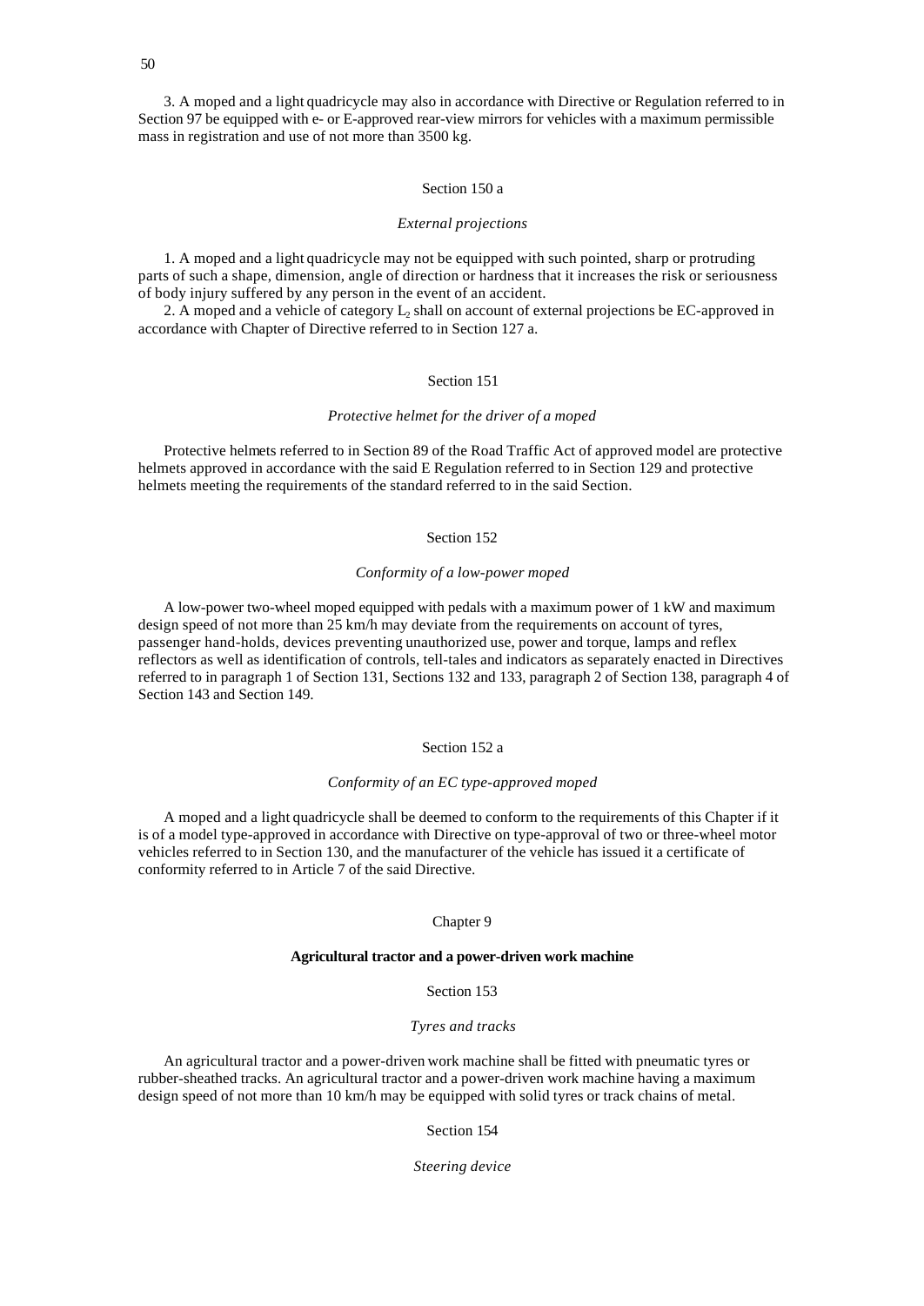3. A moped and a light quadricycle may also in accordance with Directive or Regulation referred to in Section 97 be equipped with e- or E-approved rear-view mirrors for vehicles with a maximum permissible mass in registration and use of not more than 3500 kg.

### Section 150 a

*External projections*

1. A moped and a light quadricycle may not be equipped with such pointed, sharp or protruding parts of such a shape, dimension, angle of direction or hardness that it increases the risk or seriousness of body injury suffered by any person in the event of an accident.

2. A moped and a vehicle of category $L_2$ shall on account of external projections be EC-approved in accordance with Chapter of Directive referred to in Section 127 a.

### Section 151

*Protective helmet for the driver of a moped*

Protective helmets referred to in Section 89 of the Road Traffic Act of approved model are protective helmets approved in accordance with the said E Regulation referred to in Section 129 and protective helmets meeting the requirements of the standard referred to in the said Section.

### Section 152

*Conformity of a low-power moped*

A low-power two-wheel moped equipped with pedals with a maximum power of 1 kW and maximum design speed of not more than 25 km/h may deviate from the requirements on account of tyres, passenger hand-holds, devices preventing unauthorized use, power and torque, lamps and reflex reflectors as well as identification of controls, tell-tales and indicators as separately enacted in Directives referred to in paragraph 1 of Section 131, Sections 132 and 133, paragraph 2 of Section 138, paragraph 4 of Section 143 and Section 149.

### Section 152 a

*Conformity of an EC type-approved moped*

A moped and a light quadricycle shall be deemed to conform to the requirements of this Chapter if it is of a model type-approved in accordance with Directive on type-approval of two or three-wheel motor vehicles referred to in Section 130, and the manufacturer of the vehicle has issued it a certificate of conformity referred to in Article 7 of the said Directive.

## Chapter 9

**Agricultural tractor and a power-driven work machine**

### Section 153

*Tyres and tracks*

An agricultural tractor and a power-driven work machine shall be fitted with pneumatic tyres or rubber-sheathed tracks. An agricultural tractor and a power-driven work machine having a maximum design speed of not more than 10 km/h may be equipped with solid tyres or track chains of metal.

### Section 154

*Steering device*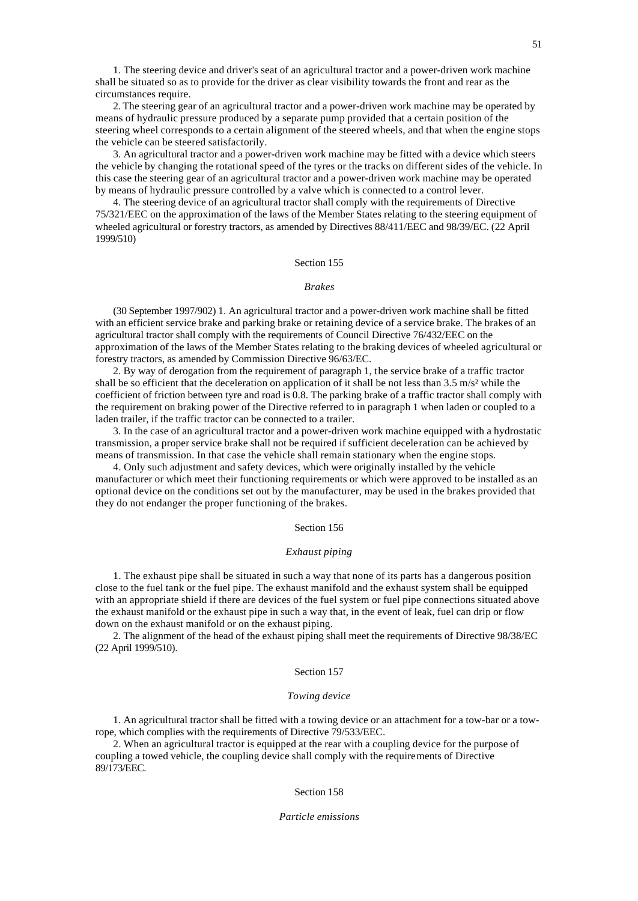1. The steering device and driver's seat of an agricultural tractor and a power-driven work machine shall be situated so as to provide for the driver as clear visibility towards the front and rear as the circumstances require.

2. The steering gear of an agricultural tractor and a power-driven work machine may be operated by means of hydraulic pressure produced by a separate pump provided that a certain position of the steering wheel corresponds to a certain alignment of the steered wheels, and that when the engine stops the vehicle can be steered satisfactorily.

3. An agricultural tractor and a power-driven work machine may be fitted with a device which steers the vehicle by changing the rotational speed of the tyres or the tracks on different sides of the vehicle. In this case the steering gear of an agricultural tractor and a power-driven work machine may be operated by means of hydraulic pressure controlled by a valve which is connected to a control lever.

4. The steering device of an agricultural tractor shall comply with the requirements of Directive 75/321/EEC on the approximation of the laws of the Member States relating to the steering equipment of wheeled agricultural or forestry tractors, as amended by Directives 88/411/EEC and 98/39/EC. (22 April 1999/510)

## Section 155

*Brakes*

(30 September 1997/902) 1. An agricultural tractor and a power-driven work machine shall be fitted with an efficient service brake and parking brake or retaining device of a service brake. The brakes of an agricultural tractor shall comply with the requirements of Council Directive 76/432/EEC on the approximation of the laws of the Member States relating to the braking devices of wheeled agricultural or forestry tractors, as amended by Commission Directive 96/63/EC.

2. By way of derogation from the requirement of paragraph 1, the service brake of a traffic tractor shall be so efficient that the deceleration on application of it shall be not less than 3.5 $m/s^2$ while the coefficient of friction between tyre and road is 0.8. The parking brake of a traffic tractor shall comply with the requirement on braking power of the Directive referred to in paragraph 1 when laden or coupled to a laden trailer, if the traffic tractor can be connected to a trailer.

3. In the case of an agricultural tractor and a power-driven work machine equipped with a hydrostatic transmission, a proper service brake shall not be required if sufficient deceleration can be achieved by means of transmission. In that case the vehicle shall remain stationary when the engine stops.

4. Only such adjustment and safety devices, which were originally installed by the vehicle manufacturer or which meet their functioning requirements or which were approved to be installed as an optional device on the conditions set out by the manufacturer, may be used in the brakes provided that they do not endanger the proper functioning of the brakes.

## Section 156

*Exhaust piping*

1. The exhaust pipe shall be situated in such a way that none of its parts has a dangerous position close to the fuel tank or the fuel pipe. The exhaust manifold and the exhaust system shall be equipped with an appropriate shield if there are devices of the fuel system or fuel pipe connections situated above the exhaust manifold or the exhaust pipe in such a way that, in the event of leak, fuel can drip or flow down on the exhaust manifold or on the exhaust piping.

2. The alignment of the head of the exhaust piping shall meet the requirements of Directive 98/38/EC (22 April 1999/510).

## Section 157

*Towing device*

1. An agricultural tractor shall be fitted with a towing device or an attachment for a tow-bar or a tow-rope, which complies with the requirements of Directive 79/533/EEC.

2. When an agricultural tractor is equipped at the rear with a coupling device for the purpose of coupling a towed vehicle, the coupling device shall comply with the requirements of Directive 89/173/EEC.

## Section 158

*Particle emissions*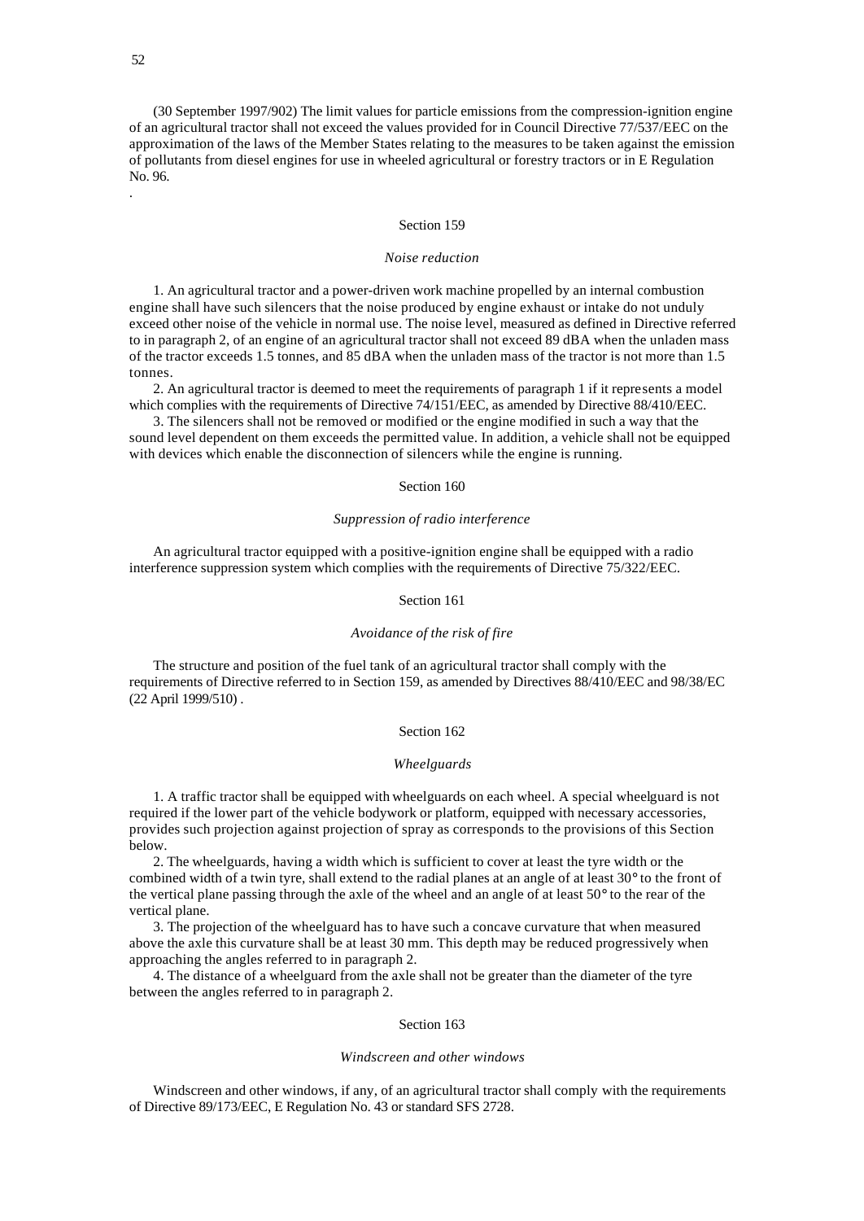(30 September 1997/902) The limit values for particle emissions from the compression-ignition engine of an agricultural tractor shall not exceed the values provided for in Council Directive 77/537/EEC on the approximation of the laws of the Member States relating to the measures to be taken against the emission of pollutants from diesel engines for use in wheeled agricultural or forestry tractors or in E Regulation No. 96.

.

Section 159

*Noise reduction*

1. An agricultural tractor and a power-driven work machine propelled by an internal combustion engine shall have such silencers that the noise produced by engine exhaust or intake do not unduly exceed other noise of the vehicle in normal use. The noise level, measured as defined in Directive referred to in paragraph 2, of an engine of an agricultural tractor shall not exceed 89 dBA when the unladen mass of the tractor exceeds 1.5 tonnes, and 85 dBA when the unladen mass of the tractor is not more than 1.5 tonnes.

2. An agricultural tractor is deemed to meet the requirements of paragraph 1 if it represents a model which complies with the requirements of Directive 74/151/EEC, as amended by Directive 88/410/EEC.

3. The silencers shall not be removed or modified or the engine modified in such a way that the sound level dependent on them exceeds the permitted value. In addition, a vehicle shall not be equipped with devices which enable the disconnection of silencers while the engine is running.

Section 160

*Suppression of radio interference*

An agricultural tractor equipped with a positive-ignition engine shall be equipped with a radio interference suppression system which complies with the requirements of Directive 75/322/EEC.

Section 161

*Avoidance of the risk of fire*

The structure and position of the fuel tank of an agricultural tractor shall comply with the requirements of Directive referred to in Section 159, as amended by Directives 88/410/EEC and 98/38/EC (22 April 1999/510) .

Section 162

*Wheelguards*

1. A traffic tractor shall be equipped with wheelguards on each wheel. A special wheelguard is not required if the lower part of the vehicle bodywork or platform, equipped with necessary accessories, provides such projection against projection of spray as corresponds to the provisions of this Section below.

2. The wheelguards, having a width which is sufficient to cover at least the tyre width or the combined width of a twin tyre, shall extend to the radial planes at an angle of at least 30° to the front of the vertical plane passing through the axle of the wheel and an angle of at least 50° to the rear of the vertical plane.

3. The projection of the wheelguard has to have such a concave curvature that when measured above the axle this curvature shall be at least 30 mm. This depth may be reduced progressively when approaching the angles referred to in paragraph 2.

4. The distance of a wheelguard from the axle shall not be greater than the diameter of the tyre between the angles referred to in paragraph 2.

Section 163

*Windscreen and other windows*

Windscreen and other windows, if any, of an agricultural tractor shall comply with the requirements of Directive 89/173/EEC, E Regulation No. 43 or standard SFS 2728.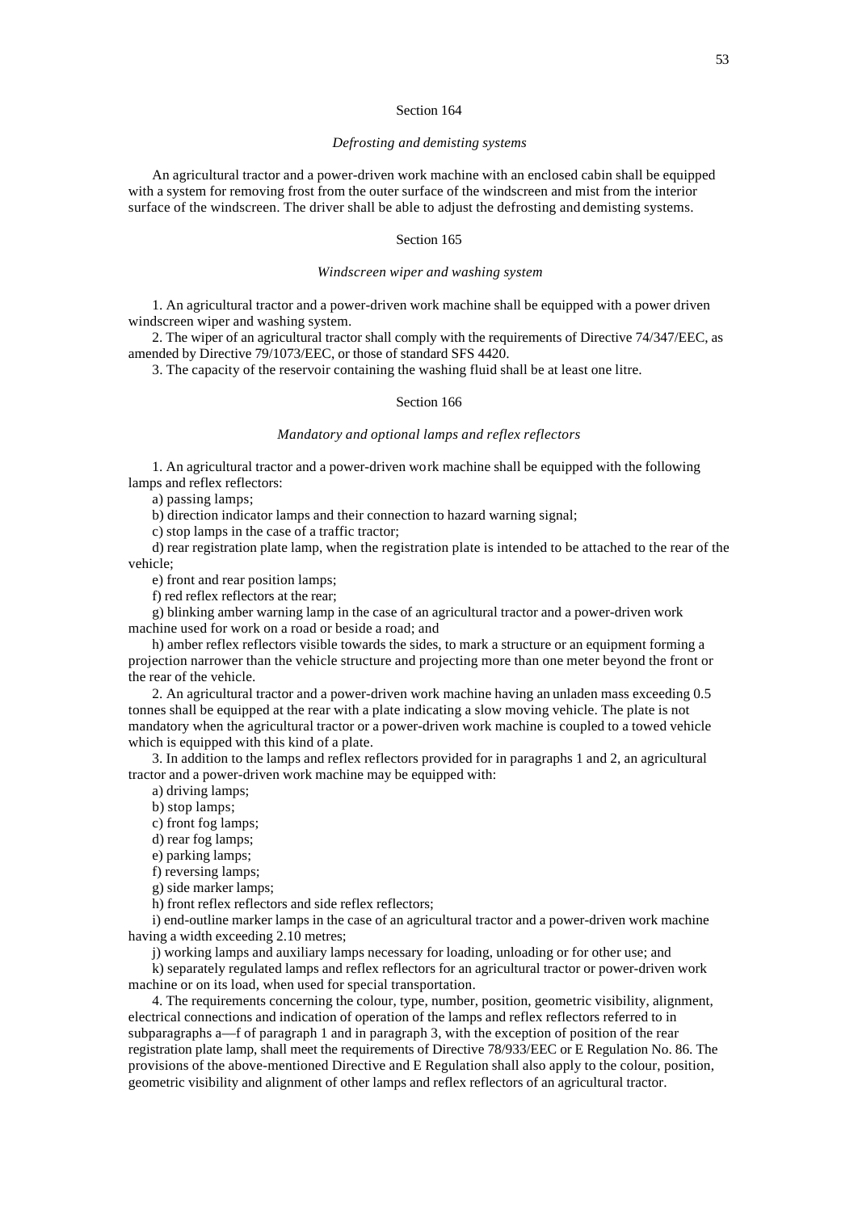### Section 164

*Defrosting and demisting systems*

An agricultural tractor and a power-driven work machine with an enclosed cabin shall be equipped with a system for removing frost from the outer surface of the windscreen and mist from the interior surface of the windscreen. The driver shall be able to adjust the defrosting and demisting systems.

### Section 165

*Windscreen wiper and washing system*

1. An agricultural tractor and a power-driven work machine shall be equipped with a power driven windscreen wiper and washing system.
2. The wiper of an agricultural tractor shall comply with the requirements of Directive 74/347/EEC, as amended by Directive 79/1073/EEC, or those of standard SFS 4420.
3. The capacity of the reservoir containing the washing fluid shall be at least one litre.

### Section 166

*Mandatory and optional lamps and reflex reflectors*

1. An agricultural tractor and a power-driven work machine shall be equipped with the following lamps and reflex reflectors:

a) passing lamps;

b) direction indicator lamps and their connection to hazard warning signal;

c) stop lamps in the case of a traffic tractor;

d) rear registration plate lamp, when the registration plate is intended to be attached to the rear of the vehicle;

e) front and rear position lamps;

f) red reflex reflectors at the rear;

g) blinking amber warning lamp in the case of an agricultural tractor and a power-driven work machine used for work on a road or beside a road; and

h) amber reflex reflectors visible towards the sides, to mark a structure or an equipment forming a projection narrower than the vehicle structure and projecting more than one meter beyond the front or the rear of the vehicle.

2. An agricultural tractor and a power-driven work machine having an unladen mass exceeding 0.5 tonnes shall be equipped at the rear with a plate indicating a slow moving vehicle. The plate is not mandatory when the agricultural tractor or a power-driven work machine is coupled to a towed vehicle which is equipped with this kind of a plate.

3. In addition to the lamps and reflex reflectors provided for in paragraphs 1 and 2, an agricultural tractor and a power-driven work machine may be equipped with:

a) driving lamps;

b) stop lamps;

c) front fog lamps;

d) rear fog lamps;

e) parking lamps;

f) reversing lamps;

g) side marker lamps;

h) front reflex reflectors and side reflex reflectors;

i) end-outline marker lamps in the case of an agricultural tractor and a power-driven work machine having a width exceeding 2.10 metres;

j) working lamps and auxiliary lamps necessary for loading, unloading or for other use; and

k) separately regulated lamps and reflex reflectors for an agricultural tractor or power-driven work machine or on its load, when used for special transportation.

4. The requirements concerning the colour, type, number, position, geometric visibility, alignment, electrical connections and indication of operation of the lamps and reflex reflectors referred to in subparagraphs a—f of paragraph 1 and in paragraph 3, with the exception of position of the rear registration plate lamp, shall meet the requirements of Directive 78/933/EEC or E Regulation No. 86. The provisions of the above-mentioned Directive and E Regulation shall also apply to the colour, position, geometric visibility and alignment of other lamps and reflex reflectors of an agricultural tractor.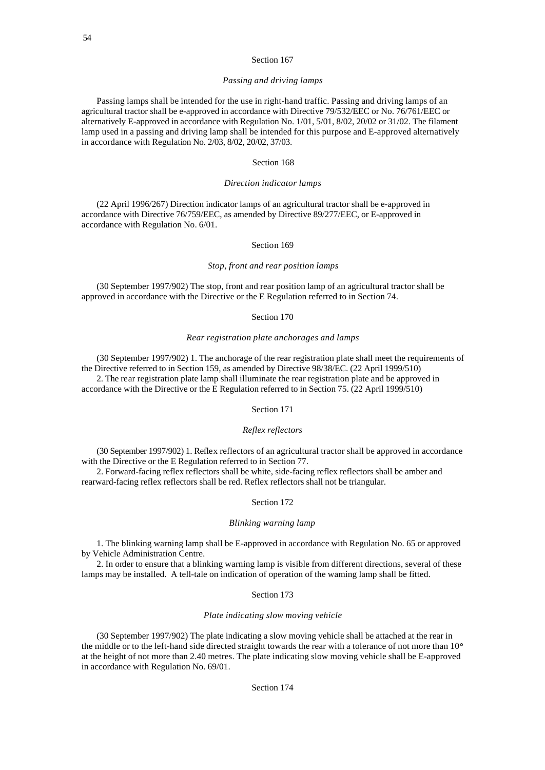Section 167

*Passing and driving lamps*

Passing lamps shall be intended for the use in right-hand traffic. Passing and driving lamps of an agricultural tractor shall be e-approved in accordance with Directive 79/532/EEC or No. 76/761/EEC or alternatively E-approved in accordance with Regulation No. 1/01, 5/01, 8/02, 20/02 or 31/02. The filament lamp used in a passing and driving lamp shall be intended for this purpose and E-approved alternatively in accordance with Regulation No. 2/03, 8/02, 20/02, 37/03.

Section 168

*Direction indicator lamps*

(22 April 1996/267) Direction indicator lamps of an agricultural tractor shall be e-approved in accordance with Directive 76/759/EEC, as amended by Directive 89/277/EEC, or E-approved in accordance with Regulation No. 6/01.

Section 169

*Stop, front and rear position lamps*

(30 September 1997/902) The stop, front and rear position lamp of an agricultural tractor shall be approved in accordance with the Directive or the E Regulation referred to in Section 74.

Section 170

*Rear registration plate anchorages and lamps*

(30 September 1997/902) 1. The anchorage of the rear registration plate shall meet the requirements of the Directive referred to in Section 159, as amended by Directive 98/38/EC. (22 April 1999/510)

2. The rear registration plate lamp shall illuminate the rear registration plate and be approved in accordance with the Directive or the E Regulation referred to in Section 75. (22 April 1999/510)

Section 171

*Reflex reflectors*

(30 September 1997/902) 1. Reflex reflectors of an agricultural tractor shall be approved in accordance with the Directive or the E Regulation referred to in Section 77.

2. Forward-facing reflex reflectors shall be white, side-facing reflex reflectors shall be amber and rearward-facing reflex reflectors shall be red. Reflex reflectors shall not be triangular.

Section 172

*Blinking warning lamp*

1. The blinking warning lamp shall be E-approved in accordance with Regulation No. 65 or approved by Vehicle Administration Centre.

2. In order to ensure that a blinking warning lamp is visible from different directions, several of these lamps may be installed. A tell-tale on indication of operation of the warning lamp shall be fitted.

Section 173

*Plate indicating slow moving vehicle*

(30 September 1997/902) The plate indicating a slow moving vehicle shall be attached at the rear in the middle or to the left-hand side directed straight towards the rear with a tolerance of not more than 10° at the height of not more than 2.40 metres. The plate indicating slow moving vehicle shall be E-approved in accordance with Regulation No. 69/01.

Section 174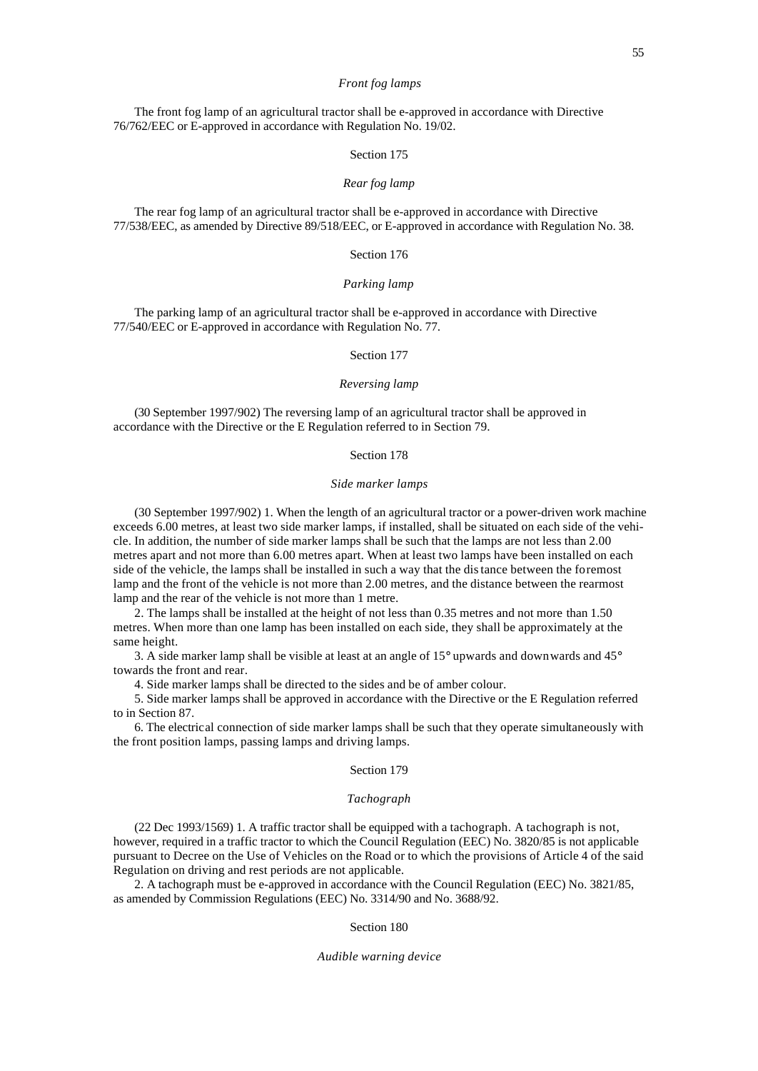*Front fog lamps*

The front fog lamp of an agricultural tractor shall be e-approved in accordance with Directive 76/762/EEC or E-approved in accordance with Regulation No. 19/02.

Section 175

*Rear fog lamp*

The rear fog lamp of an agricultural tractor shall be e-approved in accordance with Directive 77/538/EEC, as amended by Directive 89/518/EEC, or E-approved in accordance with Regulation No. 38.

Section 176

*Parking lamp*

The parking lamp of an agricultural tractor shall be e-approved in accordance with Directive 77/540/EEC or E-approved in accordance with Regulation No. 77.

Section 177

*Reversing lamp*

(30 September 1997/902) The reversing lamp of an agricultural tractor shall be approved in accordance with the Directive or the E Regulation referred to in Section 79.

Section 178

*Side marker lamps*

(30 September 1997/902) 1. When the length of an agricultural tractor or a power-driven work machine exceeds 6.00 metres, at least two side marker lamps, if installed, shall be situated on each side of the vehicle. In addition, the number of side marker lamps shall be such that the lamps are not less than 2.00 metres apart and not more than 6.00 metres apart. When at least two lamps have been installed on each side of the vehicle, the lamps shall be installed in such a way that the distance between the foremost lamp and the front of the vehicle is not more than 2.00 metres, and the distance between the rearmost lamp and the rear of the vehicle is not more than 1 metre.

2. The lamps shall be installed at the height of not less than 0.35 metres and not more than 1.50 metres. When more than one lamp has been installed on each side, they shall be approximately at the same height.

3. A side marker lamp shall be visible at least at an angle of 15° upwards and downwards and 45° towards the front and rear.

4. Side marker lamps shall be directed to the sides and be of amber colour.

5. Side marker lamps shall be approved in accordance with the Directive or the E Regulation referred to in Section 87.

6. The electrical connection of side marker lamps shall be such that they operate simultaneously with the front position lamps, passing lamps and driving lamps.

Section 179

*Tachograph*

(22 Dec 1993/1569) 1. A traffic tractor shall be equipped with a tachograph. A tachograph is not, however, required in a traffic tractor to which the Council Regulation (EEC) No. 3820/85 is not applicable pursuant to Decree on the Use of Vehicles on the Road or to which the provisions of Article 4 of the said Regulation on driving and rest periods are not applicable.

2. A tachograph must be e-approved in accordance with the Council Regulation (EEC) No. 3821/85, as amended by Commission Regulations (EEC) No. 3314/90 and No. 3688/92.

Section 180

*Audible warning device*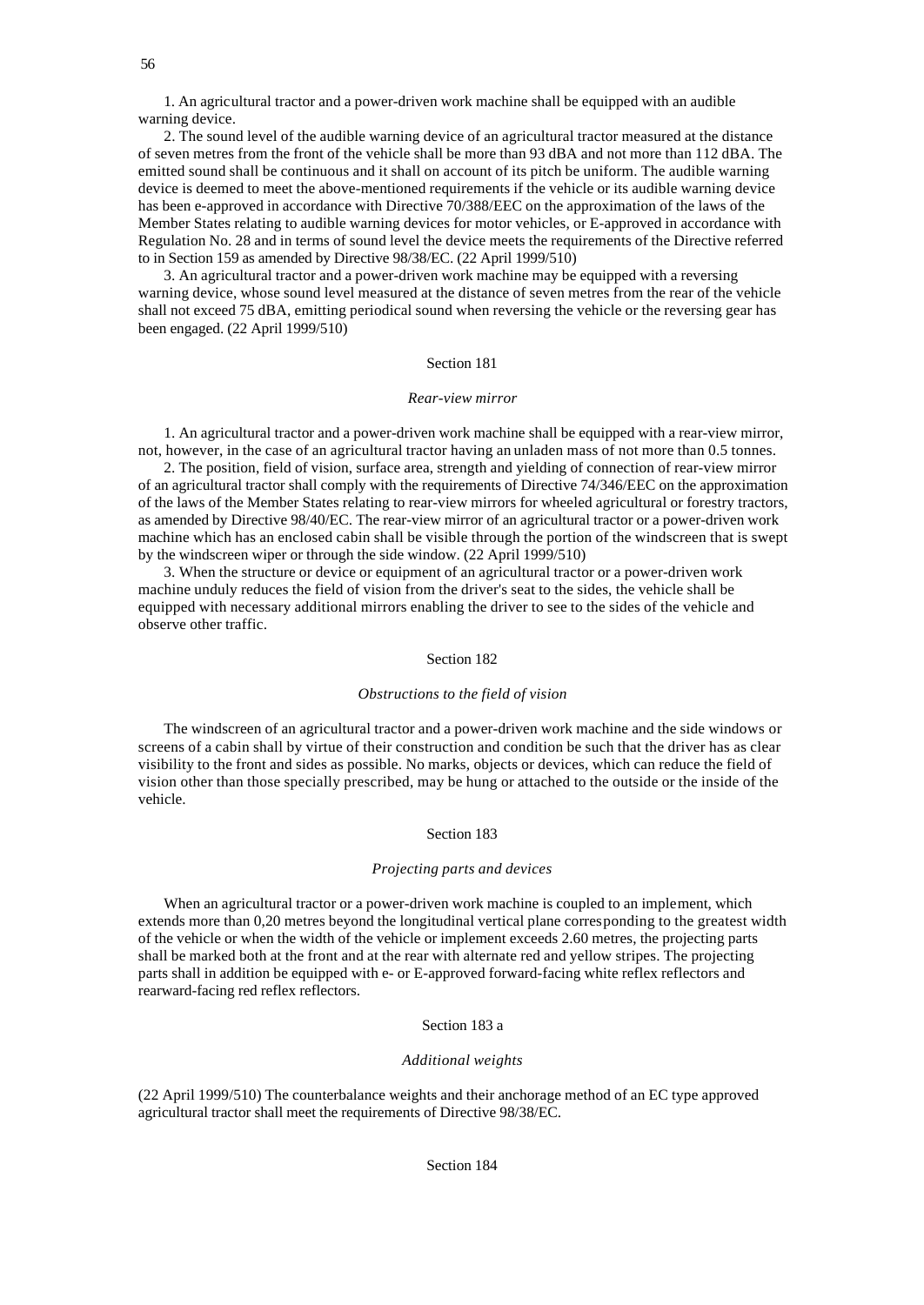1. An agricultural tractor and a power-driven work machine shall be equipped with an audible warning device.

2. The sound level of the audible warning device of an agricultural tractor measured at the distance of seven metres from the front of the vehicle shall be more than 93 dBA and not more than 112 dBA. The emitted sound shall be continuous and it shall on account of its pitch be uniform. The audible warning device is deemed to meet the above-mentioned requirements if the vehicle or its audible warning device has been e-approved in accordance with Directive 70/388/EEC on the approximation of the laws of the Member States relating to audible warning devices for motor vehicles, or E-approved in accordance with Regulation No. 28 and in terms of sound level the device meets the requirements of the Directive referred to in Section 159 as amended by Directive 98/38/EC. (22 April 1999/510)

3. An agricultural tractor and a power-driven work machine may be equipped with a reversing warning device, whose sound level measured at the distance of seven metres from the rear of the vehicle shall not exceed 75 dBA, emitting periodical sound when reversing the vehicle or the reversing gear has been engaged. (22 April 1999/510)

### Section 181

*Rear-view mirror*

1. An agricultural tractor and a power-driven work machine shall be equipped with a rear-view mirror, not, however, in the case of an agricultural tractor having an unladen mass of not more than 0.5 tonnes.

2. The position, field of vision, surface area, strength and yielding of connection of rear-view mirror of an agricultural tractor shall comply with the requirements of Directive 74/346/EEC on the approximation of the laws of the Member States relating to rear-view mirrors for wheeled agricultural or forestry tractors, as amended by Directive 98/40/EC. The rear-view mirror of an agricultural tractor or a power-driven work machine which has an enclosed cabin shall be visible through the portion of the windscreen that is swept by the windscreen wiper or through the side window. (22 April 1999/510)

3. When the structure or device or equipment of an agricultural tractor or a power-driven work machine unduly reduces the field of vision from the driver's seat to the sides, the vehicle shall be equipped with necessary additional mirrors enabling the driver to see to the sides of the vehicle and observe other traffic.

### Section 182

*Obstructions to the field of vision*

The windscreen of an agricultural tractor and a power-driven work machine and the side windows or screens of a cabin shall by virtue of their construction and condition be such that the driver has as clear visibility to the front and sides as possible. No marks, objects or devices, which can reduce the field of vision other than those specially prescribed, may be hung or attached to the outside or the inside of the vehicle.

### Section 183

*Projecting parts and devices*

When an agricultural tractor or a power-driven work machine is coupled to an implement, which extends more than 0,20 metres beyond the longitudinal vertical plane corresponding to the greatest width of the vehicle or when the width of the vehicle or implement exceeds 2.60 metres, the projecting parts shall be marked both at the front and at the rear with alternate red and yellow stripes. The projecting parts shall in addition be equipped with e- or E-approved forward-facing white reflex reflectors and rearward-facing red reflex reflectors.

### Section 183 a

*Additional weights*

(22 April 1999/510) The counterbalance weights and their anchorage method of an EC type approved agricultural tractor shall meet the requirements of Directive 98/38/EC.

### Section 184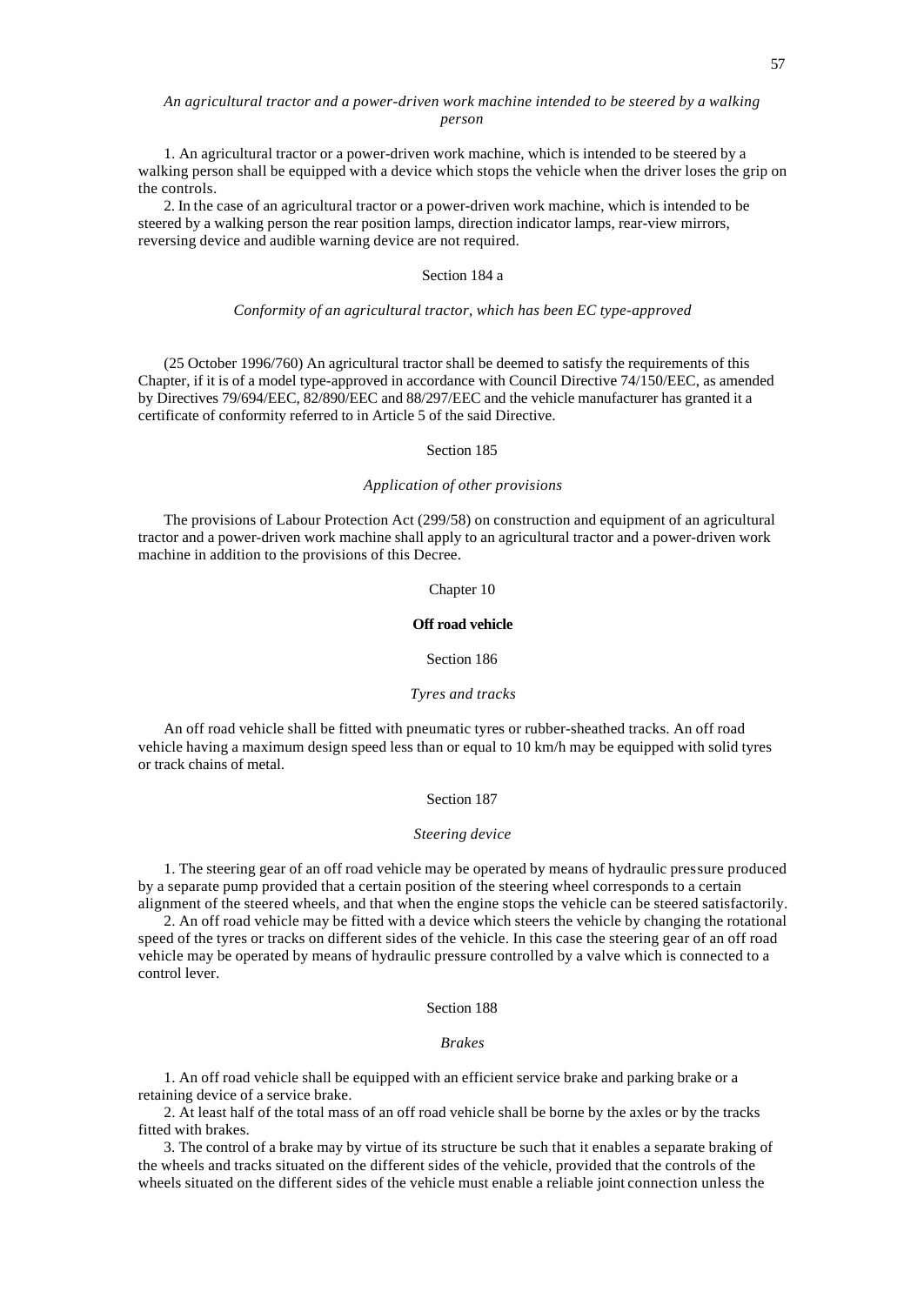*An agricultural tractor and a power-driven work machine intended to be steered by a walking person*

1. An agricultural tractor or a power-driven work machine, which is intended to be steered by a walking person shall be equipped with a device which stops the vehicle when the driver loses the grip on the controls.

2. In the case of an agricultural tractor or a power-driven work machine, which is intended to be steered by a walking person the rear position lamps, direction indicator lamps, rear-view mirrors, reversing device and audible warning device are not required.

Section 184 a

*Conformity of an agricultural tractor, which has been EC type-approved*

(25 October 1996/760) An agricultural tractor shall be deemed to satisfy the requirements of this Chapter, if it is of a model type-approved in accordance with Council Directive 74/150/EEC, as amended by Directives 79/694/EEC, 82/890/EEC and 88/297/EEC and the vehicle manufacturer has granted it a certificate of conformity referred to in Article 5 of the said Directive.

Section 185

*Application of other provisions*

The provisions of Labour Protection Act (299/58) on construction and equipment of an agricultural tractor and a power-driven work machine shall apply to an agricultural tractor and a power-driven work machine in addition to the provisions of this Decree.

Chapter 10

**Off road vehicle**

Section 186

*Tyres and tracks*

An off road vehicle shall be fitted with pneumatic tyres or rubber-sheathed tracks. An off road vehicle having a maximum design speed less than or equal to 10 km/h may be equipped with solid tyres or track chains of metal.

Section 187

*Steering device*

1. The steering gear of an off road vehicle may be operated by means of hydraulic pressure produced by a separate pump provided that a certain position of the steering wheel corresponds to a certain alignment of the steered wheels, and that when the engine stops the vehicle can be steered satisfactorily.

2. An off road vehicle may be fitted with a device which steers the vehicle by changing the rotational speed of the tyres or tracks on different sides of the vehicle. In this case the steering gear of an off road vehicle may be operated by means of hydraulic pressure controlled by a valve which is connected to a control lever.

Section 188

*Brakes*

1. An off road vehicle shall be equipped with an efficient service brake and parking brake or a retaining device of a service brake.

2. At least half of the total mass of an off road vehicle shall be borne by the axles or by the tracks fitted with brakes.

3. The control of a brake may by virtue of its structure be such that it enables a separate braking of the wheels and tracks situated on the different sides of the vehicle, provided that the controls of the wheels situated on the different sides of the vehicle must enable a reliable joint connection unless the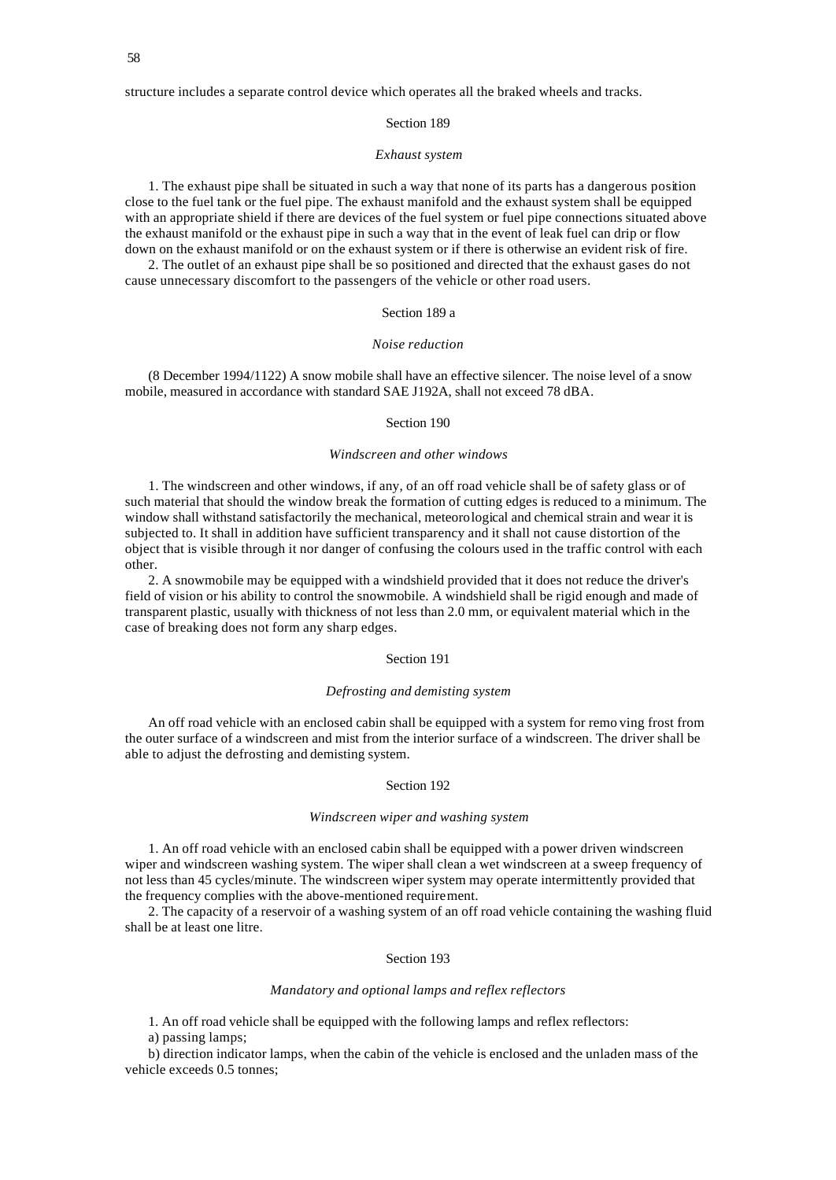structure includes a separate control device which operates all the braked wheels and tracks.

## Section 189

### *Exhaust system*

1. The exhaust pipe shall be situated in such a way that none of its parts has a dangerous position close to the fuel tank or the fuel pipe. The exhaust manifold and the exhaust system shall be equipped with an appropriate shield if there are devices of the fuel system or fuel pipe connections situated above the exhaust manifold or the exhaust pipe in such a way that in the event of leak fuel can drip or flow down on the exhaust manifold or on the exhaust system or if there is otherwise an evident risk of fire.

2. The outlet of an exhaust pipe shall be so positioned and directed that the exhaust gases do not cause unnecessary discomfort to the passengers of the vehicle or other road users.

## Section 189 a

### *Noise reduction*

(8 December 1994/1122) A snow mobile shall have an effective silencer. The noise level of a snow mobile, measured in accordance with standard SAE J192A, shall not exceed 78 dBA.

## Section 190

### *Windscreen and other windows*

1. The windscreen and other windows, if any, of an off road vehicle shall be of safety glass or of such material that should the window break the formation of cutting edges is reduced to a minimum. The window shall withstand satisfactorily the mechanical, meteorological and chemical strain and wear it is subjected to. It shall in addition have sufficient transparency and it shall not cause distortion of the object that is visible through it nor danger of confusing the colours used in the traffic control with each other.

2. A snowmobile may be equipped with a windshield provided that it does not reduce the driver's field of vision or his ability to control the snowmobile. A windshield shall be rigid enough and made of transparent plastic, usually with thickness of not less than 2.0 mm, or equivalent material which in the case of breaking does not form any sharp edges.

## Section 191

### *Defrosting and demisting system*

An off road vehicle with an enclosed cabin shall be equipped with a system for removing frost from the outer surface of a windscreen and mist from the interior surface of a windscreen. The driver shall be able to adjust the defrosting and demisting system.

## Section 192

### *Windscreen wiper and washing system*

1. An off road vehicle with an enclosed cabin shall be equipped with a power driven windscreen wiper and windscreen washing system. The wiper shall clean a wet windscreen at a sweep frequency of not less than 45 cycles/minute. The windscreen wiper system may operate intermittently provided that the frequency complies with the above-mentioned requirement.

2. The capacity of a reservoir of a washing system of an off road vehicle containing the washing fluid shall be at least one litre.

## Section 193

### *Mandatory and optional lamps and reflex reflectors*

1. An off road vehicle shall be equipped with the following lamps and reflex reflectors:

a) passing lamps;

b) direction indicator lamps, when the cabin of the vehicle is enclosed and the unladen mass of the vehicle exceeds 0.5 tonnes;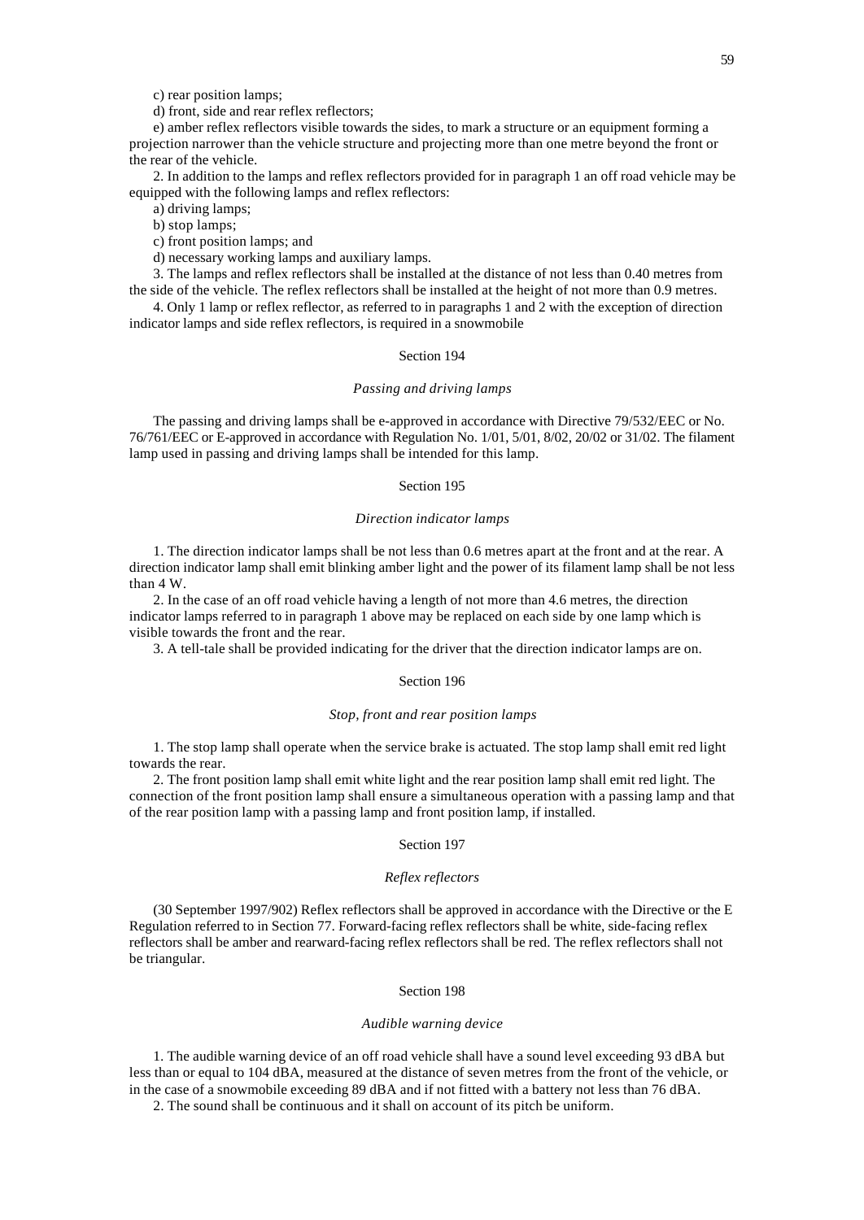c) rear position lamps;

d) front, side and rear reflex reflectors;

e) amber reflex reflectors visible towards the sides, to mark a structure or an equipment forming a projection narrower than the vehicle structure and projecting more than one metre beyond the front or the rear of the vehicle.

2. In addition to the lamps and reflex reflectors provided for in paragraph 1 an off road vehicle may be equipped with the following lamps and reflex reflectors:

a) driving lamps;

b) stop lamps;

c) front position lamps; and

d) necessary working lamps and auxiliary lamps.

3. The lamps and reflex reflectors shall be installed at the distance of not less than 0.40 metres from the side of the vehicle. The reflex reflectors shall be installed at the height of not more than 0.9 metres.

4. Only 1 lamp or reflex reflector, as referred to in paragraphs 1 and 2 with the exception of direction indicator lamps and side reflex reflectors, is required in a snowmobile

## Section 194

*Passing and driving lamps*

The passing and driving lamps shall be e-approved in accordance with Directive 79/532/EEC or No. 76/761/EEC or E-approved in accordance with Regulation No. 1/01, 5/01, 8/02, 20/02 or 31/02. The filament lamp used in passing and driving lamps shall be intended for this lamp.

## Section 195

*Direction indicator lamps*

1. The direction indicator lamps shall be not less than 0.6 metres apart at the front and at the rear. A direction indicator lamp shall emit blinking amber light and the power of its filament lamp shall be not less than 4 W.

2. In the case of an off road vehicle having a length of not more than 4.6 metres, the direction indicator lamps referred to in paragraph 1 above may be replaced on each side by one lamp which is visible towards the front and the rear.

3. A tell-tale shall be provided indicating for the driver that the direction indicator lamps are on.

## Section 196

*Stop, front and rear position lamps*

1. The stop lamp shall operate when the service brake is actuated. The stop lamp shall emit red light towards the rear.

2. The front position lamp shall emit white light and the rear position lamp shall emit red light. The connection of the front position lamp shall ensure a simultaneous operation with a passing lamp and that of the rear position lamp with a passing lamp and front position lamp, if installed.

## Section 197

*Reflex reflectors*

(30 September 1997/902) Reflex reflectors shall be approved in accordance with the Directive or the E Regulation referred to in Section 77. Forward-facing reflex reflectors shall be white, side-facing reflex reflectors shall be amber and rearward-facing reflex reflectors shall be red. The reflex reflectors shall not be triangular.

## Section 198

*Audible warning device*

1. The audible warning device of an off road vehicle shall have a sound level exceeding 93 dBA but less than or equal to 104 dBA, measured at the distance of seven metres from the front of the vehicle, or in the case of a snowmobile exceeding 89 dBA and if not fitted with a battery not less than 76 dBA.

2. The sound shall be continuous and it shall on account of its pitch be uniform.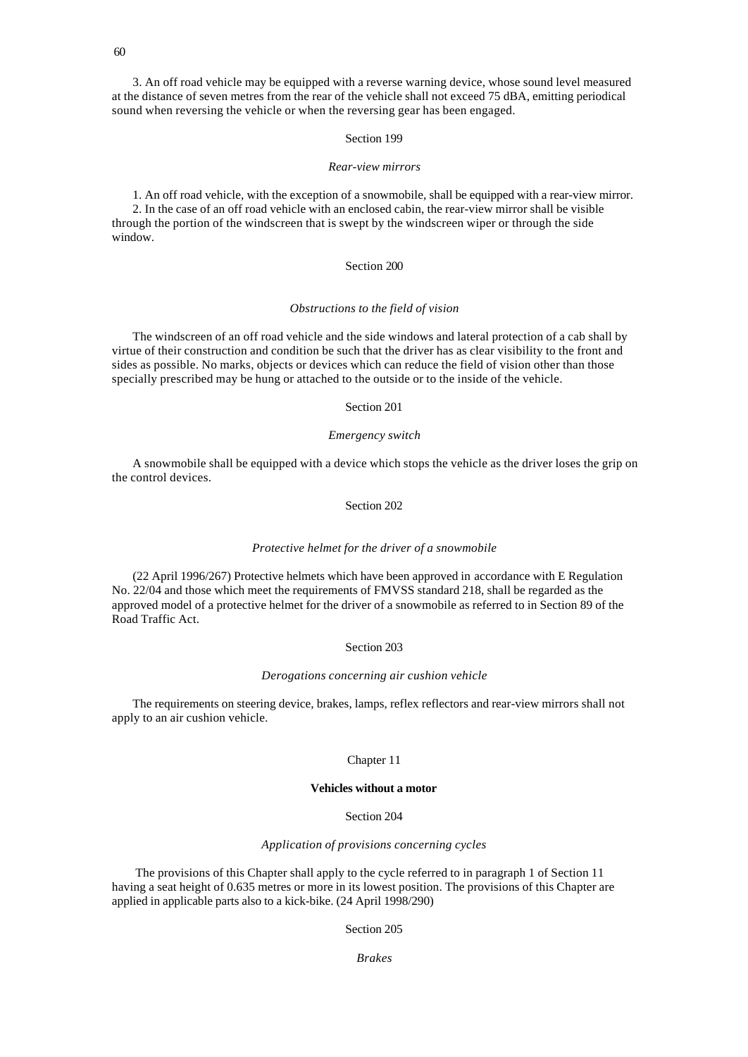3. An off road vehicle may be equipped with a reverse warning device, whose sound level measured at the distance of seven metres from the rear of the vehicle shall not exceed 75 dBA, emitting periodical sound when reversing the vehicle or when the reversing gear has been engaged.

Section 199

*Rear-view mirrors*

1. An off road vehicle, with the exception of a snowmobile, shall be equipped with a rear-view mirror.
2. In the case of an off road vehicle with an enclosed cabin, the rear-view mirror shall be visible through the portion of the windscreen that is swept by the windscreen wiper or through the side window.

Section 200

*Obstructions to the field of vision*

The windscreen of an off road vehicle and the side windows and lateral protection of a cab shall by virtue of their construction and condition be such that the driver has as clear visibility to the front and sides as possible. No marks, objects or devices which can reduce the field of vision other than those specially prescribed may be hung or attached to the outside or to the inside of the vehicle.

Section 201

*Emergency switch*

A snowmobile shall be equipped with a device which stops the vehicle as the driver loses the grip on the control devices.

Section 202

*Protective helmet for the driver of a snowmobile*

(22 April 1996/267) Protective helmets which have been approved in accordance with E Regulation No. 22/04 and those which meet the requirements of FMVSS standard 218, shall be regarded as the approved model of a protective helmet for the driver of a snowmobile as referred to in Section 89 of the Road Traffic Act.

Section 203

*Derogations concerning air cushion vehicle*

The requirements on steering device, brakes, lamps, reflex reflectors and rear-view mirrors shall not apply to an air cushion vehicle.

Chapter 11

**Vehicles without a motor**

Section 204

*Application of provisions concerning cycles*

The provisions of this Chapter shall apply to the cycle referred to in paragraph 1 of Section 11 having a seat height of 0.635 metres or more in its lowest position. The provisions of this Chapter are applied in applicable parts also to a kick-bike. (24 April 1998/290)

Section 205

*Brakes*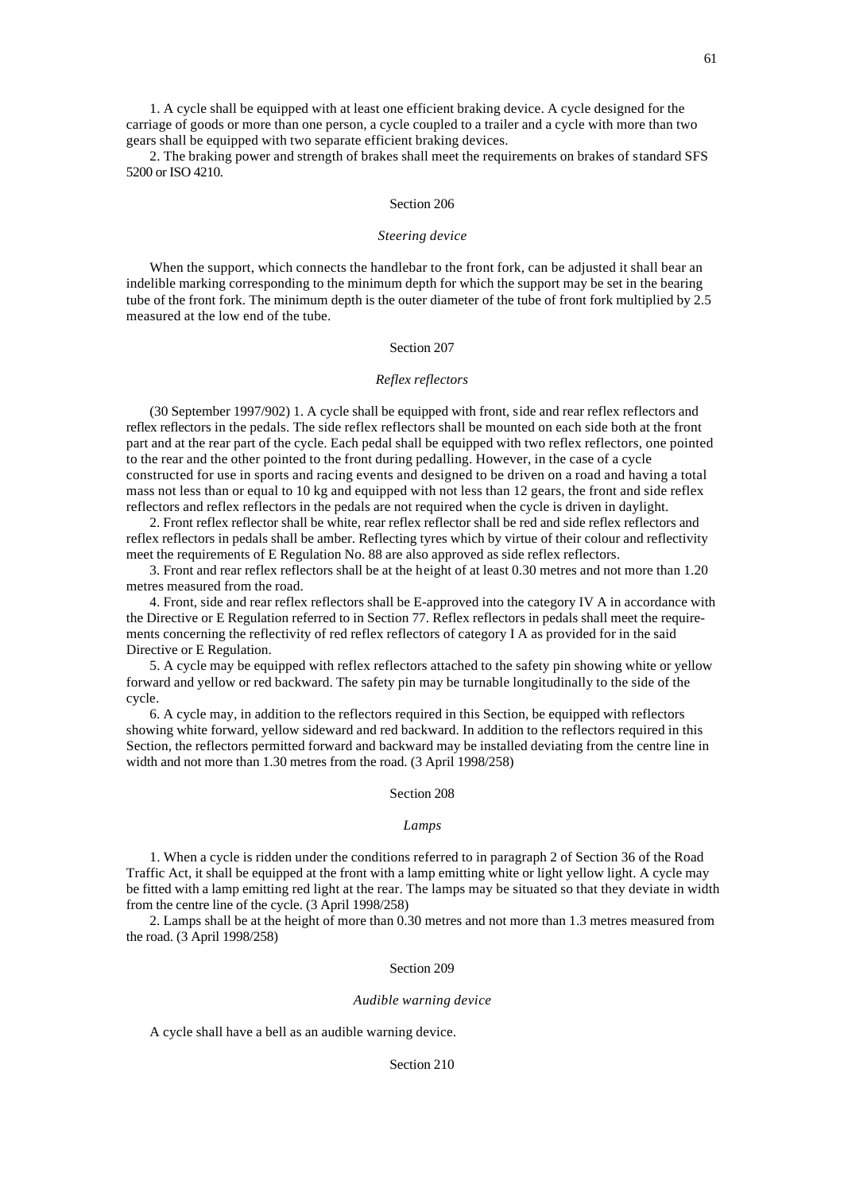1. A cycle shall be equipped with at least one efficient braking device. A cycle designed for the carriage of goods or more than one person, a cycle coupled to a trailer and a cycle with more than two gears shall be equipped with two separate efficient braking devices.

2. The braking power and strength of brakes shall meet the requirements on brakes of standard SFS 5200 or ISO 4210.

Section 206

*Steering device*

When the support, which connects the handlebar to the front fork, can be adjusted it shall bear an indelible marking corresponding to the minimum depth for which the support may be set in the bearing tube of the front fork. The minimum depth is the outer diameter of the tube of front fork multiplied by 2.5 measured at the low end of the tube.

Section 207

*Reflex reflectors*

(30 September 1997/902) 1. A cycle shall be equipped with front, side and rear reflex reflectors and reflex reflectors in the pedals. The side reflex reflectors shall be mounted on each side both at the front part and at the rear part of the cycle. Each pedal shall be equipped with two reflex reflectors, one pointed to the rear and the other pointed to the front during pedalling. However, in the case of a cycle constructed for use in sports and racing events and designed to be driven on a road and having a total mass not less than or equal to 10 kg and equipped with not less than 12 gears, the front and side reflex reflectors and reflex reflectors in the pedals are not required when the cycle is driven in daylight.

2. Front reflex reflector shall be white, rear reflex reflector shall be red and side reflex reflectors and reflex reflectors in pedals shall be amber. Reflecting tyres which by virtue of their colour and reflectivity meet the requirements of E Regulation No. 88 are also approved as side reflex reflectors.

3. Front and rear reflex reflectors shall be at the height of at least 0.30 metres and not more than 1.20 metres measured from the road.

4. Front, side and rear reflex reflectors shall be E-approved into the category IV A in accordance with the Directive or E Regulation referred to in Section 77. Reflex reflectors in pedals shall meet the requirements concerning the reflectivity of red reflex reflectors of category I A as provided for in the said Directive or E Regulation.

5. A cycle may be equipped with reflex reflectors attached to the safety pin showing white or yellow forward and yellow or red backward. The safety pin may be turnable longitudinally to the side of the cycle.

6. A cycle may, in addition to the reflectors required in this Section, be equipped with reflectors showing white forward, yellow sideward and red backward. In addition to the reflectors required in this Section, the reflectors permitted forward and backward may be installed deviating from the centre line in width and not more than 1.30 metres from the road. (3 April 1998/258)

Section 208

*Lamps*

1. When a cycle is ridden under the conditions referred to in paragraph 2 of Section 36 of the Road Traffic Act, it shall be equipped at the front with a lamp emitting white or light yellow light. A cycle may be fitted with a lamp emitting red light at the rear. The lamps may be situated so that they deviate in width from the centre line of the cycle. (3 April 1998/258)

2. Lamps shall be at the height of more than 0.30 metres and not more than 1.3 metres measured from the road. (3 April 1998/258)

Section 209

*Audible warning device*

A cycle shall have a bell as an audible warning device.

Section 210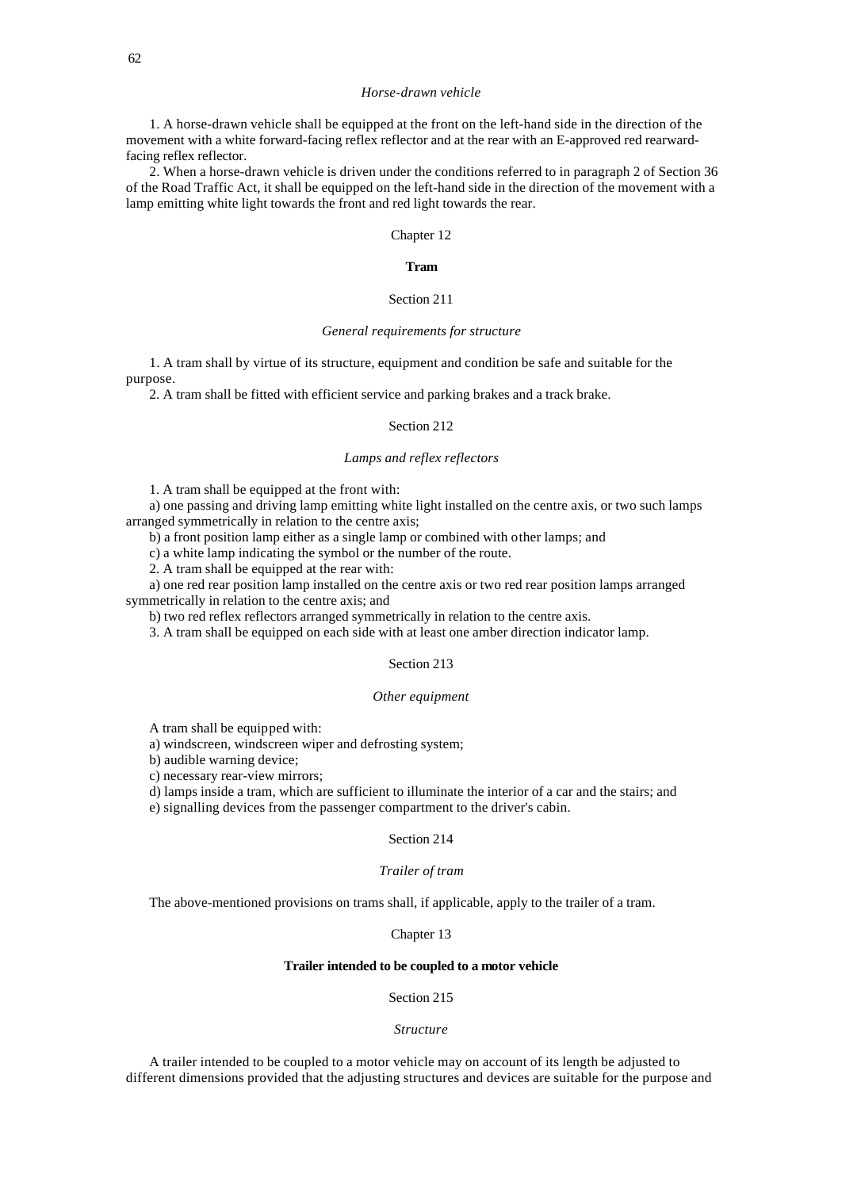*Horse-drawn vehicle*

1. A horse-drawn vehicle shall be equipped at the front on the left-hand side in the direction of the movement with a white forward-facing reflex reflector and at the rear with an E-approved red rearward-facing reflex reflector.

2. When a horse-drawn vehicle is driven under the conditions referred to in paragraph 2 of Section 36 of the Road Traffic Act, it shall be equipped on the left-hand side in the direction of the movement with a lamp emitting white light towards the front and red light towards the rear.

Chapter 12

## Tram

Section 211

*General requirements for structure*

1. A tram shall by virtue of its structure, equipment and condition be safe and suitable for the purpose.

2. A tram shall be fitted with efficient service and parking brakes and a track brake.

Section 212

*Lamps and reflex reflectors*

1. A tram shall be equipped at the front with:

a) one passing and driving lamp emitting white light installed on the centre axis, or two such lamps arranged symmetrically in relation to the centre axis;

b) a front position lamp either as a single lamp or combined with other lamps; and

c) a white lamp indicating the symbol or the number of the route.

2. A tram shall be equipped at the rear with:

a) one red rear position lamp installed on the centre axis or two red rear position lamps arranged symmetrically in relation to the centre axis; and

b) two red reflex reflectors arranged symmetrically in relation to the centre axis.

3. A tram shall be equipped on each side with at least one amber direction indicator lamp.

Section 213

*Other equipment*

A tram shall be equipped with:

a) windscreen, windscreen wiper and defrosting system;

b) audible warning device;

c) necessary rear-view mirrors;

d) lamps inside a tram, which are sufficient to illuminate the interior of a car and the stairs; and

e) signalling devices from the passenger compartment to the driver's cabin.

Section 214

*Trailer of tram*

The above-mentioned provisions on trams shall, if applicable, apply to the trailer of a tram.

Chapter 13

## Trailer intended to be coupled to a motor vehicle

Section 215

*Structure*

A trailer intended to be coupled to a motor vehicle may on account of its length be adjusted to different dimensions provided that the adjusting structures and devices are suitable for the purpose and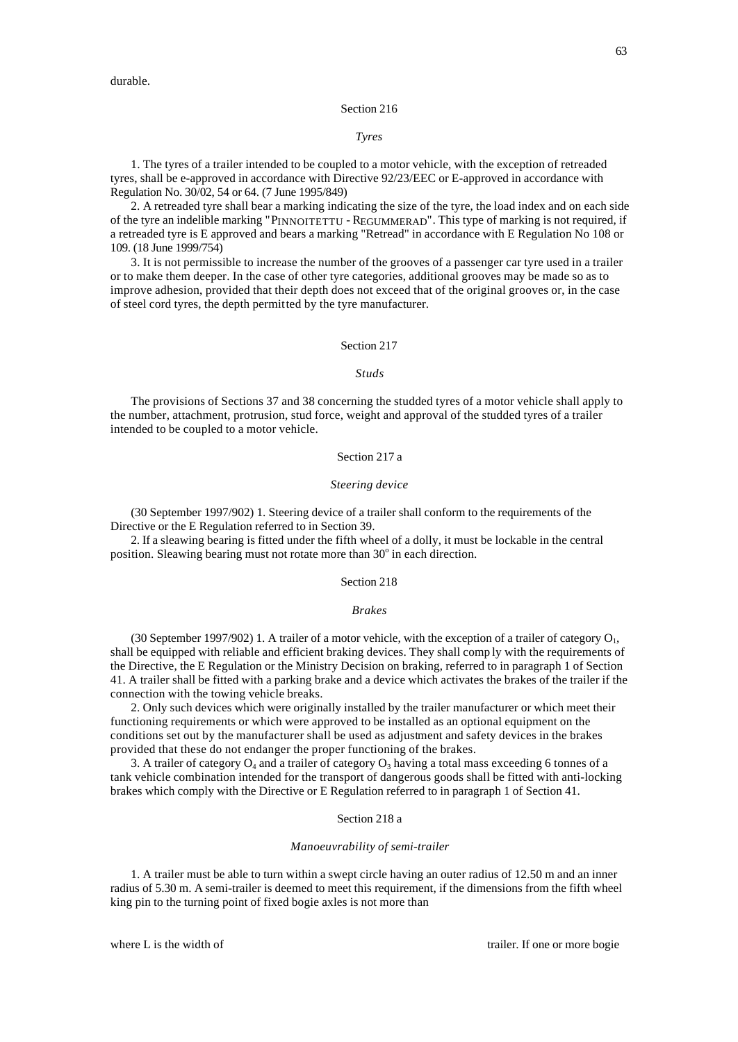durable.

Section 216

*Tyres*

1. The tyres of a trailer intended to be coupled to a motor vehicle, with the exception of retreaded tyres, shall be e-approved in accordance with Directive 92/23/EEC or E-approved in accordance with Regulation No. 30/02, 54 or 64. (7 June 1995/849)

2. A retreaded tyre shall bear a marking indicating the size of the tyre, the load index and on each side of the tyre an indelible marking "PINNOITETTU - REGUMMERAD". This type of marking is not required, if a retreaded tyre is E approved and bears a marking "Retread" in accordance with E Regulation No 108 or 109. (18 June 1999/754)

3. It is not permissible to increase the number of the grooves of a passenger car tyre used in a trailer or to make them deeper. In the case of other tyre categories, additional grooves may be made so as to improve adhesion, provided that their depth does not exceed that of the original grooves or, in the case of steel cord tyres, the depth permitted by the tyre manufacturer.

Section 217

*Studs*

The provisions of Sections 37 and 38 concerning the studded tyres of a motor vehicle shall apply to the number, attachment, protrusion, stud force, weight and approval of the studded tyres of a trailer intended to be coupled to a motor vehicle.

Section 217 a

*Steering device*

(30 September 1997/902) 1. Steering device of a trailer shall conform to the requirements of the Directive or the E Regulation referred to in Section 39.

2. If a sleawing bearing is fitted under the fifth wheel of a dolly, it must be lockable in the central position. Sleawing bearing must not rotate more than 30° in each direction.

Section 218

*Brakes*

(30 September 1997/902) 1. A trailer of a motor vehicle, with the exception of a trailer of category $O_1$, shall be equipped with reliable and efficient braking devices. They shall comp ly with the requirements of the Directive, the E Regulation or the Ministry Decision on braking, referred to in paragraph 1 of Section 41. A trailer shall be fitted with a parking brake and a device which activates the brakes of the trailer if the connection with the towing vehicle breaks.

2. Only such devices which were originally installed by the trailer manufacturer or which meet their functioning requirements or which were approved to be installed as an optional equipment on the conditions set out by the manufacturer shall be used as adjustment and safety devices in the brakes provided that these do not endanger the proper functioning of the brakes.

3. A trailer of category $O_4$ and a trailer of category $O_3$ having a total mass exceeding 6 tonnes of a tank vehicle combination intended for the transport of dangerous goods shall be fitted with anti-locking brakes which comply with the Directive or E Regulation referred to in paragraph 1 of Section 41.

Section 218 a

*Manoeuvrability of semi-trailer*

1. A trailer must be able to turn within a swept circle having an outer radius of 12.50 m and an inner radius of 5.30 m. A semi-trailer is deemed to meet this requirement, if the dimensions from the fifth wheel king pin to the turning point of fixed bogie axles is not more than

where L is the width of trailer. If one or more bogie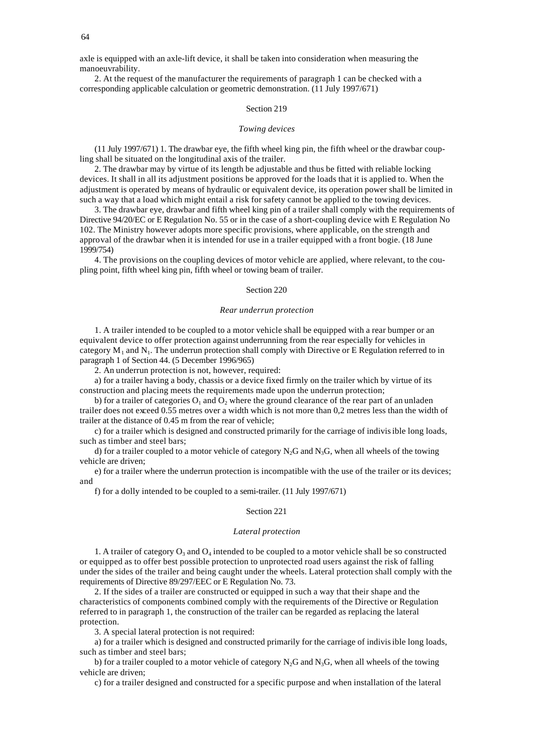axle is equipped with an axle-lift device, it shall be taken into consideration when measuring the manoeuvrability.

2. At the request of the manufacturer the requirements of paragraph 1 can be checked with a corresponding applicable calculation or geometric demonstration. (11 July 1997/671)

## Section 219

### *Towing devices*

(11 July 1997/671) 1. The drawbar eye, the fifth wheel king pin, the fifth wheel or the drawbar coupling shall be situated on the longitudinal axis of the trailer.

2. The drawbar may by virtue of its length be adjustable and thus be fitted with reliable locking devices. It shall in all its adjustment positions be approved for the loads that it is applied to. When the adjustment is operated by means of hydraulic or equivalent device, its operation power shall be limited in such a way that a load which might entail a risk for safety cannot be applied to the towing devices.

3. The drawbar eye, drawbar and fifth wheel king pin of a trailer shall comply with the requirements of Directive 94/20/EC or E Regulation No. 55 or in the case of a short-coupling device with E Regulation No 102. The Ministry however adopts more specific provisions, where applicable, on the strength and approval of the drawbar when it is intended for use in a trailer equipped with a front bogie. (18 June 1999/754)

4. The provisions on the coupling devices of motor vehicle are applied, where relevant, to the coupling point, fifth wheel king pin, fifth wheel or towing beam of trailer.

## Section 220

### *Rear underrun protection*

1. A trailer intended to be coupled to a motor vehicle shall be equipped with a rear bumper or an equivalent device to offer protection against underrunning from the rear especially for vehicles in category $M_1$ and $N_1$. The underrun protection shall comply with Directive or E Regulation referred to in paragraph 1 of Section 44. (5 December 1996/965)

2. An underrun protection is not, however, required:

a) for a trailer having a body, chassis or a device fixed firmly on the trailer which by virtue of its construction and placing meets the requirements made upon the underrun protection;

b) for a trailer of categories $O_1$ and $O_2$ where the ground clearance of the rear part of an unladen trailer does not exceed 0.55 metres over a width which is not more than 0,2 metres less than the width of trailer at the distance of 0.45 m from the rear of vehicle;

c) for a trailer which is designed and constructed primarily for the carriage of indivisible long loads, such as timber and steel bars;

d) for a trailer coupled to a motor vehicle of category $N_2G$ and $N_3G$, when all wheels of the towing vehicle are driven;

e) for a trailer where the underrun protection is incompatible with the use of the trailer or its devices; and

f) for a dolly intended to be coupled to a semi-trailer. (11 July 1997/671)

## Section 221

### *Lateral protection*

1. A trailer of category $O_3$ and $O_4$ intended to be coupled to a motor vehicle shall be so constructed or equipped as to offer best possible protection to unprotected road users against the risk of falling under the sides of the trailer and being caught under the wheels. Lateral protection shall comply with the requirements of Directive 89/297/EEC or E Regulation No. 73.

2. If the sides of a trailer are constructed or equipped in such a way that their shape and the characteristics of components combined comply with the requirements of the Directive or Regulation referred to in paragraph 1, the construction of the trailer can be regarded as replacing the lateral protection.

3. A special lateral protection is not required:

a) for a trailer which is designed and constructed primarily for the carriage of indivisible long loads, such as timber and steel bars;

b) for a trailer coupled to a motor vehicle of category $N_2G$ and $N_3G$, when all wheels of the towing vehicle are driven;

c) for a trailer designed and constructed for a specific purpose and when installation of the lateral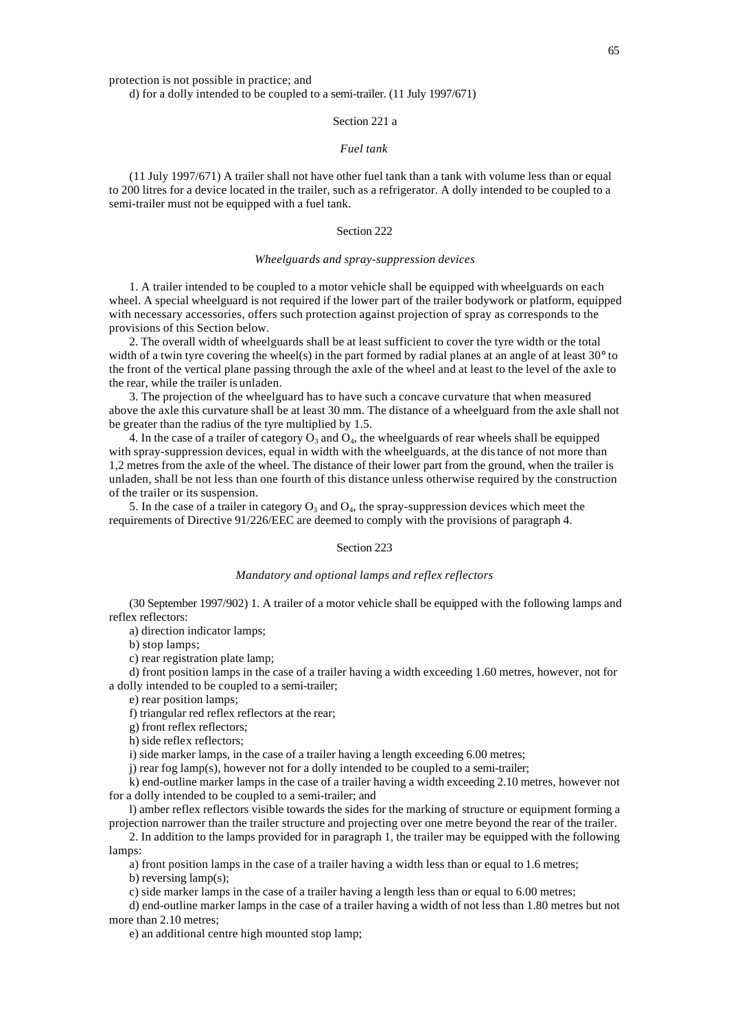protection is not possible in practice; and

d) for a dolly intended to be coupled to a semi-trailer. (11 July 1997/671)

### Section 221 a

*Fuel tank*

(11 July 1997/671) A trailer shall not have other fuel tank than a tank with volume less than or equal to 200 litres for a device located in the trailer, such as a refrigerator. A dolly intended to be coupled to a semi-trailer must not be equipped with a fuel tank.

### Section 222

*Wheelguards and spray-suppression devices*

1. A trailer intended to be coupled to a motor vehicle shall be equipped with wheelguards on each wheel. A special wheelguard is not required if the lower part of the trailer bodywork or platform, equipped with necessary accessories, offers such protection against projection of spray as corresponds to the provisions of this Section below.

2. The overall width of wheelguards shall be at least sufficient to cover the tyre width or the total width of a twin tyre covering the wheel(s) in the part formed by radial planes at an angle of at least 30° to the front of the vertical plane passing through the axle of the wheel and at least to the level of the axle to the rear, while the trailer is unladen.

3. The projection of the wheelguard has to have such a concave curvature that when measured above the axle this curvature shall be at least 30 mm. The distance of a wheelguard from the axle shall not be greater than the radius of the tyre multiplied by 1.5.

4. In the case of a trailer of category $O_3$ and $O_4$, the wheelguards of rear wheels shall be equipped with spray-suppression devices, equal in width with the wheelguards, at the distance of not more than 1,2 metres from the axle of the wheel. The distance of their lower part from the ground, when the trailer is unladen, shall be not less than one fourth of this distance unless otherwise required by the construction of the trailer or its suspension.

5. In the case of a trailer in category $O_3$ and $O_4$, the spray-suppression devices which meet the requirements of Directive 91/226/EEC are deemed to comply with the provisions of paragraph 4.

### Section 223

*Mandatory and optional lamps and reflex reflectors*

(30 September 1997/902) 1. A trailer of a motor vehicle shall be equipped with the following lamps and reflex reflectors:

a) direction indicator lamps;

b) stop lamps;

c) rear registration plate lamp;

d) front position lamps in the case of a trailer having a width exceeding 1.60 metres, however, not for a dolly intended to be coupled to a semi-trailer;

e) rear position lamps;

f) triangular red reflex reflectors at the rear;

g) front reflex reflectors;

h) side reflex reflectors;

i) side marker lamps, in the case of a trailer having a length exceeding 6.00 metres;

j) rear fog lamp(s), however not for a dolly intended to be coupled to a semi-trailer;

k) end-outline marker lamps in the case of a trailer having a width exceeding 2.10 metres, however not for a dolly intended to be coupled to a semi-trailer; and

l) amber reflex reflectors visible towards the sides for the marking of structure or equipment forming a projection narrower than the trailer structure and projecting over one metre beyond the rear of the trailer.

2. In addition to the lamps provided for in paragraph 1, the trailer may be equipped with the following lamps:

a) front position lamps in the case of a trailer having a width less than or equal to 1.6 metres;

b) reversing lamp(s);

c) side marker lamps in the case of a trailer having a length less than or equal to 6.00 metres;

d) end-outline marker lamps in the case of a trailer having a width of not less than 1.80 metres but not more than 2.10 metres;

e) an additional centre high mounted stop lamp;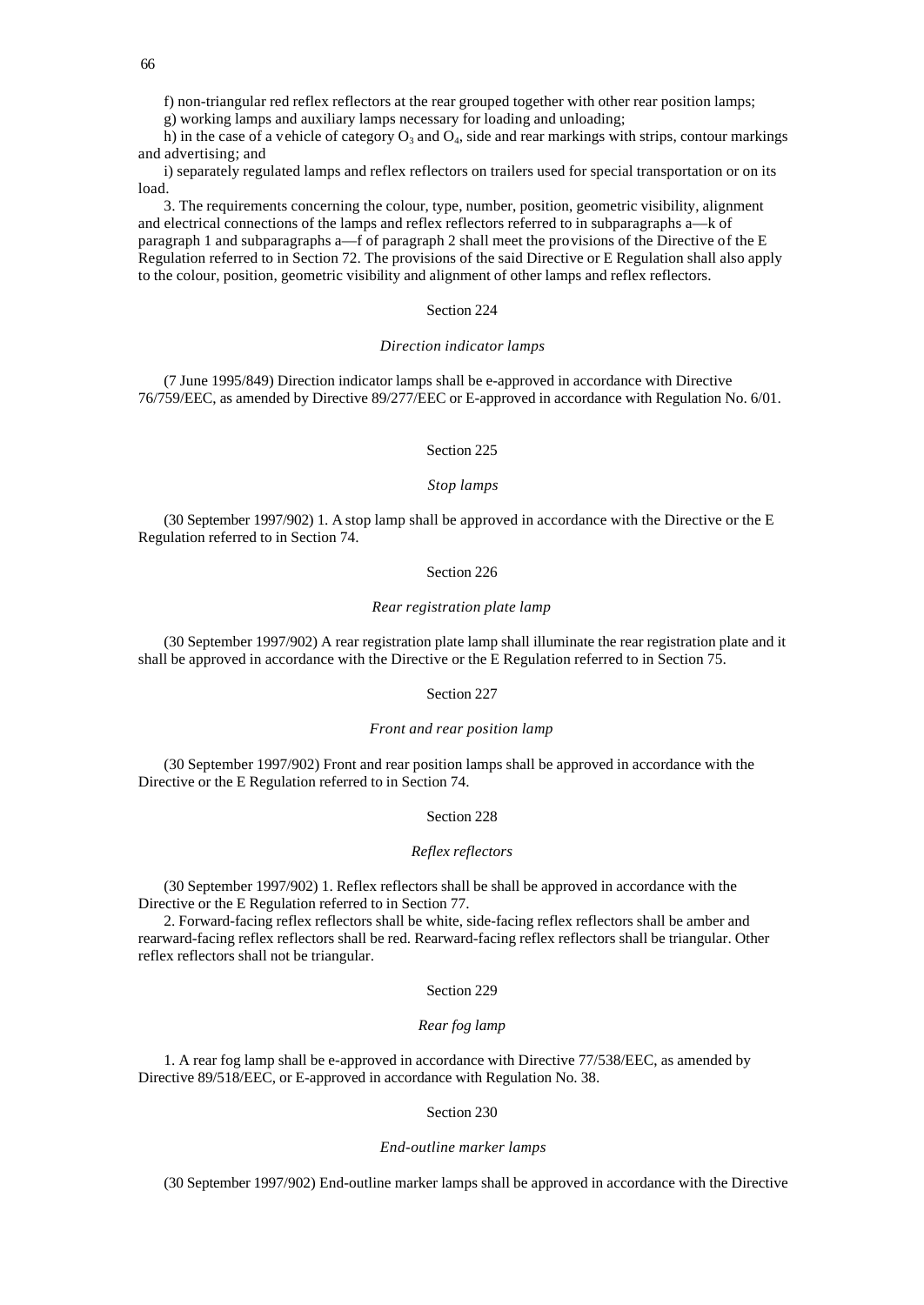f) non-triangular red reflex reflectors at the rear grouped together with other rear position lamps;

g) working lamps and auxiliary lamps necessary for loading and unloading;

h) in the case of a vehicle of category $O_3$ and $O_4$, side and rear markings with strips, contour markings and advertising; and

i) separately regulated lamps and reflex reflectors on trailers used for special transportation or on its load.

3. The requirements concerning the colour, type, number, position, geometric visibility, alignment and electrical connections of the lamps and reflex reflectors referred to in subparagraphs a—k of paragraph 1 and subparagraphs a—f of paragraph 2 shall meet the provisions of the Directive of the E Regulation referred to in Section 72. The provisions of the said Directive or E Regulation shall also apply to the colour, position, geometric visibility and alignment of other lamps and reflex reflectors.

Section 224

*Direction indicator lamps*

(7 June 1995/849) Direction indicator lamps shall be e-approved in accordance with Directive 76/759/EEC, as amended by Directive 89/277/EEC or E-approved in accordance with Regulation No. 6/01.

Section 225

*Stop lamps*

(30 September 1997/902) 1. A stop lamp shall be approved in accordance with the Directive or the E Regulation referred to in Section 74.

Section 226

*Rear registration plate lamp*

(30 September 1997/902) A rear registration plate lamp shall illuminate the rear registration plate and it shall be approved in accordance with the Directive or the E Regulation referred to in Section 75.

Section 227

*Front and rear position lamp*

(30 September 1997/902) Front and rear position lamps shall be approved in accordance with the Directive or the E Regulation referred to in Section 74.

Section 228

*Reflex reflectors*

(30 September 1997/902) 1. Reflex reflectors shall be shall be approved in accordance with the Directive or the E Regulation referred to in Section 77.

2. Forward-facing reflex reflectors shall be white, side-facing reflex reflectors shall be amber and rearward-facing reflex reflectors shall be red. Rearward-facing reflex reflectors shall be triangular. Other reflex reflectors shall not be triangular.

Section 229

*Rear fog lamp*

1. A rear fog lamp shall be e-approved in accordance with Directive 77/538/EEC, as amended by Directive 89/518/EEC, or E-approved in accordance with Regulation No. 38.

Section 230

*End-outline marker lamps*

(30 September 1997/902) End-outline marker lamps shall be approved in accordance with the Directive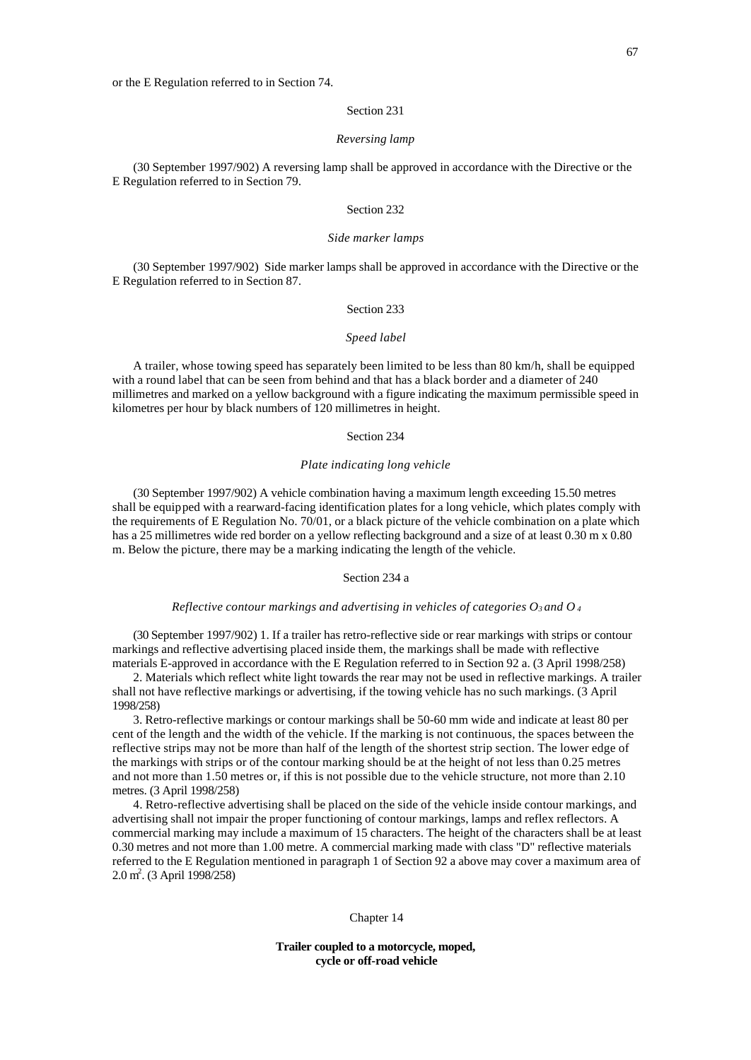or the E Regulation referred to in Section 74.

Section 231

*Reversing lamp*

(30 September 1997/902) A reversing lamp shall be approved in accordance with the Directive or the E Regulation referred to in Section 79.

Section 232

*Side marker lamps*

(30 September 1997/902) Side marker lamps shall be approved in accordance with the Directive or the E Regulation referred to in Section 87.

Section 233

*Speed label*

A trailer, whose towing speed has separately been limited to be less than 80 km/h, shall be equipped with a round label that can be seen from behind and that has a black border and a diameter of 240 millimetres and marked on a yellow background with a figure indicating the maximum permissible speed in kilometres per hour by black numbers of 120 millimetres in height.

Section 234

*Plate indicating long vehicle*

(30 September 1997/902) A vehicle combination having a maximum length exceeding 15.50 metres shall be equipped with a rearward-facing identification plates for a long vehicle, which plates comply with the requirements of E Regulation No. 70/01, or a black picture of the vehicle combination on a plate which has a 25 millimetres wide red border on a yellow reflecting background and a size of at least 0.30 m x 0.80 m. Below the picture, there may be a marking indicating the length of the vehicle.

Section 234 a

*Reflective contour markings and advertising in vehicles of categories $O_3$ and $O_4$*

(30 September 1997/902) 1. If a trailer has retro-reflective side or rear markings with strips or contour markings and reflective advertising placed inside them, the markings shall be made with reflective materials E-approved in accordance with the E Regulation referred to in Section 92 a. (3 April 1998/258)

2. Materials which reflect white light towards the rear may not be used in reflective markings. A trailer shall not have reflective markings or advertising, if the towing vehicle has no such markings. (3 April 1998/258)

3. Retro-reflective markings or contour markings shall be 50-60 mm wide and indicate at least 80 per cent of the length and the width of the vehicle. If the marking is not continuous, the spaces between the reflective strips may not be more than half of the length of the shortest strip section. The lower edge of the markings with strips or of the contour marking should be at the height of not less than 0.25 metres and not more than 1.50 metres or, if this is not possible due to the vehicle structure, not more than 2.10 metres. (3 April 1998/258)

4. Retro-reflective advertising shall be placed on the side of the vehicle inside contour markings, and advertising shall not impair the proper functioning of contour markings, lamps and reflex reflectors. A commercial marking may include a maximum of 15 characters. The height of the characters shall be at least 0.30 metres and not more than 1.00 metre. A commercial marking made with class "D" reflective materials referred to the E Regulation mentioned in paragraph 1 of Section 92 a above may cover a maximum area of 2.0 $m^2$. (3 April 1998/258)

Chapter 14

**Trailer coupled to a motorcycle, moped, cycle or off-road vehicle**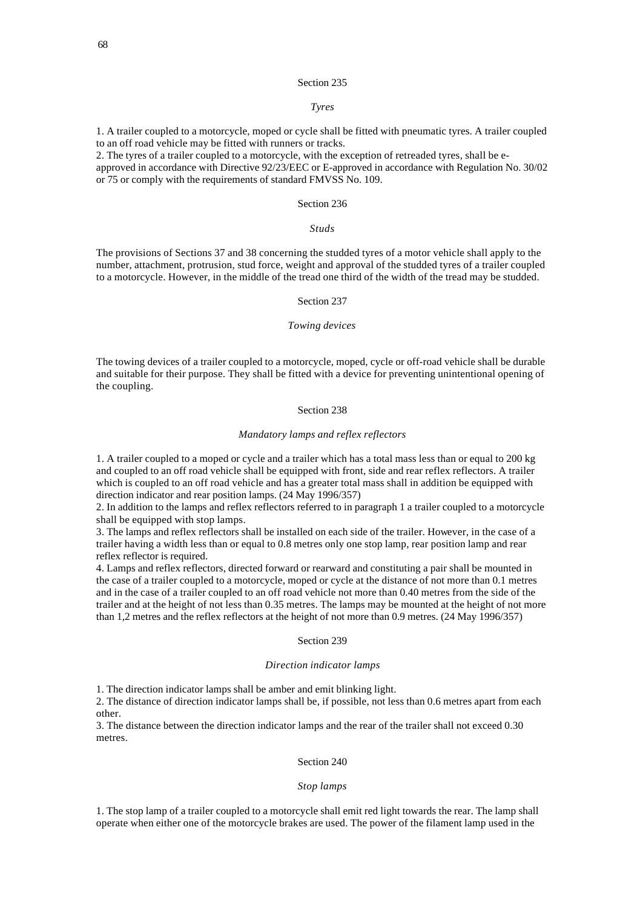## Section 235

*Tyres*

1. A trailer coupled to a motorcycle, moped or cycle shall be fitted with pneumatic tyres. A trailer coupled to an off road vehicle may be fitted with runners or tracks.
2. The tyres of a trailer coupled to a motorcycle, with the exception of retreaded tyres, shall be e-approved in accordance with Directive 92/23/EEC or E-approved in accordance with Regulation No. 30/02 or 75 or comply with the requirements of standard FMVSS No. 109.

## Section 236

*Studs*

The provisions of Sections 37 and 38 concerning the studded tyres of a motor vehicle shall apply to the number, attachment, protrusion, stud force, weight and approval of the studded tyres of a trailer coupled to a motorcycle. However, in the middle of the tread one third of the width of the tread may be studded.

## Section 237

*Towing devices*

The towing devices of a trailer coupled to a motorcycle, moped, cycle or off-road vehicle shall be durable and suitable for their purpose. They shall be fitted with a device for preventing unintentional opening of the coupling.

## Section 238

*Mandatory lamps and reflex reflectors*

1. A trailer coupled to a moped or cycle and a trailer which has a total mass less than or equal to 200 kg and coupled to an off road vehicle shall be equipped with front, side and rear reflex reflectors. A trailer which is coupled to an off road vehicle and has a greater total mass shall in addition be equipped with direction indicator and rear position lamps. (24 May 1996/357)
2. In addition to the lamps and reflex reflectors referred to in paragraph 1 a trailer coupled to a motorcycle shall be equipped with stop lamps.
3. The lamps and reflex reflectors shall be installed on each side of the trailer. However, in the case of a trailer having a width less than or equal to 0.8 metres only one stop lamp, rear position lamp and rear reflex reflector is required.
4. Lamps and reflex reflectors, directed forward or rearward and constituting a pair shall be mounted in the case of a trailer coupled to a motorcycle, moped or cycle at the distance of not more than 0.1 metres and in the case of a trailer coupled to an off road vehicle not more than 0.40 metres from the side of the trailer and at the height of not less than 0.35 metres. The lamps may be mounted at the height of not more than 1,2 metres and the reflex reflectors at the height of not more than 0.9 metres. (24 May 1996/357)

## Section 239

*Direction indicator lamps*

1. The direction indicator lamps shall be amber and emit blinking light.
2. The distance of direction indicator lamps shall be, if possible, not less than 0.6 metres apart from each other.
3. The distance between the direction indicator lamps and the rear of the trailer shall not exceed 0.30 metres.

## Section 240

*Stop lamps*

1. The stop lamp of a trailer coupled to a motorcycle shall emit red light towards the rear. The lamp shall operate when either one of the motorcycle brakes are used. The power of the filament lamp used in the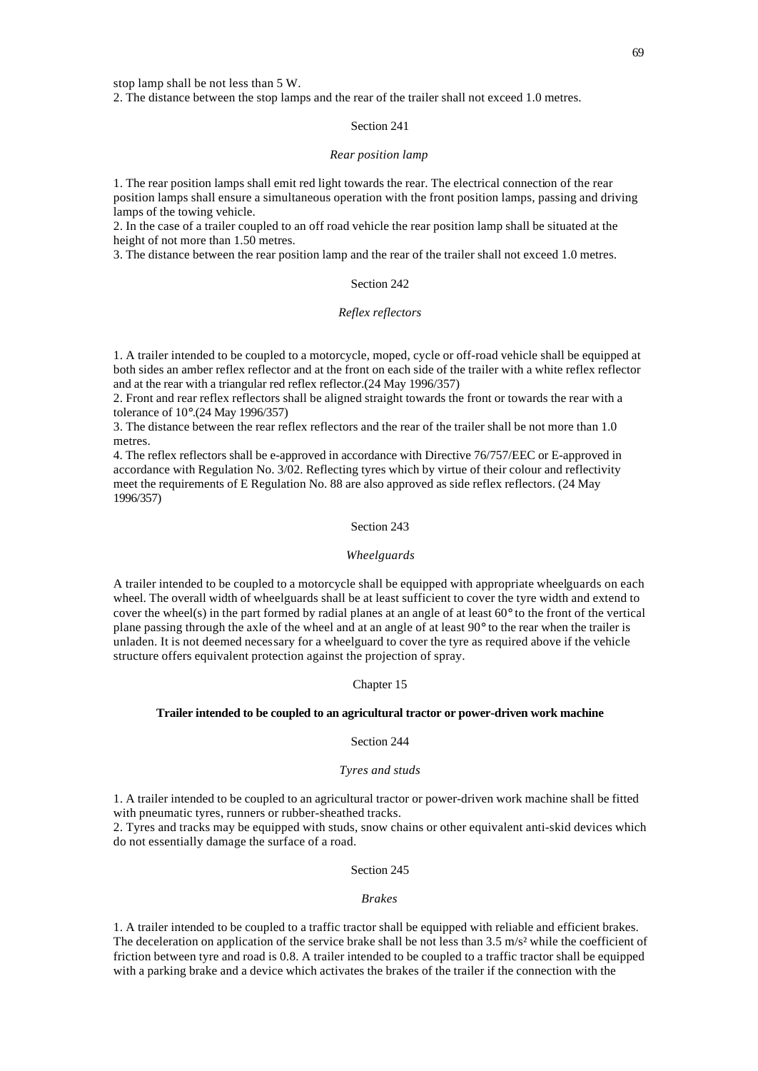stop lamp shall be not less than 5 W.
2. The distance between the stop lamps and the rear of the trailer shall not exceed 1.0 metres.

Section 241

*Rear position lamp*

1. The rear position lamps shall emit red light towards the rear. The electrical connection of the rear position lamps shall ensure a simultaneous operation with the front position lamps, passing and driving lamps of the towing vehicle.
2. In the case of a trailer coupled to an off road vehicle the rear position lamp shall be situated at the height of not more than 1.50 metres.
3. The distance between the rear position lamp and the rear of the trailer shall not exceed 1.0 metres.

Section 242

*Reflex reflectors*

1. A trailer intended to be coupled to a motorcycle, moped, cycle or off-road vehicle shall be equipped at both sides an amber reflex reflector and at the front on each side of the trailer with a white reflex reflector and at the rear with a triangular red reflex reflector.(24 May 1996/357)
2. Front and rear reflex reflectors shall be aligned straight towards the front or towards the rear with a tolerance of 10°.(24 May 1996/357)
3. The distance between the rear reflex reflectors and the rear of the trailer shall be not more than 1.0 metres.
4. The reflex reflectors shall be e-approved in accordance with Directive 76/757/EEC or E-approved in accordance with Regulation No. 3/02. Reflecting tyres which by virtue of their colour and reflectivity meet the requirements of E Regulation No. 88 are also approved as side reflex reflectors. (24 May 1996/357)

Section 243

*Wheelguards*

A trailer intended to be coupled to a motorcycle shall be equipped with appropriate wheelguards on each wheel. The overall width of wheelguards shall be at least sufficient to cover the tyre width and extend to cover the wheel(s) in the part formed by radial planes at an angle of at least 60° to the front of the vertical plane passing through the axle of the wheel and at an angle of at least 90° to the rear when the trailer is unladen. It is not deemed necessary for a wheelguard to cover the tyre as required above if the vehicle structure offers equivalent protection against the projection of spray.

Chapter 15

**Trailer intended to be coupled to an agricultural tractor or power-driven work machine**

Section 244

*Tyres and studs*

1. A trailer intended to be coupled to an agricultural tractor or power-driven work machine shall be fitted with pneumatic tyres, runners or rubber-sheathed tracks.
2. Tyres and tracks may be equipped with studs, snow chains or other equivalent anti-skid devices which do not essentially damage the surface of a road.

Section 245

*Brakes*

1. A trailer intended to be coupled to a traffic tractor shall be equipped with reliable and efficient brakes. The deceleration on application of the service brake shall be not less than 3.5 $m/s^2$ while the coefficient of friction between tyre and road is 0.8. A trailer intended to be coupled to a traffic tractor shall be equipped with a parking brake and a device which activates the brakes of the trailer if the connection with the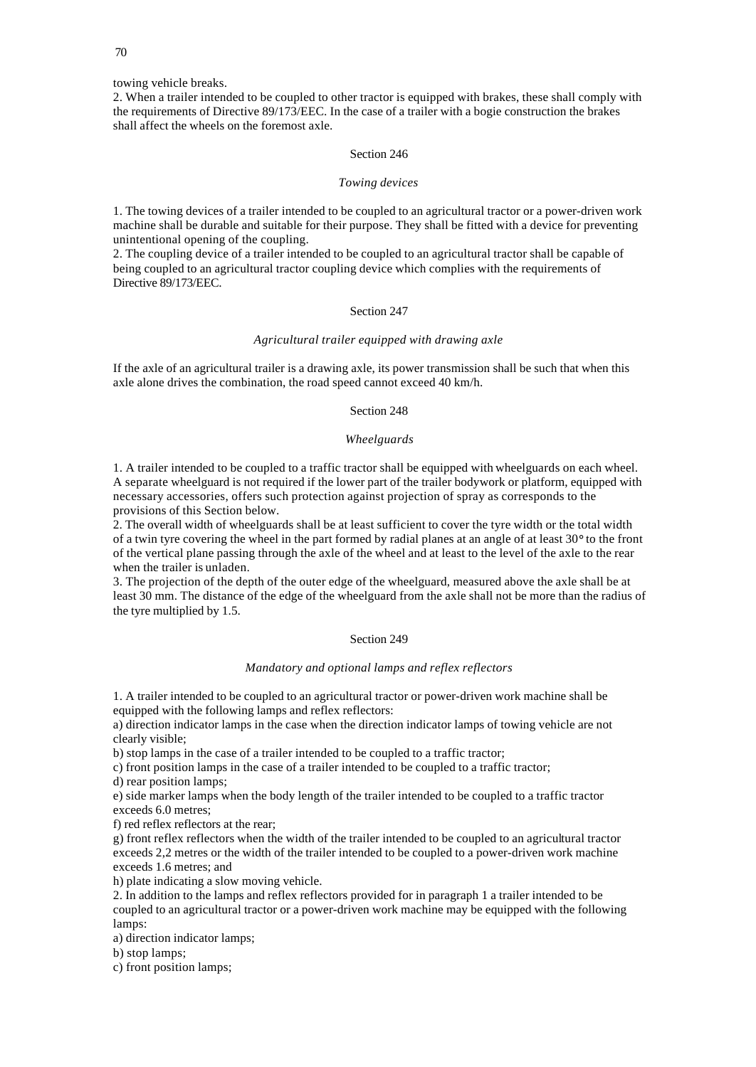towing vehicle breaks.

2. When a trailer intended to be coupled to other tractor is equipped with brakes, these shall comply with the requirements of Directive 89/173/EEC. In the case of a trailer with a bogie construction the brakes shall affect the wheels on the foremost axle.

Section 246

*Towing devices*

1. The towing devices of a trailer intended to be coupled to an agricultural tractor or a power-driven work machine shall be durable and suitable for their purpose. They shall be fitted with a device for preventing unintentional opening of the coupling.

2. The coupling device of a trailer intended to be coupled to an agricultural tractor shall be capable of being coupled to an agricultural tractor coupling device which complies with the requirements of Directive 89/173/EEC.

Section 247

*Agricultural trailer equipped with drawing axle*

If the axle of an agricultural trailer is a drawing axle, its power transmission shall be such that when this axle alone drives the combination, the road speed cannot exceed 40 km/h.

Section 248

*Wheelguards*

1. A trailer intended to be coupled to a traffic tractor shall be equipped with wheelguards on each wheel. A separate wheelguard is not required if the lower part of the trailer bodywork or platform, equipped with necessary accessories, offers such protection against projection of spray as corresponds to the provisions of this Section below.

2. The overall width of wheelguards shall be at least sufficient to cover the tyre width or the total width of a twin tyre covering the wheel in the part formed by radial planes at an angle of at least 30° to the front of the vertical plane passing through the axle of the wheel and at least to the level of the axle to the rear when the trailer is unladen.

3. The projection of the depth of the outer edge of the wheelguard, measured above the axle shall be at least 30 mm. The distance of the edge of the wheelguard from the axle shall not be more than the radius of the tyre multiplied by 1.5.

Section 249

*Mandatory and optional lamps and reflex reflectors*

1. A trailer intended to be coupled to an agricultural tractor or power-driven work machine shall be equipped with the following lamps and reflex reflectors:

a) direction indicator lamps in the case when the direction indicator lamps of towing vehicle are not clearly visible;

b) stop lamps in the case of a trailer intended to be coupled to a traffic tractor;

c) front position lamps in the case of a trailer intended to be coupled to a traffic tractor;

d) rear position lamps;

e) side marker lamps when the body length of the trailer intended to be coupled to a traffic tractor exceeds 6.0 metres;

f) red reflex reflectors at the rear;

g) front reflex reflectors when the width of the trailer intended to be coupled to an agricultural tractor exceeds 2,2 metres or the width of the trailer intended to be coupled to a power-driven work machine exceeds 1.6 metres; and

h) plate indicating a slow moving vehicle.

2. In addition to the lamps and reflex reflectors provided for in paragraph 1 a trailer intended to be coupled to an agricultural tractor or a power-driven work machine may be equipped with the following lamps:

a) direction indicator lamps;

b) stop lamps;

c) front position lamps;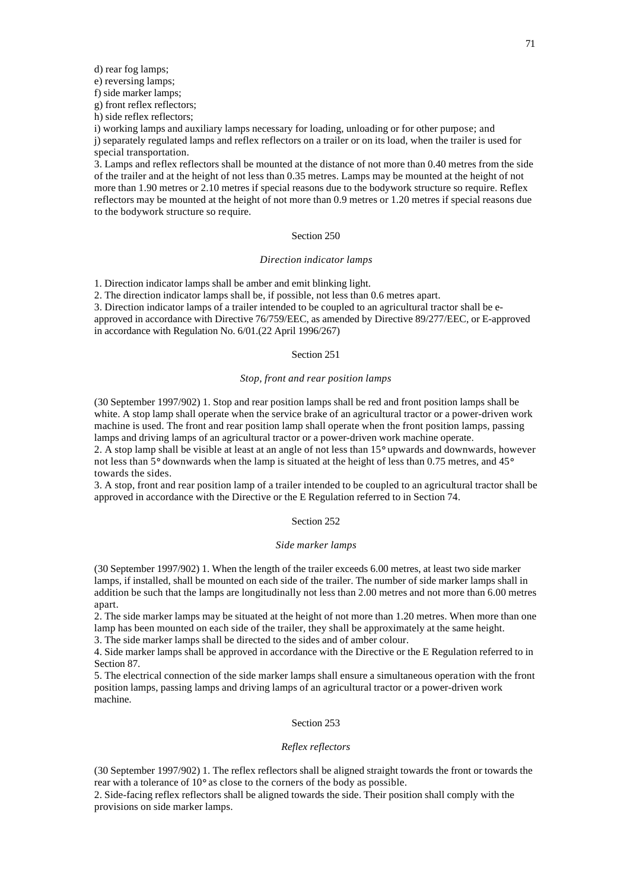d) rear fog lamps;
e) reversing lamps;
f) side marker lamps;
g) front reflex reflectors;
h) side reflex reflectors;
i) working lamps and auxiliary lamps necessary for loading, unloading or for other purpose; and
j) separately regulated lamps and reflex reflectors on a trailer or on its load, when the trailer is used for special transportation.

3. Lamps and reflex reflectors shall be mounted at the distance of not more than 0.40 metres from the side of the trailer and at the height of not less than 0.35 metres. Lamps may be mounted at the height of not more than 1.90 metres or 2.10 metres if special reasons due to the bodywork structure so require. Reflex reflectors may be mounted at the height of not more than 0.9 metres or 1.20 metres if special reasons due to the bodywork structure so require.

## Section 250

*Direction indicator lamps*

1. Direction indicator lamps shall be amber and emit blinking light.
2. The direction indicator lamps shall be, if possible, not less than 0.6 metres apart.
3. Direction indicator lamps of a trailer intended to be coupled to an agricultural tractor shall be e-approved in accordance with Directive 76/759/EEC, as amended by Directive 89/277/EEC, or E-approved in accordance with Regulation No. 6/01.(22 April 1996/267)

## Section 251

*Stop, front and rear position lamps*

(30 September 1997/902) 1. Stop and rear position lamps shall be red and front position lamps shall be white. A stop lamp shall operate when the service brake of an agricultural tractor or a power-driven work machine is used. The front and rear position lamp shall operate when the front position lamps, passing lamps and driving lamps of an agricultural tractor or a power-driven work machine operate.
2. A stop lamp shall be visible at least at an angle of not less than 15° upwards and downwards, however not less than 5° downwards when the lamp is situated at the height of less than 0.75 metres, and 45° towards the sides.
3. A stop, front and rear position lamp of a trailer intended to be coupled to an agricultural tractor shall be approved in accordance with the Directive or the E Regulation referred to in Section 74.

## Section 252

*Side marker lamps*

(30 September 1997/902) 1. When the length of the trailer exceeds 6.00 metres, at least two side marker lamps, if installed, shall be mounted on each side of the trailer. The number of side marker lamps shall in addition be such that the lamps are longitudinally not less than 2.00 metres and not more than 6.00 metres apart.
2. The side marker lamps may be situated at the height of not more than 1.20 metres. When more than one lamp has been mounted on each side of the trailer, they shall be approximately at the same height.
3. The side marker lamps shall be directed to the sides and of amber colour.
4. Side marker lamps shall be approved in accordance with the Directive or the E Regulation referred to in Section 87.
5. The electrical connection of the side marker lamps shall ensure a simultaneous operation with the front position lamps, passing lamps and driving lamps of an agricultural tractor or a power-driven work machine.

## Section 253

*Reflex reflectors*

(30 September 1997/902) 1. The reflex reflectors shall be aligned straight towards the front or towards the rear with a tolerance of 10° as close to the corners of the body as possible.
2. Side-facing reflex reflectors shall be aligned towards the side. Their position shall comply with the provisions on side marker lamps.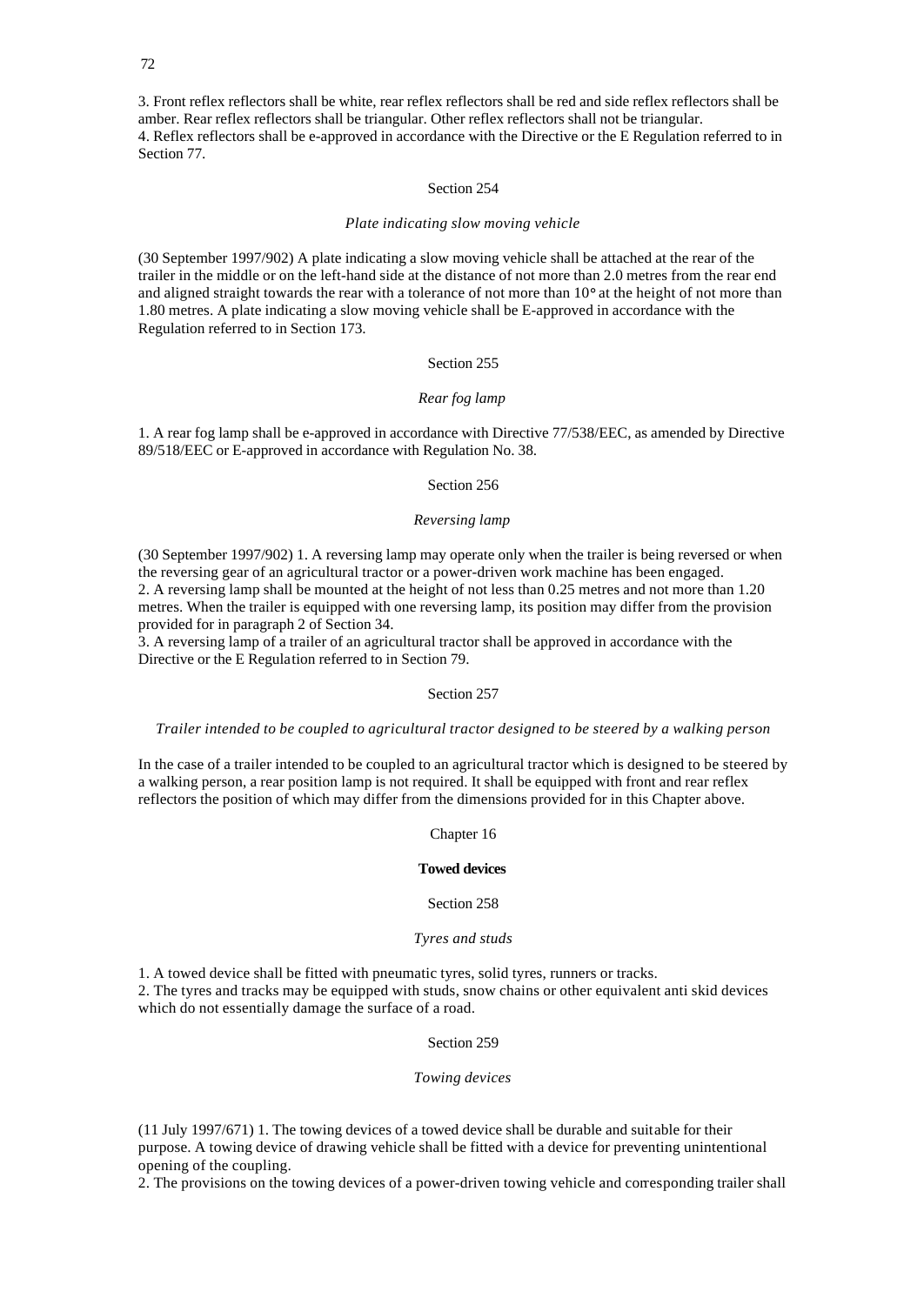3. Front reflex reflectors shall be white, rear reflex reflectors shall be red and side reflex reflectors shall be amber. Rear reflex reflectors shall be triangular. Other reflex reflectors shall not be triangular.
4. Reflex reflectors shall be e-approved in accordance with the Directive or the E Regulation referred to in Section 77.

Section 254

*Plate indicating slow moving vehicle*

(30 September 1997/902) A plate indicating a slow moving vehicle shall be attached at the rear of the trailer in the middle or on the left-hand side at the distance of not more than 2.0 metres from the rear end and aligned straight towards the rear with a tolerance of not more than 10° at the height of not more than 1.80 metres. A plate indicating a slow moving vehicle shall be E-approved in accordance with the Regulation referred to in Section 173.

Section 255

*Rear fog lamp*

1. A rear fog lamp shall be e-approved in accordance with Directive 77/538/EEC, as amended by Directive 89/518/EEC or E-approved in accordance with Regulation No. 38.

Section 256

*Reversing lamp*

(30 September 1997/902) 1. A reversing lamp may operate only when the trailer is being reversed or when the reversing gear of an agricultural tractor or a power-driven work machine has been engaged.
2. A reversing lamp shall be mounted at the height of not less than 0.25 metres and not more than 1.20 metres. When the trailer is equipped with one reversing lamp, its position may differ from the provision provided for in paragraph 2 of Section 34.
3. A reversing lamp of a trailer of an agricultural tractor shall be approved in accordance with the Directive or the E Regulation referred to in Section 79.

Section 257

*Trailer intended to be coupled to agricultural tractor designed to be steered by a walking person*

In the case of a trailer intended to be coupled to an agricultural tractor which is designed to be steered by a walking person, a rear position lamp is not required. It shall be equipped with front and rear reflex reflectors the position of which may differ from the dimensions provided for in this Chapter above.

Chapter 16

**Towed devices**

Section 258

*Tyres and studs*

1. A towed device shall be fitted with pneumatic tyres, solid tyres, runners or tracks.
2. The tyres and tracks may be equipped with studs, snow chains or other equivalent anti skid devices which do not essentially damage the surface of a road.

Section 259

*Towing devices*

(11 July 1997/671) 1. The towing devices of a towed device shall be durable and suitable for their purpose. A towing device of drawing vehicle shall be fitted with a device for preventing unintentional opening of the coupling.
2. The provisions on the towing devices of a power-driven towing vehicle and corresponding trailer shall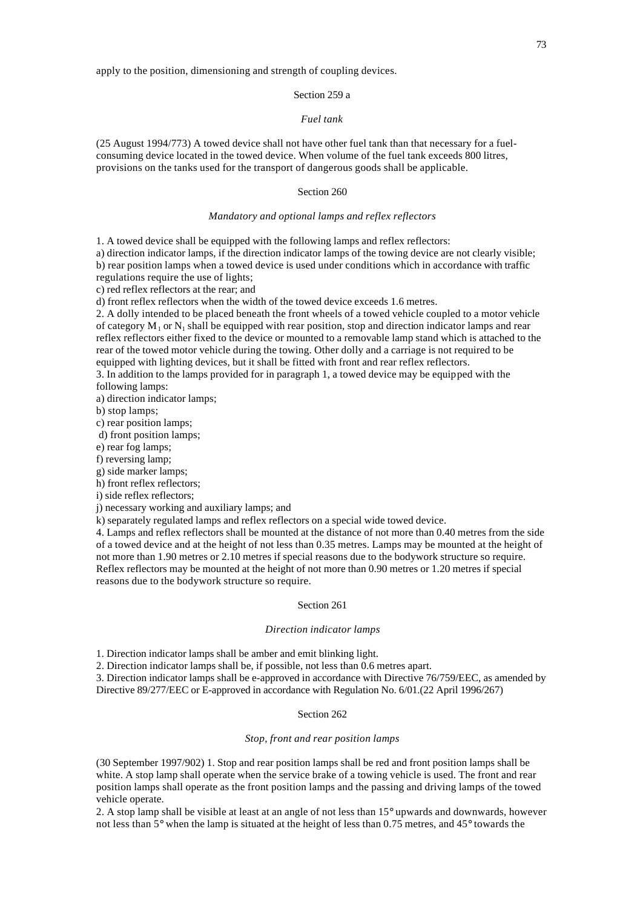apply to the position, dimensioning and strength of coupling devices.

Section 259 a

*Fuel tank*

(25 August 1994/773) A towed device shall not have other fuel tank than that necessary for a fuel-consuming device located in the towed device. When volume of the fuel tank exceeds 800 litres, provisions on the tanks used for the transport of dangerous goods shall be applicable.

Section 260

*Mandatory and optional lamps and reflex reflectors*

1. A towed device shall be equipped with the following lamps and reflex reflectors:
a) direction indicator lamps, if the direction indicator lamps of the towing device are not clearly visible;
b) rear position lamps when a towed device is used under conditions which in accordance with traffic regulations require the use of lights;
c) red reflex reflectors at the rear; and
d) front reflex reflectors when the width of the towed device exceeds 1.6 metres.
2. A dolly intended to be placed beneath the front wheels of a towed vehicle coupled to a motor vehicle of category $M_1$ or $N_1$ shall be equipped with rear position, stop and direction indicator lamps and rear reflex reflectors either fixed to the device or mounted to a removable lamp stand which is attached to the rear of the towed motor vehicle during the towing. Other dolly and a carriage is not required to be equipped with lighting devices, but it shall be fitted with front and rear reflex reflectors.
3. In addition to the lamps provided for in paragraph 1, a towed device may be equipped with the following lamps:
a) direction indicator lamps;
b) stop lamps;
c) rear position lamps;
d) front position lamps;
e) rear fog lamps;
f) reversing lamp;
g) side marker lamps;
h) front reflex reflectors;
i) side reflex reflectors;
j) necessary working and auxiliary lamps; and
k) separately regulated lamps and reflex reflectors on a special wide towed device.
4. Lamps and reflex reflectors shall be mounted at the distance of not more than 0.40 metres from the side of a towed device and at the height of not less than 0.35 metres. Lamps may be mounted at the height of not more than 1.90 metres or 2.10 metres if special reasons due to the bodywork structure so require. Reflex reflectors may be mounted at the height of not more than 0.90 metres or 1.20 metres if special reasons due to the bodywork structure so require.

Section 261

*Direction indicator lamps*

1. Direction indicator lamps shall be amber and emit blinking light.
2. Direction indicator lamps shall be, if possible, not less than 0.6 metres apart.
3. Direction indicator lamps shall be e-approved in accordance with Directive 76/759/EEC, as amended by Directive 89/277/EEC or E-approved in accordance with Regulation No. 6/01.(22 April 1996/267)

Section 262

*Stop, front and rear position lamps*

(30 September 1997/902) 1. Stop and rear position lamps shall be red and front position lamps shall be white. A stop lamp shall operate when the service brake of a towing vehicle is used. The front and rear position lamps shall operate as the front position lamps and the passing and driving lamps of the towed vehicle operate.
2. A stop lamp shall be visible at least at an angle of not less than 15° upwards and downwards, however not less than 5° when the lamp is situated at the height of less than 0.75 metres, and 45° towards the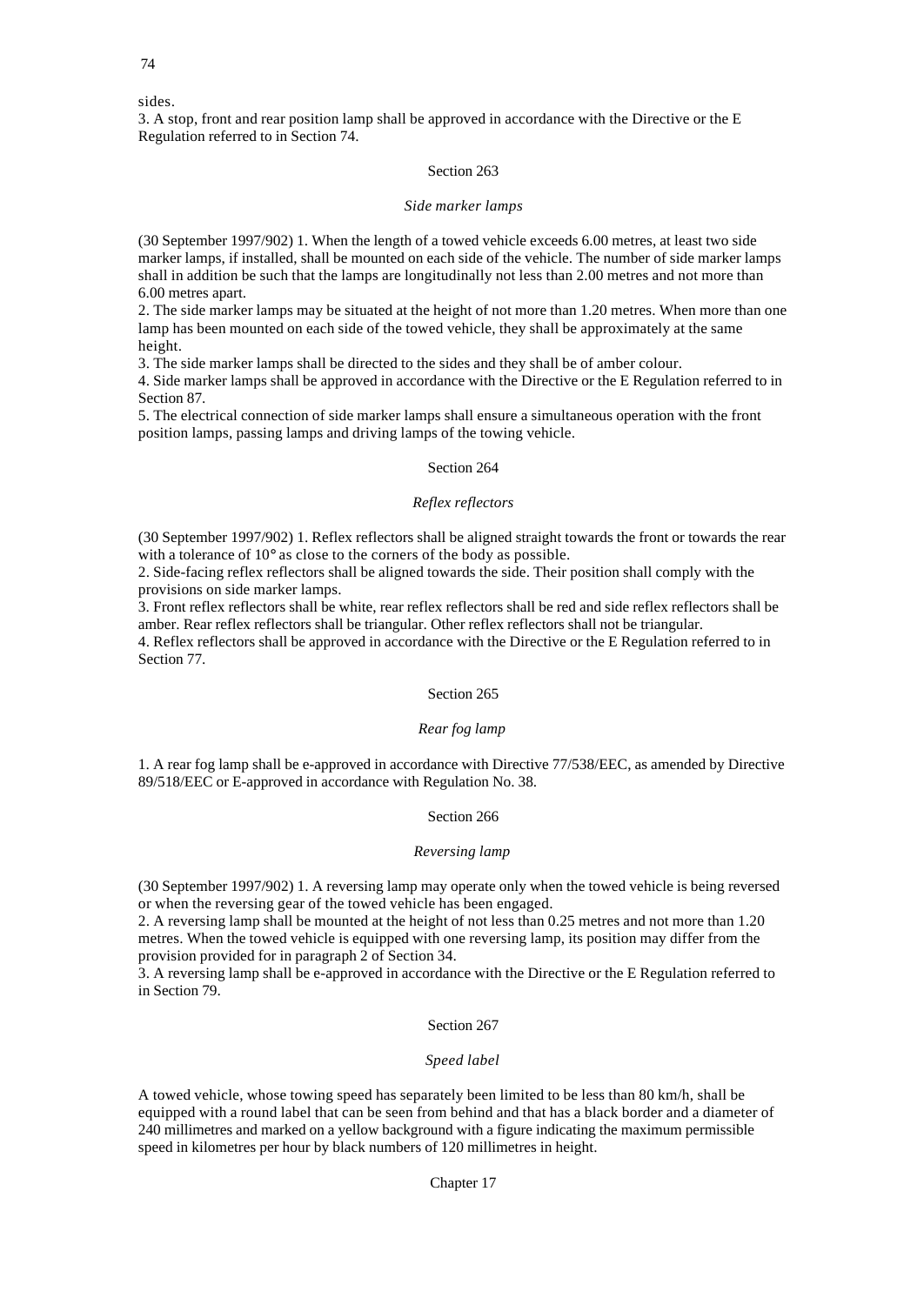sides.
3. A stop, front and rear position lamp shall be approved in accordance with the Directive or the E Regulation referred to in Section 74.

Section 263

*Side marker lamps*

(30 September 1997/902) 1. When the length of a towed vehicle exceeds 6.00 metres, at least two side marker lamps, if installed, shall be mounted on each side of the vehicle. The number of side marker lamps shall in addition be such that the lamps are longitudinally not less than 2.00 metres and not more than 6.00 metres apart.
2. The side marker lamps may be situated at the height of not more than 1.20 metres. When more than one lamp has been mounted on each side of the towed vehicle, they shall be approximately at the same height.
3. The side marker lamps shall be directed to the sides and they shall be of amber colour.
4. Side marker lamps shall be approved in accordance with the Directive or the E Regulation referred to in Section 87.
5. The electrical connection of side marker lamps shall ensure a simultaneous operation with the front position lamps, passing lamps and driving lamps of the towing vehicle.

Section 264

*Reflex reflectors*

(30 September 1997/902) 1. Reflex reflectors shall be aligned straight towards the front or towards the rear with a tolerance of 10° as close to the corners of the body as possible.
2. Side-facing reflex reflectors shall be aligned towards the side. Their position shall comply with the provisions on side marker lamps.
3. Front reflex reflectors shall be white, rear reflex reflectors shall be red and side reflex reflectors shall be amber. Rear reflex reflectors shall be triangular. Other reflex reflectors shall not be triangular.
4. Reflex reflectors shall be approved in accordance with the Directive or the E Regulation referred to in Section 77.

Section 265

*Rear fog lamp*

1. A rear fog lamp shall be e-approved in accordance with Directive 77/538/EEC, as amended by Directive 89/518/EEC or E-approved in accordance with Regulation No. 38.

Section 266

*Reversing lamp*

(30 September 1997/902) 1. A reversing lamp may operate only when the towed vehicle is being reversed or when the reversing gear of the towed vehicle has been engaged.
2. A reversing lamp shall be mounted at the height of not less than 0.25 metres and not more than 1.20 metres. When the towed vehicle is equipped with one reversing lamp, its position may differ from the provision provided for in paragraph 2 of Section 34.
3. A reversing lamp shall be e-approved in accordance with the Directive or the E Regulation referred to in Section 79.

Section 267

*Speed label*

A towed vehicle, whose towing speed has separately been limited to be less than 80 km/h, shall be equipped with a round label that can be seen from behind and that has a black border and a diameter of 240 millimetres and marked on a yellow background with a figure indicating the maximum permissible speed in kilometres per hour by black numbers of 120 millimetres in height.

Chapter 17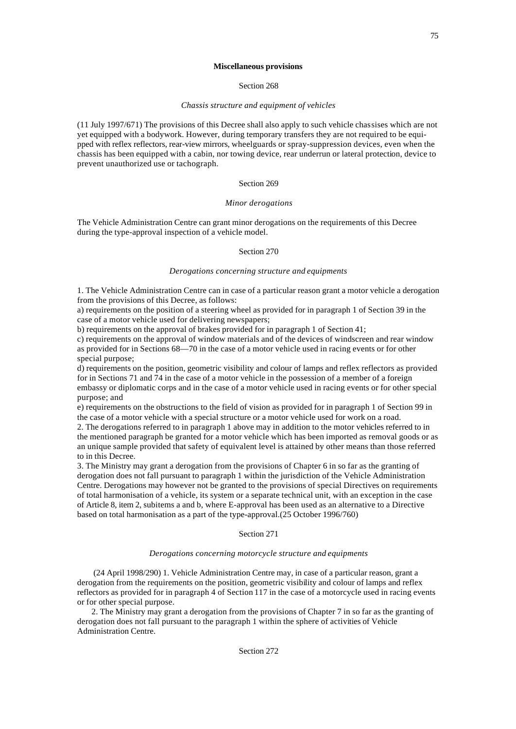**Miscellaneous provisions**

Section 268

*Chassis structure and equipment of vehicles*

(11 July 1997/671) The provisions of this Decree shall also apply to such vehicle chassises which are not yet equipped with a bodywork. However, during temporary transfers they are not required to be equipped with reflex reflectors, rear-view mirrors, wheelguards or spray-suppression devices, even when the chassis has been equipped with a cabin, nor towing device, rear underrun or lateral protection, device to prevent unauthorized use or tachograph.

Section 269

*Minor derogations*

The Vehicle Administration Centre can grant minor derogations on the requirements of this Decree during the type-approval inspection of a vehicle model.

Section 270

*Derogations concerning structure and equipments*

1. The Vehicle Administration Centre can in case of a particular reason grant a motor vehicle a derogation from the provisions of this Decree, as follows:
a) requirements on the position of a steering wheel as provided for in paragraph 1 of Section 39 in the case of a motor vehicle used for delivering newspapers;
b) requirements on the approval of brakes provided for in paragraph 1 of Section 41;
c) requirements on the approval of window materials and of the devices of windscreen and rear window as provided for in Sections 68—70 in the case of a motor vehicle used in racing events or for other special purpose;
d) requirements on the position, geometric visibility and colour of lamps and reflex reflectors as provided for in Sections 71 and 74 in the case of a motor vehicle in the possession of a member of a foreign embassy or diplomatic corps and in the case of a motor vehicle used in racing events or for other special purpose; and
e) requirements on the obstructions to the field of vision as provided for in paragraph 1 of Section 99 in the case of a motor vehicle with a special structure or a motor vehicle used for work on a road.
2. The derogations referred to in paragraph 1 above may in addition to the motor vehicles referred to in the mentioned paragraph be granted for a motor vehicle which has been imported as removal goods or as an unique sample provided that safety of equivalent level is attained by other means than those referred to in this Decree.
3. The Ministry may grant a derogation from the provisions of Chapter 6 in so far as the granting of derogation does not fall pursuant to paragraph 1 within the jurisdiction of the Vehicle Administration Centre. Derogations may however not be granted to the provisions of special Directives on requirements of total harmonisation of a vehicle, its system or a separate technical unit, with an exception in the case of Article 8, item 2, subitems a and b, where E-approval has been used as an alternative to a Directive based on total harmonisation as a part of the type-approval.(25 October 1996/760)

Section 271

*Derogations concerning motorcycle structure and equipments*

(24 April 1998/290) 1. Vehicle Administration Centre may, in case of a particular reason, grant a derogation from the requirements on the position, geometric visibility and colour of lamps and reflex reflectors as provided for in paragraph 4 of Section 117 in the case of a motorcycle used in racing events or for other special purpose.

2. The Ministry may grant a derogation from the provisions of Chapter 7 in so far as the granting of derogation does not fall pursuant to the paragraph 1 within the sphere of activities of Vehicle Administration Centre.

Section 272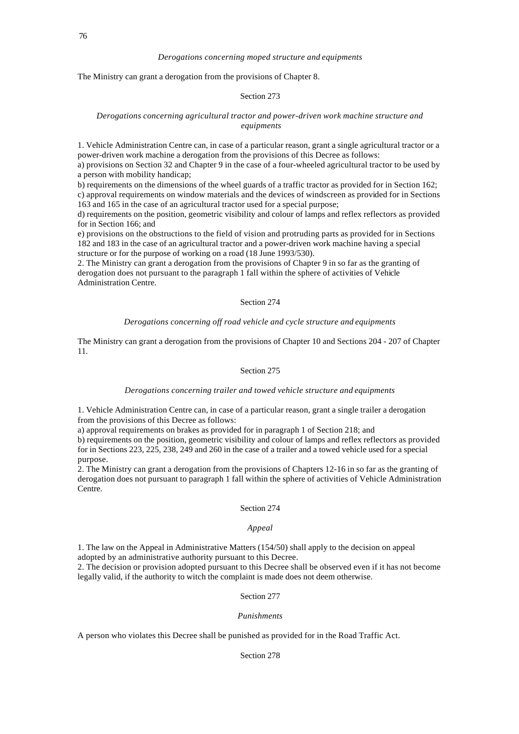*Derogations concerning moped structure and equipments*

The Ministry can grant a derogation from the provisions of Chapter 8.

Section 273

*Derogations concerning agricultural tractor and power-driven work machine structure and equipments*

1. Vehicle Administration Centre can, in case of a particular reason, grant a single agricultural tractor or a power-driven work machine a derogation from the provisions of this Decree as follows:
a) provisions on Section 32 and Chapter 9 in the case of a four-wheeled agricultural tractor to be used by a person with mobility handicap;
b) requirements on the dimensions of the wheel guards of a traffic tractor as provided for in Section 162;
c) approval requirements on window materials and the devices of windscreen as provided for in Sections 163 and 165 in the case of an agricultural tractor used for a special purpose;
d) requirements on the position, geometric visibility and colour of lamps and reflex reflectors as provided for in Section 166; and
e) provisions on the obstructions to the field of vision and protruding parts as provided for in Sections 182 and 183 in the case of an agricultural tractor and a power-driven work machine having a special structure or for the purpose of working on a road (18 June 1993/530).
2. The Ministry can grant a derogation from the provisions of Chapter 9 in so far as the granting of derogation does not pursuant to the paragraph 1 fall within the sphere of activities of Vehicle Administration Centre.

Section 274

*Derogations concerning off road vehicle and cycle structure and equipments*

The Ministry can grant a derogation from the provisions of Chapter 10 and Sections 204 - 207 of Chapter 11.

Section 275

*Derogations concerning trailer and towed vehicle structure and equipments*

1. Vehicle Administration Centre can, in case of a particular reason, grant a single trailer a derogation from the provisions of this Decree as follows:
a) approval requirements on brakes as provided for in paragraph 1 of Section 218; and
b) requirements on the position, geometric visibility and colour of lamps and reflex reflectors as provided for in Sections 223, 225, 238, 249 and 260 in the case of a trailer and a towed vehicle used for a special purpose.
2. The Ministry can grant a derogation from the provisions of Chapters 12-16 in so far as the granting of derogation does not pursuant to paragraph 1 fall within the sphere of activities of Vehicle Administration Centre.

Section 274

*Appeal*

1. The law on the Appeal in Administrative Matters (154/50) shall apply to the decision on appeal adopted by an administrative authority pursuant to this Decree.
2. The decision or provision adopted pursuant to this Decree shall be observed even if it has not become legally valid, if the authority to witch the complaint is made does not deem otherwise.

Section 277

*Punishments*

A person who violates this Decree shall be punished as provided for in the Road Traffic Act.

Section 278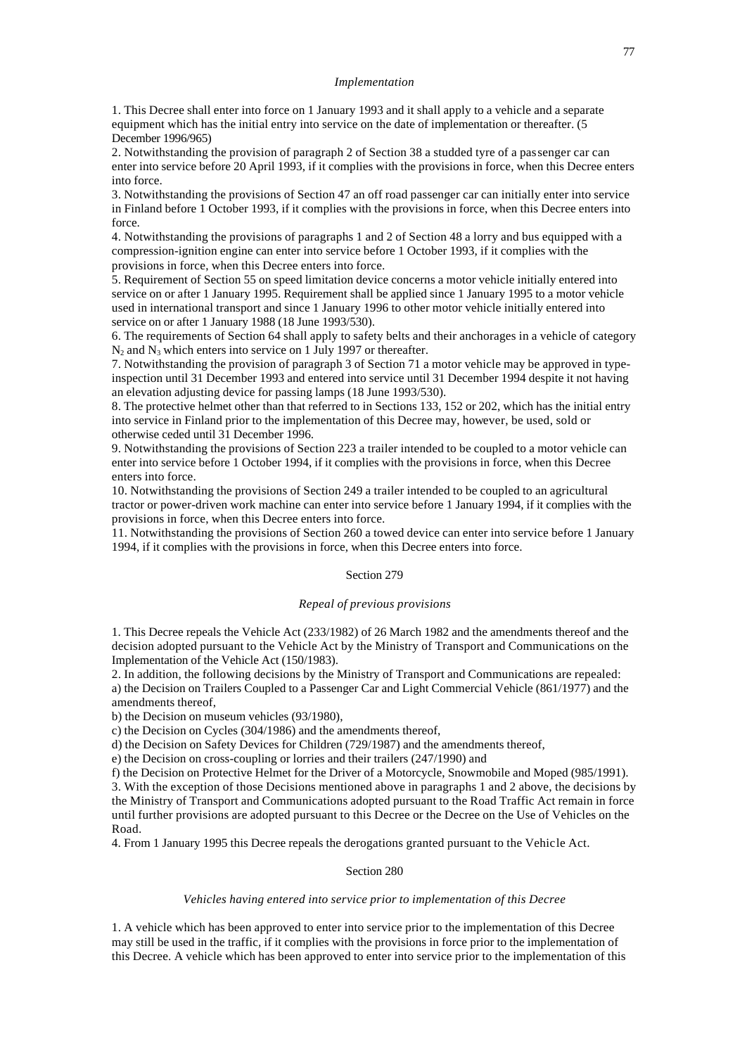*Implementation*

1. This Decree shall enter into force on 1 January 1993 and it shall apply to a vehicle and a separate equipment which has the initial entry into service on the date of implementation or thereafter. (5 December 1996/965)
2. Notwithstanding the provision of paragraph 2 of Section 38 a studded tyre of a passenger car can enter into service before 20 April 1993, if it complies with the provisions in force, when this Decree enters into force.
3. Notwithstanding the provisions of Section 47 an off road passenger car can initially enter into service in Finland before 1 October 1993, if it complies with the provisions in force, when this Decree enters into force.
4. Notwithstanding the provisions of paragraphs 1 and 2 of Section 48 a lorry and bus equipped with a compression-ignition engine can enter into service before 1 October 1993, if it complies with the provisions in force, when this Decree enters into force.
5. Requirement of Section 55 on speed limitation device concerns a motor vehicle initially entered into service on or after 1 January 1995. Requirement shall be applied since 1 January 1995 to a motor vehicle used in international transport and since 1 January 1996 to other motor vehicle initially entered into service on or after 1 January 1988 (18 June 1993/530).
6. The requirements of Section 64 shall apply to safety belts and their anchorages in a vehicle of category $N_2$ and $N_3$ which enters into service on 1 July 1997 or thereafter.
7. Notwithstanding the provision of paragraph 3 of Section 71 a motor vehicle may be approved in type-inspection until 31 December 1993 and entered into service until 31 December 1994 despite it not having an elevation adjusting device for passing lamps (18 June 1993/530).
8. The protective helmet other than that referred to in Sections 133, 152 or 202, which has the initial entry into service in Finland prior to the implementation of this Decree may, however, be used, sold or otherwise ceded until 31 December 1996.
9. Notwithstanding the provisions of Section 223 a trailer intended to be coupled to a motor vehicle can enter into service before 1 October 1994, if it complies with the provisions in force, when this Decree enters into force.
10. Notwithstanding the provisions of Section 249 a trailer intended to be coupled to an agricultural tractor or power-driven work machine can enter into service before 1 January 1994, if it complies with the provisions in force, when this Decree enters into force.
11. Notwithstanding the provisions of Section 260 a towed device can enter into service before 1 January 1994, if it complies with the provisions in force, when this Decree enters into force.

Section 279

*Repeal of previous provisions*

1. This Decree repeals the Vehicle Act (233/1982) of 26 March 1982 and the amendments thereof and the decision adopted pursuant to the Vehicle Act by the Ministry of Transport and Communications on the Implementation of the Vehicle Act (150/1983).
2. In addition, the following decisions by the Ministry of Transport and Communications are repealed:
a) the Decision on Trailers Coupled to a Passenger Car and Light Commercial Vehicle (861/1977) and the amendments thereof,
b) the Decision on museum vehicles (93/1980),
c) the Decision on Cycles (304/1986) and the amendments thereof,
d) the Decision on Safety Devices for Children (729/1987) and the amendments thereof,
e) the Decision on cross-coupling or lorries and their trailers (247/1990) and
f) the Decision on Protective Helmet for the Driver of a Motorcycle, Snowmobile and Moped (985/1991).
3. With the exception of those Decisions mentioned above in paragraphs 1 and 2 above, the decisions by the Ministry of Transport and Communications adopted pursuant to the Road Traffic Act remain in force until further provisions are adopted pursuant to this Decree or the Decree on the Use of Vehicles on the Road.
4. From 1 January 1995 this Decree repeals the derogations granted pursuant to the Vehicle Act.

Section 280

*Vehicles having entered into service prior to implementation of this Decree*

1. A vehicle which has been approved to enter into service prior to the implementation of this Decree may still be used in the traffic, if it complies with the provisions in force prior to the implementation of this Decree. A vehicle which has been approved to enter into service prior to the implementation of this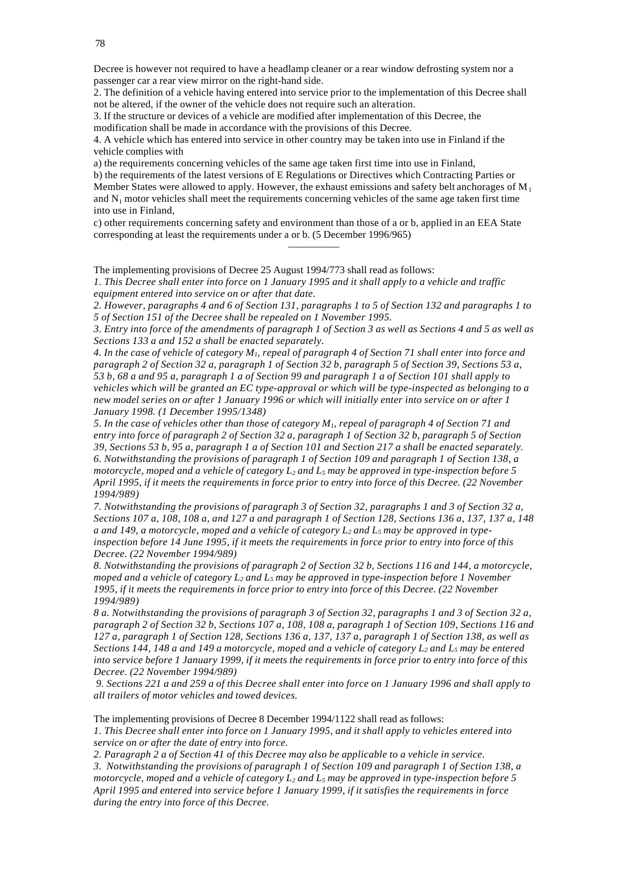Decree is however not required to have a headlamp cleaner or a rear window defrosting system nor a passenger car a rear view mirror on the right-hand side.

2. The definition of a vehicle having entered into service prior to the implementation of this Decree shall not be altered, if the owner of the vehicle does not require such an alteration.

3. If the structure or devices of a vehicle are modified after implementation of this Decree, the modification shall be made in accordance with the provisions of this Decree.

4. A vehicle which has entered into service in other country may be taken into use in Finland if the vehicle complies with

a) the requirements concerning vehicles of the same age taken first time into use in Finland,

b) the requirements of the latest versions of E Regulations or Directives which Contracting Parties or Member States were allowed to apply. However, the exhaust emissions and safety belt anchorages of $M_1$ and $N_1$ motor vehicles shall meet the requirements concerning vehicles of the same age taken first time into use in Finland,

c) other requirements concerning safety and environment than those of a or b, applied in an EEA State corresponding at least the requirements under a or b. (5 December 1996/965)

---

The implementing provisions of Decree 25 August 1994/773 shall read as follows:

*1. This Decree shall enter into force on 1 January 1995 and it shall apply to a vehicle and traffic equipment entered into service on or after that date.*

*2. However, paragraphs 4 and 6 of Section 131, paragraphs 1 to 5 of Section 132 and paragraphs 1 to 5 of Section 151 of the Decree shall be repealed on 1 November 1995.*

*3. Entry into force of the amendments of paragraph 1 of Section 3 as well as Sections 4 and 5 as well as Sections 133 a and 152 a shall be enacted separately.*

*4. In the case of vehicle of category $M_1$, repeal of paragraph 4 of Section 71 shall enter into force and paragraph 2 of Section 32 a, paragraph 1 of Section 32 b, paragraph 5 of Section 39, Sections 53 a, 53 b, 68 a and 95 a, paragraph 1 a of Section 99 and paragraph 1 a of Section 101 shall apply to vehicles which will be granted an EC type-approval or which will be type-inspected as belonging to a new model series on or after 1 January 1996 or which will initially enter into service on or after 1 January 1998. (1 December 1995/1348)*

*5. In the case of vehicles other than those of category $M_1$, repeal of paragraph 4 of Section 71 and entry into force of paragraph 2 of Section 32 a, paragraph 1 of Section 32 b, paragraph 5 of Section 39, Sections 53 b, 95 a, paragraph 1 a of Section 101 and Section 217 a shall be enacted separately.*

*6. Notwithstanding the provisions of paragraph 1 of Section 109 and paragraph 1 of Section 138, a motorcycle, moped and a vehicle of category $L_2$ and $L_5$ may be approved in type-inspection before 5 April 1995, if it meets the requirements in force prior to entry into force of this Decree. (22 November 1994/989)*

*7. Notwithstanding the provisions of paragraph 3 of Section 32, paragraphs 1 and 3 of Section 32 a, Sections 107 a, 108, 108 a, and 127 a and paragraph 1 of Section 128, Sections 136 a, 137, 137 a, 148 a and 149, a motorcycle, moped and a vehicle of category $L_2$ and $L_5$ may be approved in type-inspection before 14 June 1995, if it meets the requirements in force prior to entry into force of this Decree. (22 November 1994/989)*

*8. Notwithstanding the provisions of paragraph 2 of Section 32 b, Sections 116 and 144, a motorcycle, moped and a vehicle of category $L_2$ and $L_5$ may be approved in type-inspection before 1 November 1995, if it meets the requirements in force prior to entry into force of this Decree. (22 November 1994/989)*

*8 a. Notwithstanding the provisions of paragraph 3 of Section 32, paragraphs 1 and 3 of Section 32 a, paragraph 2 of Section 32 b, Sections 107 a, 108, 108 a, paragraph 1 of Section 109, Sections 116 and 127 a, paragraph 1 of Section 128, Sections 136 a, 137, 137 a, paragraph 1 of Section 138, as well as Sections 144, 148 a and 149 a motorcycle, moped and a vehicle of category $L_2$ and $L_5$ may be entered into service before 1 January 1999, if it meets the requirements in force prior to entry into force of this Decree. (22 November 1994/989)*

*9. Sections 221 a and 259 a of this Decree shall enter into force on 1 January 1996 and shall apply to all trailers of motor vehicles and towed devices.*

The implementing provisions of Decree 8 December 1994/1122 shall read as follows:

*1. This Decree shall enter into force on 1 January 1995, and it shall apply to vehicles entered into service on or after the date of entry into force.*

*2. Paragraph 2 a of Section 41 of this Decree may also be applicable to a vehicle in service.*

*3. Notwithstanding the provisions of paragraph 1 of Section 109 and paragraph 1 of Section 138, a motorcycle, moped and a vehicle of category $L_2$ and $L_5$ may be approved in type-inspection before 5 April 1995 and entered into service before 1 January 1999, if it satisfies the requirements in force during the entry into force of this Decree.*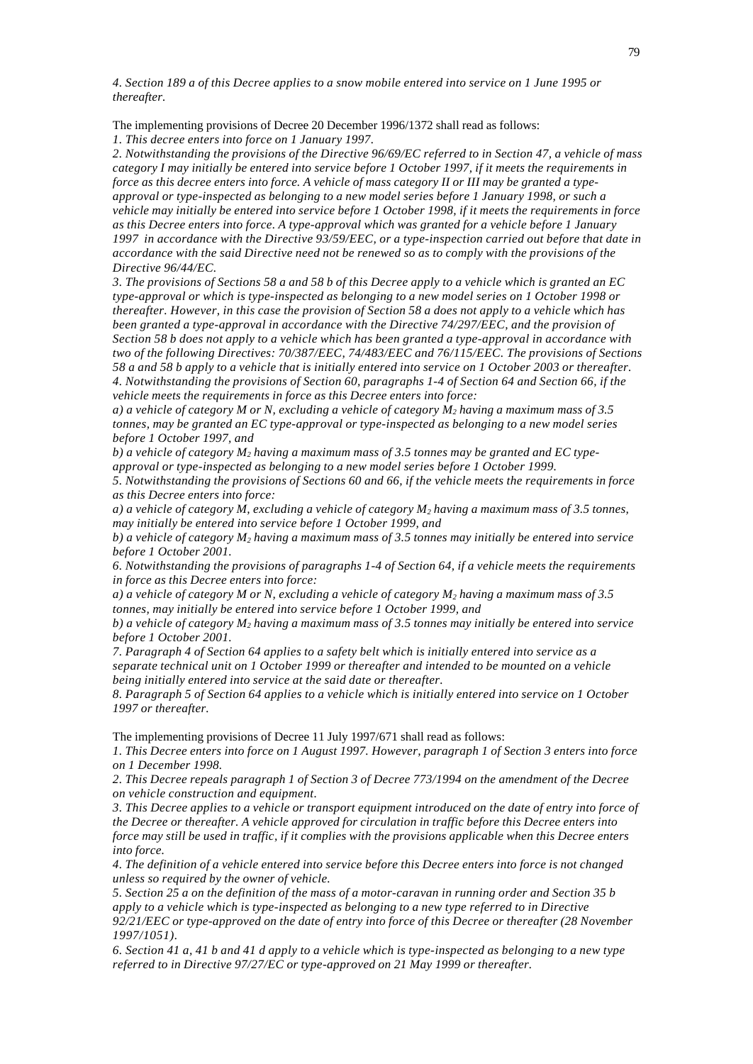*4. Section 189 a of this Decree applies to a snow mobile entered into service on 1 June 1995 or thereafter.*

The implementing provisions of Decree 20 December 1996/1372 shall read as follows:

*1. This decree enters into force on 1 January 1997.*

*2. Notwithstanding the provisions of the Directive 96/69/EC referred to in Section 47, a vehicle of mass category I may initially be entered into service before 1 October 1997, if it meets the requirements in force as this decree enters into force. A vehicle of mass category II or III may be granted a type-approval or type-inspected as belonging to a new model series before 1 January 1998, or such a vehicle may initially be entered into service before 1 October 1998, if it meets the requirements in force as this Decree enters into force. A type-approval which was granted for a vehicle before 1 January 1997 in accordance with the Directive 93/59/EEC, or a type-inspection carried out before that date in accordance with the said Directive need not be renewed so as to comply with the provisions of the Directive 96/44/EC.*

*3. The provisions of Sections 58 a and 58 b of this Decree apply to a vehicle which is granted an EC type-approval or which is type-inspected as belonging to a new model series on 1 October 1998 or thereafter. However, in this case the provision of Section 58 a does not apply to a vehicle which has been granted a type-approval in accordance with the Directive 74/297/EEC, and the provision of Section 58 b does not apply to a vehicle which has been granted a type-approval in accordance with two of the following Directives: 70/387/EEC, 74/483/EEC and 76/115/EEC. The provisions of Sections 58 a and 58 b apply to a vehicle that is initially entered into service on 1 October 2003 or thereafter.*

*4. Notwithstanding the provisions of Section 60, paragraphs 1-4 of Section 64 and Section 66, if the vehicle meets the requirements in force as this Decree enters into force:*

*a) a vehicle of category M or N, excluding a vehicle of category $M_2$ having a maximum mass of 3.5 tonnes, may be granted an EC type-approval or type-inspected as belonging to a new model series before 1 October 1997, and*

*b) a vehicle of category $M_2$ having a maximum mass of 3.5 tonnes may be granted and EC type-approval or type-inspected as belonging to a new model series before 1 October 1999.*

*5. Notwithstanding the provisions of Sections 60 and 66, if the vehicle meets the requirements in force as this Decree enters into force:*

*a) a vehicle of category M, excluding a vehicle of category $M_2$ having a maximum mass of 3.5 tonnes, may initially be entered into service before 1 October 1999, and*

*b) a vehicle of category $M_2$ having a maximum mass of 3.5 tonnes may initially be entered into service before 1 October 2001.*

*6. Notwithstanding the provisions of paragraphs 1-4 of Section 64, if a vehicle meets the requirements in force as this Decree enters into force:*

*a) a vehicle of category M or N, excluding a vehicle of category $M_2$ having a maximum mass of 3.5 tonnes, may initially be entered into service before 1 October 1999, and*

*b) a vehicle of category $M_2$ having a maximum mass of 3.5 tonnes may initially be entered into service before 1 October 2001.*

*7. Paragraph 4 of Section 64 applies to a safety belt which is initially entered into service as a separate technical unit on 1 October 1999 or thereafter and intended to be mounted on a vehicle being initially entered into service at the said date or thereafter.*

*8. Paragraph 5 of Section 64 applies to a vehicle which is initially entered into service on 1 October 1997 or thereafter.*

The implementing provisions of Decree 11 July 1997/671 shall read as follows:

*1. This Decree enters into force on 1 August 1997. However, paragraph 1 of Section 3 enters into force on 1 December 1998.*

*2. This Decree repeals paragraph 1 of Section 3 of Decree 773/1994 on the amendment of the Decree on vehicle construction and equipment.*

*3. This Decree applies to a vehicle or transport equipment introduced on the date of entry into force of the Decree or thereafter. A vehicle approved for circulation in traffic before this Decree enters into force may still be used in traffic, if it complies with the provisions applicable when this Decree enters into force.*

*4. The definition of a vehicle entered into service before this Decree enters into force is not changed unless so required by the owner of vehicle.*

*5. Section 25 a on the definition of the mass of a motor-caravan in running order and Section 35 b apply to a vehicle which is type-inspected as belonging to a new type referred to in Directive 92/21/EEC or type-approved on the date of entry into force of this Decree or thereafter (28 November 1997/1051).*

*6. Section 41 a, 41 b and 41 d apply to a vehicle which is type-inspected as belonging to a new type referred to in Directive 97/27/EC or type-approved on 21 May 1999 or thereafter.*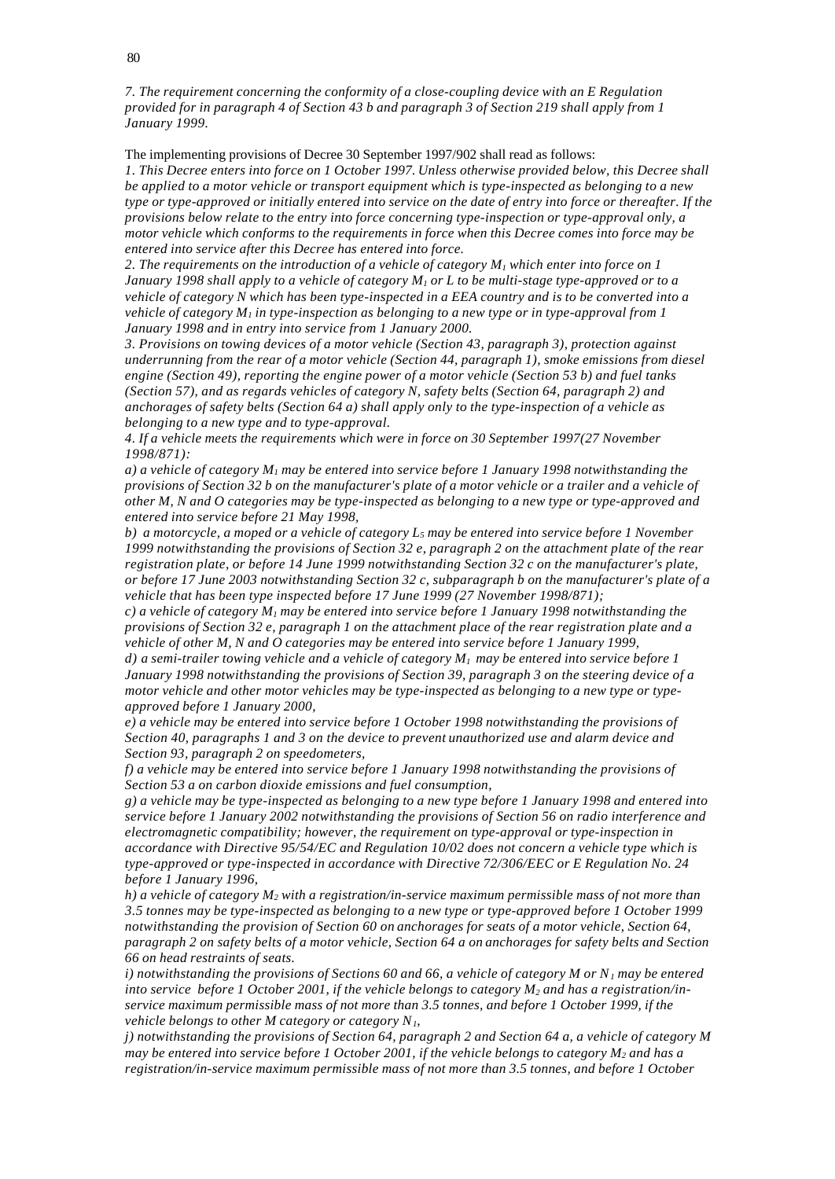*7. The requirement concerning the conformity of a close-coupling device with an E Regulation provided for in paragraph 4 of Section 43 b and paragraph 3 of Section 219 shall apply from 1 January 1999.*

The implementing provisions of Decree 30 September 1997/902 shall read as follows:

*1. This Decree enters into force on 1 October 1997. Unless otherwise provided below, this Decree shall be applied to a motor vehicle or transport equipment which is type-inspected as belonging to a new type or type-approved or initially entered into service on the date of entry into force or thereafter. If the provisions below relate to the entry into force concerning type-inspection or type-approval only, a motor vehicle which conforms to the requirements in force when this Decree comes into force may be entered into service after this Decree has entered into force.*

*2. The requirements on the introduction of a vehicle of category $M_1$ which enter into force on 1 January 1998 shall apply to a vehicle of category $M_1$ or L to be multi-stage type-approved or to a vehicle of category N which has been type-inspected in a EEA country and is to be converted into a vehicle of category $M_1$ in type-inspection as belonging to a new type or in type-approval from 1 January 1998 and in entry into service from 1 January 2000.*

*3. Provisions on towing devices of a motor vehicle (Section 43, paragraph 3), protection against underrunning from the rear of a motor vehicle (Section 44, paragraph 1), smoke emissions from diesel engine (Section 49), reporting the engine power of a motor vehicle (Section 53 b) and fuel tanks (Section 57), and as regards vehicles of category N, safety belts (Section 64, paragraph 2) and anchorages of safety belts (Section 64 a) shall apply only to the type-inspection of a vehicle as belonging to a new type and to type-approval.*

*4. If a vehicle meets the requirements which were in force on 30 September 1997(27 November 1998/871):*

*a) a vehicle of category $M_1$ may be entered into service before 1 January 1998 notwithstanding the provisions of Section 32 b on the manufacturer's plate of a motor vehicle or a trailer and a vehicle of other M, N and O categories may be type-inspected as belonging to a new type or type-approved and entered into service before 21 May 1998,*

*b) a motorcycle, a moped or a vehicle of category $L_5$ may be entered into service before 1 November 1999 notwithstanding the provisions of Section 32 e, paragraph 2 on the attachment plate of the rear registration plate, or before 14 June 1999 notwithstanding Section 32 c on the manufacturer's plate, or before 17 June 2003 notwithstanding Section 32 c, subparagraph b on the manufacturer's plate of a vehicle that has been type inspected before 17 June 1999 (27 November 1998/871);*

*c) a vehicle of category $M_1$ may be entered into service before 1 January 1998 notwithstanding the provisions of Section 32 e, paragraph 1 on the attachment place of the rear registration plate and a vehicle of other M, N and O categories may be entered into service before 1 January 1999,*

*d) a semi-trailer towing vehicle and a vehicle of category $M_1$ may be entered into service before 1 January 1998 notwithstanding the provisions of Section 39, paragraph 3 on the steering device of a motor vehicle and other motor vehicles may be type-inspected as belonging to a new type or type-approved before 1 January 2000,*

*e) a vehicle may be entered into service before 1 October 1998 notwithstanding the provisions of Section 40, paragraphs 1 and 3 on the device to prevent unauthorized use and alarm device and Section 93, paragraph 2 on speedometers,*

*f) a vehicle may be entered into service before 1 January 1998 notwithstanding the provisions of Section 53 a on carbon dioxide emissions and fuel consumption,*

*g) a vehicle may be type-inspected as belonging to a new type before 1 January 1998 and entered into service before 1 January 2002 notwithstanding the provisions of Section 56 on radio interference and electromagnetic compatibility; however, the requirement on type-approval or type-inspection in accordance with Directive 95/54/EC and Regulation 10/02 does not concern a vehicle type which is type-approved or type-inspected in accordance with Directive 72/306/EEC or E Regulation No. 24 before 1 January 1996,*

*h) a vehicle of category $M_2$ with a registration/in-service maximum permissible mass of not more than 3.5 tonnes may be type-inspected as belonging to a new type or type-approved before 1 October 1999 notwithstanding the provision of Section 60 on anchorages for seats of a motor vehicle, Section 64, paragraph 2 on safety belts of a motor vehicle, Section 64 a on anchorages for safety belts and Section 66 on head restraints of seats.*

*i) notwithstanding the provisions of Sections 60 and 66, a vehicle of category M or $N_1$ may be entered into service before 1 October 2001, if the vehicle belongs to category $M_2$ and has a registration/in-service maximum permissible mass of not more than 3.5 tonnes, and before 1 October 1999, if the vehicle belongs to other M category or category $N_1$,*

*j) notwithstanding the provisions of Section 64, paragraph 2 and Section 64 a, a vehicle of category M may be entered into service before 1 October 2001, if the vehicle belongs to category $M_2$ and has a registration/in-service maximum permissible mass of not more than 3.5 tonnes, and before 1 October*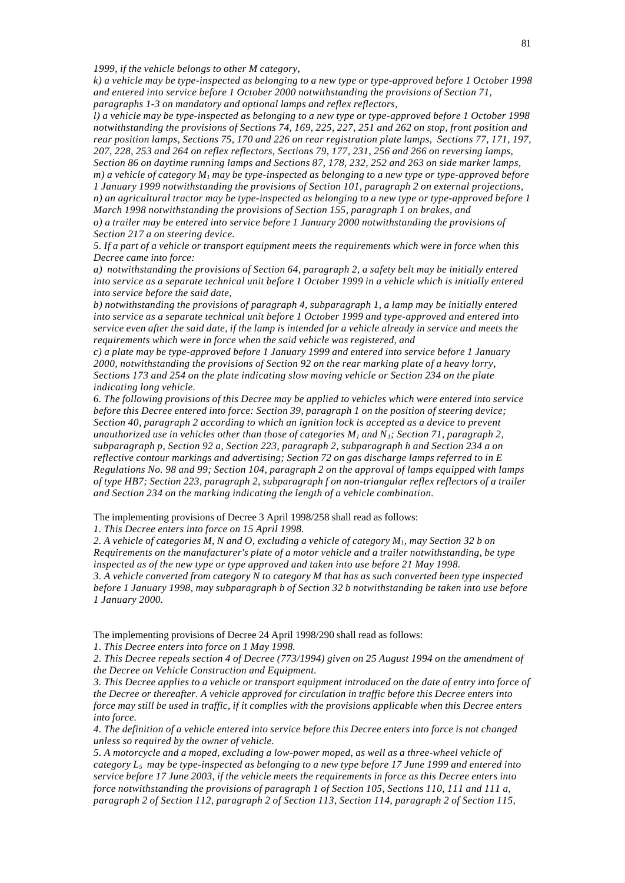*1999, if the vehicle belongs to other M category,*

*k) a vehicle may be type-inspected as belonging to a new type or type-approved before 1 October 1998 and entered into service before 1 October 2000 notwithstanding the provisions of Section 71, paragraphs 1-3 on mandatory and optional lamps and reflex reflectors,*

*l) a vehicle may be type-inspected as belonging to a new type or type-approved before 1 October 1998 notwithstanding the provisions of Sections 74, 169, 225, 227, 251 and 262 on stop, front position and rear position lamps, Sections 75, 170 and 226 on rear registration plate lamps, Sections 77, 171, 197, 207, 228, 253 and 264 on reflex reflectors, Sections 79, 177, 231, 256 and 266 on reversing lamps, Section 86 on daytime running lamps and Sections 87, 178, 232, 252 and 263 on side marker lamps,*

*m) a vehicle of category $M_1$ may be type-inspected as belonging to a new type or type-approved before 1 January 1999 notwithstanding the provisions of Section 101, paragraph 2 on external projections,*

*n) an agricultural tractor may be type-inspected as belonging to a new type or type-approved before 1 March 1998 notwithstanding the provisions of Section 155, paragraph 1 on brakes, and*

*o) a trailer may be entered into service before 1 January 2000 notwithstanding the provisions of Section 217 a on steering device.*

*5. If a part of a vehicle or transport equipment meets the requirements which were in force when this Decree came into force:*

*a) notwithstanding the provisions of Section 64, paragraph 2, a safety belt may be initially entered into service as a separate technical unit before 1 October 1999 in a vehicle which is initially entered into service before the said date,*

*b) notwithstanding the provisions of paragraph 4, subparagraph 1, a lamp may be initially entered into service as a separate technical unit before 1 October 1999 and type-approved and entered into service even after the said date, if the lamp is intended for a vehicle already in service and meets the requirements which were in force when the said vehicle was registered, and*

*c) a plate may be type-approved before 1 January 1999 and entered into service before 1 January 2000, notwithstanding the provisions of Section 92 on the rear marking plate of a heavy lorry, Sections 173 and 254 on the plate indicating slow moving vehicle or Section 234 on the plate indicating long vehicle.*

*6. The following provisions of this Decree may be applied to vehicles which were entered into service before this Decree entered into force: Section 39, paragraph 1 on the position of steering device; Section 40, paragraph 2 according to which an ignition lock is accepted as a device to prevent unauthorized use in vehicles other than those of categories $M_1$ and $N_1$; Section 71, paragraph 2, subparagraph p, Section 92 a, Section 223, paragraph 2, subparagraph h and Section 234 a on reflective contour markings and advertising; Section 72 on gas discharge lamps referred to in E Regulations No. 98 and 99; Section 104, paragraph 2 on the approval of lamps equipped with lamps of type HB7; Section 223, paragraph 2, subparagraph f on non-triangular reflex reflectors of a trailer and Section 234 on the marking indicating the length of a vehicle combination.*

The implementing provisions of Decree 3 April 1998/258 shall read as follows:

*1. This Decree enters into force on 15 April 1998.*

*2. A vehicle of categories M, N and O, excluding a vehicle of category $M_1$, may Section 32 b on Requirements on the manufacturer's plate of a motor vehicle and a trailer notwithstanding, be type inspected as of the new type or type approved and taken into use before 21 May 1998.*

*3. A vehicle converted from category N to category M that has as such converted been type inspected before 1 January 1998, may subparagraph b of Section 32 b notwithstanding be taken into use before 1 January 2000.*

The implementing provisions of Decree 24 April 1998/290 shall read as follows:

*1. This Decree enters into force on 1 May 1998.*

*2. This Decree repeals section 4 of Decree (773/1994) given on 25 August 1994 on the amendment of the Decree on Vehicle Construction and Equipment.*

*3. This Decree applies to a vehicle or transport equipment introduced on the date of entry into force of the Decree or thereafter. A vehicle approved for circulation in traffic before this Decree enters into force may still be used in traffic, if it complies with the provisions applicable when this Decree enters into force.*

*4. The definition of a vehicle entered into service before this Decree enters into force is not changed unless so required by the owner of vehicle.*

*5. A motorcycle and a moped, excluding a low-power moped, as well as a three-wheel vehicle of category $L_5$ may be type-inspected as belonging to a new type before 17 June 1999 and entered into service before 17 June 2003, if the vehicle meets the requirements in force as this Decree enters into force notwithstanding the provisions of paragraph 1 of Section 105, Sections 110, 111 and 111 a, paragraph 2 of Section 112, paragraph 2 of Section 113, Section 114, paragraph 2 of Section 115,*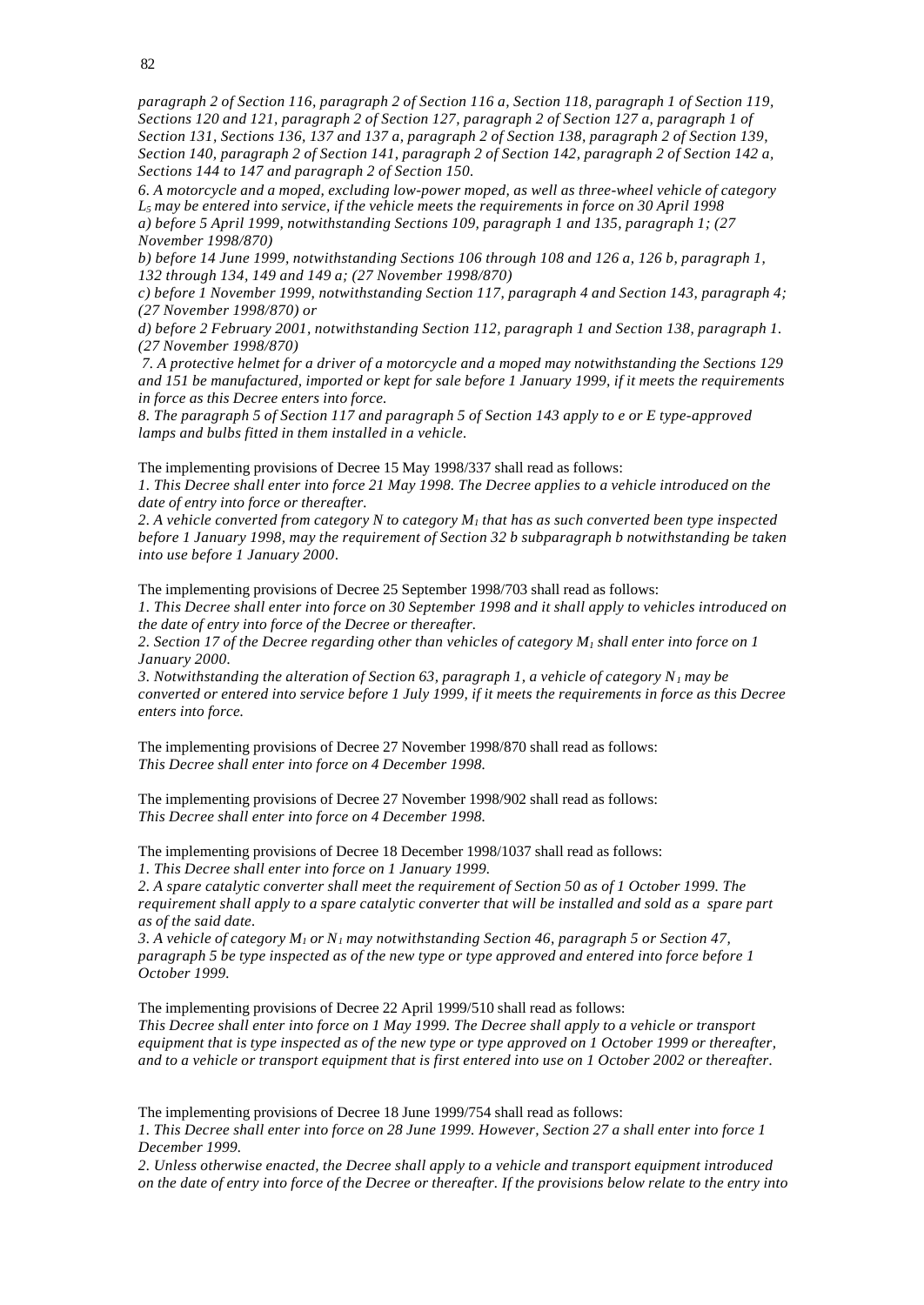*paragraph 2 of Section 116, paragraph 2 of Section 116 a, Section 118, paragraph 1 of Section 119, Sections 120 and 121, paragraph 2 of Section 127, paragraph 2 of Section 127 a, paragraph 1 of Section 131, Sections 136, 137 and 137 a, paragraph 2 of Section 138, paragraph 2 of Section 139, Section 140, paragraph 2 of Section 141, paragraph 2 of Section 142, paragraph 2 of Section 142 a, Sections 144 to 147 and paragraph 2 of Section 150.*

*6. A motorcycle and a moped, excluding low-power moped, as well as three-wheel vehicle of category $L_5$ may be entered into service, if the vehicle meets the requirements in force on 30 April 1998*

*a) before 5 April 1999, notwithstanding Sections 109, paragraph 1 and 135, paragraph 1; (27 November 1998/870)*

*b) before 14 June 1999, notwithstanding Sections 106 through 108 and 126 a, 126 b, paragraph 1, 132 through 134, 149 and 149 a; (27 November 1998/870)*

*c) before 1 November 1999, notwithstanding Section 117, paragraph 4 and Section 143, paragraph 4; (27 November 1998/870) or*

*d) before 2 February 2001, notwithstanding Section 112, paragraph 1 and Section 138, paragraph 1. (27 November 1998/870)*

*7. A protective helmet for a driver of a motorcycle and a moped may notwithstanding the Sections 129 and 151 be manufactured, imported or kept for sale before 1 January 1999, if it meets the requirements in force as this Decree enters into force.*

*8. The paragraph 5 of Section 117 and paragraph 5 of Section 143 apply to e or E type-approved lamps and bulbs fitted in them installed in a vehicle.*

The implementing provisions of Decree 15 May 1998/337 shall read as follows:

*1. This Decree shall enter into force 21 May 1998. The Decree applies to a vehicle introduced on the date of entry into force or thereafter.*

*2. A vehicle converted from category N to category $M_1$ that has as such converted been type inspected before 1 January 1998, may the requirement of Section 32 b subparagraph b notwithstanding be taken into use before 1 January 2000.*

The implementing provisions of Decree 25 September 1998/703 shall read as follows:

*1. This Decree shall enter into force on 30 September 1998 and it shall apply to vehicles introduced on the date of entry into force of the Decree or thereafter.*

*2. Section 17 of the Decree regarding other than vehicles of category $M_1$ shall enter into force on 1 January 2000.*

*3. Notwithstanding the alteration of Section 63, paragraph 1, a vehicle of category $N_1$ may be converted or entered into service before 1 July 1999, if it meets the requirements in force as this Decree enters into force.*

The implementing provisions of Decree 27 November 1998/870 shall read as follows:

*This Decree shall enter into force on 4 December 1998.*

The implementing provisions of Decree 27 November 1998/902 shall read as follows:

*This Decree shall enter into force on 4 December 1998.*

The implementing provisions of Decree 18 December 1998/1037 shall read as follows:

*1. This Decree shall enter into force on 1 January 1999.*

*2. A spare catalytic converter shall meet the requirement of Section 50 as of 1 October 1999. The requirement shall apply to a spare catalytic converter that will be installed and sold as a spare part as of the said date.*

*3. A vehicle of category $M_1$ or $N_1$ may notwithstanding Section 46, paragraph 5 or Section 47, paragraph 5 be type inspected as of the new type or type approved and entered into force before 1 October 1999.*

The implementing provisions of Decree 22 April 1999/510 shall read as follows:

*This Decree shall enter into force on 1 May 1999. The Decree shall apply to a vehicle or transport equipment that is type inspected as of the new type or type approved on 1 October 1999 or thereafter, and to a vehicle or transport equipment that is first entered into use on 1 October 2002 or thereafter.*

The implementing provisions of Decree 18 June 1999/754 shall read as follows:

*1. This Decree shall enter into force on 28 June 1999. However, Section 27 a shall enter into force 1 December 1999.*

*2. Unless otherwise enacted, the Decree shall apply to a vehicle and transport equipment introduced on the date of entry into force of the Decree or thereafter. If the provisions below relate to the entry into*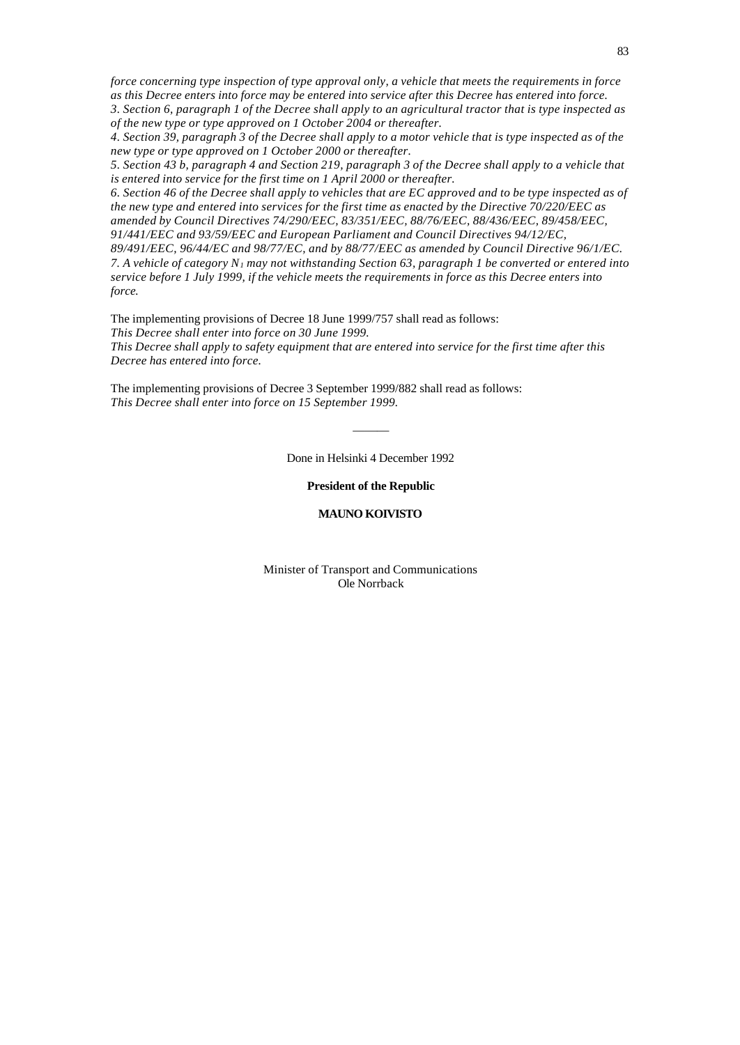*force concerning type inspection of type approval only, a vehicle that meets the requirements in force as this Decree enters into force may be entered into service after this Decree has entered into force.*
*3. Section 6, paragraph 1 of the Decree shall apply to an agricultural tractor that is type inspected as of the new type or type approved on 1 October 2004 or thereafter.*
*4. Section 39, paragraph 3 of the Decree shall apply to a motor vehicle that is type inspected as of the new type or type approved on 1 October 2000 or thereafter.*
*5. Section 43 b, paragraph 4 and Section 219, paragraph 3 of the Decree shall apply to a vehicle that is entered into service for the first time on 1 April 2000 or thereafter.*
*6. Section 46 of the Decree shall apply to vehicles that are EC approved and to be type inspected as of the new type and entered into services for the first time as enacted by the Directive 70/220/EEC as amended by Council Directives 74/290/EEC, 83/351/EEC, 88/76/EEC, 88/436/EEC, 89/458/EEC, 91/441/EEC and 93/59/EEC and European Parliament and Council Directives 94/12/EC, 89/491/EEC, 96/44/EC and 98/77/EC, and by 88/77/EEC as amended by Council Directive 96/1/EC.*
*7. A vehicle of category $N_1$ may not withstanding Section 63, paragraph 1 be converted or entered into service before 1 July 1999, if the vehicle meets the requirements in force as this Decree enters into force.*

The implementing provisions of Decree 18 June 1999/757 shall read as follows:
*This Decree shall enter into force on 30 June 1999.*
*This Decree shall apply to safety equipment that are entered into service for the first time after this Decree has entered into force.*

The implementing provisions of Decree 3 September 1999/882 shall read as follows:
*This Decree shall enter into force on 15 September 1999.*

———

Done in Helsinki 4 December 1992

**President of the Republic**

**MAUNO KOIVISTO**

Minister of Transport and Communications
Ole Norrback